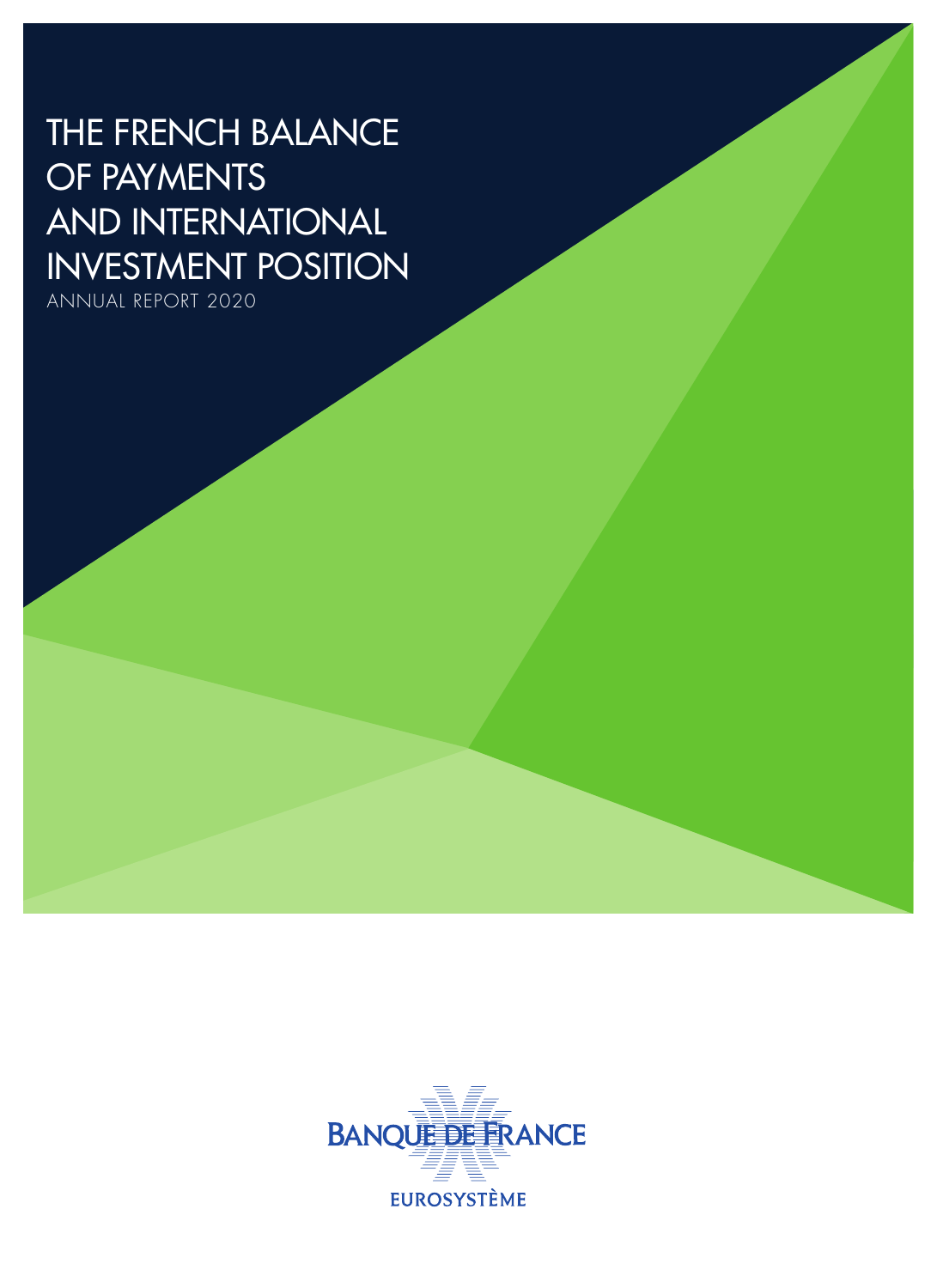# THE FRENCH BALANCE OF PAYMENTS AND INTERNATIONAL INVESTMENT POSITION

ANNUAL REPORT 2020

BANQUE DE FRANCE

EUROSYSTÈME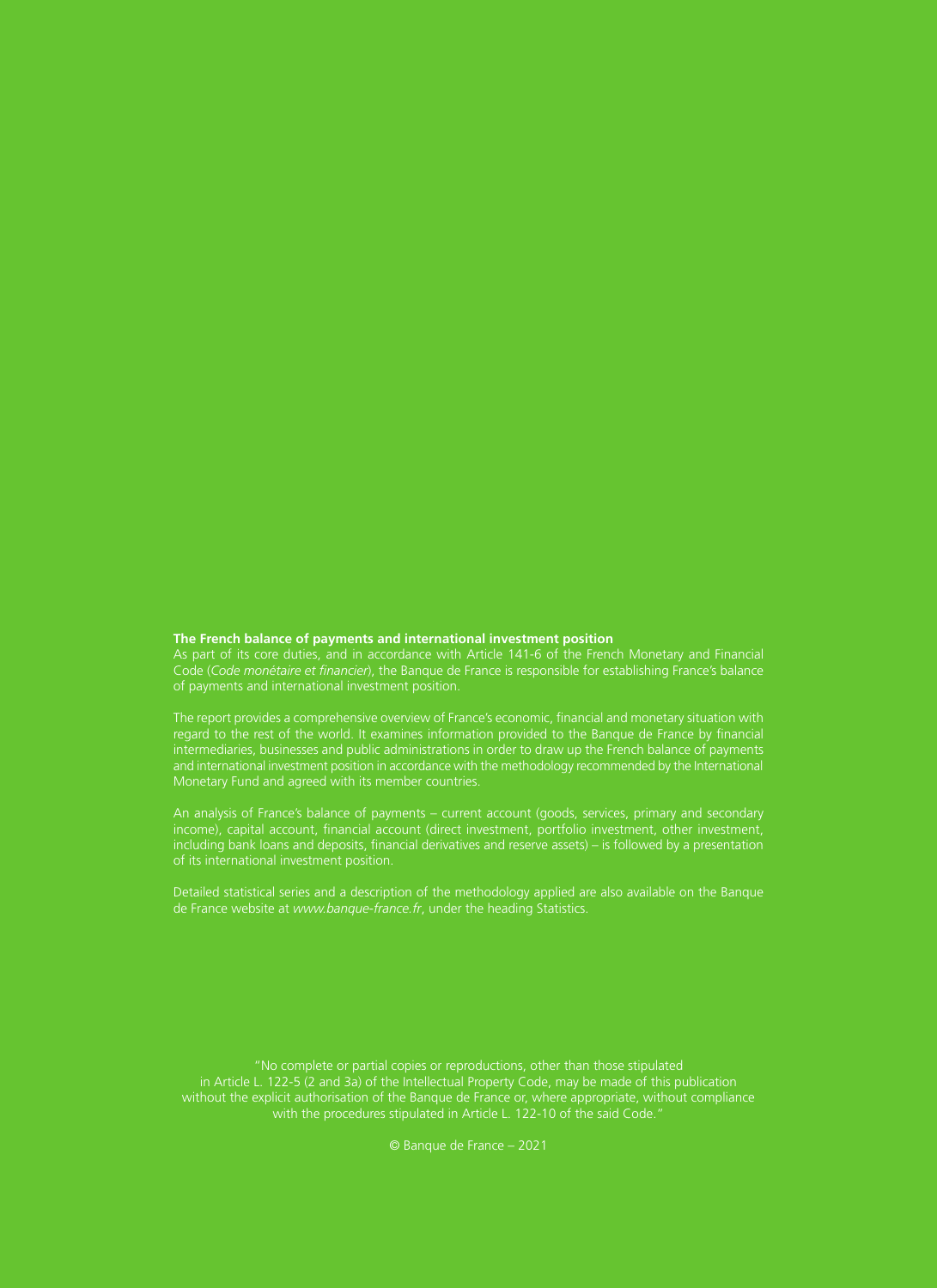**The French balance of payments and international investment position**

As part of its core duties, and in accordance with Article 141-6 of the French Monetary and Financial Code (*Code monétaire et financier*), the Banque de France is responsible for establishing France's balance of payments and international investment position.

The report provides a comprehensive overview of France's economic, financial and monetary situation with regard to the rest of the world. It examines information provided to the Banque de France by financial intermediaries, businesses and public administrations in order to draw up the French balance of payments and international investment position in accordance with the methodology recommended by the International Monetary Fund and agreed with its member countries.

An analysis of France's balance of payments – current account (goods, services, primary and secondary income), capital account, financial account (direct investment, portfolio investment, other investment, including bank loans and deposits, financial derivatives and reserve assets) – is followed by a presentation of its international investment position.

Detailed statistical series and a description of the methodology applied are also available on the Banque de France website at *www.banque-france.fr*, under the heading Statistics.

"No complete or partial copies or reproductions, other than those stipulated in Article L. 122-5 (2 and 3a) of the Intellectual Property Code, may be made of this publication without the explicit authorisation of the Banque de France or, where appropriate, without compliance with the procedures stipulated in Article L. 122-10 of the said Code."

© Banque de France – 2021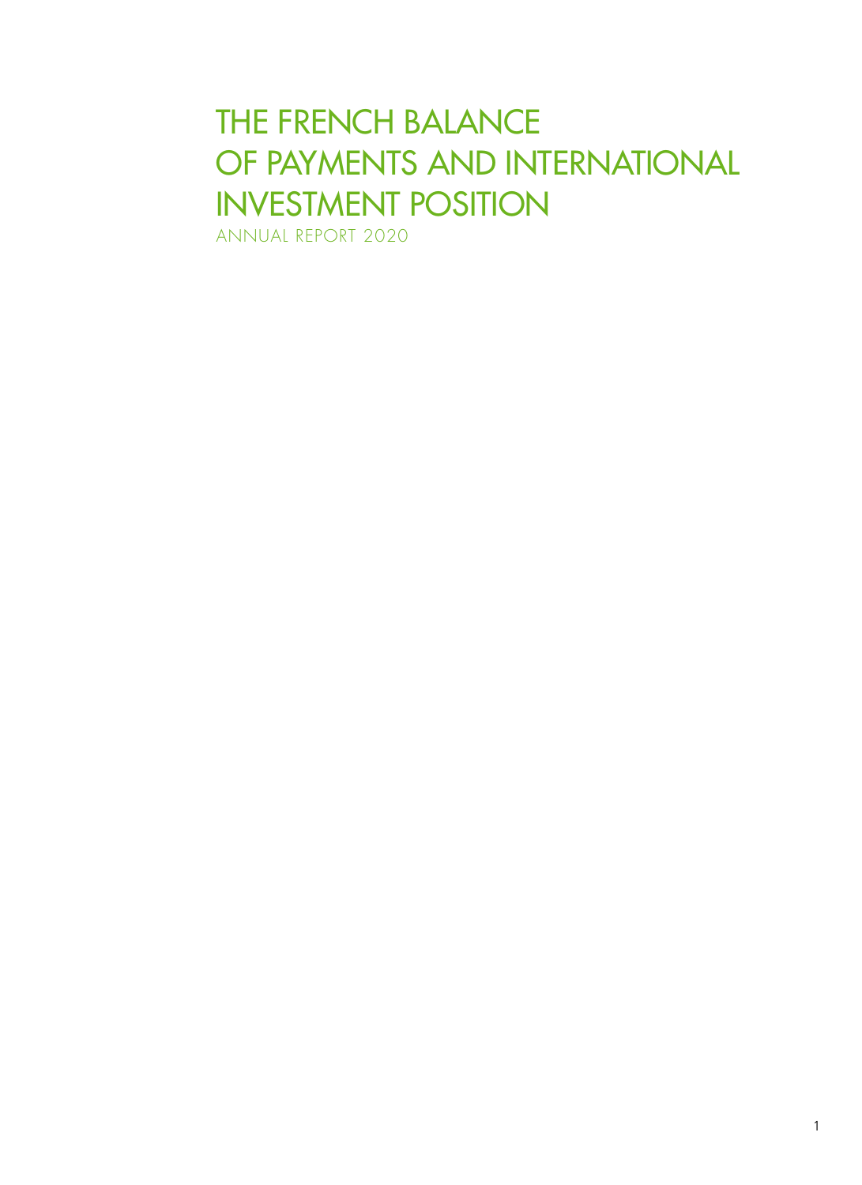# THE FRENCH BALANCE OF PAYMENTS AND INTERNATIONAL INVESTMENT POSITION

ANNUAL REPORT 2020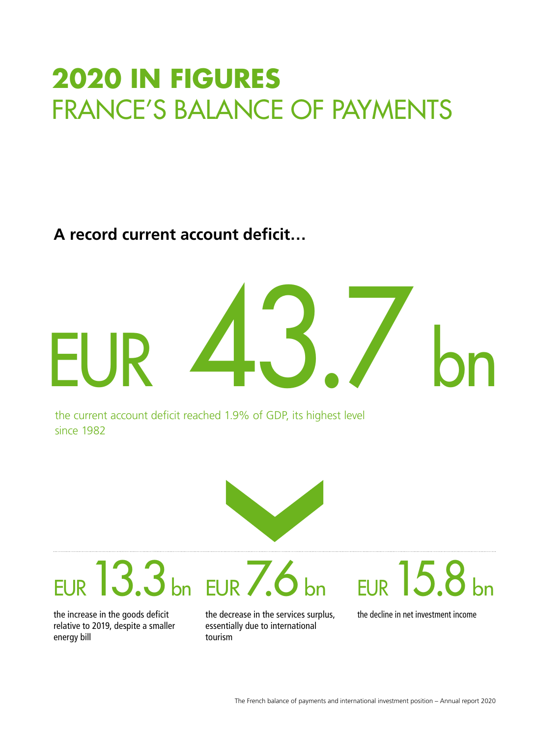# 2020 IN FIGURES
## FRANCE'S BALANCE OF PAYMENTS

**A record current account deficit…**

EUR 43.7 bn

the current account deficit reached 1.9% of GDP, its highest level since 1982

EUR 13.3 bn

the increase in the goods deficit relative to 2019, despite a smaller energy bill

EUR 7.6 bn

the decrease in the services surplus, essentially due to international tourism

EUR 15.8 bn

the decline in net investment income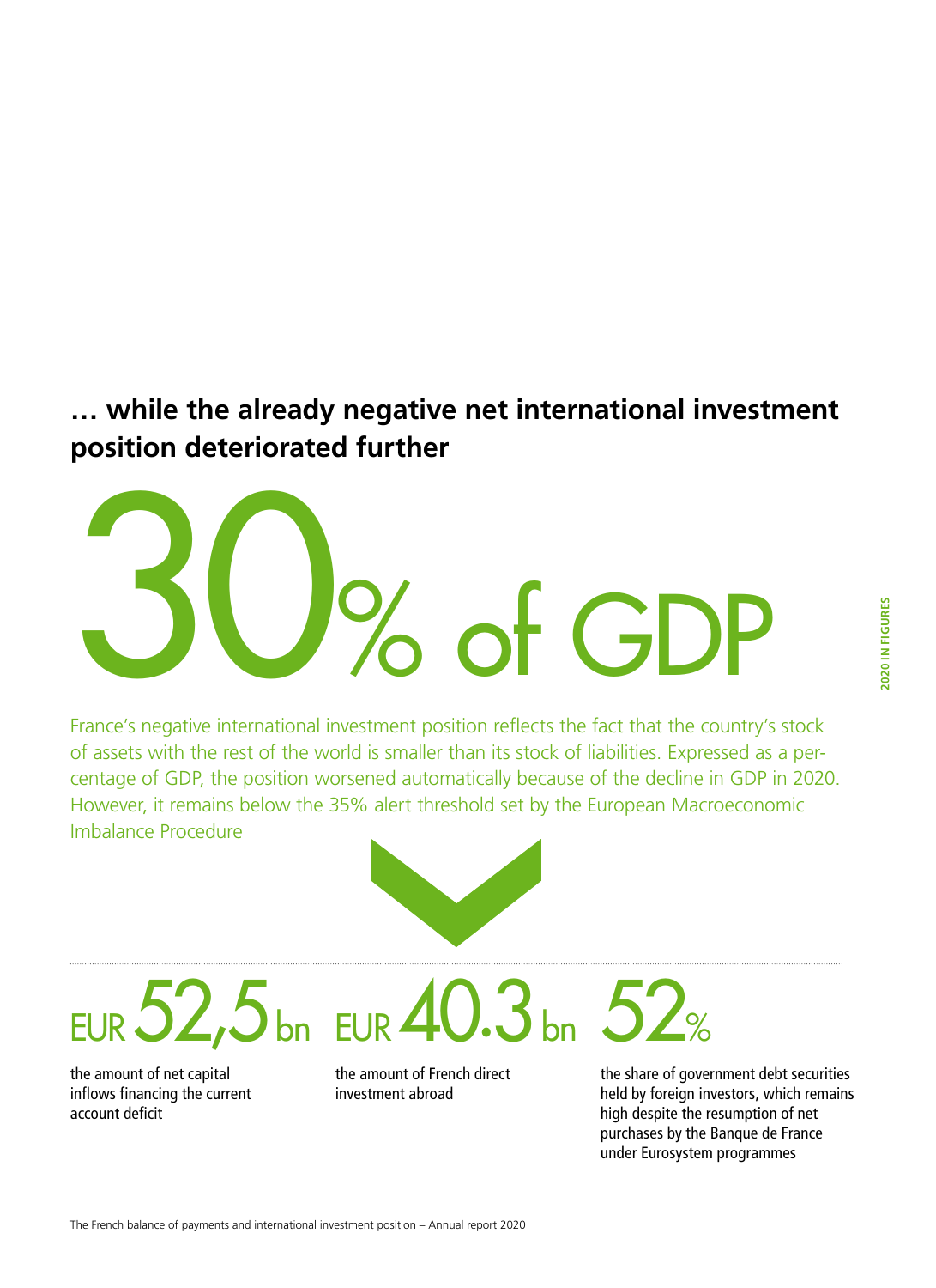## … while the already negative net international investment position deteriorated further

# 30% of GDP

France's negative international investment position reflects the fact that the country's stock of assets with the rest of the world is smaller than its stock of liabilities. Expressed as a percentage of GDP, the position worsened automatically because of the decline in GDP in 2020. However, it remains below the 35% alert threshold set by the European Macroeconomic Imbalance Procedure

**EUR 52,5 bn**

the amount of net capital inflows financing the current account deficit

**EUR 40.3 bn**

the amount of French direct investment abroad

**52%**

the share of government debt securities held by foreign investors, which remains high despite the resumption of net purchases by the Banque de France under Eurosystem programmes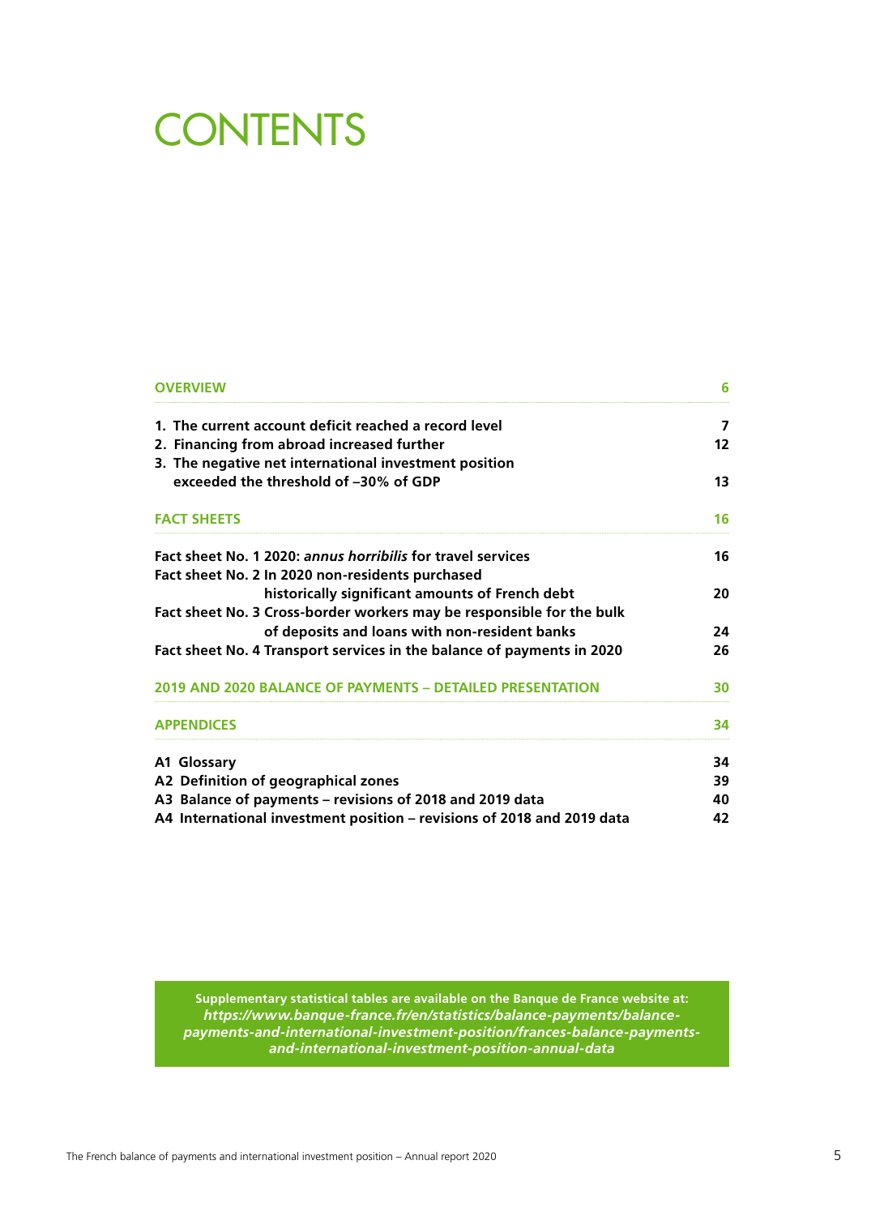# CONTENTS

| | |
|---|---|
| **OVERVIEW** | **6** |
| **1. The current account deficit reached a record level** | **7** |
| **2. Financing from abroad increased further** | **12** |
| **3. The negative net international investment position exceeded the threshold of –30% of GDP** | **13** |
| **FACT SHEETS** | **16** |
| **Fact sheet No. 1 2020: *annus horribilis* for travel services** | **16** |
| **Fact sheet No. 2 In 2020 non-residents purchased historically significant amounts of French debt** | **20** |
| **Fact sheet No. 3 Cross-border workers may be responsible for the bulk of deposits and loans with non-resident banks** | **24** |
| **Fact sheet No. 4 Transport services in the balance of payments in 2020** | **26** |
| **2019 AND 2020 BALANCE OF PAYMENTS – DETAILED PRESENTATION** | **30** |
| **APPENDICES** | **34** |
| **A1 Glossary** | **34** |
| **A2 Definition of geographical zones** | **39** |
| **A3 Balance of payments – revisions of 2018 and 2019 data** | **40** |
| **A4 International investment position – revisions of 2018 and 2019 data** | **42** |

**Supplementary statistical tables are available on the Banque de France website at:**
***https://www.banque-france.fr/en/statistics/balance-payments/balance-payments-and-international-investment-position/frances-balance-payments-and-international-investment-position-annual-data***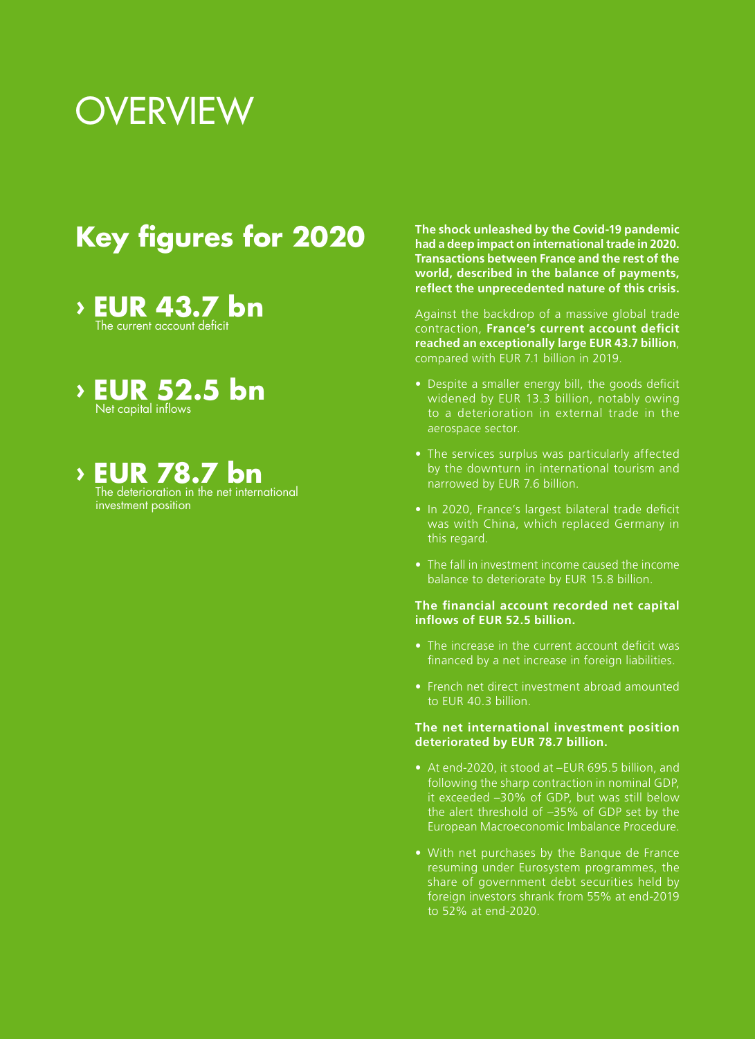# OVERVIEW

## Key figures for 2020

› **EUR 43.7 bn**
The current account deficit

› **EUR 52.5 bn**
Net capital inflows

› **EUR 78.7 bn**
The deterioration in the net international investment position

**The shock unleashed by the Covid-19 pandemic had a deep impact on international trade in 2020. Transactions between France and the rest of the world, described in the balance of payments, reflect the unprecedented nature of this crisis.**

Against the backdrop of a massive global trade contraction, **France's current account deficit reached an exceptionally large EUR 43.7 billion**, compared with EUR 7.1 billion in 2019.

- Despite a smaller energy bill, the goods deficit widened by EUR 13.3 billion, notably owing to a deterioration in external trade in the aerospace sector.
- The services surplus was particularly affected by the downturn in international tourism and narrowed by EUR 7.6 billion.
- In 2020, France's largest bilateral trade deficit was with China, which replaced Germany in this regard.
- The fall in investment income caused the income balance to deteriorate by EUR 15.8 billion.

**The financial account recorded net capital inflows of EUR 52.5 billion.**

- The increase in the current account deficit was financed by a net increase in foreign liabilities.
- French net direct investment abroad amounted to EUR 40.3 billion.

**The net international investment position deteriorated by EUR 78.7 billion.**

- At end-2020, it stood at –EUR 695.5 billion, and following the sharp contraction in nominal GDP, it exceeded –30% of GDP, but was still below the alert threshold of –35% of GDP set by the European Macroeconomic Imbalance Procedure.
- With net purchases by the Banque de France resuming under Eurosystem programmes, the share of government debt securities held by foreign investors shrank from 55% at end-2019 to 52% at end-2020.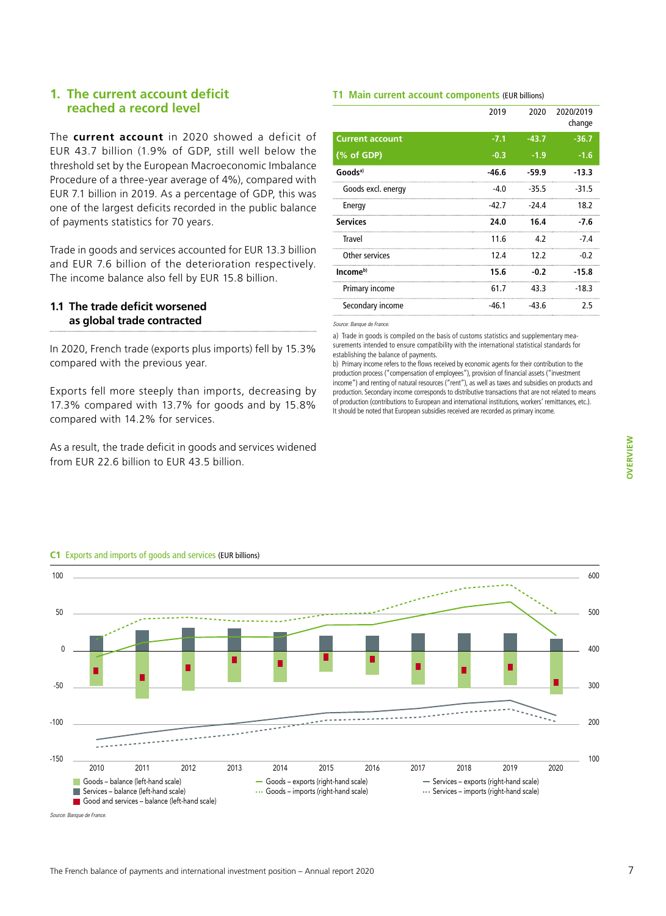## 1. The current account deficit reached a record level

The **current account** in 2020 showed a deficit of EUR 43.7 billion (1.9% of GDP, still well below the threshold set by the European Macroeconomic Imbalance Procedure of a three-year average of 4%), compared with EUR 7.1 billion in 2019. As a percentage of GDP, this was one of the largest deficits recorded in the public balance of payments statistics for 70 years.

Trade in goods and services accounted for EUR 13.3 billion and EUR 7.6 billion of the deterioration respectively. The income balance also fell by EUR 15.8 billion.

### 1.1 The trade deficit worsened as global trade contracted

In 2020, French trade (exports plus imports) fell by 15.3% compared with the previous year.

Exports fell more steeply than imports, decreasing by 17.3% compared with 13.7% for goods and by 15.8% compared with 14.2% for services.

As a result, the trade deficit in goods and services widened from EUR 22.6 billion to EUR 43.5 billion.

**T1 Main current account components** (EUR billions)

| | 2019 | 2020 | 2020/2019 change |
|---|---|---|---|
| **Current account** | **-7.1** | **-43.7** | **-36.7** |
| **(% of GDP)** | **-0.3** | **-1.9** | **-1.6** |
| **Goods[a)]** | **-46.6** | **-59.9** | **-13.3** |
| Goods excl. energy | -4.0 | -35.5 | -31.5 |
| Energy | -42.7 | -24.4 | 18.2 |
| **Services** | **24.0** | **16.4** | **-7.6** |
| Travel | 11.6 | 4.2 | -7.4 |
| Other services | 12.4 | 12.2 | -0.2 |
| **Income[b)]** | **15.6** | **-0.2** | **-15.8** |
| Primary income | 61.7 | 43.3 | -18.3 |
| Secondary income | -46.1 | -43.6 | 2.5 |

*Source: Banque de France.*

a) Trade in goods is compiled on the basis of customs statistics and supplementary measurements intended to ensure compatibility with the international statistical standards for establishing the balance of payments.
b) Primary income refers to the flows received by economic agents for their contribution to the production process ("compensation of employees"), provision of financial assets ("investment income") and renting of natural resources ("rent"), as well as taxes and subsidies on products and production. Secondary income corresponds to distributive transactions that are not related to means of production (contributions to European and international institutions, workers' remittances, etc.). It should be noted that European subsidies received are recorded as primary income.

**C1 Exports and imports of goods and services** (EUR billions)

*Source: Banque de France.*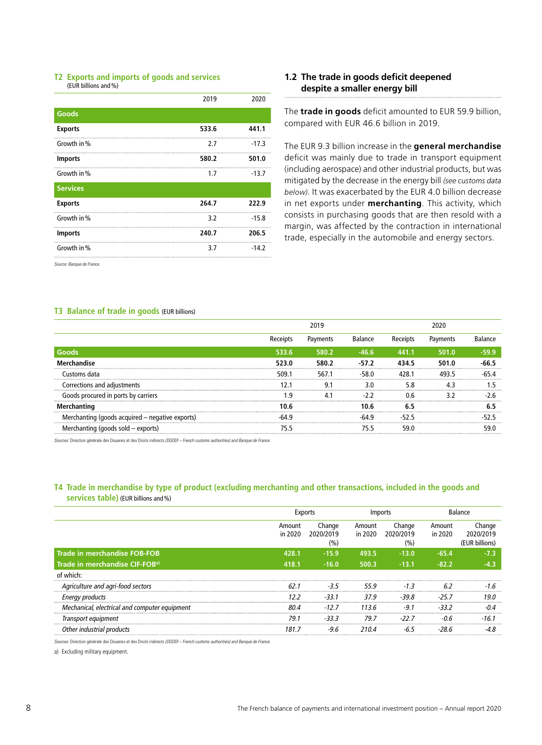**T2 Exports and imports of goods and services**
(EUR billions and %)

| | 2019 | 2020 |
|---|---|---|
| **Goods** | | |
| **Exports** | **533.6** | **441.1** |
| Growth in % | 2.7 | -17.3 |
| **Imports** | **580.2** | **501.0** |
| Growth in % | 1.7 | -13.7 |
| **Services** | | |
| **Exports** | **264.7** | **222.9** |
| Growth in % | 3.2 | -15.8 |
| **Imports** | **240.7** | **206.5** |
| Growth in % | 3.7 | -14.2 |

*Source: Banque de France.*

## 1.2 The trade in goods deficit deepened despite a smaller energy bill

The **trade in goods** deficit amounted to EUR 59.9 billion, compared with EUR 46.6 billion in 2019.

The EUR 9.3 billion increase in the **general merchandise** deficit was mainly due to trade in transport equipment (including aerospace) and other industrial products, but was mitigated by the decrease in the energy bill *(see customs data below)*. It was exacerbated by the EUR 4.0 billion decrease in net exports under **merchanting**. This activity, which consists in purchasing goods that are then resold with a margin, was affected by the contraction in international trade, especially in the automobile and energy sectors.

**T3 Balance of trade in goods** (EUR billions)

| | 2019 | | | 2020 | | |
|---|---|---|---|---|---|---|
| | Receipts | Payments | Balance | Receipts | Payments | Balance |
| **Goods** | **533.6** | **580.2** | **-46.6** | **441.1** | **501.0** | **-59.9** |
| **Merchandise** | **523.0** | **580.2** | **-57.2** | **434.5** | **501.0** | **-66.5** |
| Customs data | 509.1 | 567.1 | -58.0 | 428.1 | 493.5 | -65.4 |
| Corrections and adjustments | 12.1 | 9.1 | 3.0 | 5.8 | 4.3 | 1.5 |
| Goods procured in ports by carriers | 1.9 | 4.1 | -2.2 | 0.6 | 3.2 | -2.6 |
| **Merchanting** | **10.6** | | **10.6** | **6.5** | | **6.5** |
| Merchanting (goods acquired – negative exports) | -64.9 | | -64.9 | -52.5 | | -52.5 |
| Merchanting (goods sold – exports) | 75.5 | | 75.5 | 59.0 | | 59.0 |

*Sources: Direction générale des Douanes et des Droits indirects (DGDDI – French customs authorities) and Banque de France.*

**T4 Trade in merchandise by type of product (excluding merchanting and other transactions, included in the goods and services table)** (EUR billions and %)

| | Exports | | Imports | | Balance | |
|---|---|---|---|---|---|---|
| | Amount in 2020 | Change 2020/2019 (%) | Amount in 2020 | Change 2020/2019 (%) | Amount in 2020 | Change 2020/2019 (EUR billions) |
| **Trade in merchandise FOB-FOB** | **428.1** | **-15.9** | **493.5** | **-13.0** | **-65.4** | **-7.3** |
| **Trade in merchandise CIF-FOB[a]** | **418.1** | **-16.0** | **500.3** | **-13.1** | **-82.2** | **-4.3** |
| of which: | | | | | | |
| *Agriculture and agri-food sectors* | *62.1* | *-3.5* | *55.9* | *-1.3* | *6.2* | *-1.6* |
| *Energy products* | *12.2* | *-33.1* | *37.9* | *-39.8* | *-25.7* | *19.0* |
| *Mechanical, electrical and computer equipment* | *80.4* | *-12.7* | *113.6* | *-9.1* | *-33.2* | *-0.4* |
| *Transport equipment* | *79.1* | *-33.3* | *79.7* | *-22.7* | *-0.6* | *-16.1* |
| *Other industrial products* | *181.7* | *-9.6* | *210.4* | *-6.5* | *-28.6* | *-4.8* |

*Sources: Direction générale des Douanes et des Droits indirects (DGDDI – French customs authorities) and Banque de France.*

a) Excluding military equipment.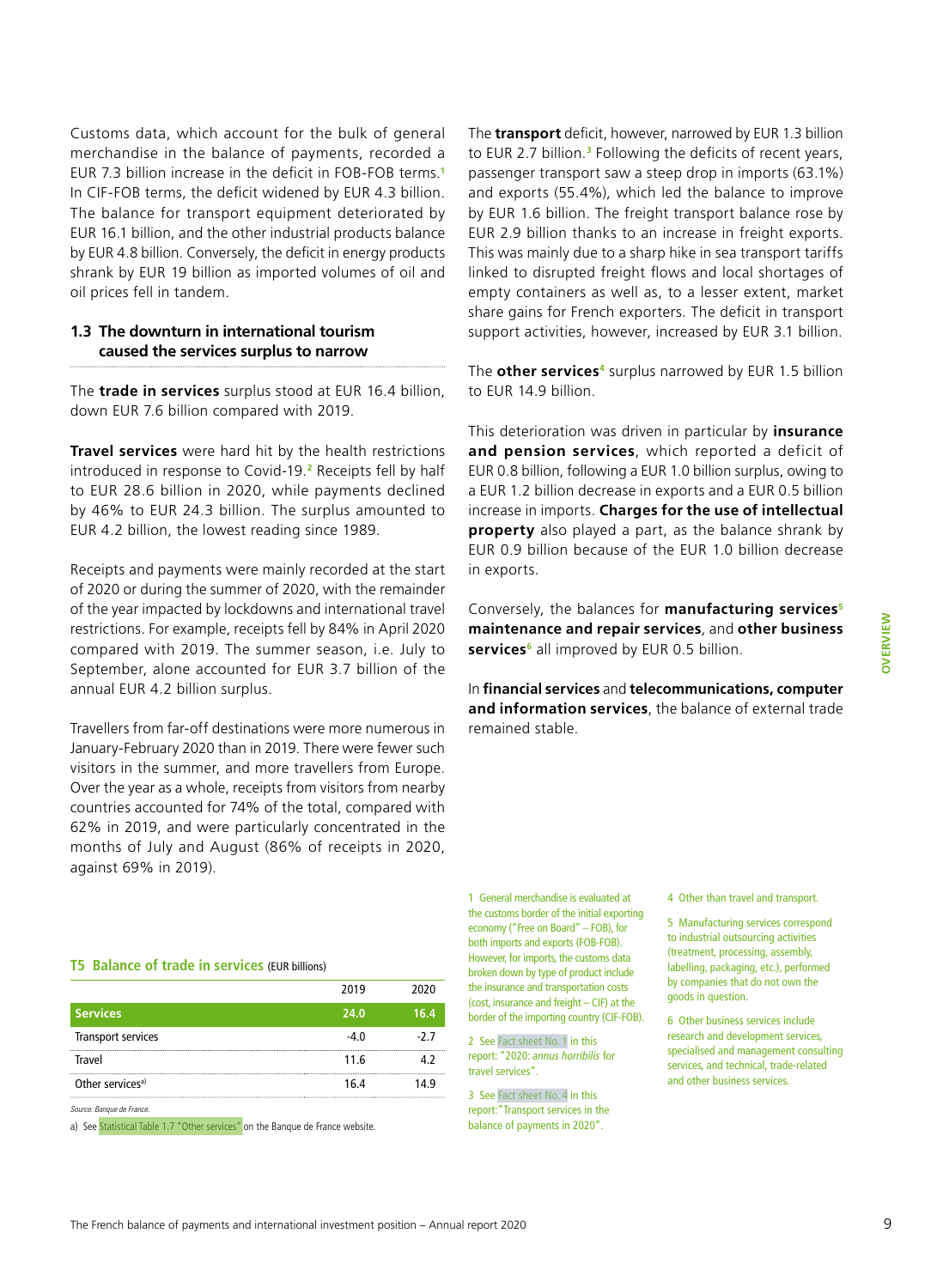Customs data, which account for the bulk of general merchandise in the balance of payments, recorded a EUR 7.3 billion increase in the deficit in FOB-FOB terms.[1] In CIF-FOB terms, the deficit widened by EUR 4.3 billion. The balance for transport equipment deteriorated by EUR 16.1 billion, and the other industrial products balance by EUR 4.8 billion. Conversely, the deficit in energy products shrank by EUR 19 billion as imported volumes of oil and oil prices fell in tandem.

### 1.3 The downturn in international tourism caused the services surplus to narrow

The **trade in services** surplus stood at EUR 16.4 billion, down EUR 7.6 billion compared with 2019.

**Travel services** were hard hit by the health restrictions introduced in response to Covid-19.[2] Receipts fell by half to EUR 28.6 billion in 2020, while payments declined by 46% to EUR 24.3 billion. The surplus amounted to EUR 4.2 billion, the lowest reading since 1989.

Receipts and payments were mainly recorded at the start of 2020 or during the summer of 2020, with the remainder of the year impacted by lockdowns and international travel restrictions. For example, receipts fell by 84% in April 2020 compared with 2019. The summer season, i.e. July to September, alone accounted for EUR 3.7 billion of the annual EUR 4.2 billion surplus.

Travellers from far-off destinations were more numerous in January-February 2020 than in 2019. There were fewer such visitors in the summer, and more travellers from Europe. Over the year as a whole, receipts from visitors from nearby countries accounted for 74% of the total, compared with 62% in 2019, and were particularly concentrated in the months of July and August (86% of receipts in 2020, against 69% in 2019).

The **transport** deficit, however, narrowed by EUR 1.3 billion to EUR 2.7 billion.[3] Following the deficits of recent years, passenger transport saw a steep drop in imports (63.1%) and exports (55.4%), which led the balance to improve by EUR 1.6 billion. The freight transport balance rose by EUR 2.9 billion thanks to an increase in freight exports. This was mainly due to a sharp hike in sea transport tariffs linked to disrupted freight flows and local shortages of empty containers as well as, to a lesser extent, market share gains for French exporters. The deficit in transport support activities, however, increased by EUR 3.1 billion.

The **other services**[4] surplus narrowed by EUR 1.5 billion to EUR 14.9 billion.

This deterioration was driven in particular by **insurance and pension services**, which reported a deficit of EUR 0.8 billion, following a EUR 1.0 billion surplus, owing to a EUR 1.2 billion decrease in exports and a EUR 0.5 billion increase in imports. **Charges for the use of intellectual property** also played a part, as the balance shrank by EUR 0.9 billion because of the EUR 1.0 billion decrease in exports.

Conversely, the balances for **manufacturing services**[5] **maintenance and repair services**, and **other business services**[6] all improved by EUR 0.5 billion.

In **financial services** and **telecommunications, computer and information services**, the balance of external trade remained stable.

**T5 Balance of trade in services** (EUR billions)

| | 2019 | 2020 |
|---|---|---|
| **Services** | **24.0** | **16.4** |
| Transport services | -4.0 | -2.7 |
| Travel | 11.6 | 4.2 |
| Other services[a)] | 16.4 | 14.9 |

Source: Banque de France.

a) See Statistical Table 1.7 "Other services" on the Banque de France website.

1 General merchandise is evaluated at the customs border of the initial exporting economy ("Free on Board" – FOB), for both imports and exports (FOB-FOB). However, for imports, the customs data broken down by type of product include the insurance and transportation costs (cost, insurance and freight – CIF) at the border of the importing country (CIF-FOB).

2 See Fact sheet No. 1 in this report: "2020: *annus horribilis* for travel services".

3 See Fact sheet No. 4 in this report:"Transport services in the balance of payments in 2020".

4 Other than travel and transport.

5 Manufacturing services correspond to industrial outsourcing activities (treatment, processing, assembly, labelling, packaging, etc.), performed by companies that do not own the goods in question.

6 Other business services include research and development services, specialised and management consulting services, and technical, trade-related and other business services.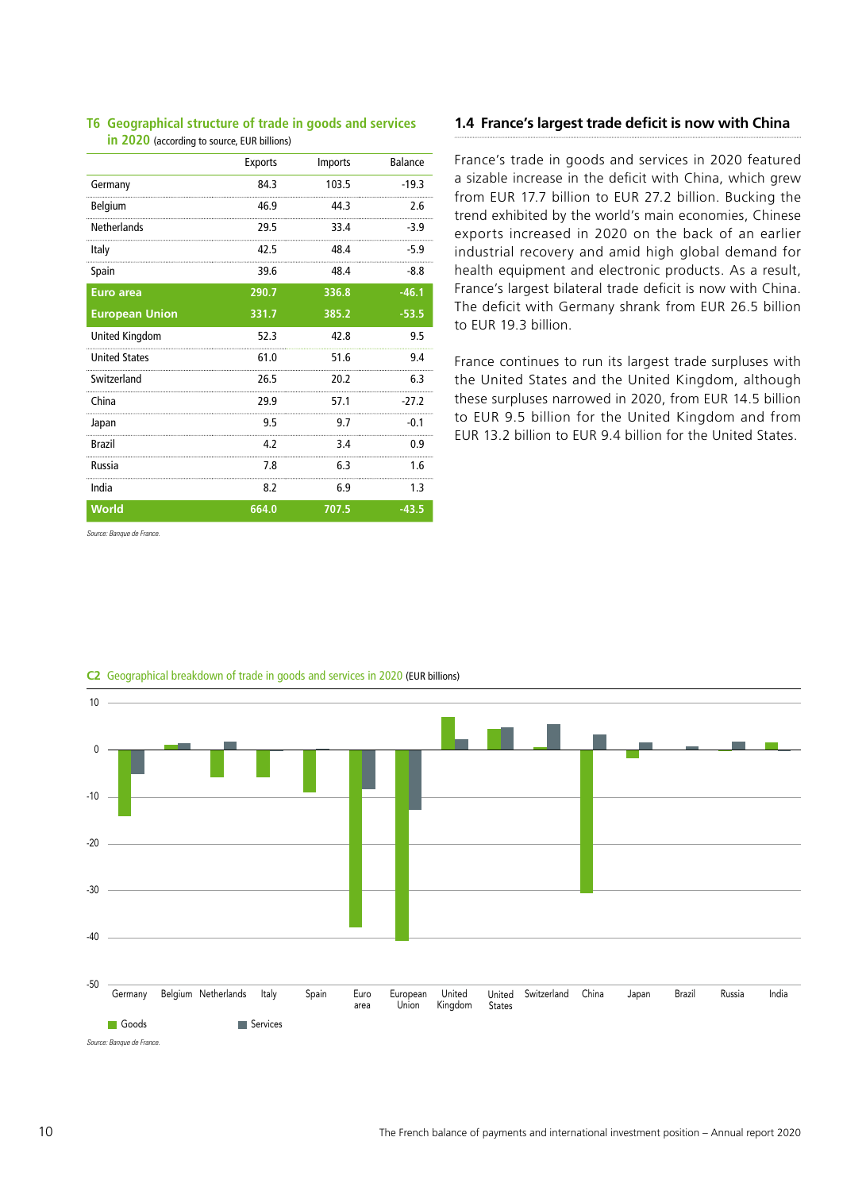**T6 Geographical structure of trade in goods and services in 2020** (according to source, EUR billions)

| | Exports | Imports | Balance |
|---|---|---|---|
| Germany | 84.3 | 103.5 | -19.3 |
| Belgium | 46.9 | 44.3 | 2.6 |
| Netherlands | 29.5 | 33.4 | -3.9 |
| Italy | 42.5 | 48.4 | -5.9 |
| Spain | 39.6 | 48.4 | -8.8 |
| **Euro area** | **290.7** | **336.8** | **-46.1** |
| **European Union** | **331.7** | **385.2** | **-53.5** |
| United Kingdom | 52.3 | 42.8 | 9.5 |
| United States | 61.0 | 51.6 | 9.4 |
| Switzerland | 26.5 | 20.2 | 6.3 |
| China | 29.9 | 57.1 | -27.2 |
| Japan | 9.5 | 9.7 | -0.1 |
| Brazil | 4.2 | 3.4 | 0.9 |
| Russia | 7.8 | 6.3 | 1.6 |
| India | 8.2 | 6.9 | 1.3 |
| **World** | **664.0** | **707.5** | **-43.5** |

*Source: Banque de France.*

## 1.4 France's largest trade deficit is now with China

France's trade in goods and services in 2020 featured a sizable increase in the deficit with China, which grew from EUR 17.7 billion to EUR 27.2 billion. Bucking the trend exhibited by the world's main economies, Chinese exports increased in 2020 on the back of an earlier industrial recovery and amid high global demand for health equipment and electronic products. As a result, France's largest bilateral trade deficit is now with China. The deficit with Germany shrank from EUR 26.5 billion to EUR 19.3 billion.

France continues to run its largest trade surpluses with the United States and the United Kingdom, although these surpluses narrowed in 2020, from EUR 14.5 billion to EUR 9.5 billion for the United Kingdom and from EUR 13.2 billion to EUR 9.4 billion for the United States.

**C2 Geographical breakdown of trade in goods and services in 2020** (EUR billions)

*Source: Banque de France.*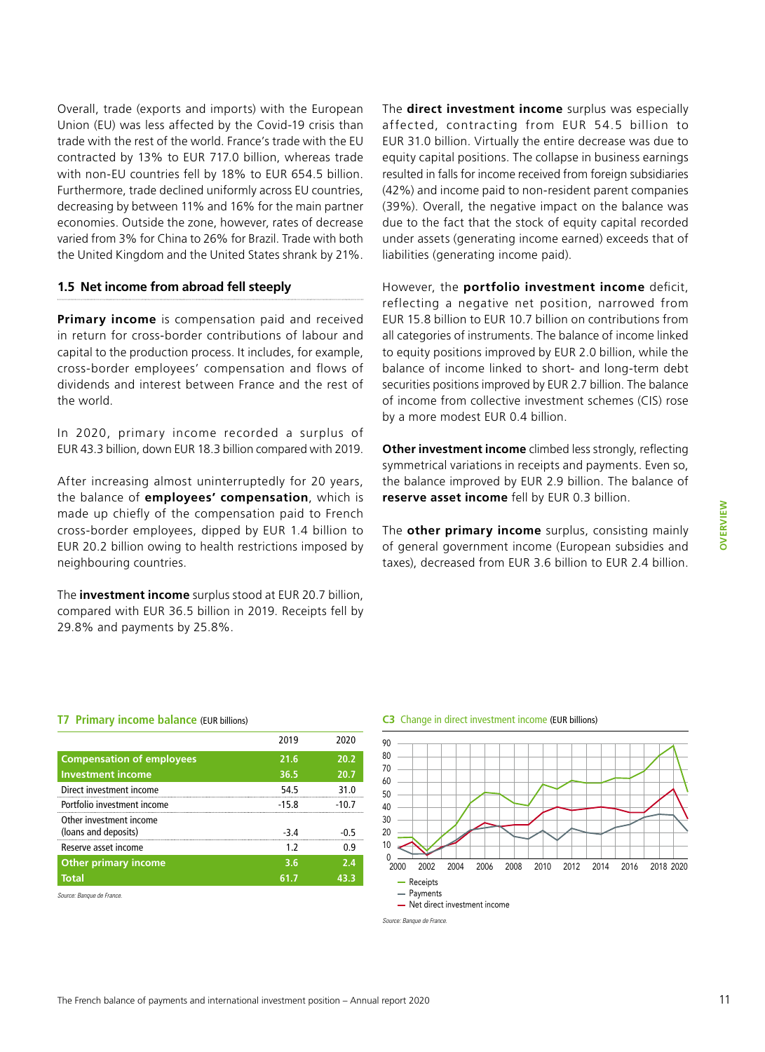Overall, trade (exports and imports) with the European Union (EU) was less affected by the Covid-19 crisis than trade with the rest of the world. France's trade with the EU contracted by 13% to EUR 717.0 billion, whereas trade with non-EU countries fell by 18% to EUR 654.5 billion. Furthermore, trade declined uniformly across EU countries, decreasing by between 11% and 16% for the main partner economies. Outside the zone, however, rates of decrease varied from 3% for China to 26% for Brazil. Trade with both the United Kingdom and the United States shrank by 21%.

## 1.5 Net income from abroad fell steeply

**Primary income** is compensation paid and received in return for cross-border contributions of labour and capital to the production process. It includes, for example, cross-border employees' compensation and flows of dividends and interest between France and the rest of the world.

In 2020, primary income recorded a surplus of EUR 43.3 billion, down EUR 18.3 billion compared with 2019.

After increasing almost uninterruptedly for 20 years, the balance of **employees' compensation**, which is made up chiefly of the compensation paid to French cross-border employees, dipped by EUR 1.4 billion to EUR 20.2 billion owing to health restrictions imposed by neighbouring countries.

The **investment income** surplus stood at EUR 20.7 billion, compared with EUR 36.5 billion in 2019. Receipts fell by 29.8% and payments by 25.8%.

The **direct investment income** surplus was especially affected, contracting from EUR 54.5 billion to EUR 31.0 billion. Virtually the entire decrease was due to equity capital positions. The collapse in business earnings resulted in falls for income received from foreign subsidiaries (42%) and income paid to non-resident parent companies (39%). Overall, the negative impact on the balance was due to the fact that the stock of equity capital recorded under assets (generating income earned) exceeds that of liabilities (generating income paid).

However, the **portfolio investment income** deficit, reflecting a negative net position, narrowed from EUR 15.8 billion to EUR 10.7 billion on contributions from all categories of instruments. The balance of income linked to equity positions improved by EUR 2.0 billion, while the balance of income linked to short- and long-term debt securities positions improved by EUR 2.7 billion. The balance of income from collective investment schemes (CIS) rose by a more modest EUR 0.4 billion.

**Other investment income** climbed less strongly, reflecting symmetrical variations in receipts and payments. Even so, the balance improved by EUR 2.9 billion. The balance of **reserve asset income** fell by EUR 0.3 billion.

The **other primary income** surplus, consisting mainly of general government income (European subsidies and taxes), decreased from EUR 3.6 billion to EUR 2.4 billion.

**T7 Primary income balance** (EUR billions)

| | 2019 | 2020 |
|---|---|---|
| **Compensation of employees** | **21.6** | **20.2** |
| **Investment income** | **36.5** | **20.7** |
| Direct investment income | 54.5 | 31.0 |
| Portfolio investment income | -15.8 | -10.7 |
| Other investment income (loans and deposits) | -3.4 | -0.5 |
| Reserve asset income | 1.2 | 0.9 |
| **Other primary income** | **3.6** | **2.4** |
| **Total** | **61.7** | **43.3** |

*Source: Banque de France.*

**C3 Change in direct investment income** (EUR billions)

— Receipts
— Payments
— Net direct investment income

*Source: Banque de France.*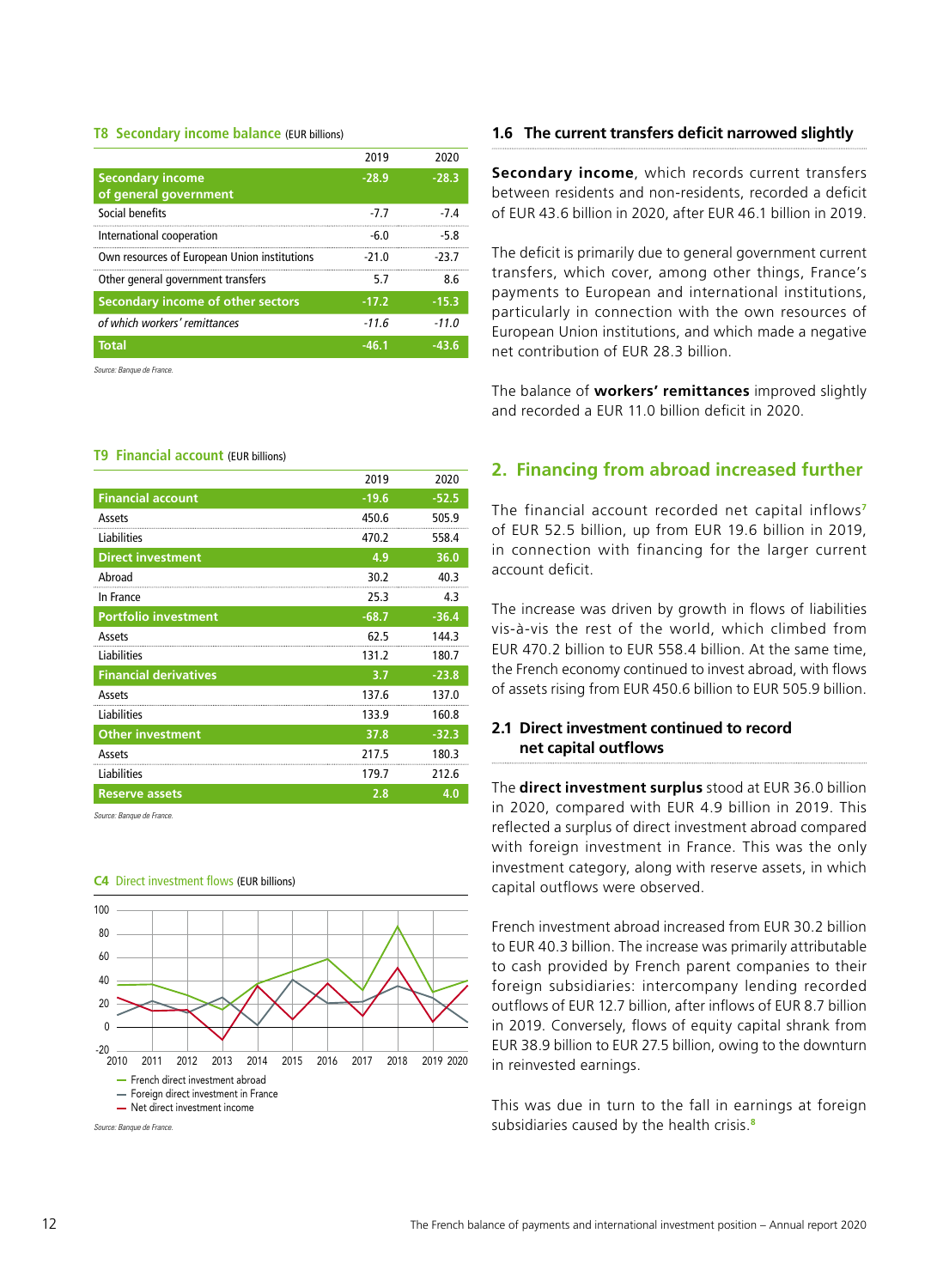**T8 Secondary income balance** (EUR billions)

| | 2019 | 2020 |
|---|---|---|
| **Secondary income of general government** | **-28.9** | **-28.3** |
| Social benefits | -7.7 | -7.4 |
| International cooperation | -6.0 | -5.8 |
| Own resources of European Union institutions | -21.0 | -23.7 |
| Other general government transfers | 5.7 | 8.6 |
| **Secondary income of other sectors** | **-17.2** | **-15.3** |
| *of which workers' remittances* | *-11.6* | *-11.0* |
| **Total** | **-46.1** | **-43.6** |

Source: Banque de France.

**T9 Financial account** (EUR billions)

| | 2019 | 2020 |
|---|---|---|
| **Financial account** | **-19.6** | **-52.5** |
| Assets | 450.6 | 505.9 |
| Liabilities | 470.2 | 558.4 |
| **Direct investment** | **4.9** | **36.0** |
| Abroad | 30.2 | 40.3 |
| In France | 25.3 | 4.3 |
| **Portfolio investment** | **-68.7** | **-36.4** |
| Assets | 62.5 | 144.3 |
| Liabilities | 131.2 | 180.7 |
| **Financial derivatives** | **3.7** | **-23.8** |
| Assets | 137.6 | 137.0 |
| Liabilities | 133.9 | 160.8 |
| **Other investment** | **37.8** | **-32.3** |
| Assets | 217.5 | 180.3 |
| Liabilities | 179.7 | 212.6 |
| **Reserve assets** | **2.8** | **4.0** |

Source: Banque de France.

**C4 Direct investment flows** (EUR billions)

— French direct investment abroad
— Foreign direct investment in France
— Net direct investment income

Source: Banque de France.

### 1.6 The current transfers deficit narrowed slightly

**Secondary income**, which records current transfers between residents and non-residents, recorded a deficit of EUR 43.6 billion in 2020, after EUR 46.1 billion in 2019.

The deficit is primarily due to general government current transfers, which cover, among other things, France's payments to European and international institutions, particularly in connection with the own resources of European Union institutions, and which made a negative net contribution of EUR 28.3 billion.

The balance of **workers' remittances** improved slightly and recorded a EUR 11.0 billion deficit in 2020.

## 2. Financing from abroad increased further

The financial account recorded net capital inflows[7] of EUR 52.5 billion, up from EUR 19.6 billion in 2019, in connection with financing for the larger current account deficit.

The increase was driven by growth in flows of liabilities vis-à-vis the rest of the world, which climbed from EUR 470.2 billion to EUR 558.4 billion. At the same time, the French economy continued to invest abroad, with flows of assets rising from EUR 450.6 billion to EUR 505.9 billion.

### 2.1 Direct investment continued to record net capital outflows

The **direct investment surplus** stood at EUR 36.0 billion in 2020, compared with EUR 4.9 billion in 2019. This reflected a surplus of direct investment abroad compared with foreign investment in France. This was the only investment category, along with reserve assets, in which capital outflows were observed.

French investment abroad increased from EUR 30.2 billion to EUR 40.3 billion. The increase was primarily attributable to cash provided by French parent companies to their foreign subsidiaries: intercompany lending recorded outflows of EUR 12.7 billion, after inflows of EUR 8.7 billion in 2019. Conversely, flows of equity capital shrank from EUR 38.9 billion to EUR 27.5 billion, owing to the downturn in reinvested earnings.

This was due in turn to the fall in earnings at foreign subsidiaries caused by the health crisis.[8]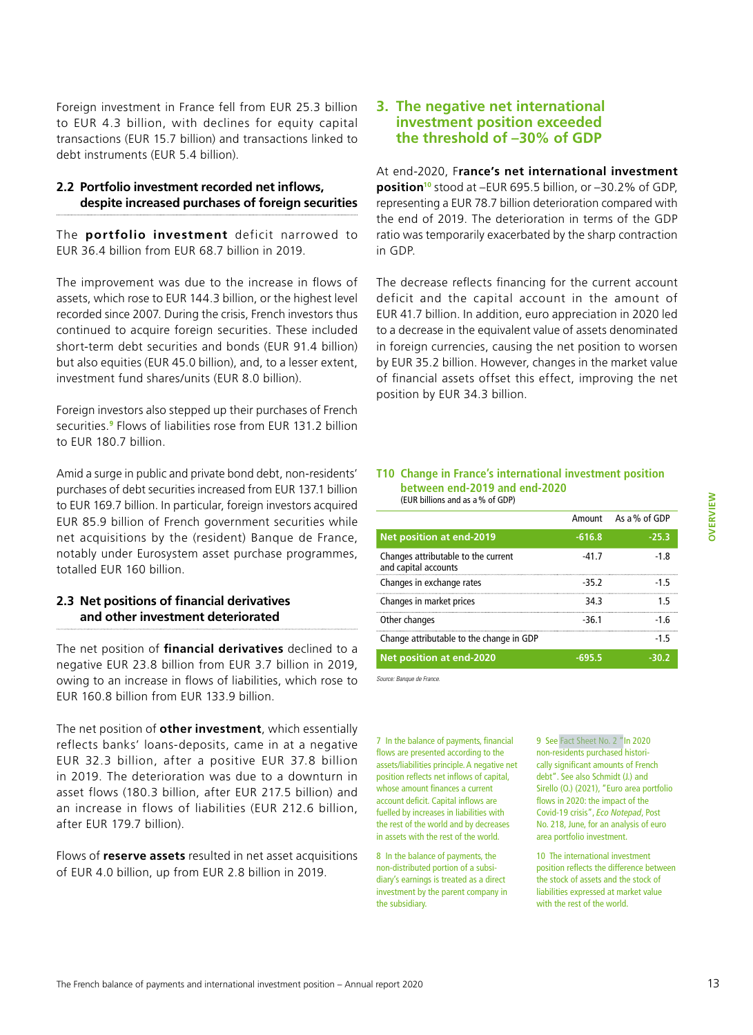Foreign investment in France fell from EUR 25.3 billion to EUR 4.3 billion, with declines for equity capital transactions (EUR 15.7 billion) and transactions linked to debt instruments (EUR 5.4 billion).

### 2.2 Portfolio investment recorded net inflows, despite increased purchases of foreign securities

The **portfolio investment** deficit narrowed to EUR 36.4 billion from EUR 68.7 billion in 2019.

The improvement was due to the increase in flows of assets, which rose to EUR 144.3 billion, or the highest level recorded since 2007. During the crisis, French investors thus continued to acquire foreign securities. These included short-term debt securities and bonds (EUR 91.4 billion) but also equities (EUR 45.0 billion), and, to a lesser extent, investment fund shares/units (EUR 8.0 billion).

Foreign investors also stepped up their purchases of French securities.[9] Flows of liabilities rose from EUR 131.2 billion to EUR 180.7 billion.

Amid a surge in public and private bond debt, non-residents' purchases of debt securities increased from EUR 137.1 billion to EUR 169.7 billion. In particular, foreign investors acquired EUR 85.9 billion of French government securities while net acquisitions by the (resident) Banque de France, notably under Eurosystem asset purchase programmes, totalled EUR 160 billion.

### 2.3 Net positions of financial derivatives and other investment deteriorated

The net position of **financial derivatives** declined to a negative EUR 23.8 billion from EUR 3.7 billion in 2019, owing to an increase in flows of liabilities, which rose to EUR 160.8 billion from EUR 133.9 billion.

The net position of **other investment**, which essentially reflects banks' loans-deposits, came in at a negative EUR 32.3 billion, after a positive EUR 37.8 billion in 2019. The deterioration was due to a downturn in asset flows (180.3 billion, after EUR 217.5 billion) and an increase in flows of liabilities (EUR 212.6 billion, after EUR 179.7 billion).

Flows of **reserve assets** resulted in net asset acquisitions of EUR 4.0 billion, up from EUR 2.8 billion in 2019.

## 3. The negative net international investment position exceeded the threshold of –30% of GDP

At end-2020, **France's net international investment position**[10] stood at –EUR 695.5 billion, or –30.2% of GDP, representing a EUR 78.7 billion deterioration compared with the end of 2019. The deterioration in terms of the GDP ratio was temporarily exacerbated by the sharp contraction in GDP.

The decrease reflects financing for the current account deficit and the capital account in the amount of EUR 41.7 billion. In addition, euro appreciation in 2020 led to a decrease in the equivalent value of assets denominated in foreign currencies, causing the net position to worsen by EUR 35.2 billion. However, changes in the market value of financial assets offset this effect, improving the net position by EUR 34.3 billion.

**T10 Change in France's international investment position between end-2019 and end-2020**
(EUR billions and as a % of GDP)

| | Amount | As a % of GDP |
|---|---|---|
| **Net position at end-2019** | **-616.8** | **-25.3** |
| Changes attributable to the current and capital accounts | -41.7 | -1.8 |
| Changes in exchange rates | -35.2 | -1.5 |
| Changes in market prices | 34.3 | 1.5 |
| Other changes | -36.1 | -1.6 |
| Change attributable to the change in GDP | | -1.5 |
| **Net position at end-2020** | **-695.5** | **-30.2** |

*Source: Banque de France.*

7 In the balance of payments, financial flows are presented according to the assets/liabilities principle. A negative net position reflects net inflows of capital, whose amount finances a current account deficit. Capital inflows are fuelled by increases in liabilities with the rest of the world and by decreases in assets with the rest of the world.

8 In the balance of payments, the non-distributed portion of a subsidiary's earnings is treated as a direct investment by the parent company in the subsidiary.

9 See Fact Sheet No. 2 "In 2020 non-residents purchased historically significant amounts of French debt". See also Schmidt (J.) and Sirello (O.) (2021), "Euro area portfolio flows in 2020: the impact of the Covid-19 crisis", *Eco Notepad*, Post No. 218, June, for an analysis of euro area portfolio investment.

10 The international investment position reflects the difference between the stock of assets and the stock of liabilities expressed at market value with the rest of the world.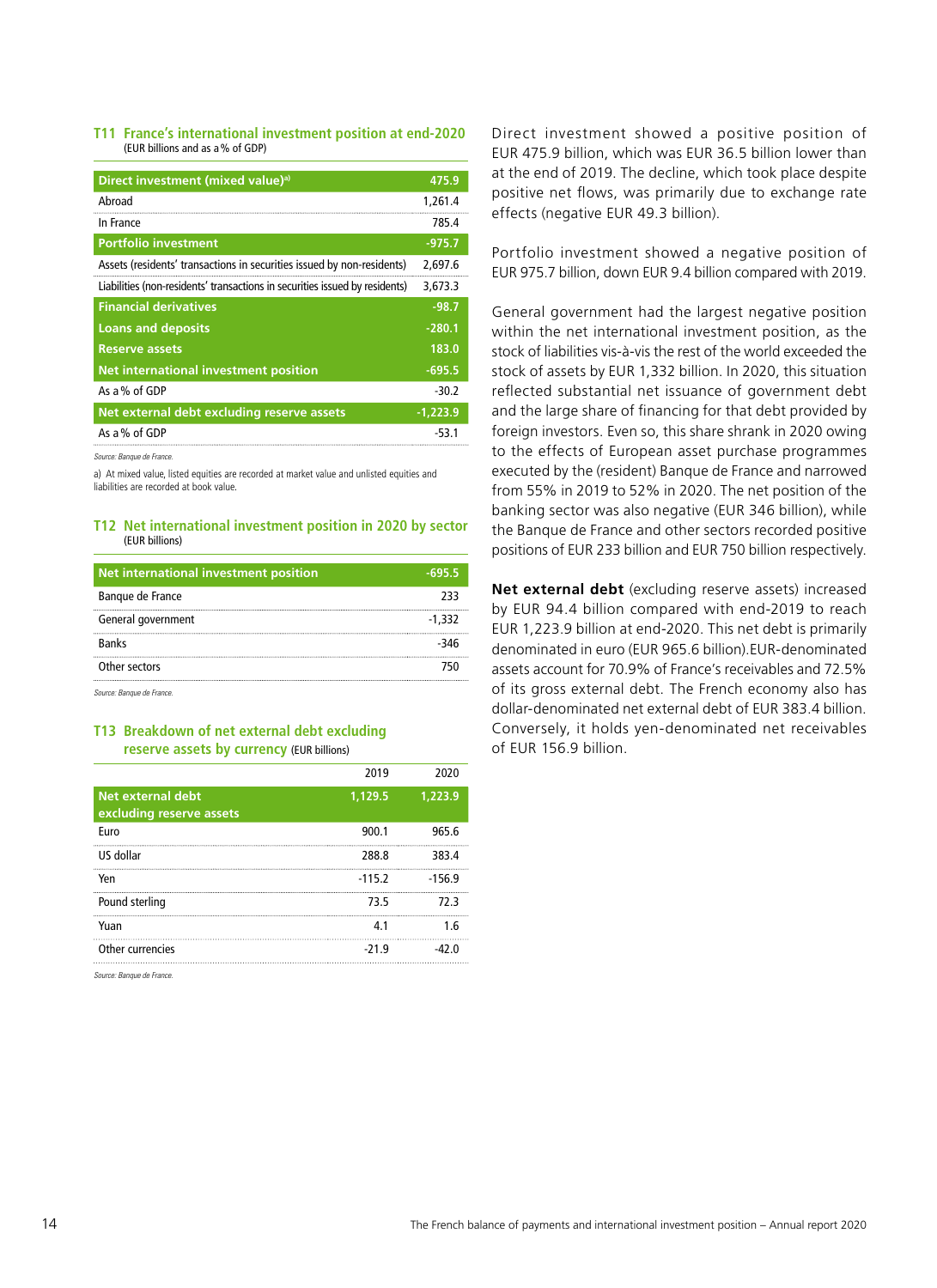### T11 France's international investment position at end-2020

(EUR billions and as a % of GDP)

| | |
|---|---|
| **Direct investment (mixed value)[a]** | **475.9** |
| Abroad | 1,261.4 |
| In France | 785.4 |
| **Portfolio investment** | **-975.7** |
| Assets (residents' transactions in securities issued by non-residents) | 2,697.6 |
| Liabilities (non-residents' transactions in securities issued by residents) | 3,673.3 |
| **Financial derivatives** | **-98.7** |
| **Loans and deposits** | **-280.1** |
| **Reserve assets** | **183.0** |
| **Net international investment position** | **-695.5** |
| As a % of GDP | -30.2 |
| **Net external debt excluding reserve assets** | **-1,223.9** |
| As a % of GDP | -53.1 |

*Source: Banque de France.*

a) At mixed value, listed equities are recorded at market value and unlisted equities and liabilities are recorded at book value.

### T12 Net international investment position in 2020 by sector

(EUR billions)

| | |
|---|---|
| **Net international investment position** | **-695.5** |
| Banque de France | 233 |
| General government | -1,332 |
| Banks | -346 |
| Other sectors | 750 |

*Source: Banque de France.*

### T13 Breakdown of net external debt excluding reserve assets by currency (EUR billions)

| | 2019 | 2020 |
|---|---|---|
| **Net external debt excluding reserve assets** | **1,129.5** | **1,223.9** |
| Euro | 900.1 | 965.6 |
| US dollar | 288.8 | 383.4 |
| Yen | -115.2 | -156.9 |
| Pound sterling | 73.5 | 72.3 |
| Yuan | 4.1 | 1.6 |
| Other currencies | -21.9 | -42.0 |

*Source: Banque de France.*

Direct investment showed a positive position of EUR 475.9 billion, which was EUR 36.5 billion lower than at the end of 2019. The decline, which took place despite positive net flows, was primarily due to exchange rate effects (negative EUR 49.3 billion).

Portfolio investment showed a negative position of EUR 975.7 billion, down EUR 9.4 billion compared with 2019.

General government had the largest negative position within the net international investment position, as the stock of liabilities vis-à-vis the rest of the world exceeded the stock of assets by EUR 1,332 billion. In 2020, this situation reflected substantial net issuance of government debt and the large share of financing for that debt provided by foreign investors. Even so, this share shrank in 2020 owing to the effects of European asset purchase programmes executed by the (resident) Banque de France and narrowed from 55% in 2019 to 52% in 2020. The net position of the banking sector was also negative (EUR 346 billion), while the Banque de France and other sectors recorded positive positions of EUR 233 billion and EUR 750 billion respectively.

**Net external debt** (excluding reserve assets) increased by EUR 94.4 billion compared with end-2019 to reach EUR 1,223.9 billion at end-2020. This net debt is primarily denominated in euro (EUR 965.6 billion).EUR-denominated assets account for 70.9% of France's receivables and 72.5% of its gross external debt. The French economy also has dollar-denominated net external debt of EUR 383.4 billion. Conversely, it holds yen-denominated net receivables of EUR 156.9 billion.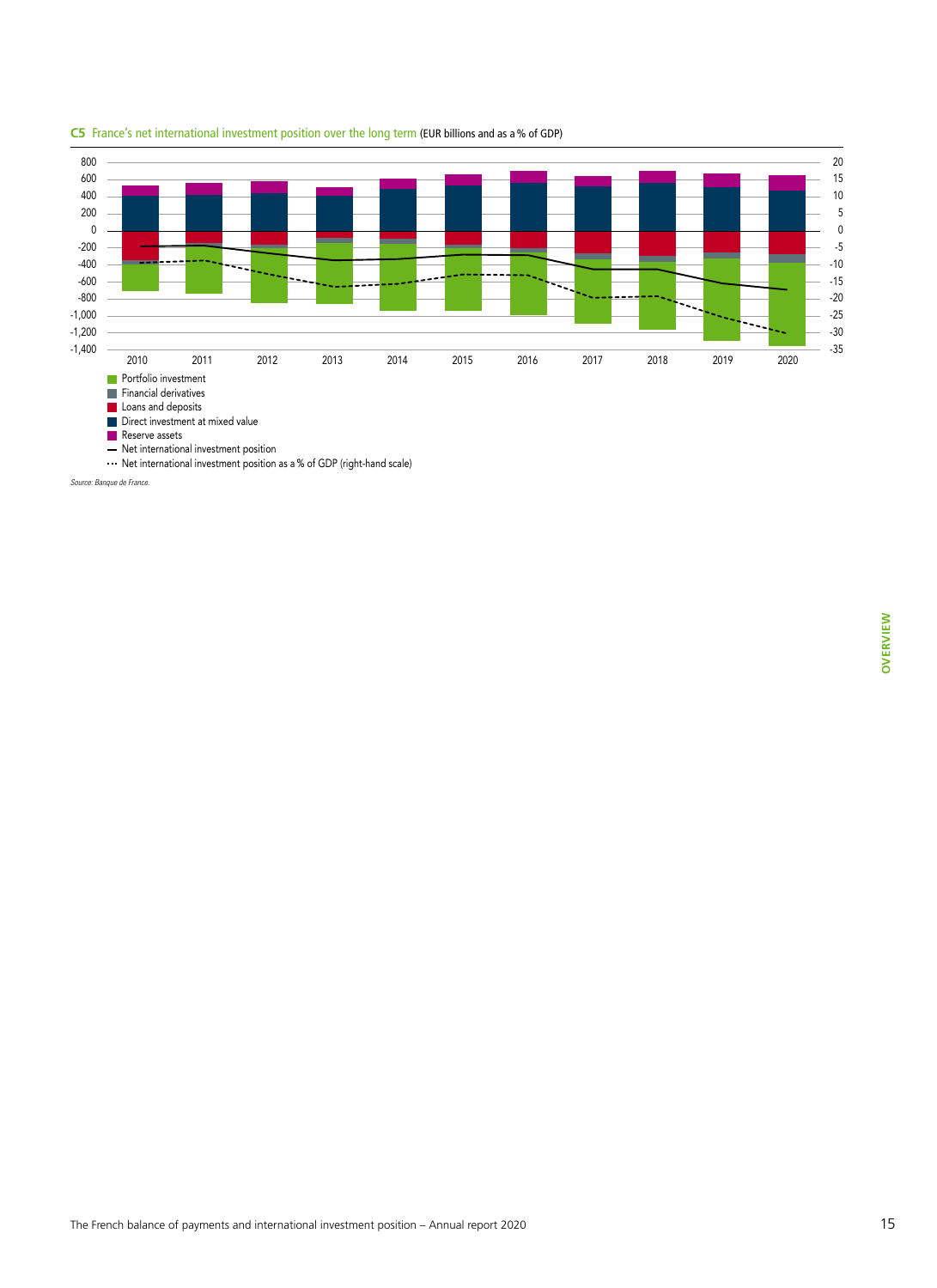**C5** France's net international investment position over the long term (EUR billions and as a % of GDP)

- Portfolio investment
- Financial derivatives
- Loans and deposits
- Direct investment at mixed value
- Reserve assets
- Net international investment position
- Net international investment position as a % of GDP (right-hand scale)

*Source: Banque de France.*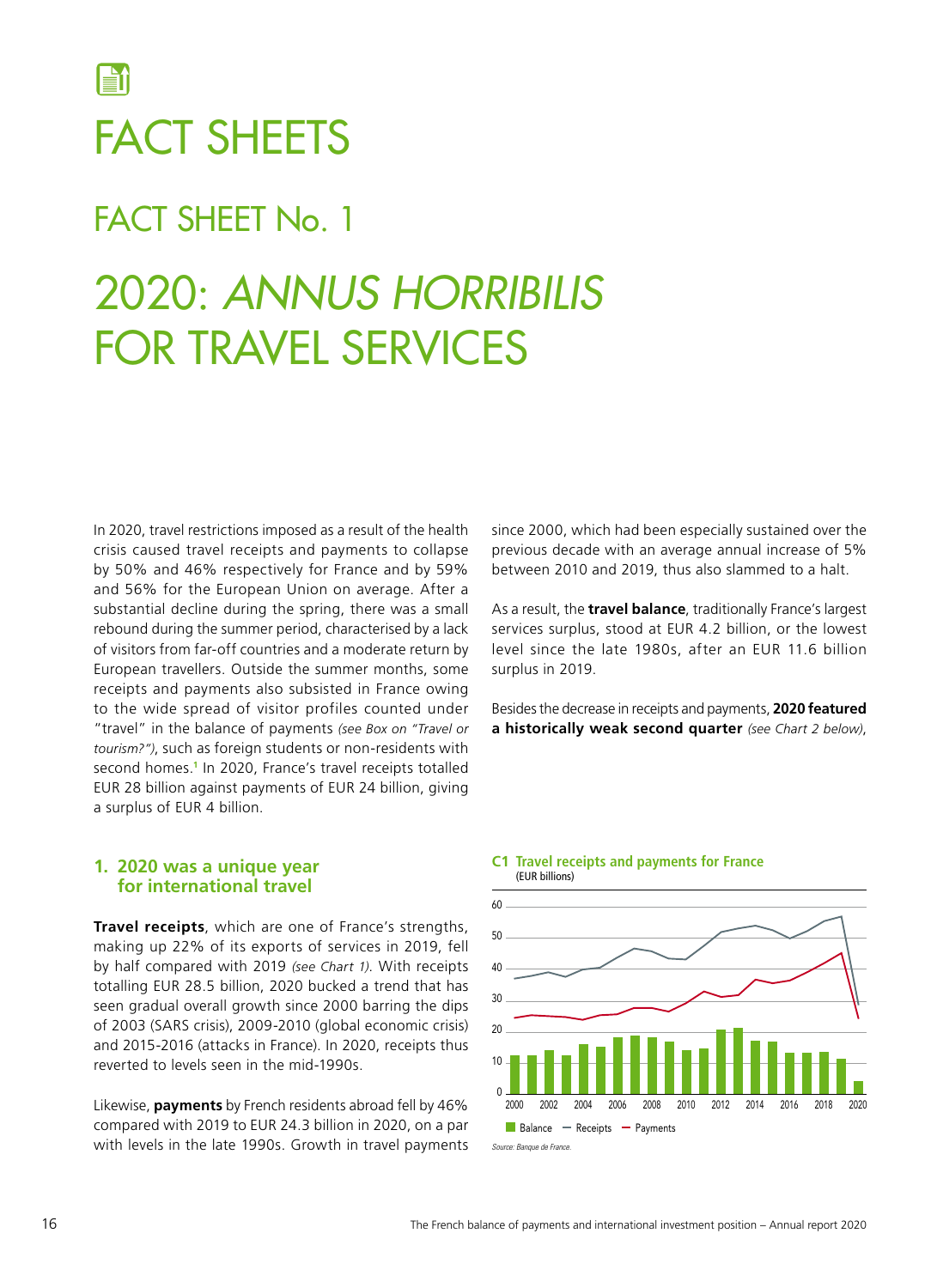# FACT SHEETS

## FACT SHEET No. 1

# 2020: *ANNUS HORRIBILIS* FOR TRAVEL SERVICES

In 2020, travel restrictions imposed as a result of the health crisis caused travel receipts and payments to collapse by 50% and 46% respectively for France and by 59% and 56% for the European Union on average. After a substantial decline during the spring, there was a small rebound during the summer period, characterised by a lack of visitors from far-off countries and a moderate return by European travellers. Outside the summer months, some receipts and payments also subsisted in France owing to the wide spread of visitor profiles counted under "travel" in the balance of payments *(see Box on "Travel or tourism?")*, such as foreign students or non-residents with second homes.[1] In 2020, France's travel receipts totalled EUR 28 billion against payments of EUR 24 billion, giving a surplus of EUR 4 billion.

### 1. 2020 was a unique year for international travel

**Travel receipts**, which are one of France's strengths, making up 22% of its exports of services in 2019, fell by half compared with 2019 *(see Chart 1)*. With receipts totalling EUR 28.5 billion, 2020 bucked a trend that has seen gradual overall growth since 2000 barring the dips of 2003 (SARS crisis), 2009-2010 (global economic crisis) and 2015-2016 (attacks in France). In 2020, receipts thus reverted to levels seen in the mid-1990s.

Likewise, **payments** by French residents abroad fell by 46% compared with 2019 to EUR 24.3 billion in 2020, on a par with levels in the late 1990s. Growth in travel payments since 2000, which had been especially sustained over the previous decade with an average annual increase of 5% between 2010 and 2019, thus also slammed to a halt.

As a result, the **travel balance**, traditionally France's largest services surplus, stood at EUR 4.2 billion, or the lowest level since the late 1980s, after an EUR 11.6 billion surplus in 2019.

Besides the decrease in receipts and payments, **2020 featured a historically weak second quarter** *(see Chart 2 below)*,

**C1 Travel receipts and payments for France**
(EUR billions)

Balance — Receipts — Payments

*Source: Banque de France.*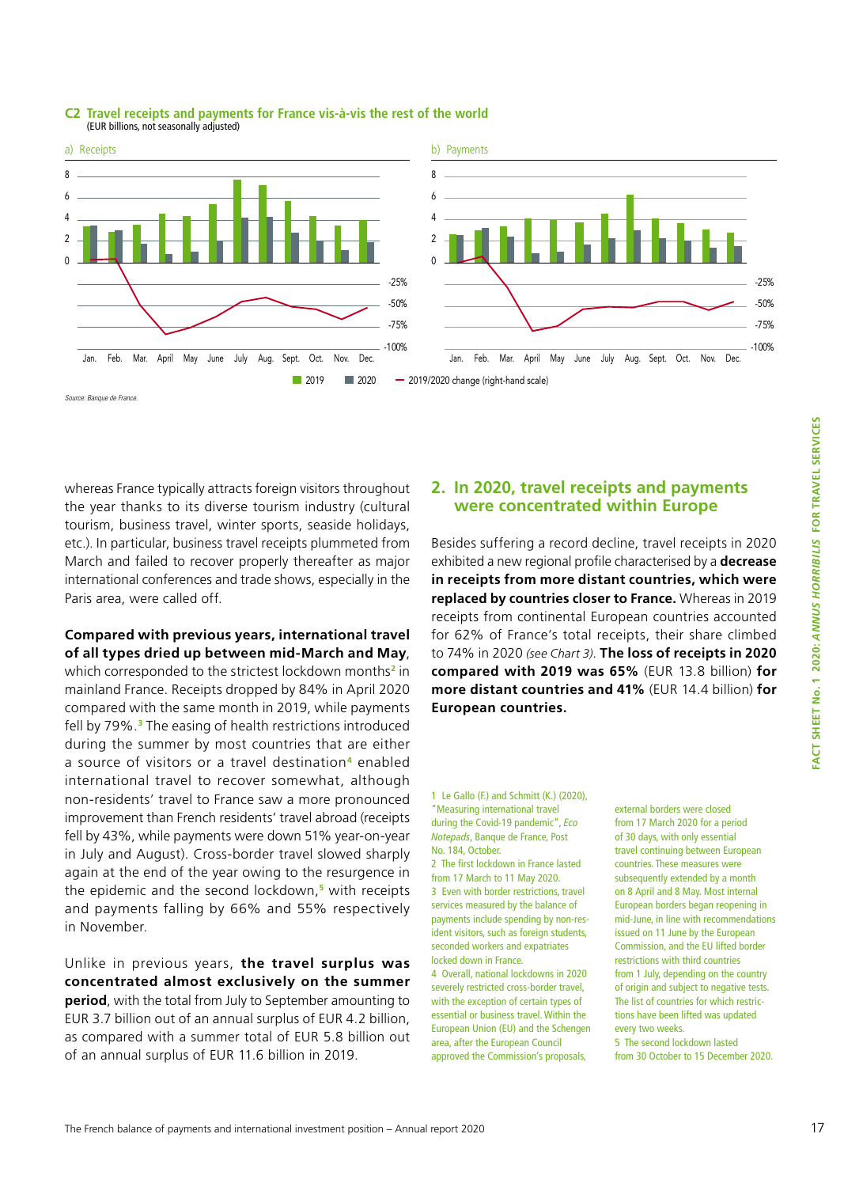**C2 Travel receipts and payments for France vis-à-vis the rest of the world**
(EUR billions, not seasonally adjusted)

a) Receipts

b) Payments

2019 | 2020 | 2019/2020 change (right-hand scale)

*Source: Banque de France.*

whereas France typically attracts foreign visitors throughout the year thanks to its diverse tourism industry (cultural tourism, business travel, winter sports, seaside holidays, etc.). In particular, business travel receipts plummeted from March and failed to recover properly thereafter as major international conferences and trade shows, especially in the Paris area, were called off.

**Compared with previous years, international travel of all types dried up between mid-March and May**, which corresponded to the strictest lockdown months[2] in mainland France. Receipts dropped by 84% in April 2020 compared with the same month in 2019, while payments fell by 79%.[3] The easing of health restrictions introduced during the summer by most countries that are either a source of visitors or a travel destination[4] enabled international travel to recover somewhat, although non-residents' travel to France saw a more pronounced improvement than French residents' travel abroad (receipts fell by 43%, while payments were down 51% year-on-year in July and August). Cross-border travel slowed sharply again at the end of the year owing to the resurgence in the epidemic and the second lockdown,[5] with receipts and payments falling by 66% and 55% respectively in November.

Unlike in previous years, **the travel surplus was concentrated almost exclusively on the summer period**, with the total from July to September amounting to EUR 3.7 billion out of an annual surplus of EUR 4.2 billion, as compared with a summer total of EUR 5.8 billion out of an annual surplus of EUR 11.6 billion in 2019.

## 2. In 2020, travel receipts and payments were concentrated within Europe

Besides suffering a record decline, travel receipts in 2020 exhibited a new regional profile characterised by a **decrease in receipts from more distant countries, which were replaced by countries closer to France.** Whereas in 2019 receipts from continental European countries accounted for 62% of France's total receipts, their share climbed to 74% in 2020 *(see Chart 3)*. **The loss of receipts in 2020 compared with 2019 was 65%** (EUR 13.8 billion) **for more distant countries and 41%** (EUR 14.4 billion) **for European countries.**

1 Le Gallo (F.) and Schmitt (K.) (2020), "Measuring international travel during the Covid-19 pandemic", *Eco Notepads*, Banque de France, Post No. 184, October.

2 The first lockdown in France lasted from 17 March to 11 May 2020.

3 Even with border restrictions, travel services measured by the balance of payments include spending by non-resident visitors, such as foreign students, seconded workers and expatriates locked down in France.

4 Overall, national lockdowns in 2020 severely restricted cross-border travel, with the exception of certain types of essential or business travel. Within the European Union (EU) and the Schengen area, after the European Council approved the Commission's proposals, external borders were closed from 17 March 2020 for a period of 30 days, with only essential travel continuing between European countries. These measures were subsequently extended by a month on 8 April and 8 May. Most internal European borders began reopening in mid-June, in line with recommendations issued on 11 June by the European Commission, and the EU lifted border restrictions with third countries from 1 July, depending on the country of origin and subject to negative tests. The list of countries for which restrictions have been lifted was updated every two weeks.

5 The second lockdown lasted from 30 October to 15 December 2020.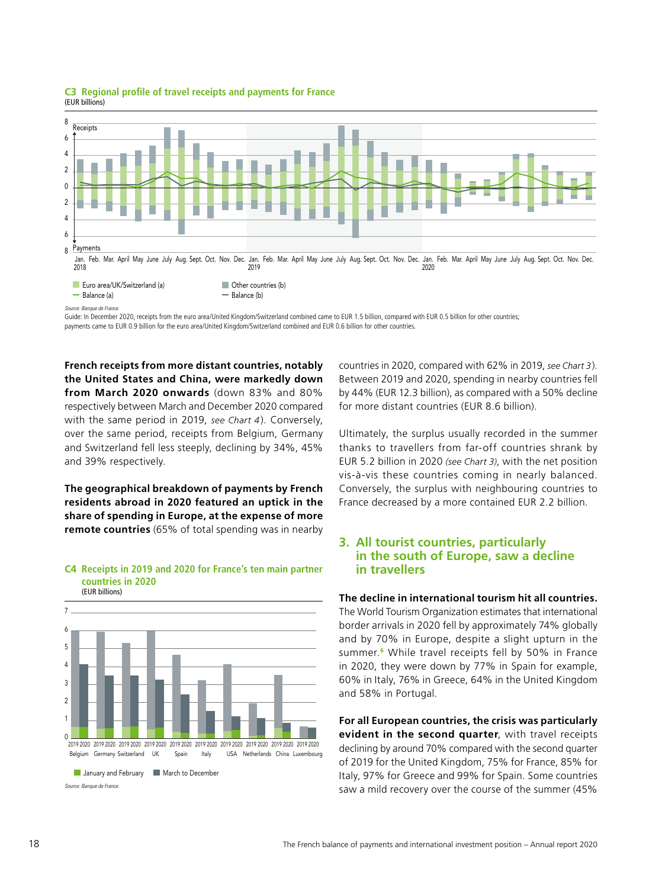**C3 Regional profile of travel receipts and payments for France**
(EUR billions)

Euro area/UK/Switzerland (a) — Other countries (b) — Balance (a) — Balance (b)

Source: Banque de France.
Guide: In December 2020, receipts from the euro area/United Kingdom/Switzerland combined came to EUR 1.5 billion, compared with EUR 0.5 billion for other countries; payments came to EUR 0.9 billion for the euro area/United Kingdom/Switzerland combined and EUR 0.6 billion for other countries.

**French receipts from more distant countries, notably the United States and China, were markedly down from March 2020 onwards** (down 83% and 80% respectively between March and December 2020 compared with the same period in 2019, *see Chart 4*). Conversely, over the same period, receipts from Belgium, Germany and Switzerland fell less steeply, declining by 34%, 45% and 39% respectively.

**The geographical breakdown of payments by French residents abroad in 2020 featured an uptick in the share of spending in Europe, at the expense of more remote countries** (65% of total spending was in nearby countries in 2020, compared with 62% in 2019, *see Chart 3*). Between 2019 and 2020, spending in nearby countries fell by 44% (EUR 12.3 billion), as compared with a 50% decline for more distant countries (EUR 8.6 billion).

Ultimately, the surplus usually recorded in the summer thanks to travellers from far-off countries shrank by EUR 5.2 billion in 2020 *(see Chart 3)*, with the net position vis-à-vis these countries coming in nearly balanced. Conversely, the surplus with neighbouring countries to France decreased by a more contained EUR 2.2 billion.

**C4 Receipts in 2019 and 2020 for France's ten main partner countries in 2020**
(EUR billions)

Belgium, Germany, Switzerland, UK, Spain, Italy, USA, Netherlands, China, Luxembourg (2019, 2020)

January and February — March to December

Source: Banque de France.

## 3. All tourist countries, particularly in the south of Europe, saw a decline in travellers

**The decline in international tourism hit all countries.** The World Tourism Organization estimates that international border arrivals in 2020 fell by approximately 74% globally and by 70% in Europe, despite a slight upturn in the summer.[6] While travel receipts fell by 50% in France in 2020, they were down by 77% in Spain for example, 60% in Italy, 76% in Greece, 64% in the United Kingdom and 58% in Portugal.

**For all European countries, the crisis was particularly evident in the second quarter**, with travel receipts declining by around 70% compared with the second quarter of 2019 for the United Kingdom, 75% for France, 85% for Italy, 97% for Greece and 99% for Spain. Some countries saw a mild recovery over the course of the summer (45%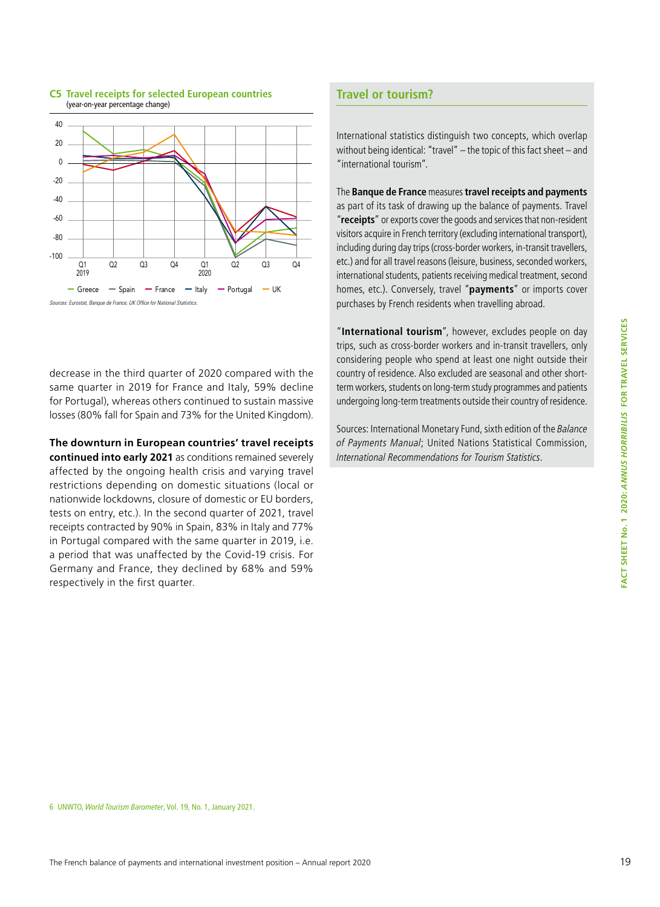**C5 Travel receipts for selected European countries**
(year-on-year percentage change)

Sources: Eurostat, Banque de France, UK Office for National Statistics.

decrease in the third quarter of 2020 compared with the same quarter in 2019 for France and Italy, 59% decline for Portugal), whereas others continued to sustain massive losses (80% fall for Spain and 73% for the United Kingdom).

**The downturn in European countries' travel receipts continued into early 2021** as conditions remained severely affected by the ongoing health crisis and varying travel restrictions depending on domestic situations (local or nationwide lockdowns, closure of domestic or EU borders, tests on entry, etc.). In the second quarter of 2021, travel receipts contracted by 90% in Spain, 83% in Italy and 77% in Portugal compared with the same quarter in 2019, i.e. a period that was unaffected by the Covid-19 crisis. For Germany and France, they declined by 68% and 59% respectively in the first quarter.

## Travel or tourism?

International statistics distinguish two concepts, which overlap without being identical: "travel" – the topic of this fact sheet – and "international tourism".

The **Banque de France** measures **travel receipts and payments** as part of its task of drawing up the balance of payments. Travel "**receipts**" or exports cover the goods and services that non-resident visitors acquire in French territory (excluding international transport), including during day trips (cross-border workers, in-transit travellers, etc.) and for all travel reasons (leisure, business, seconded workers, international students, patients receiving medical treatment, second homes, etc.). Conversely, travel "**payments**" or imports cover purchases by French residents when travelling abroad.

"**International tourism**", however, excludes people on day trips, such as cross-border workers and in-transit travellers, only considering people who spend at least one night outside their country of residence. Also excluded are seasonal and other short-term workers, students on long-term study programmes and patients undergoing long-term treatments outside their country of residence.

Sources: International Monetary Fund, sixth edition of the *Balance of Payments Manual*; United Nations Statistical Commission, *International Recommendations for Tourism Statistics*.

6 UNWTO, *World Tourism Barometer*, Vol. 19, No. 1, January 2021.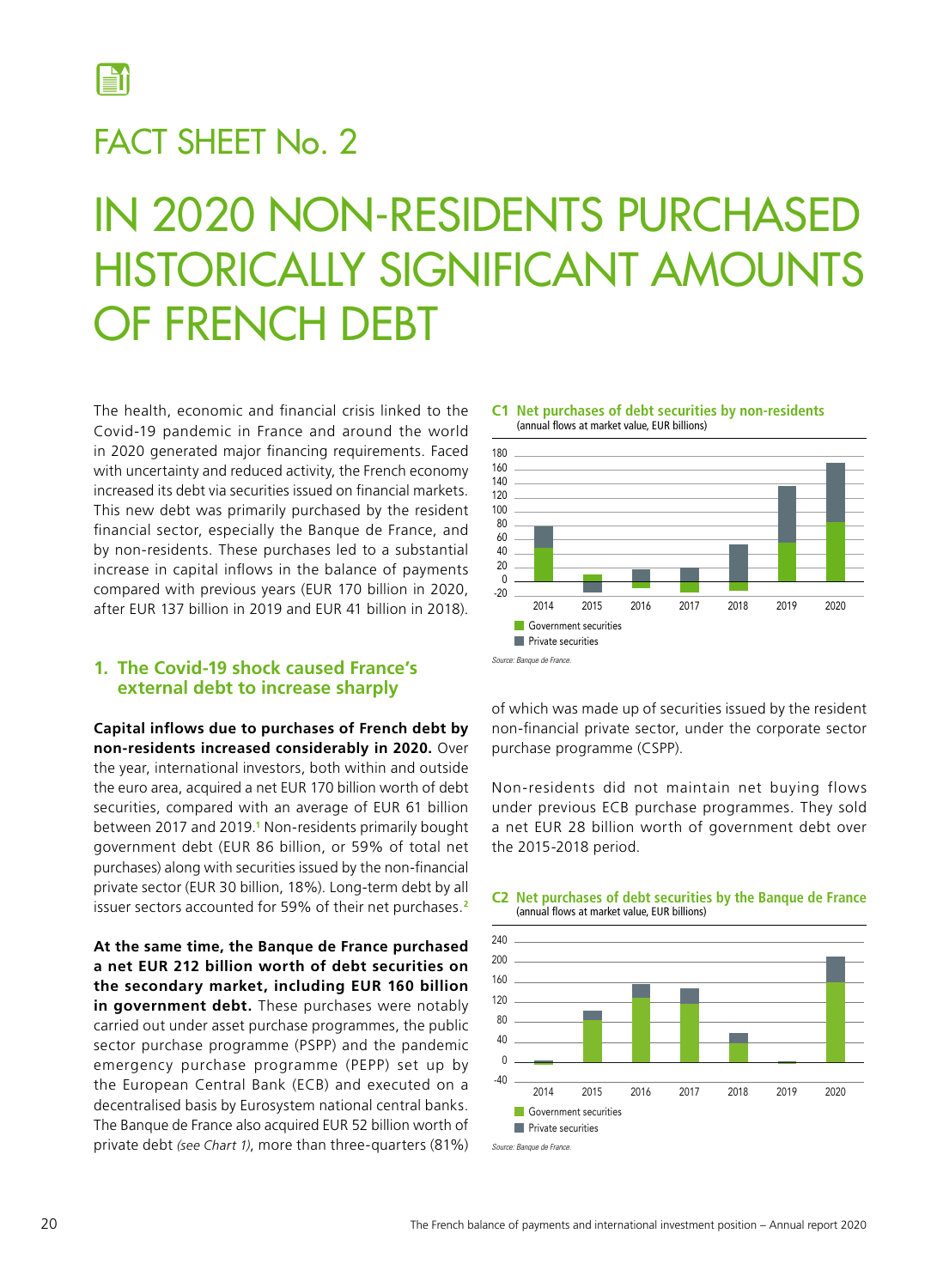# FACT SHEET No. 2

# IN 2020 NON-RESIDENTS PURCHASED HISTORICALLY SIGNIFICANT AMOUNTS OF FRENCH DEBT

The health, economic and financial crisis linked to the Covid-19 pandemic in France and around the world in 2020 generated major financing requirements. Faced with uncertainty and reduced activity, the French economy increased its debt via securities issued on financial markets. This new debt was primarily purchased by the resident financial sector, especially the Banque de France, and by non-residents. These purchases led to a substantial increase in capital inflows in the balance of payments compared with previous years (EUR 170 billion in 2020, after EUR 137 billion in 2019 and EUR 41 billion in 2018).

## 1. The Covid-19 shock caused France's external debt to increase sharply

**Capital inflows due to purchases of French debt by non-residents increased considerably in 2020.** Over the year, international investors, both within and outside the euro area, acquired a net EUR 170 billion worth of debt securities, compared with an average of EUR 61 billion between 2017 and 2019.[1] Non-residents primarily bought government debt (EUR 86 billion, or 59% of total net purchases) along with securities issued by the non-financial private sector (EUR 30 billion, 18%). Long-term debt by all issuer sectors accounted for 59% of their net purchases.[2]

**At the same time, the Banque de France purchased a net EUR 212 billion worth of debt securities on the secondary market, including EUR 160 billion in government debt.** These purchases were notably carried out under asset purchase programmes, the public sector purchase programme (PSPP) and the pandemic emergency purchase programme (PEPP) set up by the European Central Bank (ECB) and executed on a decentralised basis by Eurosystem national central banks. The Banque de France also acquired EUR 52 billion worth of private debt *(see Chart 1)*, more than three-quarters (81%) of which was made up of securities issued by the resident non-financial private sector, under the corporate sector purchase programme (CSPP).

Non-residents did not maintain net buying flows under previous ECB purchase programmes. They sold a net EUR 28 billion worth of government debt over the 2015-2018 period.

**C1 Net purchases of debt securities by non-residents**
(annual flows at market value, EUR billions)

Legend: Government securities; Private securities

Source: Banque de France.

**C2 Net purchases of debt securities by the Banque de France**
(annual flows at market value, EUR billions)

Legend: Government securities; Private securities

Source: Banque de France.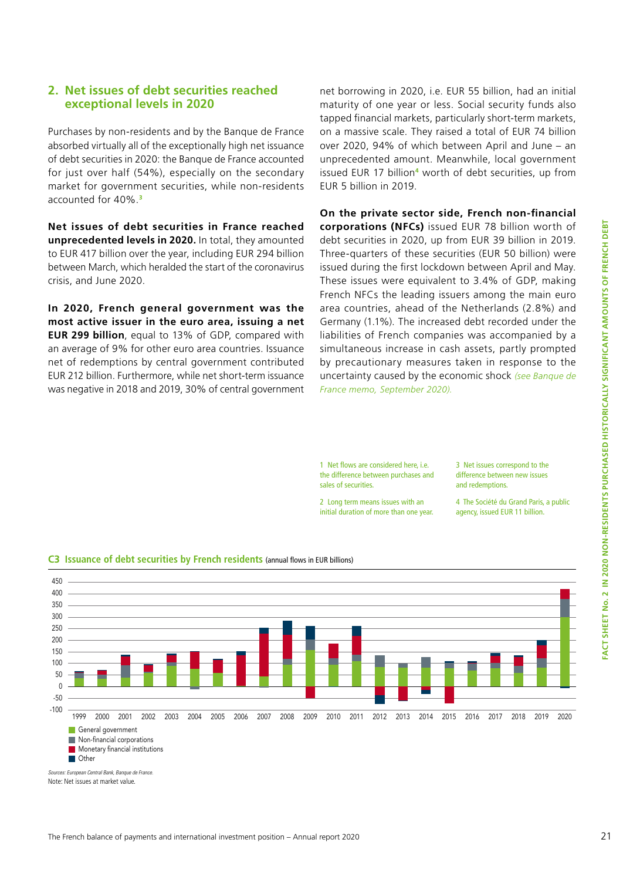## 2. Net issues of debt securities reached exceptional levels in 2020

Purchases by non-residents and by the Banque de France absorbed virtually all of the exceptionally high net issuance of debt securities in 2020: the Banque de France accounted for just over half (54%), especially on the secondary market for government securities, while non-residents accounted for 40%.[3]

**Net issues of debt securities in France reached unprecedented levels in 2020.** In total, they amounted to EUR 417 billion over the year, including EUR 294 billion between March, which heralded the start of the coronavirus crisis, and June 2020.

**In 2020, French general government was the most active issuer in the euro area, issuing a net EUR 299 billion**, equal to 13% of GDP, compared with an average of 9% for other euro area countries. Issuance net of redemptions by central government contributed EUR 212 billion. Furthermore, while net short-term issuance was negative in 2018 and 2019, 30% of central government net borrowing in 2020, i.e. EUR 55 billion, had an initial maturity of one year or less. Social security funds also tapped financial markets, particularly short-term markets, on a massive scale. They raised a total of EUR 74 billion over 2020, 94% of which between April and June – an unprecedented amount. Meanwhile, local government issued EUR 17 billion[4] worth of debt securities, up from EUR 5 billion in 2019.

**On the private sector side, French non-financial corporations (NFCs)** issued EUR 78 billion worth of debt securities in 2020, up from EUR 39 billion in 2019. Three-quarters of these securities (EUR 50 billion) were issued during the first lockdown between April and May. These issues were equivalent to 3.4% of GDP, making French NFCs the leading issuers among the main euro area countries, ahead of the Netherlands (2.8%) and Germany (1.1%). The increased debt recorded under the liabilities of French companies was accompanied by a simultaneous increase in cash assets, partly prompted by precautionary measures taken in response to the uncertainty caused by the economic shock *(see Banque de France memo, September 2020)*.

1 Net flows are considered here, i.e. the difference between purchases and sales of securities.

2 Long term means issues with an initial duration of more than one year.

3 Net issues correspond to the difference between new issues and redemptions.

4 The Société du Grand Paris, a public agency, issued EUR 11 billion.

**C3 Issuance of debt securities by French residents** (annual flows in EUR billions)

Legend: General government; Non-financial corporations; Monetary financial institutions; Other

*Sources: European Central Bank, Banque de France.*

Note: Net issues at market value.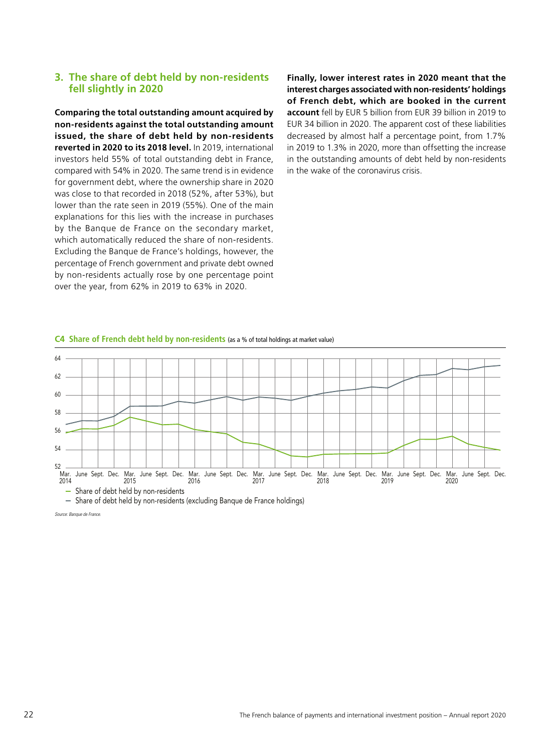### 3. The share of debt held by non-residents fell slightly in 2020

**Comparing the total outstanding amount acquired by non-residents against the total outstanding amount issued, the share of debt held by non-residents reverted in 2020 to its 2018 level.** In 2019, international investors held 55% of total outstanding debt in France, compared with 54% in 2020. The same trend is in evidence for government debt, where the ownership share in 2020 was close to that recorded in 2018 (52%, after 53%), but lower than the rate seen in 2019 (55%). One of the main explanations for this lies with the increase in purchases by the Banque de France on the secondary market, which automatically reduced the share of non-residents. Excluding the Banque de France's holdings, however, the percentage of French government and private debt owned by non-residents actually rose by one percentage point over the year, from 62% in 2019 to 63% in 2020.

**Finally, lower interest rates in 2020 meant that the interest charges associated with non-residents' holdings of French debt, which are booked in the current account** fell by EUR 5 billion from EUR 39 billion in 2019 to EUR 34 billion in 2020. The apparent cost of these liabilities decreased by almost half a percentage point, from 1.7% in 2019 to 1.3% in 2020, more than offsetting the increase in the outstanding amounts of debt held by non-residents in the wake of the coronavirus crisis.

**C4 Share of French debt held by non-residents** (as a % of total holdings at market value)

- Share of debt held by non-residents
- Share of debt held by non-residents (excluding Banque de France holdings)

*Source: Banque de France.*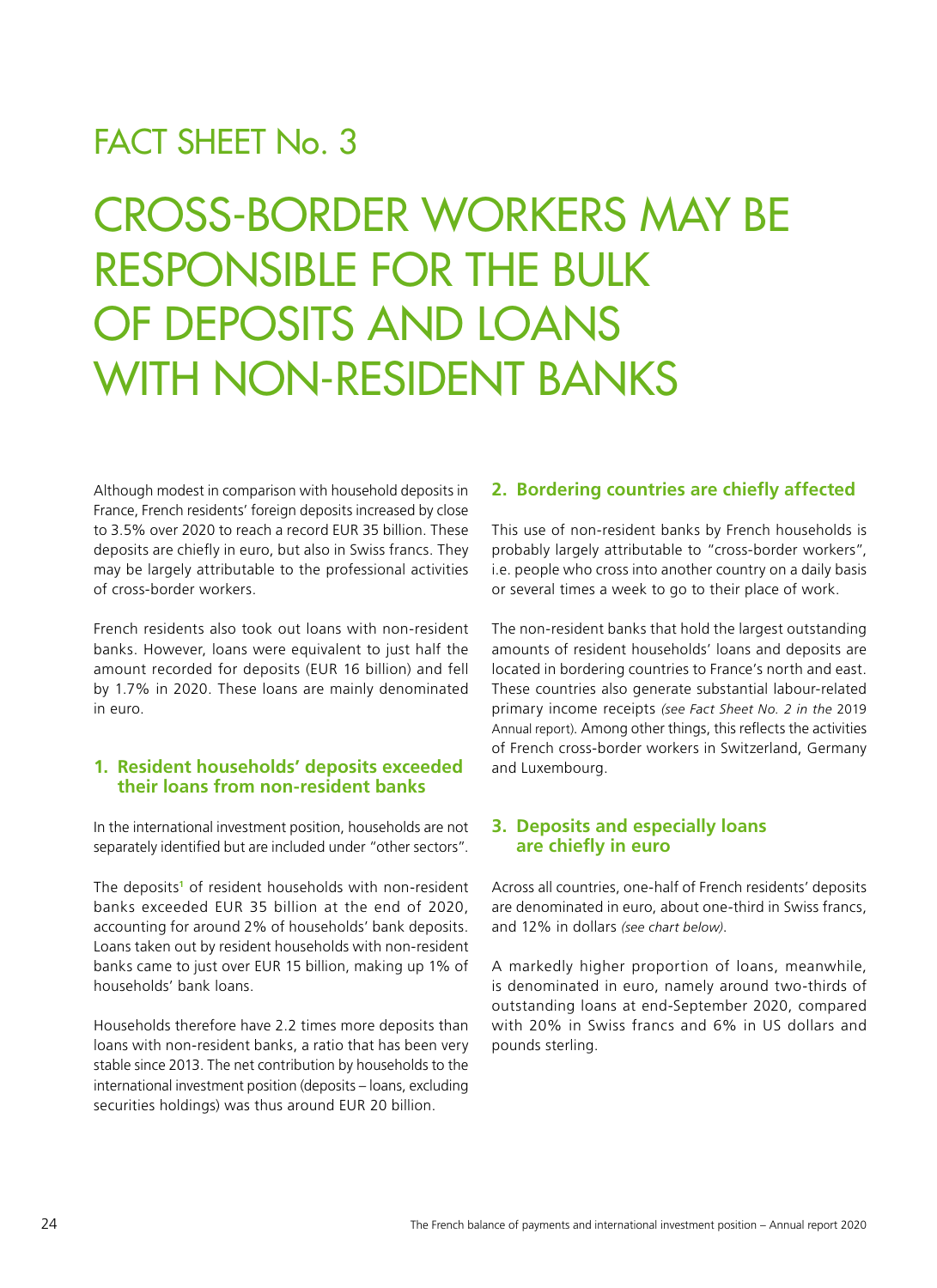# FACT SHEET No. 3

# CROSS-BORDER WORKERS MAY BE RESPONSIBLE FOR THE BULK OF DEPOSITS AND LOANS WITH NON-RESIDENT BANKS

Although modest in comparison with household deposits in France, French residents' foreign deposits increased by close to 3.5% over 2020 to reach a record EUR 35 billion. These deposits are chiefly in euro, but also in Swiss francs. They may be largely attributable to the professional activities of cross-border workers.

French residents also took out loans with non-resident banks. However, loans were equivalent to just half the amount recorded for deposits (EUR 16 billion) and fell by 1.7% in 2020. These loans are mainly denominated in euro.

## 1. Resident households' deposits exceeded their loans from non-resident banks

In the international investment position, households are not separately identified but are included under "other sectors".

The deposits[1] of resident households with non-resident banks exceeded EUR 35 billion at the end of 2020, accounting for around 2% of households' bank deposits. Loans taken out by resident households with non-resident banks came to just over EUR 15 billion, making up 1% of households' bank loans.

Households therefore have 2.2 times more deposits than loans with non-resident banks, a ratio that has been very stable since 2013. The net contribution by households to the international investment position (deposits – loans, excluding securities holdings) was thus around EUR 20 billion.

## 2. Bordering countries are chiefly affected

This use of non-resident banks by French households is probably largely attributable to "cross-border workers", i.e. people who cross into another country on a daily basis or several times a week to go to their place of work.

The non-resident banks that hold the largest outstanding amounts of resident households' loans and deposits are located in bordering countries to France's north and east. These countries also generate substantial labour-related primary income receipts *(see Fact Sheet No. 2 in the* 2019 Annual report). Among other things, this reflects the activities of French cross-border workers in Switzerland, Germany and Luxembourg.

## 3. Deposits and especially loans are chiefly in euro

Across all countries, one-half of French residents' deposits are denominated in euro, about one-third in Swiss francs, and 12% in dollars *(see chart below)*.

A markedly higher proportion of loans, meanwhile, is denominated in euro, namely around two-thirds of outstanding loans at end-September 2020, compared with 20% in Swiss francs and 6% in US dollars and pounds sterling.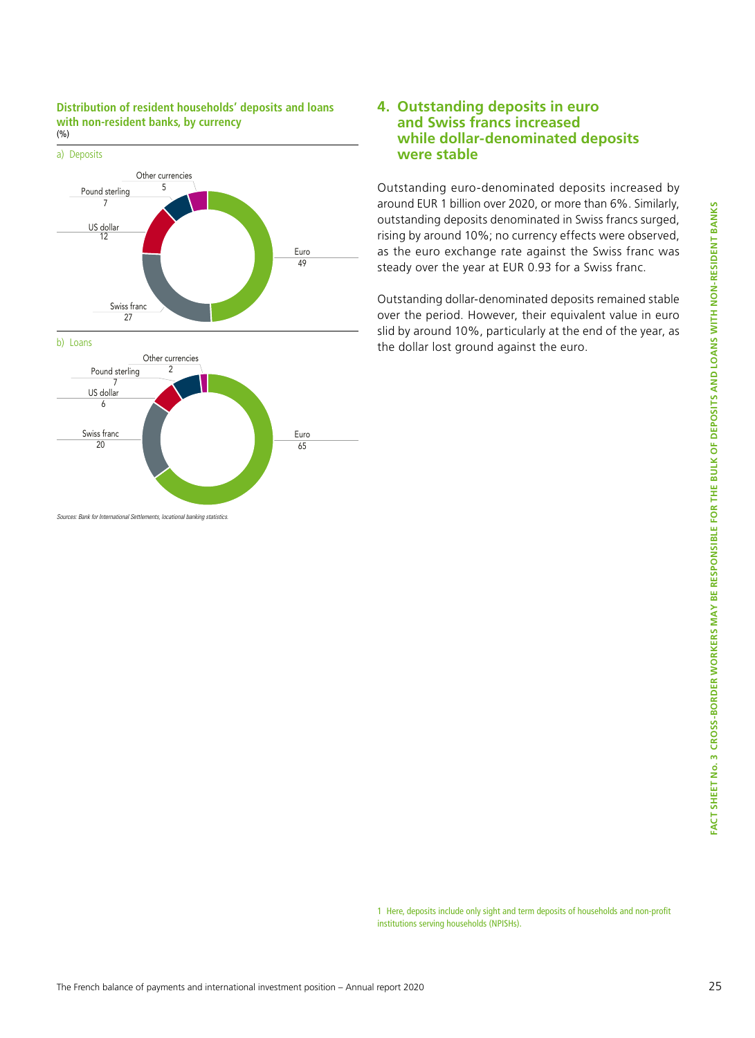**Distribution of resident households' deposits and loans with non-resident banks, by currency**
(%)

a) Deposits

| Currency | % |
| --- | --- |
| Euro | 49 |
| Swiss franc | 27 |
| US dollar | 12 |
| Pound sterling | 7 |
| Other currencies | 5 |

b) Loans

| Currency | % |
| --- | --- |
| Euro | 65 |
| Swiss franc | 20 |
| US dollar | 6 |
| Pound sterling | 7 |
| Other currencies | 2 |

*Sources: Bank for International Settlements, locational banking statistics.*

## 4. Outstanding deposits in euro and Swiss francs increased while dollar-denominated deposits were stable

Outstanding euro-denominated deposits increased by around EUR 1 billion over 2020, or more than 6%. Similarly, outstanding deposits denominated in Swiss francs surged, rising by around 10%; no currency effects were observed, as the euro exchange rate against the Swiss franc was steady over the year at EUR 0.93 for a Swiss franc.

Outstanding dollar-denominated deposits remained stable over the period. However, their equivalent value in euro slid by around 10%, particularly at the end of the year, as the dollar lost ground against the euro.

1 Here, deposits include only sight and term deposits of households and non-profit institutions serving households (NPISHs).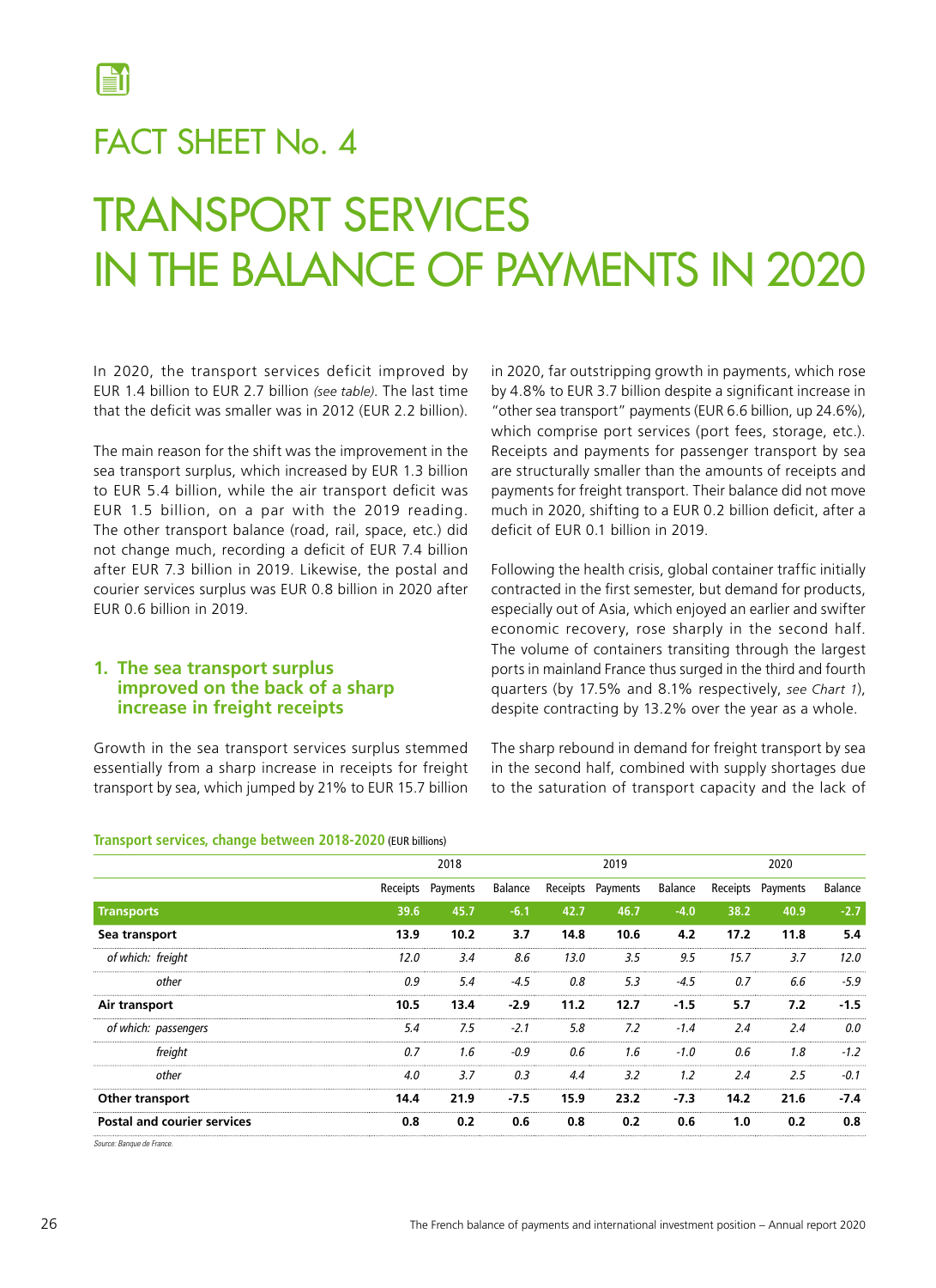# FACT SHEET No. 4

# TRANSPORT SERVICES IN THE BALANCE OF PAYMENTS IN 2020

In 2020, the transport services deficit improved by EUR 1.4 billion to EUR 2.7 billion *(see table)*. The last time that the deficit was smaller was in 2012 (EUR 2.2 billion).

The main reason for the shift was the improvement in the sea transport surplus, which increased by EUR 1.3 billion to EUR 5.4 billion, while the air transport deficit was EUR 1.5 billion, on a par with the 2019 reading. The other transport balance (road, rail, space, etc.) did not change much, recording a deficit of EUR 7.4 billion after EUR 7.3 billion in 2019. Likewise, the postal and courier services surplus was EUR 0.8 billion in 2020 after EUR 0.6 billion in 2019.

## 1. The sea transport surplus improved on the back of a sharp increase in freight receipts

Growth in the sea transport services surplus stemmed essentially from a sharp increase in receipts for freight transport by sea, which jumped by 21% to EUR 15.7 billion in 2020, far outstripping growth in payments, which rose by 4.8% to EUR 3.7 billion despite a significant increase in "other sea transport" payments (EUR 6.6 billion, up 24.6%), which comprise port services (port fees, storage, etc.). Receipts and payments for passenger transport by sea are structurally smaller than the amounts of receipts and payments for freight transport. Their balance did not move much in 2020, shifting to a EUR 0.2 billion deficit, after a deficit of EUR 0.1 billion in 2019.

Following the health crisis, global container traffic initially contracted in the first semester, but demand for products, especially out of Asia, which enjoyed an earlier and swifter economic recovery, rose sharply in the second half. The volume of containers transiting through the largest ports in mainland France thus surged in the third and fourth quarters (by 17.5% and 8.1% respectively, *see Chart 1*), despite contracting by 13.2% over the year as a whole.

The sharp rebound in demand for freight transport by sea in the second half, combined with supply shortages due to the saturation of transport capacity and the lack of

**Transport services, change between 2018-2020** (EUR billions)

| | 2018 | | | 2019 | | | 2020 | | |
|---|---|---|---|---|---|---|---|---|---|
| | Receipts | Payments | Balance | Receipts | Payments | Balance | Receipts | Payments | Balance |
| **Transports** | **39.6** | **45.7** | **-6.1** | **42.7** | **46.7** | **-4.0** | **38.2** | **40.9** | **-2.7** |
| **Sea transport** | **13.9** | **10.2** | **3.7** | **14.8** | **10.6** | **4.2** | **17.2** | **11.8** | **5.4** |
| *of which: freight* | *12.0* | *3.4* | *8.6* | *13.0* | *3.5* | *9.5* | *15.7* | *3.7* | *12.0* |
| *other* | *0.9* | *5.4* | *-4.5* | *0.8* | *5.3* | *-4.5* | *0.7* | *6.6* | *-5.9* |
| **Air transport** | **10.5** | **13.4** | **-2.9** | **11.2** | **12.7** | **-1.5** | **5.7** | **7.2** | **-1.5** |
| *of which: passengers* | *5.4* | *7.5* | *-2.1* | *5.8* | *7.2* | *-1.4* | *2.4* | *2.4* | *0.0* |
| *freight* | *0.7* | *1.6* | *-0.9* | *0.6* | *1.6* | *-1.0* | *0.6* | *1.8* | *-1.2* |
| *other* | *4.0* | *3.7* | *0.3* | *4.4* | *3.2* | *1.2* | *2.4* | *2.5* | *-0.1* |
| **Other transport** | **14.4** | **21.9** | **-7.5** | **15.9** | **23.2** | **-7.3** | **14.2** | **21.6** | **-7.4** |
| **Postal and courier services** | **0.8** | **0.2** | **0.6** | **0.8** | **0.2** | **0.6** | **1.0** | **0.2** | **0.8** |

*Source: Banque de France.*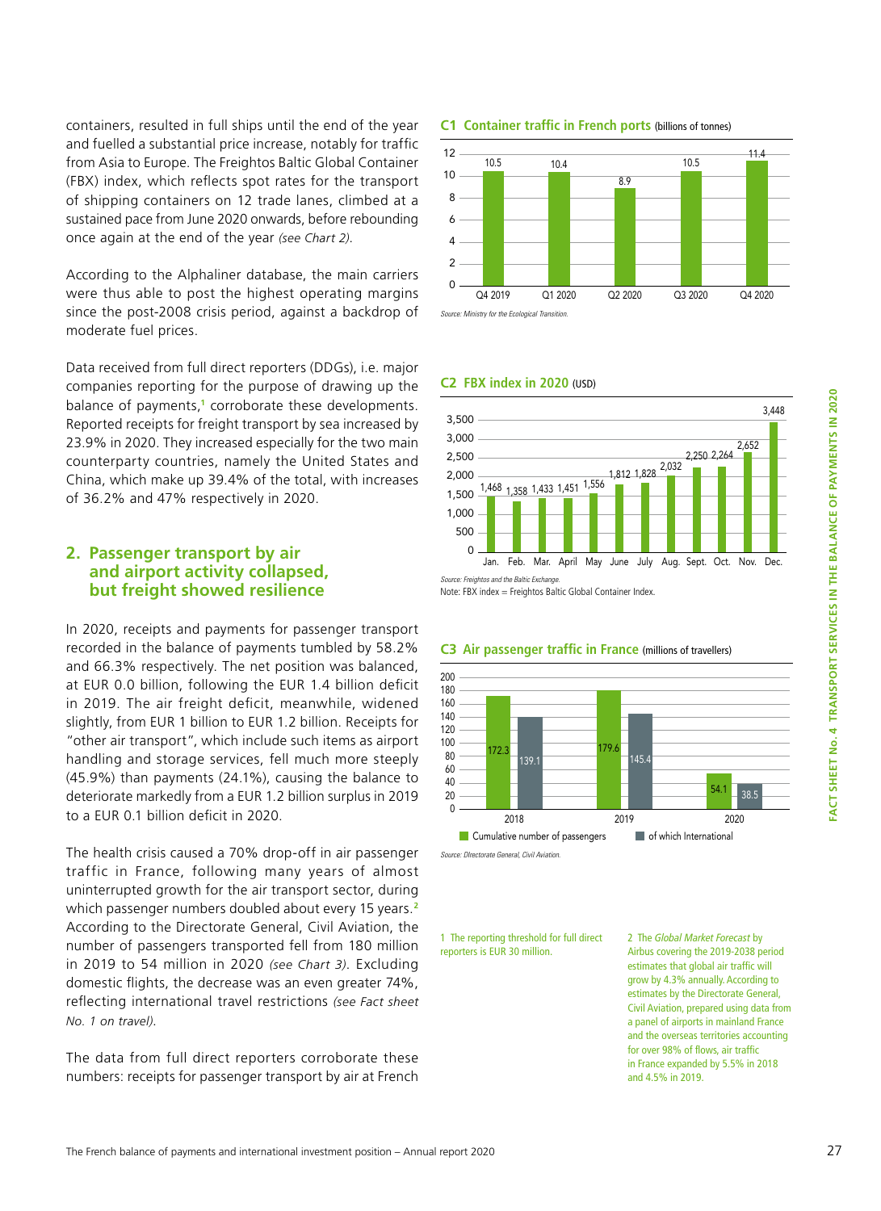containers, resulted in full ships until the end of the year and fuelled a substantial price increase, notably for traffic from Asia to Europe. The Freightos Baltic Global Container (FBX) index, which reflects spot rates for the transport of shipping containers on 12 trade lanes, climbed at a sustained pace from June 2020 onwards, before rebounding once again at the end of the year *(see Chart 2)*.

According to the Alphaliner database, the main carriers were thus able to post the highest operating margins since the post-2008 crisis period, against a backdrop of moderate fuel prices.

Data received from full direct reporters (DDGs), i.e. major companies reporting for the purpose of drawing up the balance of payments,[1] corroborate these developments. Reported receipts for freight transport by sea increased by 23.9% in 2020. They increased especially for the two main counterparty countries, namely the United States and China, which make up 39.4% of the total, with increases of 36.2% and 47% respectively in 2020.

## 2. Passenger transport by air and airport activity collapsed, but freight showed resilience

In 2020, receipts and payments for passenger transport recorded in the balance of payments tumbled by 58.2% and 66.3% respectively. The net position was balanced, at EUR 0.0 billion, following the EUR 1.4 billion deficit in 2019. The air freight deficit, meanwhile, widened slightly, from EUR 1 billion to EUR 1.2 billion. Receipts for "other air transport", which include such items as airport handling and storage services, fell much more steeply (45.9%) than payments (24.1%), causing the balance to deteriorate markedly from a EUR 1.2 billion surplus in 2019 to a EUR 0.1 billion deficit in 2020.

The health crisis caused a 70% drop-off in air passenger traffic in France, following many years of almost uninterrupted growth for the air transport sector, during which passenger numbers doubled about every 15 years.[2] According to the Directorate General, Civil Aviation, the number of passengers transported fell from 180 million in 2019 to 54 million in 2020 *(see Chart 3)*. Excluding domestic flights, the decrease was an even greater 74%, reflecting international travel restrictions *(see Fact sheet No. 1 on travel)*.

The data from full direct reporters corroborate these numbers: receipts for passenger transport by air at French

**C1 Container traffic in French ports** (billions of tonnes)

| Q4 2019 | Q1 2020 | Q2 2020 | Q3 2020 | Q4 2020 |
|---|---|---|---|---|
| 10.5 | 10.4 | 8.9 | 10.5 | 11.4 |

Source: Ministry for the Ecological Transition.

**C2 FBX index in 2020** (USD)

| Jan. | Feb. | Mar. | April | May | June | July | Aug. | Sept. | Oct. | Nov. | Dec. |
|---|---|---|---|---|---|---|---|---|---|---|---|
| 1,468 | 1,358 | 1,433 | 1,451 | 1,556 | 1,812 | 1,828 | 2,032 | 2,250 | 2,264 | 2,652 | 3,448 |

Source: Freightos and the Baltic Exchange.
Note: FBX index = Freightos Baltic Global Container Index.

**C3 Air passenger traffic in France** (millions of travellers)

| | 2018 | 2019 | 2020 |
|---|---|---|---|
| Cumulative number of passengers | 172.3 | 179.6 | 54.1 |
| of which International | 139.1 | 145.4 | 38.5 |

Source: Directorate General, Civil Aviation.

1 The reporting threshold for full direct reporters is EUR 30 million.

2 The *Global Market Forecast* by Airbus covering the 2019-2038 period estimates that global air traffic will grow by 4.3% annually. According to estimates by the Directorate General, Civil Aviation, prepared using data from a panel of airports in mainland France and the overseas territories accounting for over 98% of flows, air traffic in France expanded by 5.5% in 2018 and 4.5% in 2019.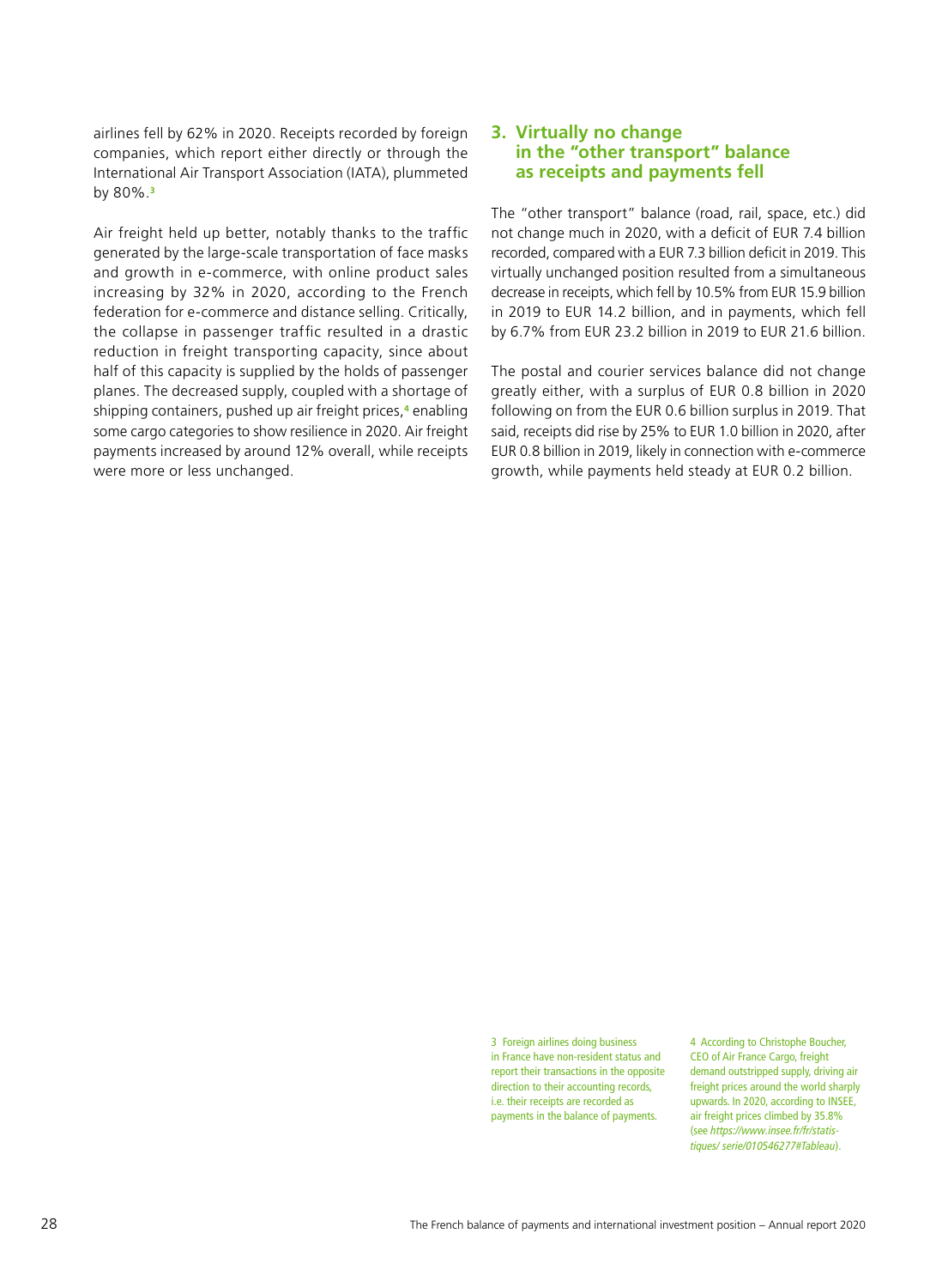airlines fell by 62% in 2020. Receipts recorded by foreign companies, which report either directly or through the International Air Transport Association (IATA), plummeted by 80%.[3]

Air freight held up better, notably thanks to the traffic generated by the large-scale transportation of face masks and growth in e-commerce, with online product sales increasing by 32% in 2020, according to the French federation for e-commerce and distance selling. Critically, the collapse in passenger traffic resulted in a drastic reduction in freight transporting capacity, since about half of this capacity is supplied by the holds of passenger planes. The decreased supply, coupled with a shortage of shipping containers, pushed up air freight prices,[4] enabling some cargo categories to show resilience in 2020. Air freight payments increased by around 12% overall, while receipts were more or less unchanged.

## 3. Virtually no change in the "other transport" balance as receipts and payments fell

The "other transport" balance (road, rail, space, etc.) did not change much in 2020, with a deficit of EUR 7.4 billion recorded, compared with a EUR 7.3 billion deficit in 2019. This virtually unchanged position resulted from a simultaneous decrease in receipts, which fell by 10.5% from EUR 15.9 billion in 2019 to EUR 14.2 billion, and in payments, which fell by 6.7% from EUR 23.2 billion in 2019 to EUR 21.6 billion.

The postal and courier services balance did not change greatly either, with a surplus of EUR 0.8 billion in 2020 following on from the EUR 0.6 billion surplus in 2019. That said, receipts did rise by 25% to EUR 1.0 billion in 2020, after EUR 0.8 billion in 2019, likely in connection with e-commerce growth, while payments held steady at EUR 0.2 billion.

3 Foreign airlines doing business in France have non-resident status and report their transactions in the opposite direction to their accounting records, i.e. their receipts are recorded as payments in the balance of payments.

4 According to Christophe Boucher, CEO of Air France Cargo, freight demand outstripped supply, driving air freight prices around the world sharply upwards. In 2020, according to INSEE, air freight prices climbed by 35.8% (see *https://www.insee.fr/fr/statistiques/ serie/010546277#Tableau*).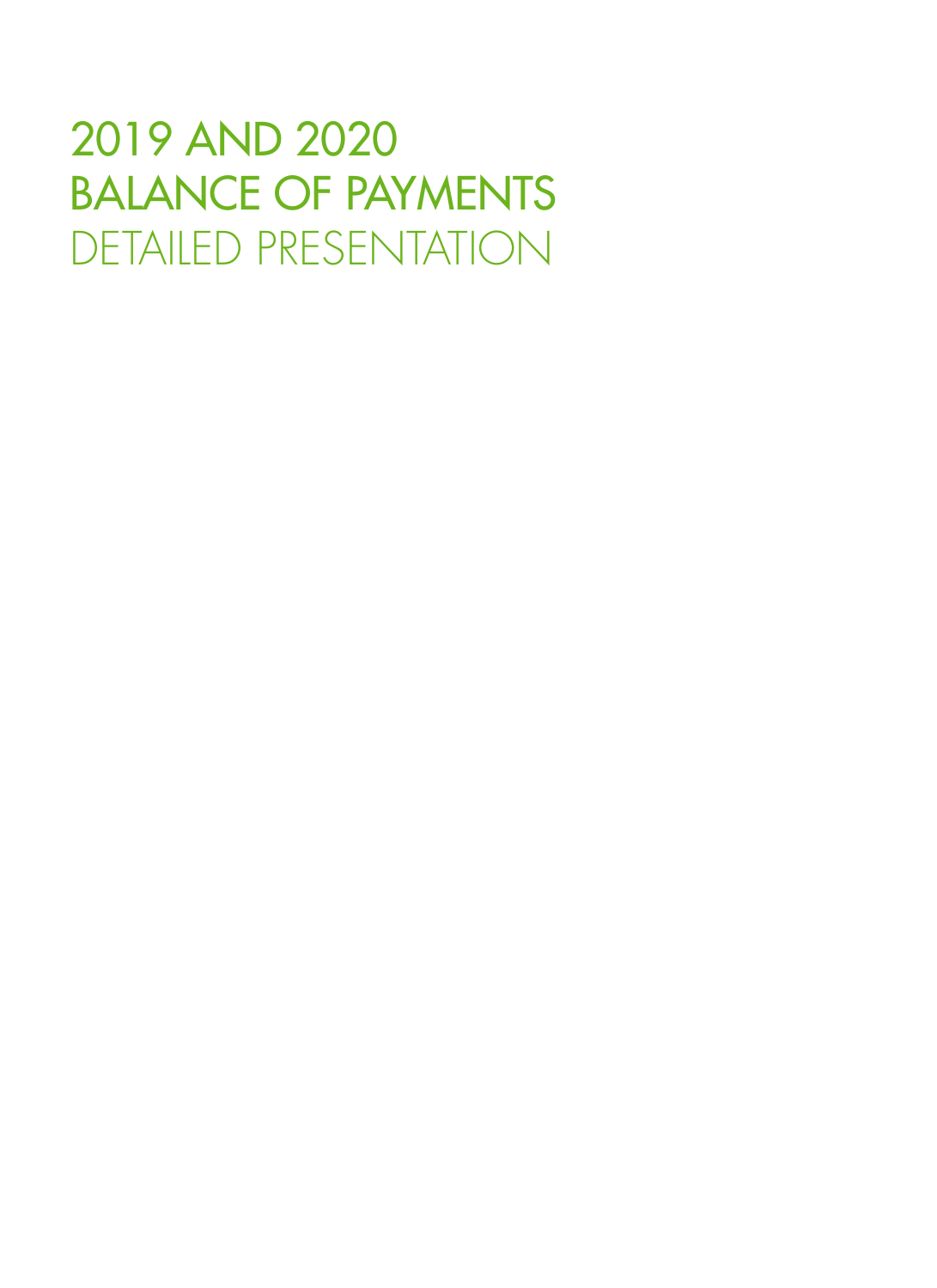# 2019 AND 2020 BALANCE OF PAYMENTS DETAILED PRESENTATION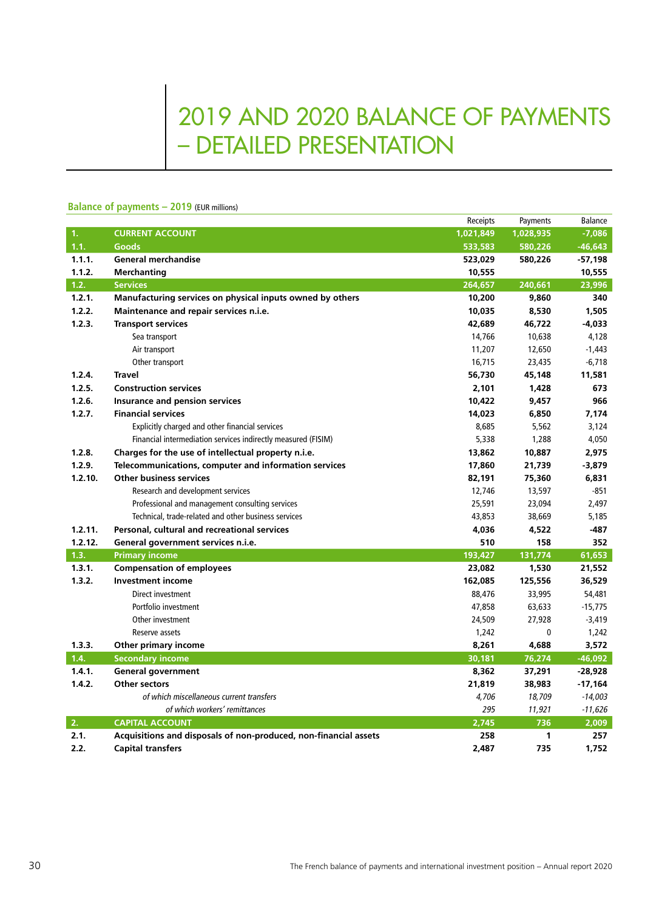# 2019 AND 2020 BALANCE OF PAYMENTS – DETAILED PRESENTATION

**Balance of payments – 2019** (EUR millions)

| | | Receipts | Payments | Balance |
|---|---|---|---|---|
| **1.** | **CURRENT ACCOUNT** | **1,021,849** | **1,028,935** | **-7,086** |
| **1.1.** | **Goods** | **533,583** | **580,226** | **-46,643** |
| **1.1.1.** | **General merchandise** | **523,029** | **580,226** | **-57,198** |
| **1.1.2.** | **Merchanting** | **10,555** | | **10,555** |
| **1.2.** | **Services** | **264,657** | **240,661** | **23,996** |
| **1.2.1.** | **Manufacturing services on physical inputs owned by others** | **10,200** | **9,860** | **340** |
| **1.2.2.** | **Maintenance and repair services n.i.e.** | **10,035** | **8,530** | **1,505** |
| **1.2.3.** | **Transport services** | **42,689** | **46,722** | **-4,033** |
| | Sea transport | 14,766 | 10,638 | 4,128 |
| | Air transport | 11,207 | 12,650 | -1,443 |
| | Other transport | 16,715 | 23,435 | -6,718 |
| **1.2.4.** | **Travel** | **56,730** | **45,148** | **11,581** |
| **1.2.5.** | **Construction services** | **2,101** | **1,428** | **673** |
| **1.2.6.** | **Insurance and pension services** | **10,422** | **9,457** | **966** |
| **1.2.7.** | **Financial services** | **14,023** | **6,850** | **7,174** |
| | Explicitly charged and other financial services | 8,685 | 5,562 | 3,124 |
| | Financial intermediation services indirectly measured (FISIM) | 5,338 | 1,288 | 4,050 |
| **1.2.8.** | **Charges for the use of intellectual property n.i.e.** | **13,862** | **10,887** | **2,975** |
| **1.2.9.** | **Telecommunications, computer and information services** | **17,860** | **21,739** | **-3,879** |
| **1.2.10.** | **Other business services** | **82,191** | **75,360** | **6,831** |
| | Research and development services | 12,746 | 13,597 | -851 |
| | Professional and management consulting services | 25,591 | 23,094 | 2,497 |
| | Technical, trade-related and other business services | 43,853 | 38,669 | 5,185 |
| **1.2.11.** | **Personal, cultural and recreational services** | **4,036** | **4,522** | **-487** |
| **1.2.12.** | **General government services n.i.e.** | **510** | **158** | **352** |
| **1.3.** | **Primary income** | **193,427** | **131,774** | **61,653** |
| **1.3.1.** | **Compensation of employees** | **23,082** | **1,530** | **21,552** |
| **1.3.2.** | **Investment income** | **162,085** | **125,556** | **36,529** |
| | Direct investment | 88,476 | 33,995 | 54,481 |
| | Portfolio investment | 47,858 | 63,633 | -15,775 |
| | Other investment | 24,509 | 27,928 | -3,419 |
| | Reserve assets | 1,242 | 0 | 1,242 |
| **1.3.3.** | **Other primary income** | **8,261** | **4,688** | **3,572** |
| **1.4.** | **Secondary income** | **30,181** | **76,274** | **-46,092** |
| **1.4.1.** | **General government** | **8,362** | **37,291** | **-28,928** |
| **1.4.2.** | **Other sectors** | **21,819** | **38,983** | **-17,164** |
| | *of which miscellaneous current transfers* | *4,706* | *18,709* | *-14,003* |
| | *of which workers' remittances* | *295* | *11,921* | *-11,626* |
| **2.** | **CAPITAL ACCOUNT** | **2,745** | **736** | **2,009** |
| **2.1.** | **Acquisitions and disposals of non-produced, non-financial assets** | **258** | **1** | **257** |
| **2.2.** | **Capital transfers** | **2,487** | **735** | **1,752** |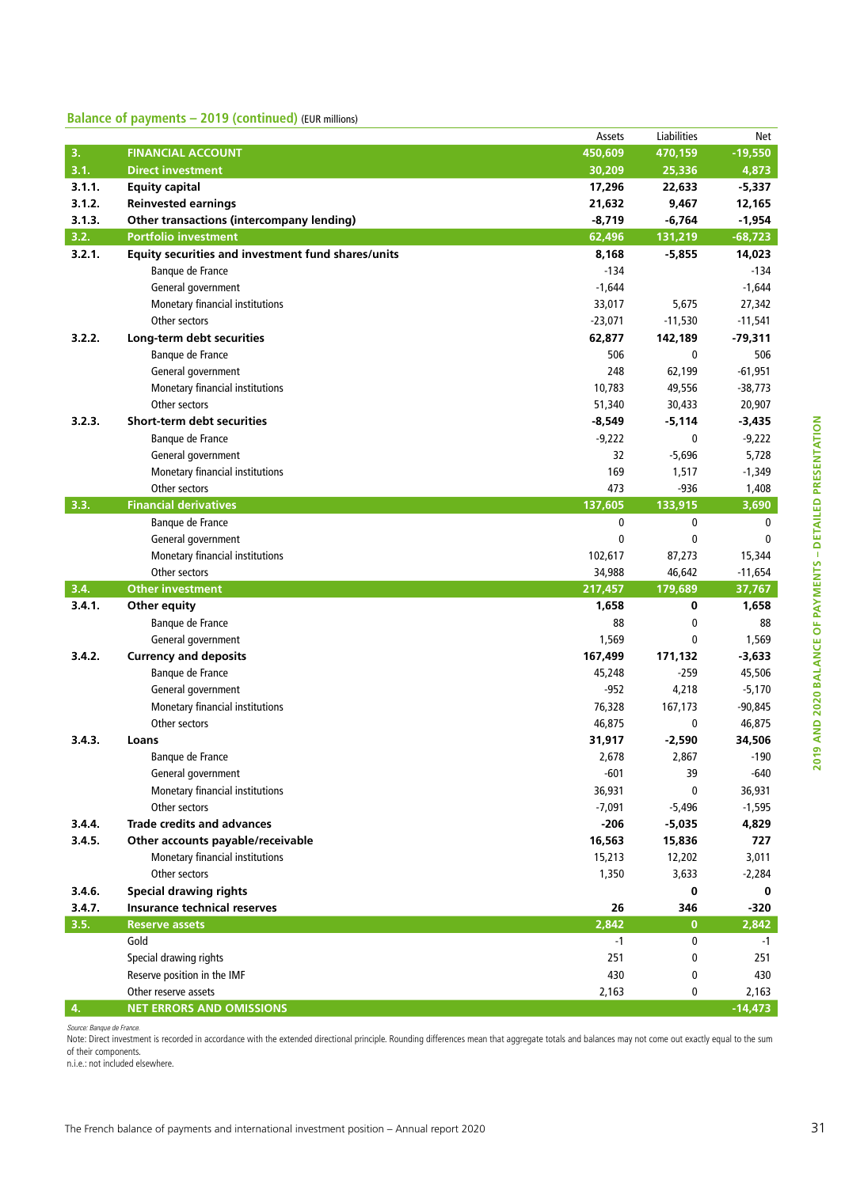## Balance of payments – 2019 (continued) (EUR millions)

| | | Assets | Liabilities | Net |
|---|---|---|---|---|
| **3.** | **FINANCIAL ACCOUNT** | **450,609** | **470,159** | **-19,550** |
| **3.1.** | **Direct investment** | **30,209** | **25,336** | **4,873** |
| **3.1.1.** | **Equity capital** | **17,296** | **22,633** | **-5,337** |
| **3.1.2.** | **Reinvested earnings** | **21,632** | **9,467** | **12,165** |
| **3.1.3.** | **Other transactions (intercompany lending)** | **-8,719** | **-6,764** | **-1,954** |
| **3.2.** | **Portfolio investment** | **62,496** | **131,219** | **-68,723** |
| **3.2.1.** | **Equity securities and investment fund shares/units** | **8,168** | **-5,855** | **14,023** |
| | Banque de France | -134 | | -134 |
| | General government | -1,644 | | -1,644 |
| | Monetary financial institutions | 33,017 | 5,675 | 27,342 |
| | Other sectors | -23,071 | -11,530 | -11,541 |
| **3.2.2.** | **Long-term debt securities** | **62,877** | **142,189** | **-79,311** |
| | Banque de France | 506 | 0 | 506 |
| | General government | 248 | 62,199 | -61,951 |
| | Monetary financial institutions | 10,783 | 49,556 | -38,773 |
| | Other sectors | 51,340 | 30,433 | 20,907 |
| **3.2.3.** | **Short-term debt securities** | **-8,549** | **-5,114** | **-3,435** |
| | Banque de France | -9,222 | 0 | -9,222 |
| | General government | 32 | -5,696 | 5,728 |
| | Monetary financial institutions | 169 | 1,517 | -1,349 |
| | Other sectors | 473 | -936 | 1,408 |
| **3.3.** | **Financial derivatives** | **137,605** | **133,915** | **3,690** |
| | Banque de France | 0 | 0 | 0 |
| | General government | 0 | 0 | 0 |
| | Monetary financial institutions | 102,617 | 87,273 | 15,344 |
| | Other sectors | 34,988 | 46,642 | -11,654 |
| **3.4.** | **Other investment** | **217,457** | **179,689** | **37,767** |
| **3.4.1.** | **Other equity** | **1,658** | **0** | **1,658** |
| | Banque de France | 88 | 0 | 88 |
| | General government | 1,569 | 0 | 1,569 |
| **3.4.2.** | **Currency and deposits** | **167,499** | **171,132** | **-3,633** |
| | Banque de France | 45,248 | -259 | 45,506 |
| | General government | -952 | 4,218 | -5,170 |
| | Monetary financial institutions | 76,328 | 167,173 | -90,845 |
| | Other sectors | 46,875 | 0 | 46,875 |
| **3.4.3.** | **Loans** | **31,917** | **-2,590** | **34,506** |
| | Banque de France | 2,678 | 2,867 | -190 |
| | General government | -601 | 39 | -640 |
| | Monetary financial institutions | 36,931 | 0 | 36,931 |
| | Other sectors | -7,091 | -5,496 | -1,595 |
| **3.4.4.** | **Trade credits and advances** | **-206** | **-5,035** | **4,829** |
| **3.4.5.** | **Other accounts payable/receivable** | **16,563** | **15,836** | **727** |
| | Monetary financial institutions | 15,213 | 12,202 | 3,011 |
| | Other sectors | 1,350 | 3,633 | -2,284 |
| **3.4.6.** | **Special drawing rights** | | **0** | **0** |
| **3.4.7.** | **Insurance technical reserves** | **26** | **346** | **-320** |
| **3.5.** | **Reserve assets** | **2,842** | **0** | **2,842** |
| | Gold | -1 | 0 | -1 |
| | Special drawing rights | 251 | 0 | 251 |
| | Reserve position in the IMF | 430 | 0 | 430 |
| | Other reserve assets | 2,163 | 0 | 2,163 |
| **4.** | **NET ERRORS AND OMISSIONS** | | | **-14,473** |

*Source: Banque de France.*
Note: Direct investment is recorded in accordance with the extended directional principle. Rounding differences mean that aggregate totals and balances may not come out exactly equal to the sum of their components.
n.i.e.: not included elsewhere.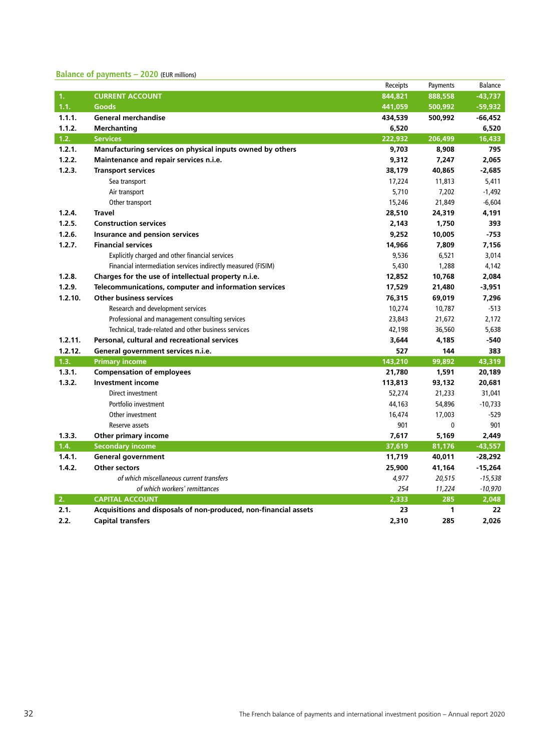## Balance of payments – 2020 (EUR millions)

| | | Receipts | Payments | Balance |
|---|---|---|---|---|
| **1.** | **CURRENT ACCOUNT** | **844,821** | **888,558** | **-43,737** |
| **1.1.** | **Goods** | **441,059** | **500,992** | **-59,932** |
| **1.1.1.** | **General merchandise** | **434,539** | **500,992** | **-66,452** |
| **1.1.2.** | **Merchanting** | **6,520** | | **6,520** |
| **1.2.** | **Services** | **222,932** | **206,499** | **16,433** |
| **1.2.1.** | **Manufacturing services on physical inputs owned by others** | **9,703** | **8,908** | **795** |
| **1.2.2.** | **Maintenance and repair services n.i.e.** | **9,312** | **7,247** | **2,065** |
| **1.2.3.** | **Transport services** | **38,179** | **40,865** | **-2,685** |
| | Sea transport | 17,224 | 11,813 | 5,411 |
| | Air transport | 5,710 | 7,202 | -1,492 |
| | Other transport | 15,246 | 21,849 | -6,604 |
| **1.2.4.** | **Travel** | **28,510** | **24,319** | **4,191** |
| **1.2.5.** | **Construction services** | **2,143** | **1,750** | **393** |
| **1.2.6.** | **Insurance and pension services** | **9,252** | **10,005** | **-753** |
| **1.2.7.** | **Financial services** | **14,966** | **7,809** | **7,156** |
| | Explicitly charged and other financial services | 9,536 | 6,521 | 3,014 |
| | Financial intermediation services indirectly measured (FISIM) | 5,430 | 1,288 | 4,142 |
| **1.2.8.** | **Charges for the use of intellectual property n.i.e.** | **12,852** | **10,768** | **2,084** |
| **1.2.9.** | **Telecommunications, computer and information services** | **17,529** | **21,480** | **-3,951** |
| **1.2.10.** | **Other business services** | **76,315** | **69,019** | **7,296** |
| | Research and development services | 10,274 | 10,787 | -513 |
| | Professional and management consulting services | 23,843 | 21,672 | 2,172 |
| | Technical, trade-related and other business services | 42,198 | 36,560 | 5,638 |
| **1.2.11.** | **Personal, cultural and recreational services** | **3,644** | **4,185** | **-540** |
| **1.2.12.** | **General government services n.i.e.** | **527** | **144** | **383** |
| **1.3.** | **Primary income** | **143,210** | **99,892** | **43,319** |
| **1.3.1.** | **Compensation of employees** | **21,780** | **1,591** | **20,189** |
| **1.3.2.** | **Investment income** | **113,813** | **93,132** | **20,681** |
| | Direct investment | 52,274 | 21,233 | 31,041 |
| | Portfolio investment | 44,163 | 54,896 | -10,733 |
| | Other investment | 16,474 | 17,003 | -529 |
| | Reserve assets | 901 | 0 | 901 |
| **1.3.3.** | **Other primary income** | **7,617** | **5,169** | **2,449** |
| **1.4.** | **Secondary income** | **37,619** | **81,176** | **-43,557** |
| **1.4.1.** | **General government** | **11,719** | **40,011** | **-28,292** |
| **1.4.2.** | **Other sectors** | **25,900** | **41,164** | **-15,264** |
| | *of which miscellaneous current transfers* | *4,977* | *20,515* | *-15,538* |
| | *of which workers' remittances* | *254* | *11,224* | *-10,970* |
| **2.** | **CAPITAL ACCOUNT** | **2,333** | **285** | **2,048** |
| **2.1.** | **Acquisitions and disposals of non-produced, non-financial assets** | **23** | **1** | **22** |
| **2.2.** | **Capital transfers** | **2,310** | **285** | **2,026** |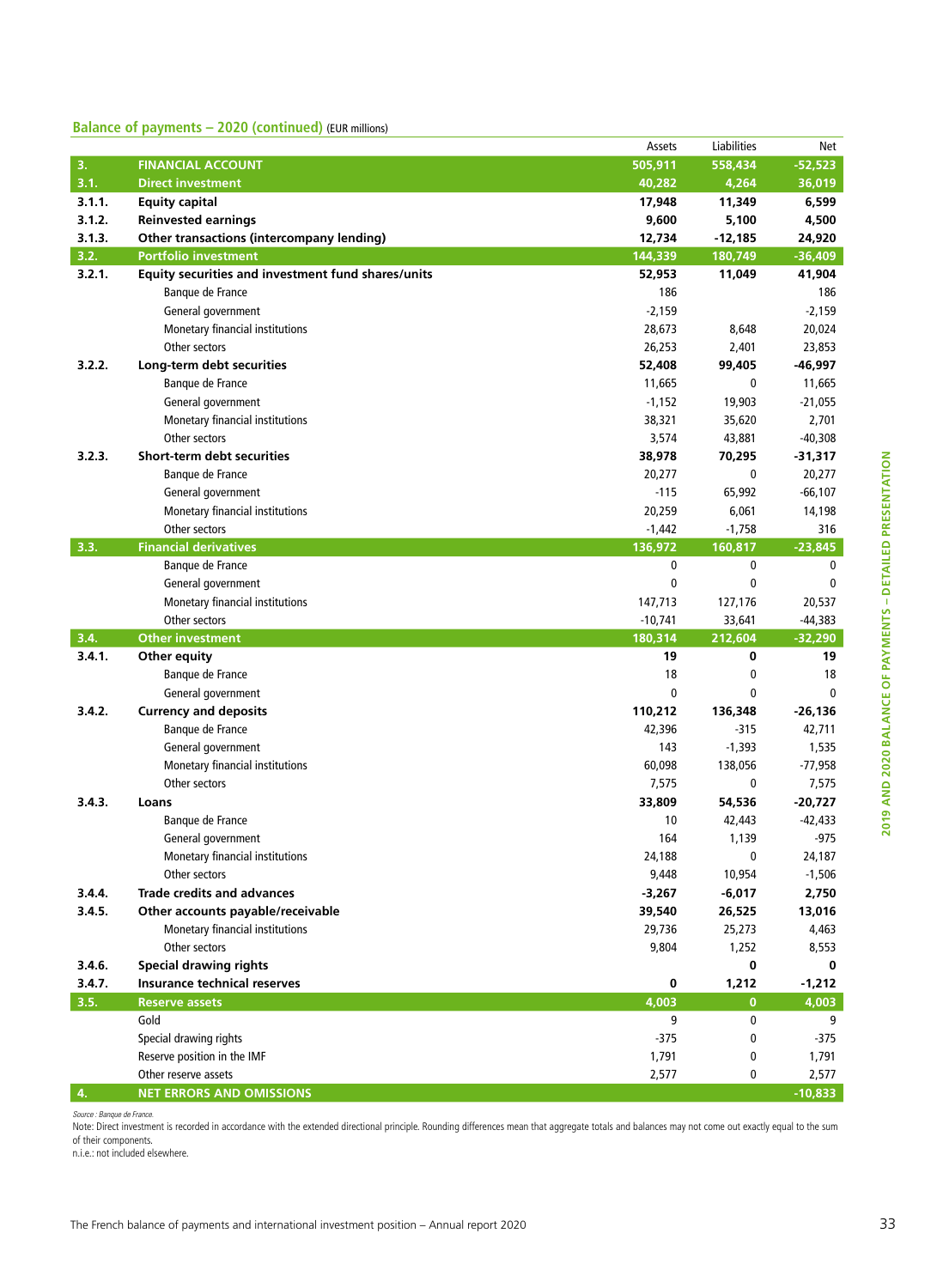## Balance of payments – 2020 (continued) (EUR millions)

| | | Assets | Liabilities | Net |
|---|---|---|---|---|
| **3.** | **FINANCIAL ACCOUNT** | **505,911** | **558,434** | **-52,523** |
| **3.1.** | **Direct investment** | **40,282** | **4,264** | **36,019** |
| **3.1.1.** | **Equity capital** | **17,948** | **11,349** | **6,599** |
| **3.1.2.** | **Reinvested earnings** | **9,600** | **5,100** | **4,500** |
| **3.1.3.** | **Other transactions (intercompany lending)** | **12,734** | **-12,185** | **24,920** |
| **3.2.** | **Portfolio investment** | **144,339** | **180,749** | **-36,409** |
| **3.2.1.** | **Equity securities and investment fund shares/units** | **52,953** | **11,049** | **41,904** |
| | Banque de France | 186 | | 186 |
| | General government | -2,159 | | -2,159 |
| | Monetary financial institutions | 28,673 | 8,648 | 20,024 |
| | Other sectors | 26,253 | 2,401 | 23,853 |
| **3.2.2.** | **Long-term debt securities** | **52,408** | **99,405** | **-46,997** |
| | Banque de France | 11,665 | 0 | 11,665 |
| | General government | -1,152 | 19,903 | -21,055 |
| | Monetary financial institutions | 38,321 | 35,620 | 2,701 |
| | Other sectors | 3,574 | 43,881 | -40,308 |
| **3.2.3.** | **Short-term debt securities** | **38,978** | **70,295** | **-31,317** |
| | Banque de France | 20,277 | 0 | 20,277 |
| | General government | -115 | 65,992 | -66,107 |
| | Monetary financial institutions | 20,259 | 6,061 | 14,198 |
| | Other sectors | -1,442 | -1,758 | 316 |
| **3.3.** | **Financial derivatives** | **136,972** | **160,817** | **-23,845** |
| | Banque de France | 0 | 0 | 0 |
| | General government | 0 | 0 | 0 |
| | Monetary financial institutions | 147,713 | 127,176 | 20,537 |
| | Other sectors | -10,741 | 33,641 | -44,383 |
| **3.4.** | **Other investment** | **180,314** | **212,604** | **-32,290** |
| **3.4.1.** | **Other equity** | **19** | **0** | **19** |
| | Banque de France | 18 | 0 | 18 |
| | General government | 0 | 0 | 0 |
| **3.4.2.** | **Currency and deposits** | **110,212** | **136,348** | **-26,136** |
| | Banque de France | 42,396 | -315 | 42,711 |
| | General government | 143 | -1,393 | 1,535 |
| | Monetary financial institutions | 60,098 | 138,056 | -77,958 |
| | Other sectors | 7,575 | 0 | 7,575 |
| **3.4.3.** | **Loans** | **33,809** | **54,536** | **-20,727** |
| | Banque de France | 10 | 42,443 | -42,433 |
| | General government | 164 | 1,139 | -975 |
| | Monetary financial institutions | 24,188 | 0 | 24,187 |
| | Other sectors | 9,448 | 10,954 | -1,506 |
| **3.4.4.** | **Trade credits and advances** | **-3,267** | **-6,017** | **2,750** |
| **3.4.5.** | **Other accounts payable/receivable** | **39,540** | **26,525** | **13,016** |
| | Monetary financial institutions | 29,736 | 25,273 | 4,463 |
| | Other sectors | 9,804 | 1,252 | 8,553 |
| **3.4.6.** | **Special drawing rights** | | **0** | **0** |
| **3.4.7.** | **Insurance technical reserves** | **0** | **1,212** | **-1,212** |
| **3.5.** | **Reserve assets** | **4,003** | **0** | **4,003** |
| | Gold | 9 | 0 | 9 |
| | Special drawing rights | -375 | 0 | -375 |
| | Reserve position in the IMF | 1,791 | 0 | 1,791 |
| | Other reserve assets | 2,577 | 0 | 2,577 |
| **4.** | **NET ERRORS AND OMISSIONS** | | | **-10,833** |

*Source: Banque de France.*

Note: Direct investment is recorded in accordance with the extended directional principle. Rounding differences mean that aggregate totals and balances may not come out exactly equal to the sum of their components.

n.i.e.: not included elsewhere.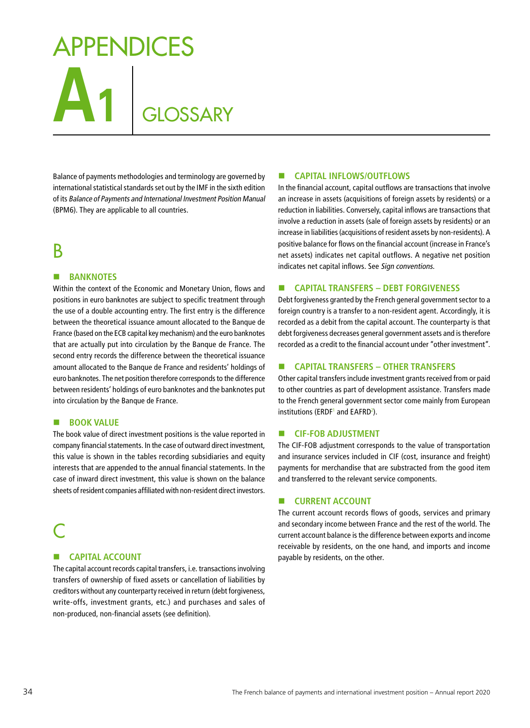# APPENDICES

# A1 GLOSSARY

Balance of payments methodologies and terminology are governed by international statistical standards set out by the IMF in the sixth edition of its *Balance of Payments and International Investment Position Manual* (BPM6). They are applicable to all countries.

## B

### BANKNOTES

Within the context of the Economic and Monetary Union, flows and positions in euro banknotes are subject to specific treatment through the use of a double accounting entry. The first entry is the difference between the theoretical issuance amount allocated to the Banque de France (based on the ECB capital key mechanism) and the euro banknotes that are actually put into circulation by the Banque de France. The second entry records the difference between the theoretical issuance amount allocated to the Banque de France and residents' holdings of euro banknotes. The net position therefore corresponds to the difference between residents' holdings of euro banknotes and the banknotes put into circulation by the Banque de France.

### BOOK VALUE

The book value of direct investment positions is the value reported in company financial statements. In the case of outward direct investment, this value is shown in the tables recording subsidiaries and equity interests that are appended to the annual financial statements. In the case of inward direct investment, this value is shown on the balance sheets of resident companies affiliated with non-resident direct investors.

## C

### CAPITAL ACCOUNT

The capital account records capital transfers, i.e. transactions involving transfers of ownership of fixed assets or cancellation of liabilities by creditors without any counterparty received in return (debt forgiveness, write-offs, investment grants, etc.) and purchases and sales of non-produced, non-financial assets (see definition).

### CAPITAL INFLOWS/OUTFLOWS

In the financial account, capital outflows are transactions that involve an increase in assets (acquisitions of foreign assets by residents) or a reduction in liabilities. Conversely, capital inflows are transactions that involve a reduction in assets (sale of foreign assets by residents) or an increase in liabilities (acquisitions of resident assets by non-residents). A positive balance for flows on the financial account (increase in France's net assets) indicates net capital outflows. A negative net position indicates net capital inflows. See *Sign conventions*.

### CAPITAL TRANSFERS – DEBT FORGIVENESS

Debt forgiveness granted by the French general government sector to a foreign country is a transfer to a non-resident agent. Accordingly, it is recorded as a debit from the capital account. The counterparty is that debt forgiveness decreases general government assets and is therefore recorded as a credit to the financial account under "other investment".

### CAPITAL TRANSFERS – OTHER TRANSFERS

Other capital transfers include investment grants received from or paid to other countries as part of development assistance. Transfers made to the French general government sector come mainly from European institutions (ERDF[1] and EAFRD[2]).

### CIF-FOB ADJUSTMENT

The CIF-FOB adjustment corresponds to the value of transportation and insurance services included in CIF (cost, insurance and freight) payments for merchandise that are substracted from the good item and transferred to the relevant service components.

### CURRENT ACCOUNT

The current account records flows of goods, services and primary and secondary income between France and the rest of the world. The current account balance is the difference between exports and income receivable by residents, on the one hand, and imports and income payable by residents, on the other.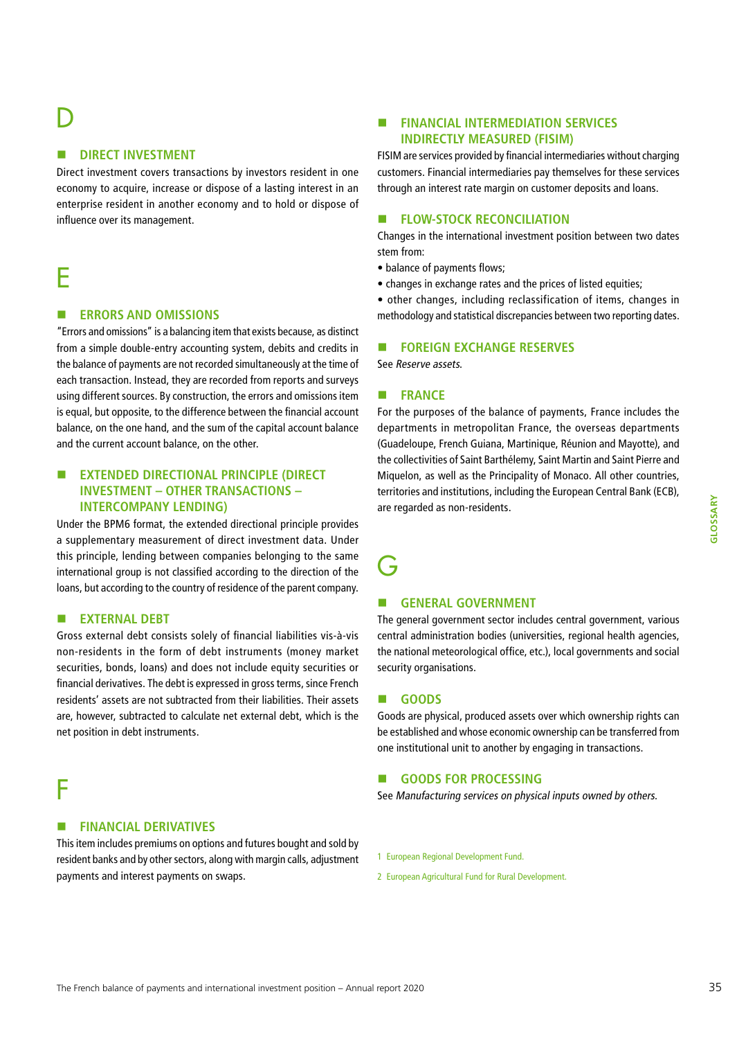# D

## DIRECT INVESTMENT

Direct investment covers transactions by investors resident in one economy to acquire, increase or dispose of a lasting interest in an enterprise resident in another economy and to hold or dispose of influence over its management.

# E

## ERRORS AND OMISSIONS

"Errors and omissions" is a balancing item that exists because, as distinct from a simple double-entry accounting system, debits and credits in the balance of payments are not recorded simultaneously at the time of each transaction. Instead, they are recorded from reports and surveys using different sources. By construction, the errors and omissions item is equal, but opposite, to the difference between the financial account balance, on the one hand, and the sum of the capital account balance and the current account balance, on the other.

## EXTENDED DIRECTIONAL PRINCIPLE (DIRECT INVESTMENT – OTHER TRANSACTIONS – INTERCOMPANY LENDING)

Under the BPM6 format, the extended directional principle provides a supplementary measurement of direct investment data. Under this principle, lending between companies belonging to the same international group is not classified according to the direction of the loans, but according to the country of residence of the parent company.

## EXTERNAL DEBT

Gross external debt consists solely of financial liabilities vis-à-vis non-residents in the form of debt instruments (money market securities, bonds, loans) and does not include equity securities or financial derivatives. The debt is expressed in gross terms, since French residents' assets are not subtracted from their liabilities. Their assets are, however, subtracted to calculate net external debt, which is the net position in debt instruments.

# F

## FINANCIAL DERIVATIVES

This item includes premiums on options and futures bought and sold by resident banks and by other sectors, along with margin calls, adjustment payments and interest payments on swaps.

## FINANCIAL INTERMEDIATION SERVICES INDIRECTLY MEASURED (FISIM)

FISIM are services provided by financial intermediaries without charging customers. Financial intermediaries pay themselves for these services through an interest rate margin on customer deposits and loans.

## FLOW-STOCK RECONCILIATION

Changes in the international investment position between two dates stem from:

- balance of payments flows;
- changes in exchange rates and the prices of listed equities;
- other changes, including reclassification of items, changes in methodology and statistical discrepancies between two reporting dates.

## FOREIGN EXCHANGE RESERVES

See *Reserve assets.*

## FRANCE

For the purposes of the balance of payments, France includes the departments in metropolitan France, the overseas departments (Guadeloupe, French Guiana, Martinique, Réunion and Mayotte), and the collectivities of Saint Barthélemy, Saint Martin and Saint Pierre and Miquelon, as well as the Principality of Monaco. All other countries, territories and institutions, including the European Central Bank (ECB), are regarded as non-residents.

# G

## GENERAL GOVERNMENT

The general government sector includes central government, various central administration bodies (universities, regional health agencies, the national meteorological office, etc.), local governments and social security organisations.

## GOODS

Goods are physical, produced assets over which ownership rights can be established and whose economic ownership can be transferred from one institutional unit to another by engaging in transactions.

## GOODS FOR PROCESSING

See *Manufacturing services on physical inputs owned by others.*

1 European Regional Development Fund.

2 European Agricultural Fund for Rural Development.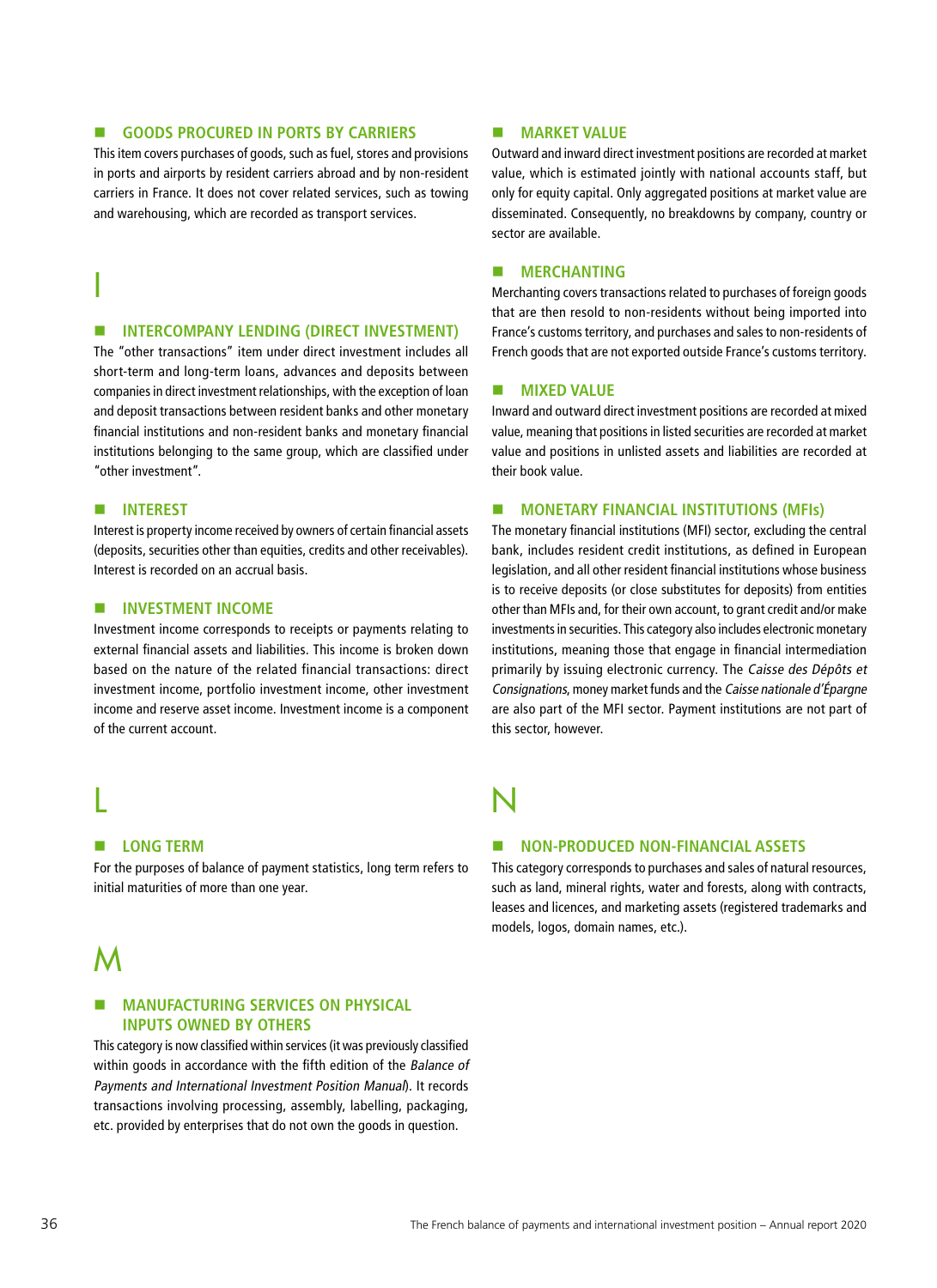### GOODS PROCURED IN PORTS BY CARRIERS

This item covers purchases of goods, such as fuel, stores and provisions in ports and airports by resident carriers abroad and by non-resident carriers in France. It does not cover related services, such as towing and warehousing, which are recorded as transport services.

## I

### INTERCOMPANY LENDING (DIRECT INVESTMENT)

The "other transactions" item under direct investment includes all short-term and long-term loans, advances and deposits between companies in direct investment relationships, with the exception of loan and deposit transactions between resident banks and other monetary financial institutions and non-resident banks and monetary financial institutions belonging to the same group, which are classified under "other investment".

### INTEREST

Interest is property income received by owners of certain financial assets (deposits, securities other than equities, credits and other receivables). Interest is recorded on an accrual basis.

### INVESTMENT INCOME

Investment income corresponds to receipts or payments relating to external financial assets and liabilities. This income is broken down based on the nature of the related financial transactions: direct investment income, portfolio investment income, other investment income and reserve asset income. Investment income is a component of the current account.

## L

### LONG TERM

For the purposes of balance of payment statistics, long term refers to initial maturities of more than one year.

## M

### MANUFACTURING SERVICES ON PHYSICAL INPUTS OWNED BY OTHERS

This category is now classified within services (it was previously classified within goods in accordance with the fifth edition of the *Balance of Payments and International Investment Position Manual*). It records transactions involving processing, assembly, labelling, packaging, etc. provided by enterprises that do not own the goods in question.

### MARKET VALUE

Outward and inward direct investment positions are recorded at market value, which is estimated jointly with national accounts staff, but only for equity capital. Only aggregated positions at market value are disseminated. Consequently, no breakdowns by company, country or sector are available.

### MERCHANTING

Merchanting covers transactions related to purchases of foreign goods that are then resold to non-residents without being imported into France's customs territory, and purchases and sales to non-residents of French goods that are not exported outside France's customs territory.

### MIXED VALUE

Inward and outward direct investment positions are recorded at mixed value, meaning that positions in listed securities are recorded at market value and positions in unlisted assets and liabilities are recorded at their book value.

### MONETARY FINANCIAL INSTITUTIONS (MFIs)

The monetary financial institutions (MFI) sector, excluding the central bank, includes resident credit institutions, as defined in European legislation, and all other resident financial institutions whose business is to receive deposits (or close substitutes for deposits) from entities other than MFIs and, for their own account, to grant credit and/or make investments in securities. This category also includes electronic monetary institutions, meaning those that engage in financial intermediation primarily by issuing electronic currency. The *Caisse des Dépôts et Consignations*, money market funds and the *Caisse nationale d'Épargne* are also part of the MFI sector. Payment institutions are not part of this sector, however.

## N

### NON-PRODUCED NON-FINANCIAL ASSETS

This category corresponds to purchases and sales of natural resources, such as land, mineral rights, water and forests, along with contracts, leases and licences, and marketing assets (registered trademarks and models, logos, domain names, etc.).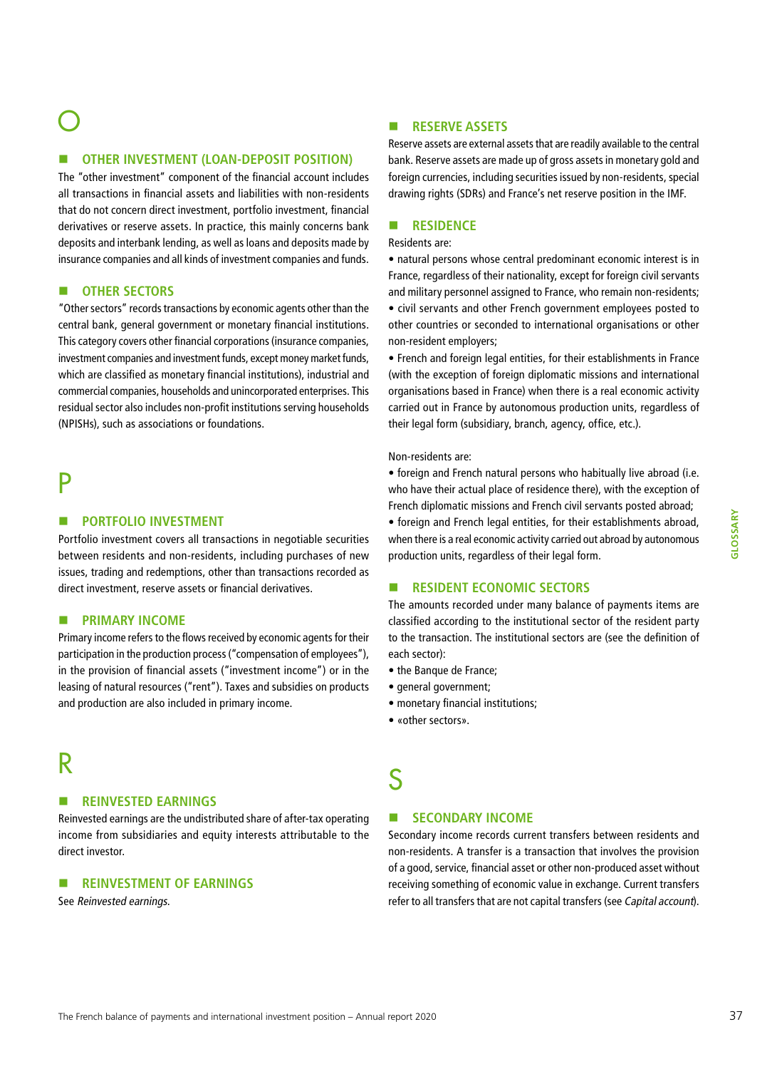# O

## OTHER INVESTMENT (LOAN-DEPOSIT POSITION)

The "other investment" component of the financial account includes all transactions in financial assets and liabilities with non-residents that do not concern direct investment, portfolio investment, financial derivatives or reserve assets. In practice, this mainly concerns bank deposits and interbank lending, as well as loans and deposits made by insurance companies and all kinds of investment companies and funds.

## OTHER SECTORS

"Other sectors" records transactions by economic agents other than the central bank, general government or monetary financial institutions. This category covers other financial corporations (insurance companies, investment companies and investment funds, except money market funds, which are classified as monetary financial institutions), industrial and commercial companies, households and unincorporated enterprises. This residual sector also includes non-profit institutions serving households (NPISHs), such as associations or foundations.

# P

## PORTFOLIO INVESTMENT

Portfolio investment covers all transactions in negotiable securities between residents and non-residents, including purchases of new issues, trading and redemptions, other than transactions recorded as direct investment, reserve assets or financial derivatives.

## PRIMARY INCOME

Primary income refers to the flows received by economic agents for their participation in the production process ("compensation of employees"), in the provision of financial assets ("investment income") or in the leasing of natural resources ("rent"). Taxes and subsidies on products and production are also included in primary income.

# R

## REINVESTED EARNINGS

Reinvested earnings are the undistributed share of after-tax operating income from subsidiaries and equity interests attributable to the direct investor.

## REINVESTMENT OF EARNINGS

See *Reinvested earnings.*

## RESERVE ASSETS

Reserve assets are external assets that are readily available to the central bank. Reserve assets are made up of gross assets in monetary gold and foreign currencies, including securities issued by non-residents, special drawing rights (SDRs) and France's net reserve position in the IMF.

## RESIDENCE

Residents are:

- natural persons whose central predominant economic interest is in France, regardless of their nationality, except for foreign civil servants and military personnel assigned to France, who remain non-residents;
- civil servants and other French government employees posted to other countries or seconded to international organisations or other non-resident employers;
- French and foreign legal entities, for their establishments in France (with the exception of foreign diplomatic missions and international organisations based in France) when there is a real economic activity carried out in France by autonomous production units, regardless of their legal form (subsidiary, branch, agency, office, etc.).

Non-residents are:

- foreign and French natural persons who habitually live abroad (i.e. who have their actual place of residence there), with the exception of French diplomatic missions and French civil servants posted abroad;
- foreign and French legal entities, for their establishments abroad, when there is a real economic activity carried out abroad by autonomous production units, regardless of their legal form.

## RESIDENT ECONOMIC SECTORS

The amounts recorded under many balance of payments items are classified according to the institutional sector of the resident party to the transaction. The institutional sectors are (see the definition of each sector):

- the Banque de France;
- general government;
- monetary financial institutions;
- «other sectors».

# S

## SECONDARY INCOME

Secondary income records current transfers between residents and non-residents. A transfer is a transaction that involves the provision of a good, service, financial asset or other non-produced asset without receiving something of economic value in exchange. Current transfers refer to all transfers that are not capital transfers (see *Capital account*).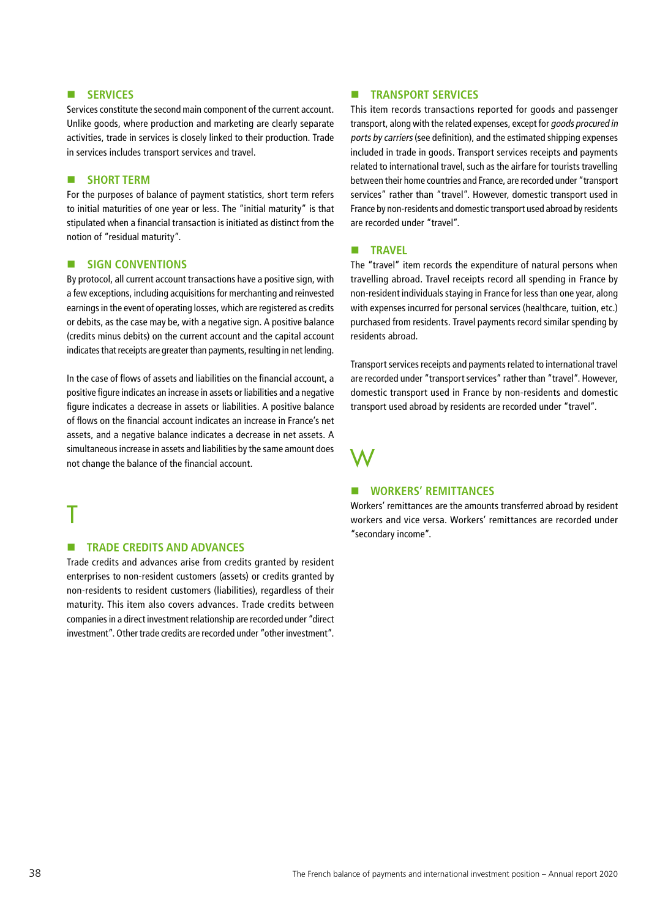## SERVICES

Services constitute the second main component of the current account. Unlike goods, where production and marketing are clearly separate activities, trade in services is closely linked to their production. Trade in services includes transport services and travel.

## SHORT TERM

For the purposes of balance of payment statistics, short term refers to initial maturities of one year or less. The "initial maturity" is that stipulated when a financial transaction is initiated as distinct from the notion of "residual maturity".

## SIGN CONVENTIONS

By protocol, all current account transactions have a positive sign, with a few exceptions, including acquisitions for merchanting and reinvested earnings in the event of operating losses, which are registered as credits or debits, as the case may be, with a negative sign. A positive balance (credits minus debits) on the current account and the capital account indicates that receipts are greater than payments, resulting in net lending.

In the case of flows of assets and liabilities on the financial account, a positive figure indicates an increase in assets or liabilities and a negative figure indicates a decrease in assets or liabilities. A positive balance of flows on the financial account indicates an increase in France's net assets, and a negative balance indicates a decrease in net assets. A simultaneous increase in assets and liabilities by the same amount does not change the balance of the financial account.

# T

## TRADE CREDITS AND ADVANCES

Trade credits and advances arise from credits granted by resident enterprises to non-resident customers (assets) or credits granted by non-residents to resident customers (liabilities), regardless of their maturity. This item also covers advances. Trade credits between companies in a direct investment relationship are recorded under "direct investment". Other trade credits are recorded under "other investment".

## TRANSPORT SERVICES

This item records transactions reported for goods and passenger transport, along with the related expenses, except for *goods procured in ports by carriers* (see definition), and the estimated shipping expenses included in trade in goods. Transport services receipts and payments related to international travel, such as the airfare for tourists travelling between their home countries and France, are recorded under "transport services" rather than "travel". However, domestic transport used in France by non-residents and domestic transport used abroad by residents are recorded under "travel".

## TRAVEL

The "travel" item records the expenditure of natural persons when travelling abroad. Travel receipts record all spending in France by non-resident individuals staying in France for less than one year, along with expenses incurred for personal services (healthcare, tuition, etc.) purchased from residents. Travel payments record similar spending by residents abroad.

Transport services receipts and payments related to international travel are recorded under "transport services" rather than "travel". However, domestic transport used in France by non-residents and domestic transport used abroad by residents are recorded under "travel".

# W

## WORKERS' REMITTANCES

Workers' remittances are the amounts transferred abroad by resident workers and vice versa. Workers' remittances are recorded under "secondary income".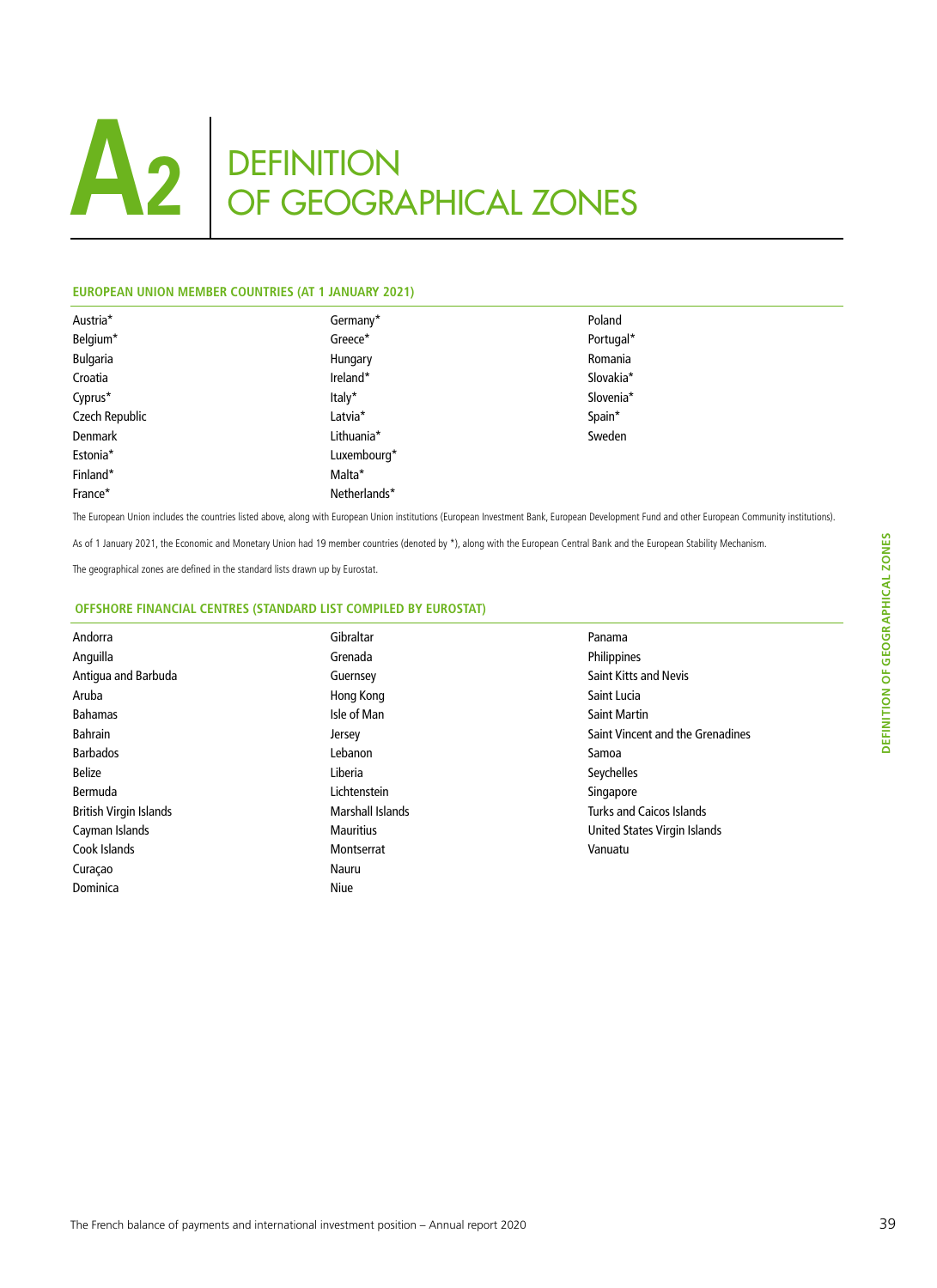# A2 DEFINITION OF GEOGRAPHICAL ZONES

## EUROPEAN UNION MEMBER COUNTRIES (AT 1 JANUARY 2021)

Austria*
Belgium*
Bulgaria
Croatia
Cyprus*
Czech Republic
Denmark
Estonia*
Finland*
France*
Germany*
Greece*
Hungary
Ireland*
Italy*
Latvia*
Lithuania*
Luxembourg*
Malta*
Netherlands*
Poland
Portugal*
Romania
Slovakia*
Slovenia*
Spain*
Sweden

The European Union includes the countries listed above, along with European Union institutions (European Investment Bank, European Development Fund and other European Community institutions).

As of 1 January 2021, the Economic and Monetary Union had 19 member countries (denoted by *), along with the European Central Bank and the European Stability Mechanism.

The geographical zones are defined in the standard lists drawn up by Eurostat.

## OFFSHORE FINANCIAL CENTRES (STANDARD LIST COMPILED BY EUROSTAT)

Andorra
Anguilla
Antigua and Barbuda
Aruba
Bahamas
Bahrain
Barbados
Belize
Bermuda
British Virgin Islands
Cayman Islands
Cook Islands
Curaçao
Dominica
Gibraltar
Grenada
Guernsey
Hong Kong
Isle of Man
Jersey
Lebanon
Liberia
Lichtenstein
Marshall Islands
Mauritius
Montserrat
Nauru
Niue
Panama
Philippines
Saint Kitts and Nevis
Saint Lucia
Saint Martin
Saint Vincent and the Grenadines
Samoa
Seychelles
Singapore
Turks and Caicos Islands
United States Virgin Islands
Vanuatu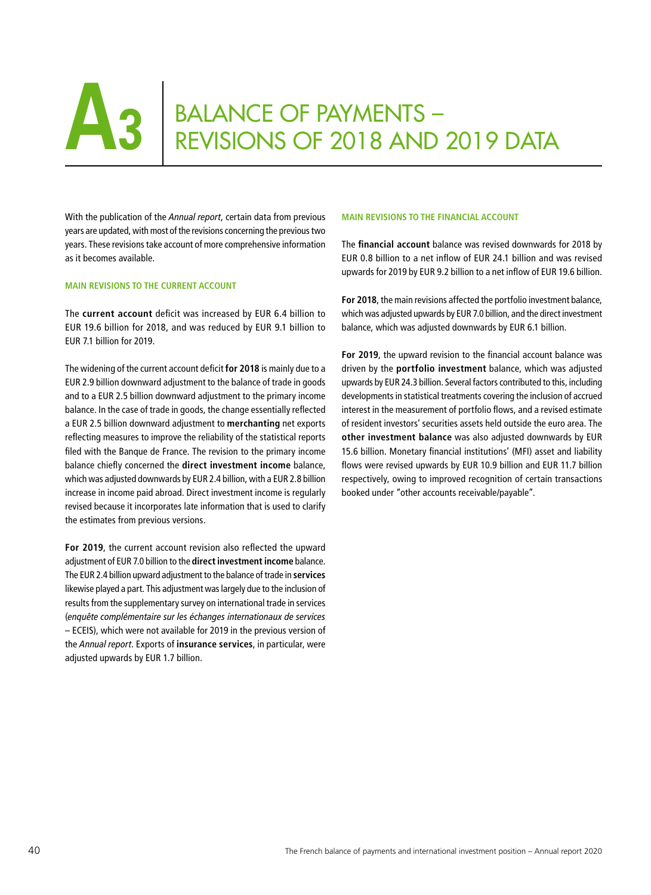# A3 BALANCE OF PAYMENTS – REVISIONS OF 2018 AND 2019 DATA

With the publication of the *Annual report*, certain data from previous years are updated, with most of the revisions concerning the previous two years. These revisions take account of more comprehensive information as it becomes available.

### MAIN REVISIONS TO THE CURRENT ACCOUNT

The **current account** deficit was increased by EUR 6.4 billion to EUR 19.6 billion for 2018, and was reduced by EUR 9.1 billion to EUR 7.1 billion for 2019.

The widening of the current account deficit **for 2018** is mainly due to a EUR 2.9 billion downward adjustment to the balance of trade in goods and to a EUR 2.5 billion downward adjustment to the primary income balance. In the case of trade in goods, the change essentially reflected a EUR 2.5 billion downward adjustment to **merchanting** net exports reflecting measures to improve the reliability of the statistical reports filed with the Banque de France. The revision to the primary income balance chiefly concerned the **direct investment income** balance, which was adjusted downwards by EUR 2.4 billion, with a EUR 2.8 billion increase in income paid abroad. Direct investment income is regularly revised because it incorporates late information that is used to clarify the estimates from previous versions.

**For 2019**, the current account revision also reflected the upward adjustment of EUR 7.0 billion to the **direct investment income** balance. The EUR 2.4 billion upward adjustment to the balance of trade in **services** likewise played a part. This adjustment was largely due to the inclusion of results from the supplementary survey on international trade in services (*enquête complémentaire sur les échanges internationaux de services* – ECEIS), which were not available for 2019 in the previous version of the *Annual report*. Exports of **insurance services**, in particular, were adjusted upwards by EUR 1.7 billion.

### MAIN REVISIONS TO THE FINANCIAL ACCOUNT

The **financial account** balance was revised downwards for 2018 by EUR 0.8 billion to a net inflow of EUR 24.1 billion and was revised upwards for 2019 by EUR 9.2 billion to a net inflow of EUR 19.6 billion.

**For 2018**, the main revisions affected the portfolio investment balance, which was adjusted upwards by EUR 7.0 billion, and the direct investment balance, which was adjusted downwards by EUR 6.1 billion.

**For 2019**, the upward revision to the financial account balance was driven by the **portfolio investment** balance, which was adjusted upwards by EUR 24.3 billion. Several factors contributed to this, including developments in statistical treatments covering the inclusion of accrued interest in the measurement of portfolio flows, and a revised estimate of resident investors' securities assets held outside the euro area. The **other investment balance** was also adjusted downwards by EUR 15.6 billion. Monetary financial institutions' (MFI) asset and liability flows were revised upwards by EUR 10.9 billion and EUR 11.7 billion respectively, owing to improved recognition of certain transactions booked under "other accounts receivable/payable".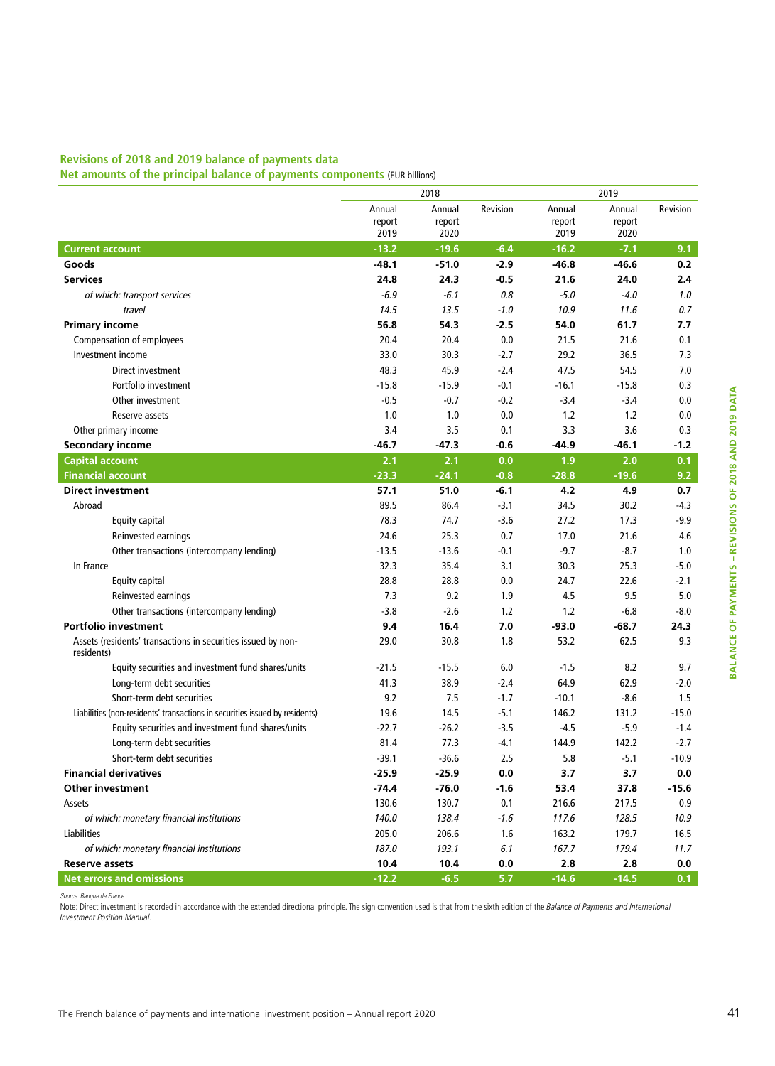## Revisions of 2018 and 2019 balance of payments data

### Net amounts of the principal balance of payments components (EUR billions)

| | 2018 | | | 2019 | | |
|---|---|---|---|---|---|---|
| | Annual report 2019 | Annual report 2020 | Revision | Annual report 2019 | Annual report 2020 | Revision |
| **Current account** | **-13.2** | **-19.6** | **-6.4** | **-16.2** | **-7.1** | **9.1** |
| **Goods** | **-48.1** | **-51.0** | **-2.9** | **-46.8** | **-46.6** | **0.2** |
| **Services** | **24.8** | **24.3** | **-0.5** | **21.6** | **24.0** | **2.4** |
| *of which: transport services* | *-6.9* | *-6.1* | *0.8* | *-5.0* | *-4.0* | *1.0* |
| *travel* | *14.5* | *13.5* | *-1.0* | *10.9* | *11.6* | *0.7* |
| **Primary income** | **56.8** | **54.3** | **-2.5** | **54.0** | **61.7** | **7.7** |
| Compensation of employees | 20.4 | 20.4 | 0.0 | 21.5 | 21.6 | 0.1 |
| Investment income | 33.0 | 30.3 | -2.7 | 29.2 | 36.5 | 7.3 |
| Direct investment | 48.3 | 45.9 | -2.4 | 47.5 | 54.5 | 7.0 |
| Portfolio investment | -15.8 | -15.9 | -0.1 | -16.1 | -15.8 | 0.3 |
| Other investment | -0.5 | -0.7 | -0.2 | -3.4 | -3.4 | 0.0 |
| Reserve assets | 1.0 | 1.0 | 0.0 | 1.2 | 1.2 | 0.0 |
| Other primary income | 3.4 | 3.5 | 0.1 | 3.3 | 3.6 | 0.3 |
| **Secondary income** | **-46.7** | **-47.3** | **-0.6** | **-44.9** | **-46.1** | **-1.2** |
| **Capital account** | **2.1** | **2.1** | **0.0** | **1.9** | **2.0** | **0.1** |
| **Financial account** | **-23.3** | **-24.1** | **-0.8** | **-28.8** | **-19.6** | **9.2** |
| **Direct investment** | **57.1** | **51.0** | **-6.1** | **4.2** | **4.9** | **0.7** |
| Abroad | 89.5 | 86.4 | -3.1 | 34.5 | 30.2 | -4.3 |
| Equity capital | 78.3 | 74.7 | -3.6 | 27.2 | 17.3 | -9.9 |
| Reinvested earnings | 24.6 | 25.3 | 0.7 | 17.0 | 21.6 | 4.6 |
| Other transactions (intercompany lending) | -13.5 | -13.6 | -0.1 | -9.7 | -8.7 | 1.0 |
| In France | 32.3 | 35.4 | 3.1 | 30.3 | 25.3 | -5.0 |
| Equity capital | 28.8 | 28.8 | 0.0 | 24.7 | 22.6 | -2.1 |
| Reinvested earnings | 7.3 | 9.2 | 1.9 | 4.5 | 9.5 | 5.0 |
| Other transactions (intercompany lending) | -3.8 | -2.6 | 1.2 | 1.2 | -6.8 | -8.0 |
| **Portfolio investment** | **9.4** | **16.4** | **7.0** | **-93.0** | **-68.7** | **24.3** |
| Assets (residents' transactions in securities issued by non-residents) | 29.0 | 30.8 | 1.8 | 53.2 | 62.5 | 9.3 |
| Equity securities and investment fund shares/units | -21.5 | -15.5 | 6.0 | -1.5 | 8.2 | 9.7 |
| Long-term debt securities | 41.3 | 38.9 | -2.4 | 64.9 | 62.9 | -2.0 |
| Short-term debt securities | 9.2 | 7.5 | -1.7 | -10.1 | -8.6 | 1.5 |
| Liabilities (non-residents' transactions in securities issued by residents) | 19.6 | 14.5 | -5.1 | 146.2 | 131.2 | -15.0 |
| Equity securities and investment fund shares/units | -22.7 | -26.2 | -3.5 | -4.5 | -5.9 | -1.4 |
| Long-term debt securities | 81.4 | 77.3 | -4.1 | 144.9 | 142.2 | -2.7 |
| Short-term debt securities | -39.1 | -36.6 | 2.5 | 5.8 | -5.1 | -10.9 |
| **Financial derivatives** | **-25.9** | **-25.9** | **0.0** | **3.7** | **3.7** | **0.0** |
| **Other investment** | **-74.4** | **-76.0** | **-1.6** | **53.4** | **37.8** | **-15.6** |
| Assets | 130.6 | 130.7 | 0.1 | 216.6 | 217.5 | 0.9 |
| *of which: monetary financial institutions* | *140.0* | *138.4* | *-1.6* | *117.6* | *128.5* | *10.9* |
| Liabilities | 205.0 | 206.6 | 1.6 | 163.2 | 179.7 | 16.5 |
| *of which: monetary financial institutions* | *187.0* | *193.1* | *6.1* | *167.7* | *179.4* | *11.7* |
| **Reserve assets** | **10.4** | **10.4** | **0.0** | **2.8** | **2.8** | **0.0** |
| **Net errors and omissions** | **-12.2** | **-6.5** | **5.7** | **-14.6** | **-14.5** | **0.1** |

Source: Banque de France.

Note: Direct investment is recorded in accordance with the extended directional principle. The sign convention used is that from the sixth edition of the *Balance of Payments and International Investment Position Manual*.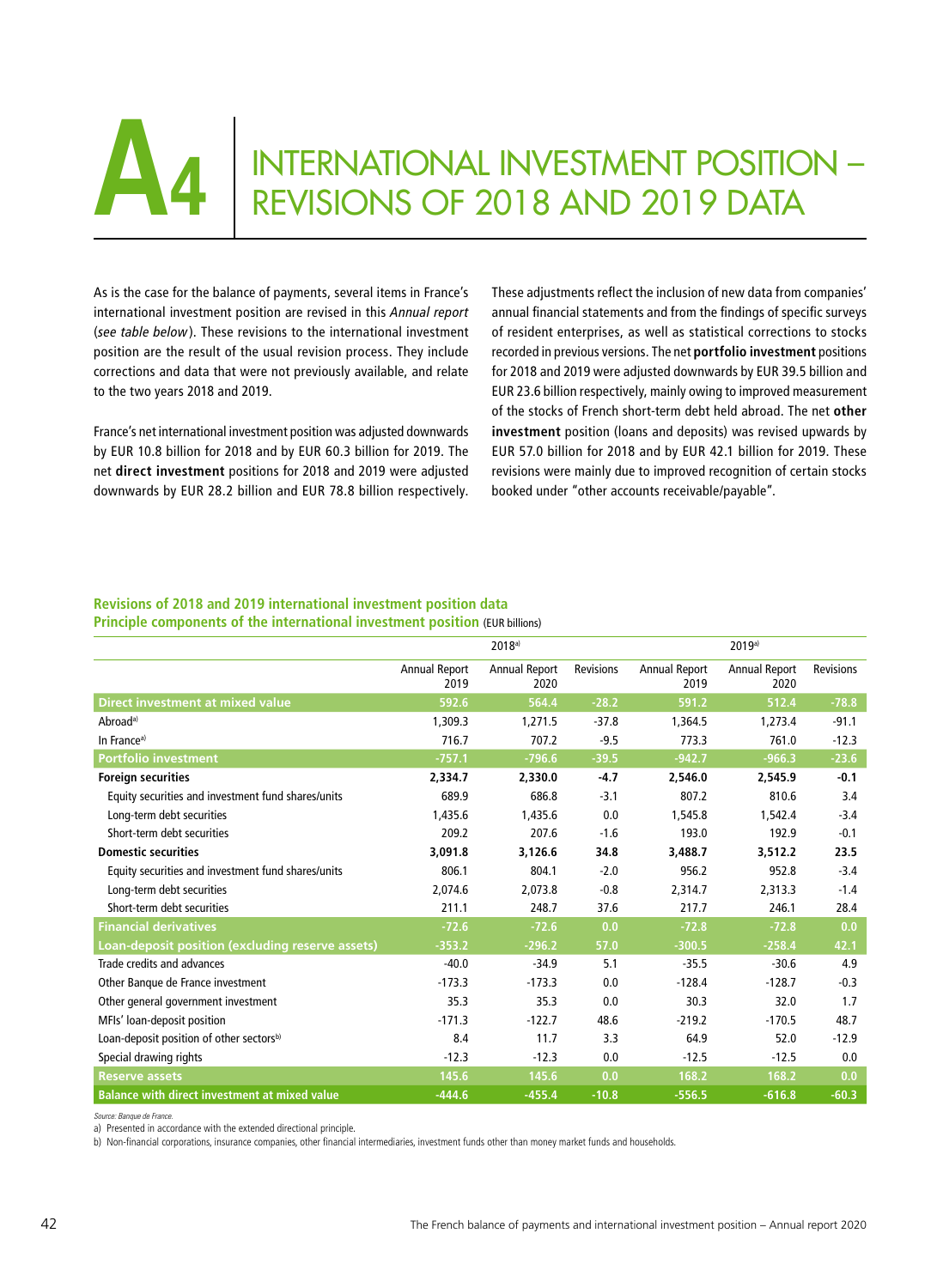# A4 INTERNATIONAL INVESTMENT POSITION – REVISIONS OF 2018 AND 2019 DATA

As is the case for the balance of payments, several items in France's international investment position are revised in this *Annual report* (*see table below*). These revisions to the international investment position are the result of the usual revision process. They include corrections and data that were not previously available, and relate to the two years 2018 and 2019.

France's net international investment position was adjusted downwards by EUR 10.8 billion for 2018 and by EUR 60.3 billion for 2019. The net **direct investment** positions for 2018 and 2019 were adjusted downwards by EUR 28.2 billion and EUR 78.8 billion respectively. These adjustments reflect the inclusion of new data from companies' annual financial statements and from the findings of specific surveys of resident enterprises, as well as statistical corrections to stocks recorded in previous versions. The net **portfolio investment** positions for 2018 and 2019 were adjusted downwards by EUR 39.5 billion and EUR 23.6 billion respectively, mainly owing to improved measurement of the stocks of French short-term debt held abroad. The net **other investment** position (loans and deposits) was revised upwards by EUR 57.0 billion for 2018 and by EUR 42.1 billion for 2019. These revisions were mainly due to improved recognition of certain stocks booked under "other accounts receivable/payable".

**Revisions of 2018 and 2019 international investment position data**
**Principle components of the international investment position** (EUR billions)

| | 2018[a] | | | 2019[a] | | |
|---|---|---|---|---|---|---|
| | Annual Report 2019 | Annual Report 2020 | Revisions | Annual Report 2019 | Annual Report 2020 | Revisions |
| **Direct investment at mixed value** | **592.6** | **564.4** | **-28.2** | **591.2** | **512.4** | **-78.8** |
| Abroad[a] | 1,309.3 | 1,271.5 | -37.8 | 1,364.5 | 1,273.4 | -91.1 |
| In France[a] | 716.7 | 707.2 | -9.5 | 773.3 | 761.0 | -12.3 |
| **Portfolio investment** | **-757.1** | **-796.6** | **-39.5** | **-942.7** | **-966.3** | **-23.6** |
| **Foreign securities** | **2,334.7** | **2,330.0** | **-4.7** | **2,546.0** | **2,545.9** | **-0.1** |
| Equity securities and investment fund shares/units | 689.9 | 686.8 | -3.1 | 807.2 | 810.6 | 3.4 |
| Long-term debt securities | 1,435.6 | 1,435.6 | 0.0 | 1,545.8 | 1,542.4 | -3.4 |
| Short-term debt securities | 209.2 | 207.6 | -1.6 | 193.0 | 192.9 | -0.1 |
| **Domestic securities** | **3,091.8** | **3,126.6** | **34.8** | **3,488.7** | **3,512.2** | **23.5** |
| Equity securities and investment fund shares/units | 806.1 | 804.1 | -2.0 | 956.2 | 952.8 | -3.4 |
| Long-term debt securities | 2,074.6 | 2,073.8 | -0.8 | 2,314.7 | 2,313.3 | -1.4 |
| Short-term debt securities | 211.1 | 248.7 | 37.6 | 217.7 | 246.1 | 28.4 |
| **Financial derivatives** | **-72.6** | **-72.6** | **0.0** | **-72.8** | **-72.8** | **0.0** |
| **Loan-deposit position (excluding reserve assets)** | **-353.2** | **-296.2** | **57.0** | **-300.5** | **-258.4** | **42.1** |
| Trade credits and advances | -40.0 | -34.9 | 5.1 | -35.5 | -30.6 | 4.9 |
| Other Banque de France investment | -173.3 | -173.3 | 0.0 | -128.4 | -128.7 | -0.3 |
| Other general government investment | 35.3 | 35.3 | 0.0 | 30.3 | 32.0 | 1.7 |
| MFIs' loan-deposit position | -171.3 | -122.7 | 48.6 | -219.2 | -170.5 | 48.7 |
| Loan-deposit position of other sectors[b] | 8.4 | 11.7 | 3.3 | 64.9 | 52.0 | -12.9 |
| Special drawing rights | -12.3 | -12.3 | 0.0 | -12.5 | -12.5 | 0.0 |
| **Reserve assets** | **145.6** | **145.6** | **0.0** | **168.2** | **168.2** | **0.0** |
| **Balance with direct investment at mixed value** | **-444.6** | **-455.4** | **-10.8** | **-556.5** | **-616.8** | **-60.3** |

*Source: Banque de France.*
a) Presented in accordance with the extended directional principle.
b) Non-financial corporations, insurance companies, other financial intermediaries, investment funds other than money market funds and households.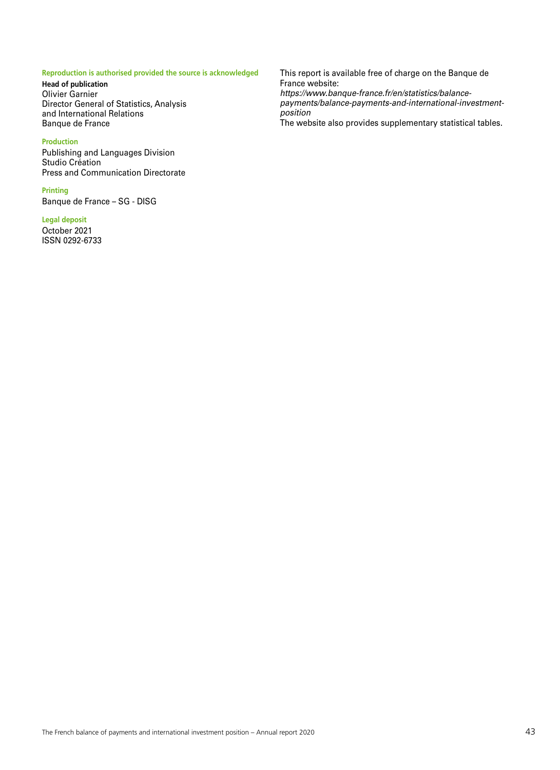**Reproduction is authorised provided the source is acknowledged**

**Head of publication**
Olivier Garnier
Director General of Statistics, Analysis and International Relations
Banque de France

**Production**

Publishing and Languages Division
Studio Création
Press and Communication Directorate

**Printing**

Banque de France – SG - DISG

**Legal deposit**

October 2021
ISSN 0292-6733

This report is available free of charge on the Banque de France website:
*https://www.banque-france.fr/en/statistics/balance-payments/balance-payments-and-international-investment-position*
The website also provides supplementary statistical tables.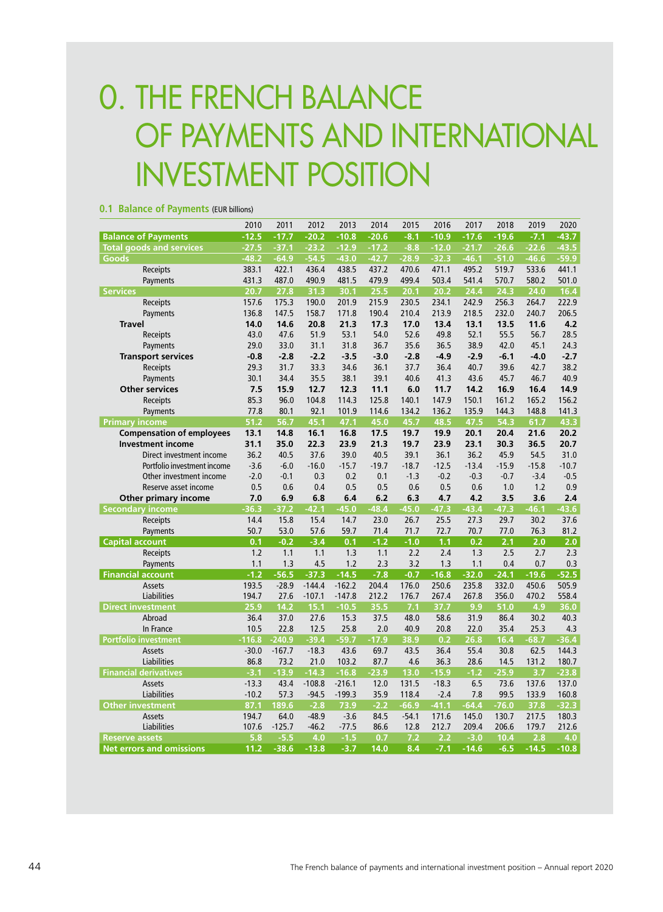# 0. THE FRENCH BALANCE OF PAYMENTS AND INTERNATIONAL INVESTMENT POSITION

## 0.1 Balance of Payments (EUR billions)

| | 2010 | 2011 | 2012 | 2013 | 2014 | 2015 | 2016 | 2017 | 2018 | 2019 | 2020 |
|---|---|---|---|---|---|---|---|---|---|---|---|
| **Balance of Payments** | -12.5 | -17.7 | -20.2 | -10.8 | -20.6 | -8.1 | -10.9 | -17.6 | -19.6 | -7.1 | -43.7 |
| **Total goods and services** | -27.5 | -37.1 | -23.2 | -12.9 | -17.2 | -8.8 | -12.0 | -21.7 | -26.6 | -22.6 | -43.5 |
| **Goods** | -48.2 | -64.9 | -54.5 | -43.0 | -42.7 | -28.9 | -32.3 | -46.1 | -51.0 | -46.6 | -59.9 |
| Receipts | 383.1 | 422.1 | 436.4 | 438.5 | 437.2 | 470.6 | 471.1 | 495.2 | 519.7 | 533.6 | 441.1 |
| Payments | 431.3 | 487.0 | 490.9 | 481.5 | 479.9 | 499.4 | 503.4 | 541.4 | 570.7 | 580.2 | 501.0 |
| **Services** | 20.7 | 27.8 | 31.3 | 30.1 | 25.5 | 20.1 | 20.2 | 24.4 | 24.3 | 24.0 | 16.4 |
| Receipts | 157.6 | 175.3 | 190.0 | 201.9 | 215.9 | 230.5 | 234.1 | 242.9 | 256.3 | 264.7 | 222.9 |
| Payments | 136.8 | 147.5 | 158.7 | 171.8 | 190.4 | 210.4 | 213.9 | 218.5 | 232.0 | 240.7 | 206.5 |
| **Travel** | **14.0** | **14.6** | **20.8** | **21.3** | **17.3** | **17.0** | **13.4** | **13.1** | **13.5** | **11.6** | **4.2** |
| Receipts | 43.0 | 47.6 | 51.9 | 53.1 | 54.0 | 52.6 | 49.8 | 52.1 | 55.5 | 56.7 | 28.5 |
| Payments | 29.0 | 33.0 | 31.1 | 31.8 | 36.7 | 35.6 | 36.5 | 38.9 | 42.0 | 45.1 | 24.3 |
| **Transport services** | **-0.8** | **-2.8** | **-2.2** | **-3.5** | **-3.0** | **-2.8** | **-4.9** | **-2.9** | **-6.1** | **-4.0** | **-2.7** |
| Receipts | 29.3 | 31.7 | 33.3 | 34.6 | 36.1 | 37.7 | 36.4 | 40.7 | 39.6 | 42.7 | 38.2 |
| Payments | 30.1 | 34.4 | 35.5 | 38.1 | 39.1 | 40.6 | 41.3 | 43.6 | 45.7 | 46.7 | 40.9 |
| **Other services** | **7.5** | **15.9** | **12.7** | **12.3** | **11.1** | **6.0** | **11.7** | **14.2** | **16.9** | **16.4** | **14.9** |
| Receipts | 85.3 | 96.0 | 104.8 | 114.3 | 125.8 | 140.1 | 147.9 | 150.1 | 161.2 | 165.2 | 156.2 |
| Payments | 77.8 | 80.1 | 92.1 | 101.9 | 114.6 | 134.2 | 136.2 | 135.9 | 144.3 | 148.8 | 141.3 |
| **Primary income** | 51.2 | 56.7 | 45.1 | 47.1 | 45.0 | 45.7 | 48.5 | 47.5 | 54.3 | 61.7 | 43.3 |
| **Compensation of employees** | **13.1** | **14.8** | **16.1** | **16.8** | **17.5** | **19.7** | **19.9** | **20.1** | **20.4** | **21.6** | **20.2** |
| **Investment income** | **31.1** | **35.0** | **22.3** | **23.9** | **21.3** | **19.7** | **23.9** | **23.1** | **30.3** | **36.5** | **20.7** |
| Direct investment income | 36.2 | 40.5 | 37.6 | 39.0 | 40.5 | 39.1 | 36.1 | 36.2 | 45.9 | 54.5 | 31.0 |
| Portfolio investment income | -3.6 | -6.0 | -16.0 | -15.7 | -19.7 | -18.7 | -12.5 | -13.4 | -15.9 | -15.8 | -10.7 |
| Other investment income | -2.0 | -0.1 | 0.3 | 0.2 | 0.1 | -1.3 | -0.2 | -0.3 | -0.7 | -3.4 | -0.5 |
| Reserve asset income | 0.5 | 0.6 | 0.4 | 0.5 | 0.5 | 0.6 | 0.5 | 0.6 | 1.0 | 1.2 | 0.9 |
| **Other primary income** | **7.0** | **6.9** | **6.8** | **6.4** | **6.2** | **6.3** | **4.7** | **4.2** | **3.5** | **3.6** | **2.4** |
| **Secondary income** | -36.3 | -37.2 | -42.1 | -45.0 | -48.4 | -45.0 | -47.3 | -43.4 | -47.3 | -46.1 | -43.6 |
| Receipts | 14.4 | 15.8 | 15.4 | 14.7 | 23.0 | 26.7 | 25.5 | 27.3 | 29.7 | 30.2 | 37.6 |
| Payments | 50.7 | 53.0 | 57.6 | 59.7 | 71.4 | 71.7 | 72.7 | 70.7 | 77.0 | 76.3 | 81.2 |
| **Capital account** | 0.1 | -0.2 | -3.4 | 0.1 | -1.2 | -1.0 | 1.1 | 0.2 | 2.1 | 2.0 | 2.0 |
| Receipts | 1.2 | 1.1 | 1.1 | 1.3 | 1.1 | 2.2 | 2.4 | 1.3 | 2.5 | 2.7 | 2.3 |
| Payments | 1.1 | 1.3 | 4.5 | 1.2 | 2.3 | 3.2 | 1.3 | 1.1 | 0.4 | 0.7 | 0.3 |
| **Financial account** | -1.2 | -56.5 | -37.3 | -14.5 | -7.8 | -0.7 | -16.8 | -32.0 | -24.1 | -19.6 | -52.5 |
| Assets | 193.5 | -28.9 | -144.4 | -162.2 | 204.4 | 176.0 | 250.6 | 235.8 | 332.0 | 450.6 | 505.9 |
| Liabilities | 194.7 | 27.6 | -107.1 | -147.8 | 212.2 | 176.7 | 267.4 | 267.8 | 356.0 | 470.2 | 558.4 |
| **Direct investment** | 25.9 | 14.2 | 15.1 | -10.5 | 35.5 | 7.1 | 37.7 | 9.9 | 51.0 | 4.9 | 36.0 |
| Abroad | 36.4 | 37.0 | 27.6 | 15.3 | 37.5 | 48.0 | 58.6 | 31.9 | 86.4 | 30.2 | 40.3 |
| In France | 10.5 | 22.8 | 12.5 | 25.8 | 2.0 | 40.9 | 20.8 | 22.0 | 35.4 | 25.3 | 4.3 |
| **Portfolio investment** | -116.8 | -240.9 | -39.4 | -59.7 | -17.9 | 38.9 | 0.2 | 26.8 | 16.4 | -68.7 | -36.4 |
| Assets | -30.0 | -167.7 | -18.3 | 43.6 | 69.7 | 43.5 | 36.4 | 55.4 | 30.8 | 62.5 | 144.3 |
| Liabilities | 86.8 | 73.2 | 21.0 | 103.2 | 87.7 | 4.6 | 36.3 | 28.6 | 14.5 | 131.2 | 180.7 |
| **Financial derivatives** | -3.1 | -13.9 | -14.3 | -16.8 | -23.9 | 13.0 | -15.9 | -1.2 | -25.9 | 3.7 | -23.8 |
| Assets | -13.3 | 43.4 | -108.8 | -216.1 | 12.0 | 131.5 | -18.3 | 6.5 | 73.6 | 137.6 | 137.0 |
| Liabilities | -10.2 | 57.3 | -94.5 | -199.3 | 35.9 | 118.4 | -2.4 | 7.8 | 99.5 | 133.9 | 160.8 |
| **Other investment** | 87.1 | 189.6 | -2.8 | 73.9 | -2.2 | -66.9 | -41.1 | -64.4 | -76.0 | 37.8 | -32.3 |
| Assets | 194.7 | 64.0 | -48.9 | -3.6 | 84.5 | -54.1 | 171.6 | 145.0 | 130.7 | 217.5 | 180.3 |
| Liabilities | 107.6 | -125.7 | -46.2 | -77.5 | 86.6 | 12.8 | 212.7 | 209.4 | 206.6 | 179.7 | 212.6 |
| **Reserve assets** | 5.8 | -5.5 | 4.0 | -1.5 | 0.7 | 7.2 | 2.2 | -3.0 | 10.4 | 2.8 | 4.0 |
| **Net errors and omissions** | 11.2 | -38.6 | -13.8 | -3.7 | 14.0 | 8.4 | -7.1 | -14.6 | -6.5 | -14.5 | -10.8 |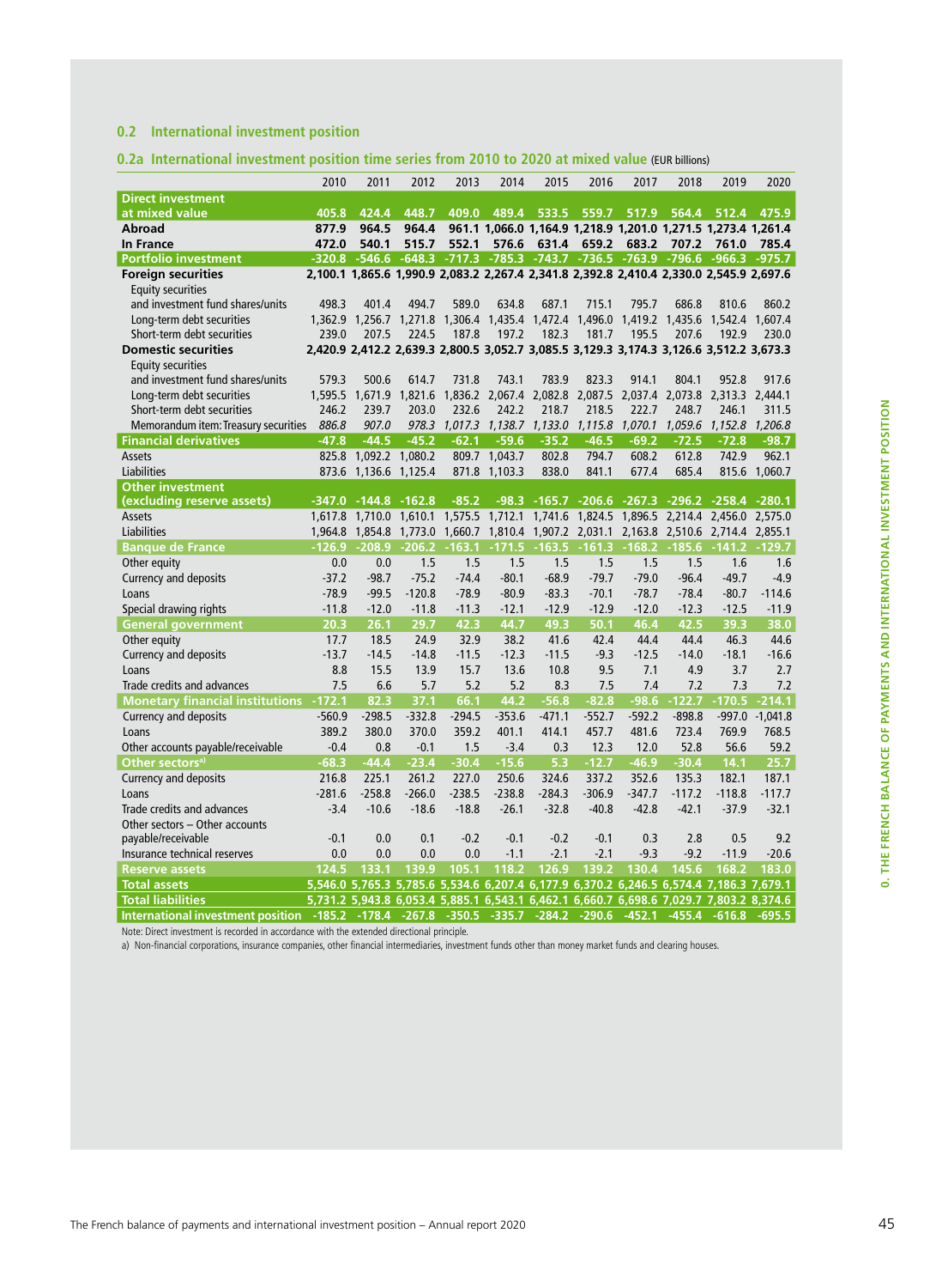## 0.2 International investment position

### 0.2a International investment position time series from 2010 to 2020 at mixed value (EUR billions)

| | 2010 | 2011 | 2012 | 2013 | 2014 | 2015 | 2016 | 2017 | 2018 | 2019 | 2020 |
|---|---|---|---|---|---|---|---|---|---|---|---|
| **Direct investment at mixed value** | **405.8** | **424.4** | **448.7** | **409.0** | **489.4** | **533.5** | **559.7** | **517.9** | **564.4** | **512.4** | **475.9** |
| **Abroad** | **877.9** | **964.5** | **964.4** | **961.1** | **1,066.0** | **1,164.9** | **1,218.9** | **1,201.0** | **1,271.5** | **1,273.4** | **1,261.4** |
| **In France** | **472.0** | **540.1** | **515.7** | **552.1** | **576.6** | **631.4** | **659.2** | **683.2** | **707.2** | **761.0** | **785.4** |
| **Portfolio investment** | **-320.8** | **-546.6** | **-648.3** | **-717.3** | **-785.3** | **-743.7** | **-736.5** | **-763.9** | **-796.6** | **-966.3** | **-975.7** |
| **Foreign securities** | **2,100.1** | **1,865.6** | **1,990.9** | **2,083.2** | **2,267.4** | **2,341.8** | **2,392.8** | **2,410.4** | **2,330.0** | **2,545.9** | **2,697.6** |
| Equity securities and investment fund shares/units | 498.3 | 401.4 | 494.7 | 589.0 | 634.8 | 687.1 | 715.1 | 795.7 | 686.8 | 810.6 | 860.2 |
| Long-term debt securities | 1,362.9 | 1,256.7 | 1,271.8 | 1,306.4 | 1,435.4 | 1,472.4 | 1,496.0 | 1,419.2 | 1,435.6 | 1,542.4 | 1,607.4 |
| Short-term debt securities | 239.0 | 207.5 | 224.5 | 187.8 | 197.2 | 182.3 | 181.7 | 195.5 | 207.6 | 192.9 | 230.0 |
| **Domestic securities** | **2,420.9** | **2,412.2** | **2,639.3** | **2,800.5** | **3,052.7** | **3,085.5** | **3,129.3** | **3,174.3** | **3,126.6** | **3,512.2** | **3,673.3** |
| Equity securities and investment fund shares/units | 579.3 | 500.6 | 614.7 | 731.8 | 743.1 | 783.9 | 823.3 | 914.1 | 804.1 | 952.8 | 917.6 |
| Long-term debt securities | 1,595.5 | 1,671.9 | 1,821.6 | 1,836.2 | 2,067.4 | 2,082.8 | 2,087.5 | 2,037.4 | 2,073.8 | 2,313.3 | 2,444.1 |
| Short-term debt securities | 246.2 | 239.7 | 203.0 | 232.6 | 242.2 | 218.7 | 218.5 | 222.7 | 248.7 | 246.1 | 311.5 |
| Memorandum item: Treasury securities | *886.8* | *907.0* | *978.3* | *1,017.3* | *1,138.7* | *1,133.0* | *1,115.8* | *1,070.1* | *1,059.6* | *1,152.8* | *1,206.8* |
| **Financial derivatives** | **-47.8** | **-44.5** | **-45.2** | **-62.1** | **-59.6** | **-35.2** | **-46.5** | **-69.2** | **-72.5** | **-72.8** | **-98.7** |
| Assets | 825.8 | 1,092.2 | 1,080.2 | 809.7 | 1,043.7 | 802.8 | 794.7 | 608.2 | 612.8 | 742.9 | 962.1 |
| Liabilities | 873.6 | 1,136.6 | 1,125.4 | 871.8 | 1,103.3 | 838.0 | 841.1 | 677.4 | 685.4 | 815.6 | 1,060.7 |
| **Other investment (excluding reserve assets)** | **-347.0** | **-144.8** | **-162.8** | **-85.2** | **-98.3** | **-165.7** | **-206.6** | **-267.3** | **-296.2** | **-258.4** | **-280.1** |
| Assets | 1,617.8 | 1,710.0 | 1,610.1 | 1,575.5 | 1,712.1 | 1,741.6 | 1,824.5 | 1,896.5 | 2,214.4 | 2,456.0 | 2,575.0 |
| Liabilities | 1,964.8 | 1,854.8 | 1,773.0 | 1,660.7 | 1,810.4 | 1,907.2 | 2,031.1 | 2,163.8 | 2,510.6 | 2,714.4 | 2,855.1 |
| **Banque de France** | **-126.9** | **-208.9** | **-206.2** | **-163.1** | **-171.5** | **-163.5** | **-161.3** | **-168.2** | **-185.6** | **-141.2** | **-129.7** |
| Other equity | 0.0 | 0.0 | 1.5 | 1.5 | 1.5 | 1.5 | 1.5 | 1.5 | 1.5 | 1.6 | 1.6 |
| Currency and deposits | -37.2 | -98.7 | -75.2 | -74.4 | -80.1 | -68.9 | -79.7 | -79.0 | -96.4 | -49.7 | -4.9 |
| Loans | -78.9 | -99.5 | -120.8 | -78.9 | -80.9 | -83.3 | -70.1 | -78.7 | -78.4 | -80.7 | -114.6 |
| Special drawing rights | -11.8 | -12.0 | -11.8 | -11.3 | -12.1 | -12.9 | -12.9 | -12.0 | -12.3 | -12.5 | -11.9 |
| **General government** | **20.3** | **26.1** | **29.7** | **42.3** | **44.7** | **49.3** | **50.1** | **46.4** | **42.5** | **39.3** | **38.0** |
| Other equity | 17.7 | 18.5 | 24.9 | 32.9 | 38.2 | 41.6 | 42.4 | 44.4 | 44.4 | 46.3 | 44.6 |
| Currency and deposits | -13.7 | -14.5 | -14.8 | -11.5 | -12.3 | -11.5 | -9.3 | -12.5 | -14.0 | -18.1 | -16.6 |
| Loans | 8.8 | 15.5 | 13.9 | 15.7 | 13.6 | 10.8 | 9.5 | 7.1 | 4.9 | 3.7 | 2.7 |
| Trade credits and advances | 7.5 | 6.6 | 5.7 | 5.2 | 5.2 | 8.3 | 7.5 | 7.4 | 7.2 | 7.3 | 7.2 |
| **Monetary financial institutions** | **-172.1** | **82.3** | **37.1** | **66.1** | **44.2** | **-56.8** | **-82.8** | **-98.6** | **-122.7** | **-170.5** | **-214.1** |
| Currency and deposits | -560.9 | -298.5 | -332.8 | -294.5 | -353.6 | -471.1 | -552.7 | -592.2 | -898.8 | -997.0 | -1,041.8 |
| Loans | 389.2 | 380.0 | 370.0 | 359.2 | 401.1 | 414.1 | 457.7 | 481.6 | 723.4 | 769.9 | 768.5 |
| Other accounts payable/receivable | -0.4 | 0.8 | -0.1 | 1.5 | -3.4 | 0.3 | 12.3 | 12.0 | 52.8 | 56.6 | 59.2 |
| **Other sectors[a]** | **-68.3** | **-44.4** | **-23.4** | **-30.4** | **-15.6** | **5.3** | **-12.7** | **-46.9** | **-30.4** | **14.1** | **25.7** |
| Currency and deposits | 216.8 | 225.1 | 261.2 | 227.0 | 250.6 | 324.6 | 337.2 | 352.6 | 135.3 | 182.1 | 187.1 |
| Loans | -281.6 | -258.8 | -266.0 | -238.5 | -238.8 | -284.3 | -306.9 | -347.7 | -117.2 | -118.8 | -117.7 |
| Trade credits and advances | -3.4 | -10.6 | -18.6 | -18.8 | -26.1 | -32.8 | -40.8 | -42.8 | -42.1 | -37.9 | -32.1 |
| Other sectors – Other accounts payable/receivable | -0.1 | 0.0 | 0.1 | -0.2 | -0.1 | -0.2 | -0.1 | 0.3 | 2.8 | 0.5 | 9.2 |
| Insurance technical reserves | 0.0 | 0.0 | 0.0 | 0.0 | -1.1 | -2.1 | -2.1 | -9.3 | -9.2 | -11.9 | -20.6 |
| **Reserve assets** | **124.5** | **133.1** | **139.9** | **105.1** | **118.2** | **126.9** | **139.2** | **130.4** | **145.6** | **168.2** | **183.0** |
| **Total assets** | **5,546.0** | **5,765.3** | **5,785.6** | **5,534.6** | **6,207.4** | **6,177.9** | **6,370.2** | **6,246.5** | **6,574.4** | **7,186.3** | **7,679.1** |
| **Total liabilities** | **5,731.2** | **5,943.8** | **6,053.4** | **5,885.1** | **6,543.1** | **6,462.1** | **6,660.7** | **6,698.6** | **7,029.7** | **7,803.2** | **8,374.6** |
| **International investment position** | **-185.2** | **-178.4** | **-267.8** | **-350.5** | **-335.7** | **-284.2** | **-290.6** | **-452.1** | **-455.4** | **-616.8** | **-695.5** |

Note: Direct investment is recorded in accordance with the extended directional principle.

a) Non-financial corporations, insurance companies, other financial intermediaries, investment funds other than money market funds and clearing houses.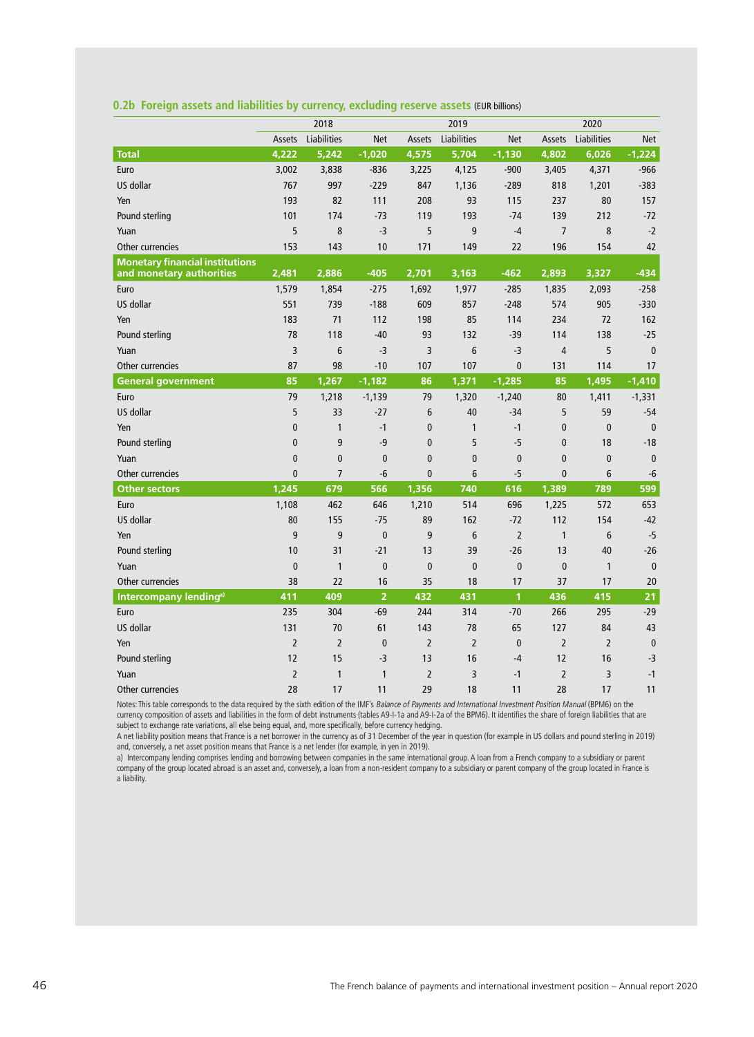## 0.2b Foreign assets and liabilities by currency, excluding reserve assets (EUR billions)

| | 2018 | | | 2019 | | | 2020 | | |
|---|---|---|---|---|---|---|---|---|---|
| | Assets | Liabilities | Net | Assets | Liabilities | Net | Assets | Liabilities | Net |
| **Total** | **4,222** | **5,242** | **-1,020** | **4,575** | **5,704** | **-1,130** | **4,802** | **6,026** | **-1,224** |
| Euro | 3,002 | 3,838 | -836 | 3,225 | 4,125 | -900 | 3,405 | 4,371 | -966 |
| US dollar | 767 | 997 | -229 | 847 | 1,136 | -289 | 818 | 1,201 | -383 |
| Yen | 193 | 82 | 111 | 208 | 93 | 115 | 237 | 80 | 157 |
| Pound sterling | 101 | 174 | -73 | 119 | 193 | -74 | 139 | 212 | -72 |
| Yuan | 5 | 8 | -3 | 5 | 9 | -4 | 7 | 8 | -2 |
| Other currencies | 153 | 143 | 10 | 171 | 149 | 22 | 196 | 154 | 42 |
| **Monetary financial institutions and monetary authorities** | **2,481** | **2,886** | **-405** | **2,701** | **3,163** | **-462** | **2,893** | **3,327** | **-434** |
| Euro | 1,579 | 1,854 | -275 | 1,692 | 1,977 | -285 | 1,835 | 2,093 | -258 |
| US dollar | 551 | 739 | -188 | 609 | 857 | -248 | 574 | 905 | -330 |
| Yen | 183 | 71 | 112 | 198 | 85 | 114 | 234 | 72 | 162 |
| Pound sterling | 78 | 118 | -40 | 93 | 132 | -39 | 114 | 138 | -25 |
| Yuan | 3 | 6 | -3 | 3 | 6 | -3 | 4 | 5 | 0 |
| Other currencies | 87 | 98 | -10 | 107 | 107 | 0 | 131 | 114 | 17 |
| **General government** | **85** | **1,267** | **-1,182** | **86** | **1,371** | **-1,285** | **85** | **1,495** | **-1,410** |
| Euro | 79 | 1,218 | -1,139 | 79 | 1,320 | -1,240 | 80 | 1,411 | -1,331 |
| US dollar | 5 | 33 | -27 | 6 | 40 | -34 | 5 | 59 | -54 |
| Yen | 0 | 1 | -1 | 0 | 1 | -1 | 0 | 0 | 0 |
| Pound sterling | 0 | 9 | -9 | 0 | 5 | -5 | 0 | 18 | -18 |
| Yuan | 0 | 0 | 0 | 0 | 0 | 0 | 0 | 0 | 0 |
| Other currencies | 0 | 7 | -6 | 0 | 6 | -5 | 0 | 6 | -6 |
| **Other sectors** | **1,245** | **679** | **566** | **1,356** | **740** | **616** | **1,389** | **789** | **599** |
| Euro | 1,108 | 462 | 646 | 1,210 | 514 | 696 | 1,225 | 572 | 653 |
| US dollar | 80 | 155 | -75 | 89 | 162 | -72 | 112 | 154 | -42 |
| Yen | 9 | 9 | 0 | 9 | 6 | 2 | 1 | 6 | -5 |
| Pound sterling | 10 | 31 | -21 | 13 | 39 | -26 | 13 | 40 | -26 |
| Yuan | 0 | 1 | 0 | 0 | 0 | 0 | 0 | 1 | 0 |
| Other currencies | 38 | 22 | 16 | 35 | 18 | 17 | 37 | 17 | 20 |
| **Intercompany lending[a)]** | **411** | **409** | **2** | **432** | **431** | **1** | **436** | **415** | **21** |
| Euro | 235 | 304 | -69 | 244 | 314 | -70 | 266 | 295 | -29 |
| US dollar | 131 | 70 | 61 | 143 | 78 | 65 | 127 | 84 | 43 |
| Yen | 2 | 2 | 0 | 2 | 2 | 0 | 2 | 2 | 0 |
| Pound sterling | 12 | 15 | -3 | 13 | 16 | -4 | 12 | 16 | -3 |
| Yuan | 2 | 1 | 1 | 2 | 3 | -1 | 2 | 3 | -1 |
| Other currencies | 28 | 17 | 11 | 29 | 18 | 11 | 28 | 17 | 11 |

Notes: This table corresponds to the data required by the sixth edition of the IMF's *Balance of Payments and International Investment Position Manual* (BPM6) on the currency composition of assets and liabilities in the form of debt instruments (tables A9-I-1a and A9-I-2a of the BPM6). It identifies the share of foreign liabilities that are subject to exchange rate variations, all else being equal, and, more specifically, before currency hedging.

A net liability position means that France is a net borrower in the currency as of 31 December of the year in question (for example in US dollars and pound sterling in 2019) and, conversely, a net asset position means that France is a net lender (for example, in yen in 2019).

a) Intercompany lending comprises lending and borrowing between companies in the same international group. A loan from a French company to a subsidiary or parent company of the group located abroad is an asset and, conversely, a loan from a non-resident company to a subsidiary or parent company of the group located in France is a liability.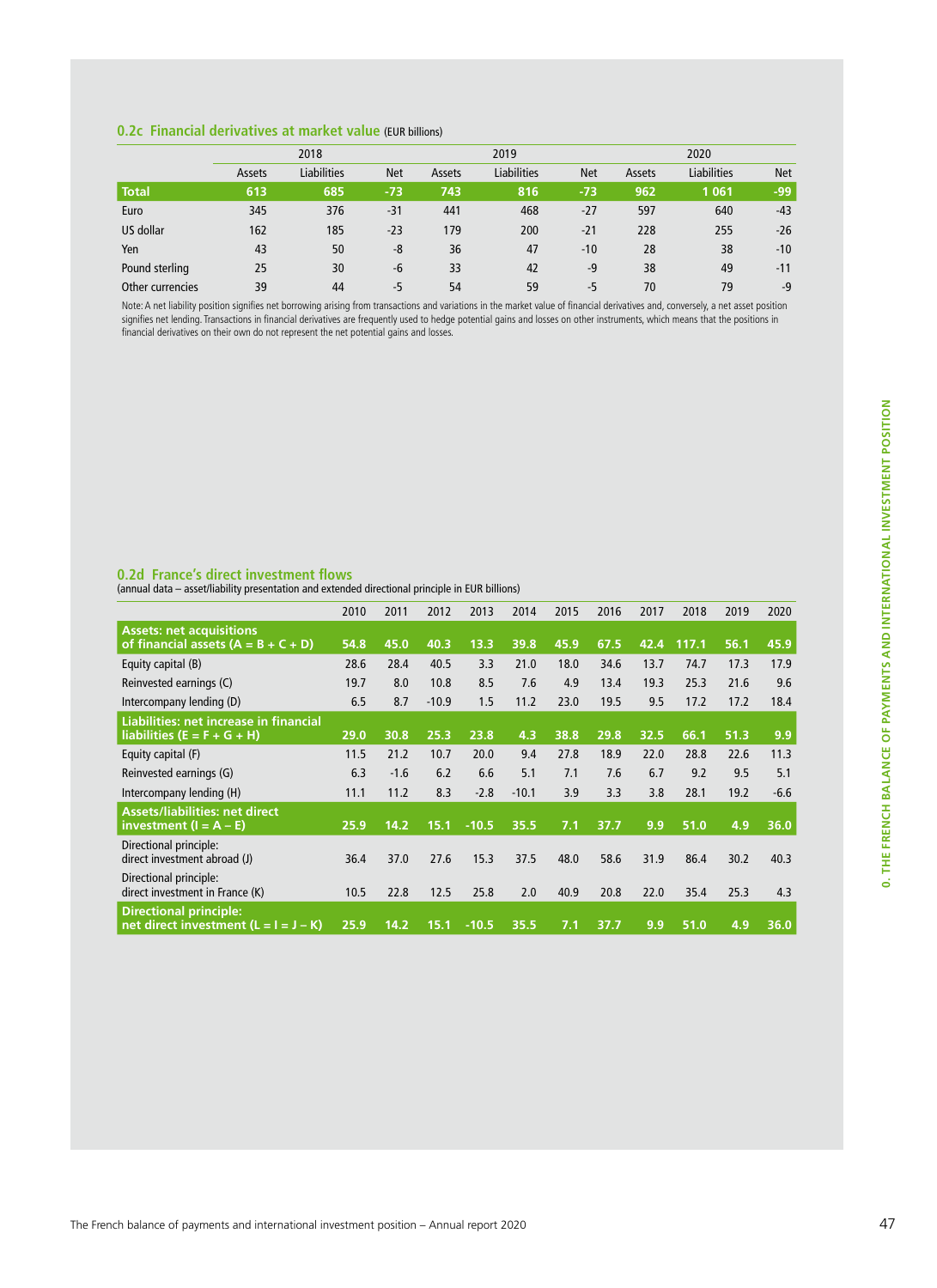### 0.2c Financial derivatives at market value (EUR billions)

| | 2018 | | | 2019 | | | 2020 | | |
|---|---|---|---|---|---|---|---|---|---|
| | Assets | Liabilities | Net | Assets | Liabilities | Net | Assets | Liabilities | Net |
| **Total** | **613** | **685** | **-73** | **743** | **816** | **-73** | **962** | **1 061** | **-99** |
| Euro | 345 | 376 | -31 | 441 | 468 | -27 | 597 | 640 | -43 |
| US dollar | 162 | 185 | -23 | 179 | 200 | -21 | 228 | 255 | -26 |
| Yen | 43 | 50 | -8 | 36 | 47 | -10 | 28 | 38 | -10 |
| Pound sterling | 25 | 30 | -6 | 33 | 42 | -9 | 38 | 49 | -11 |
| Other currencies | 39 | 44 | -5 | 54 | 59 | -5 | 70 | 79 | -9 |

Note: A net liability position signifies net borrowing arising from transactions and variations in the market value of financial derivatives and, conversely, a net asset position signifies net lending. Transactions in financial derivatives are frequently used to hedge potential gains and losses on other instruments, which means that the positions in financial derivatives on their own do not represent the net potential gains and losses.

### 0.2d France's direct investment flows

(annual data – asset/liability presentation and extended directional principle in EUR billions)

| | 2010 | 2011 | 2012 | 2013 | 2014 | 2015 | 2016 | 2017 | 2018 | 2019 | 2020 |
|---|---|---|---|---|---|---|---|---|---|---|---|
| **Assets: net acquisitions of financial assets (A = B + C + D)** | **54.8** | **45.0** | **40.3** | **13.3** | **39.8** | **45.9** | **67.5** | **42.4** | **117.1** | **56.1** | **45.9** |
| Equity capital (B) | 28.6 | 28.4 | 40.5 | 3.3 | 21.0 | 18.0 | 34.6 | 13.7 | 74.7 | 17.3 | 17.9 |
| Reinvested earnings (C) | 19.7 | 8.0 | 10.8 | 8.5 | 7.6 | 4.9 | 13.4 | 19.3 | 25.3 | 21.6 | 9.6 |
| Intercompany lending (D) | 6.5 | 8.7 | -10.9 | 1.5 | 11.2 | 23.0 | 19.5 | 9.5 | 17.2 | 17.2 | 18.4 |
| **Liabilities: net increase in financial liabilities (E = F + G + H)** | **29.0** | **30.8** | **25.3** | **23.8** | **4.3** | **38.8** | **29.8** | **32.5** | **66.1** | **51.3** | **9.9** |
| Equity capital (F) | 11.5 | 21.2 | 10.7 | 20.0 | 9.4 | 27.8 | 18.9 | 22.0 | 28.8 | 22.6 | 11.3 |
| Reinvested earnings (G) | 6.3 | -1.6 | 6.2 | 6.6 | 5.1 | 7.1 | 7.6 | 6.7 | 9.2 | 9.5 | 5.1 |
| Intercompany lending (H) | 11.1 | 11.2 | 8.3 | -2.8 | -10.1 | 3.9 | 3.3 | 3.8 | 28.1 | 19.2 | -6.6 |
| **Assets/liabilities: net direct investment (I = A – E)** | **25.9** | **14.2** | **15.1** | **-10.5** | **35.5** | **7.1** | **37.7** | **9.9** | **51.0** | **4.9** | **36.0** |
| Directional principle: direct investment abroad (J) | 36.4 | 37.0 | 27.6 | 15.3 | 37.5 | 48.0 | 58.6 | 31.9 | 86.4 | 30.2 | 40.3 |
| Directional principle: direct investment in France (K) | 10.5 | 22.8 | 12.5 | 25.8 | 2.0 | 40.9 | 20.8 | 22.0 | 35.4 | 25.3 | 4.3 |
| **Directional principle: net direct investment (L = I = J – K)** | **25.9** | **14.2** | **15.1** | **-10.5** | **35.5** | **7.1** | **37.7** | **9.9** | **51.0** | **4.9** | **36.0** |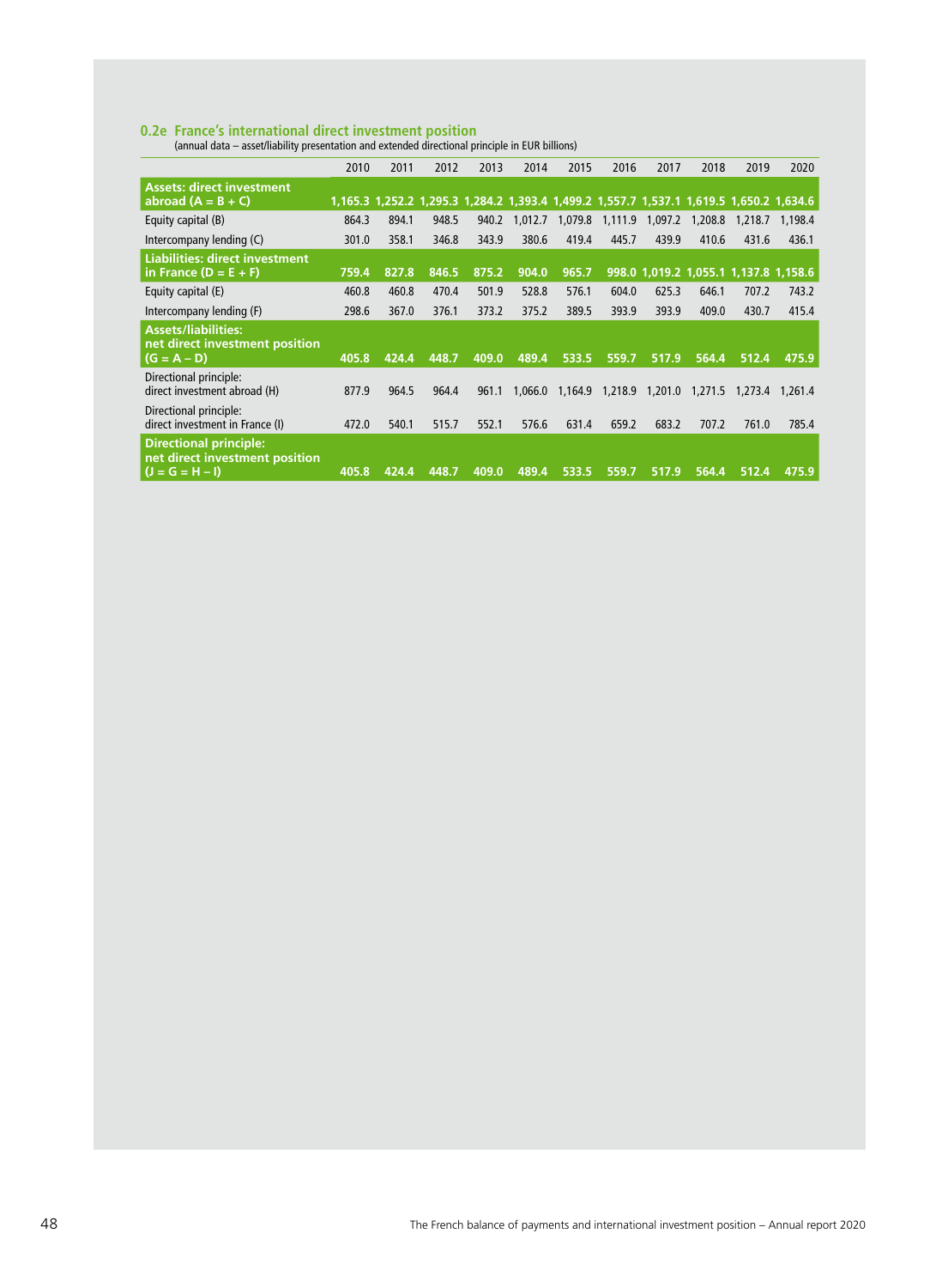## 0.2e France's international direct investment position

(annual data – asset/liability presentation and extended directional principle in EUR billions)

| | 2010 | 2011 | 2012 | 2013 | 2014 | 2015 | 2016 | 2017 | 2018 | 2019 | 2020 |
|---|---|---|---|---|---|---|---|---|---|---|---|
| **Assets: direct investment abroad (A = B + C)** | **1,165.3** | **1,252.2** | **1,295.3** | **1,284.2** | **1,393.4** | **1,499.2** | **1,557.7** | **1,537.1** | **1,619.5** | **1,650.2** | **1,634.6** |
| Equity capital (B) | 864.3 | 894.1 | 948.5 | 940.2 | 1,012.7 | 1,079.8 | 1,111.9 | 1,097.2 | 1,208.8 | 1,218.7 | 1,198.4 |
| Intercompany lending (C) | 301.0 | 358.1 | 346.8 | 343.9 | 380.6 | 419.4 | 445.7 | 439.9 | 410.6 | 431.6 | 436.1 |
| **Liabilities: direct investment in France (D = E + F)** | **759.4** | **827.8** | **846.5** | **875.2** | **904.0** | **965.7** | **998.0** | **1,019.2** | **1,055.1** | **1,137.8** | **1,158.6** |
| Equity capital (E) | 460.8 | 460.8 | 470.4 | 501.9 | 528.8 | 576.1 | 604.0 | 625.3 | 646.1 | 707.2 | 743.2 |
| Intercompany lending (F) | 298.6 | 367.0 | 376.1 | 373.2 | 375.2 | 389.5 | 393.9 | 393.9 | 409.0 | 430.7 | 415.4 |
| **Assets/liabilities: net direct investment position (G = A – D)** | **405.8** | **424.4** | **448.7** | **409.0** | **489.4** | **533.5** | **559.7** | **517.9** | **564.4** | **512.4** | **475.9** |
| Directional principle: direct investment abroad (H) | 877.9 | 964.5 | 964.4 | 961.1 | 1,066.0 | 1,164.9 | 1,218.9 | 1,201.0 | 1,271.5 | 1,273.4 | 1,261.4 |
| Directional principle: direct investment in France (I) | 472.0 | 540.1 | 515.7 | 552.1 | 576.6 | 631.4 | 659.2 | 683.2 | 707.2 | 761.0 | 785.4 |
| **Directional principle: net direct investment position (J = G = H – I)** | **405.8** | **424.4** | **448.7** | **409.0** | **489.4** | **533.5** | **559.7** | **517.9** | **564.4** | **512.4** | **475.9** |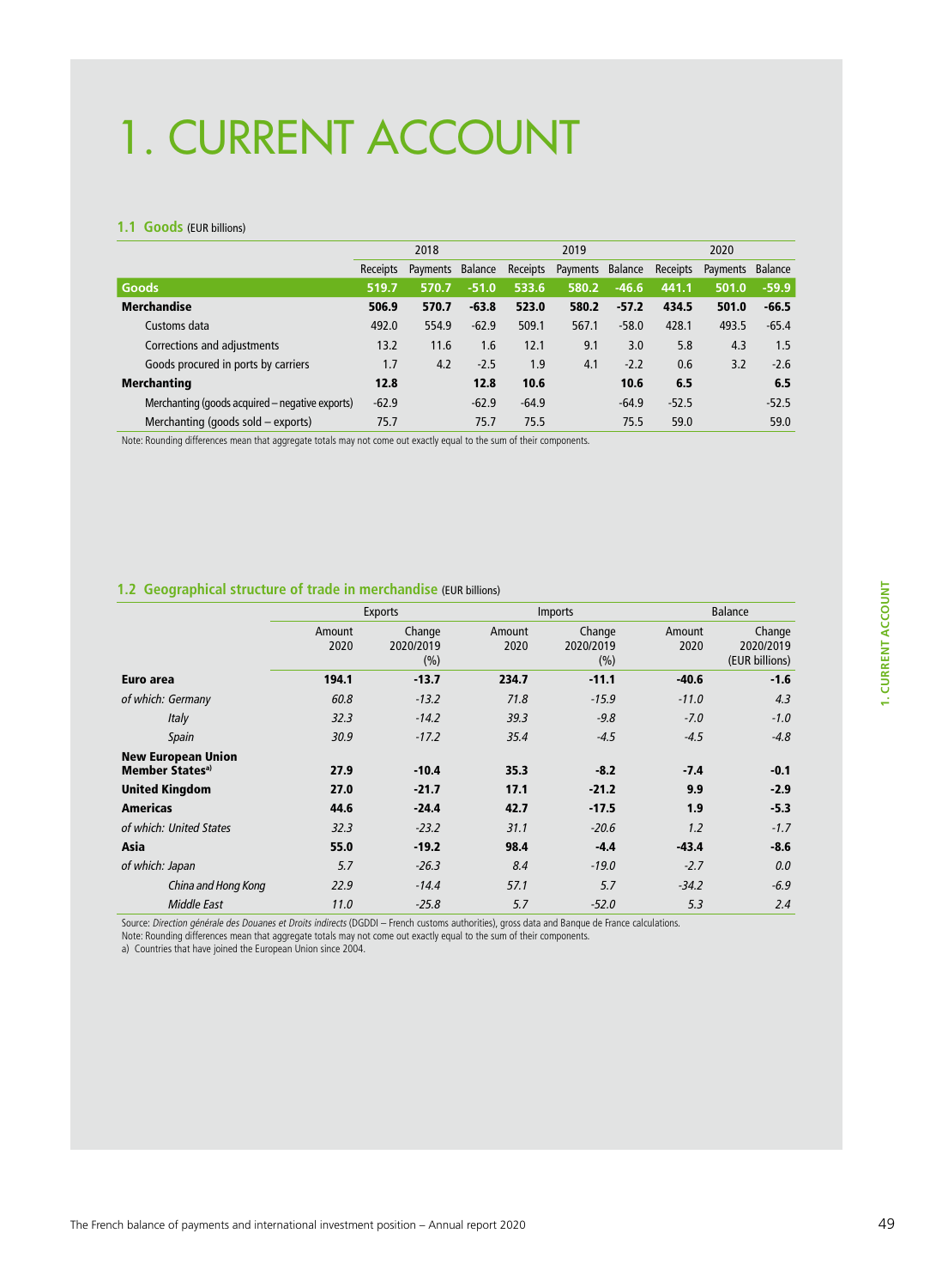# 1. CURRENT ACCOUNT

### 1.1 Goods (EUR billions)

| | 2018 | | | 2019 | | | 2020 | | |
|---|---|---|---|---|---|---|---|---|---|
| | Receipts | Payments | Balance | Receipts | Payments | Balance | Receipts | Payments | Balance |
| **Goods** | **519.7** | **570.7** | **-51.0** | **533.6** | **580.2** | **-46.6** | **441.1** | **501.0** | **-59.9** |
| **Merchandise** | **506.9** | **570.7** | **-63.8** | **523.0** | **580.2** | **-57.2** | **434.5** | **501.0** | **-66.5** |
| Customs data | 492.0 | 554.9 | -62.9 | 509.1 | 567.1 | -58.0 | 428.1 | 493.5 | -65.4 |
| Corrections and adjustments | 13.2 | 11.6 | 1.6 | 12.1 | 9.1 | 3.0 | 5.8 | 4.3 | 1.5 |
| Goods procured in ports by carriers | 1.7 | 4.2 | -2.5 | 1.9 | 4.1 | -2.2 | 0.6 | 3.2 | -2.6 |
| **Merchanting** | **12.8** | | **12.8** | **10.6** | | **10.6** | **6.5** | | **6.5** |
| Merchanting (goods acquired – negative exports) | -62.9 | | -62.9 | -64.9 | | -64.9 | -52.5 | | -52.5 |
| Merchanting (goods sold – exports) | 75.7 | | 75.7 | 75.5 | | 75.5 | 59.0 | | 59.0 |

Note: Rounding differences mean that aggregate totals may not come out exactly equal to the sum of their components.

### 1.2 Geographical structure of trade in merchandise (EUR billions)

| | Exports | | Imports | | Balance | |
|---|---|---|---|---|---|---|
| | Amount 2020 | Change 2020/2019 (%) | Amount 2020 | Change 2020/2019 (%) | Amount 2020 | Change 2020/2019 (EUR billions) |
| **Euro area** | **194.1** | **-13.7** | **234.7** | **-11.1** | **-40.6** | **-1.6** |
| *of which: Germany* | *60.8* | *-13.2* | *71.8* | *-15.9* | *-11.0* | *4.3* |
| *Italy* | *32.3* | *-14.2* | *39.3* | *-9.8* | *-7.0* | *-1.0* |
| *Spain* | *30.9* | *-17.2* | *35.4* | *-4.5* | *-4.5* | *-4.8* |
| **New European Union Member States**[a] | **27.9** | **-10.4** | **35.3** | **-8.2** | **-7.4** | **-0.1** |
| **United Kingdom** | **27.0** | **-21.7** | **17.1** | **-21.2** | **9.9** | **-2.9** |
| **Americas** | **44.6** | **-24.4** | **42.7** | **-17.5** | **1.9** | **-5.3** |
| *of which: United States* | *32.3* | *-23.2* | *31.1* | *-20.6* | *1.2* | *-1.7* |
| **Asia** | **55.0** | **-19.2** | **98.4** | **-4.4** | **-43.4** | **-8.6** |
| *of which: Japan* | *5.7* | *-26.3* | *8.4* | *-19.0* | *-2.7* | *0.0* |
| *China and Hong Kong* | *22.9* | *-14.4* | *57.1* | *5.7* | *-34.2* | *-6.9* |
| *Middle East* | *11.0* | *-25.8* | *5.7* | *-52.0* | *5.3* | *2.4* |

Source: *Direction générale des Douanes et Droits indirects* (DGDDI – French customs authorities), gross data and Banque de France calculations.
Note: Rounding differences mean that aggregate totals may not come out exactly equal to the sum of their components.
a) Countries that have joined the European Union since 2004.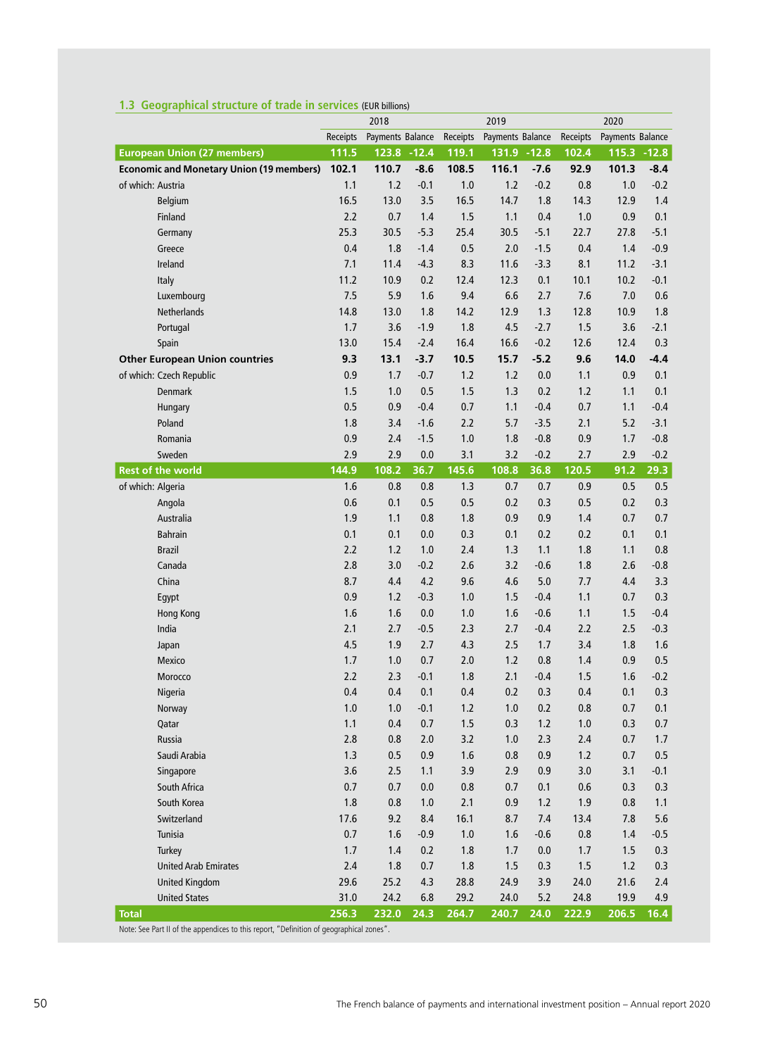## 1.3 Geographical structure of trade in services (EUR billions)

| | 2018 | | | 2019 | | | 2020 | | |
|---|---|---|---|---|---|---|---|---|---|
| | Receipts | Payments | Balance | Receipts | Payments | Balance | Receipts | Payments | Balance |
| **European Union (27 members)** | **111.5** | **123.8** | **-12.4** | **119.1** | **131.9** | **-12.8** | **102.4** | **115.3** | **-12.8** |
| **Economic and Monetary Union (19 members)** | **102.1** | **110.7** | **-8.6** | **108.5** | **116.1** | **-7.6** | **92.9** | **101.3** | **-8.4** |
| of which: Austria | 1.1 | 1.2 | -0.1 | 1.0 | 1.2 | -0.2 | 0.8 | 1.0 | -0.2 |
| Belgium | 16.5 | 13.0 | 3.5 | 16.5 | 14.7 | 1.8 | 14.3 | 12.9 | 1.4 |
| Finland | 2.2 | 0.7 | 1.4 | 1.5 | 1.1 | 0.4 | 1.0 | 0.9 | 0.1 |
| Germany | 25.3 | 30.5 | -5.3 | 25.4 | 30.5 | -5.1 | 22.7 | 27.8 | -5.1 |
| Greece | 0.4 | 1.8 | -1.4 | 0.5 | 2.0 | -1.5 | 0.4 | 1.4 | -0.9 |
| Ireland | 7.1 | 11.4 | -4.3 | 8.3 | 11.6 | -3.3 | 8.1 | 11.2 | -3.1 |
| Italy | 11.2 | 10.9 | 0.2 | 12.4 | 12.3 | 0.1 | 10.1 | 10.2 | -0.1 |
| Luxembourg | 7.5 | 5.9 | 1.6 | 9.4 | 6.6 | 2.7 | 7.6 | 7.0 | 0.6 |
| Netherlands | 14.8 | 13.0 | 1.8 | 14.2 | 12.9 | 1.3 | 12.8 | 10.9 | 1.8 |
| Portugal | 1.7 | 3.6 | -1.9 | 1.8 | 4.5 | -2.7 | 1.5 | 3.6 | -2.1 |
| Spain | 13.0 | 15.4 | -2.4 | 16.4 | 16.6 | -0.2 | 12.6 | 12.4 | 0.3 |
| **Other European Union countries** | **9.3** | **13.1** | **-3.7** | **10.5** | **15.7** | **-5.2** | **9.6** | **14.0** | **-4.4** |
| of which: Czech Republic | 0.9 | 1.7 | -0.7 | 1.2 | 1.2 | 0.0 | 1.1 | 0.9 | 0.1 |
| Denmark | 1.5 | 1.0 | 0.5 | 1.5 | 1.3 | 0.2 | 1.2 | 1.1 | 0.1 |
| Hungary | 0.5 | 0.9 | -0.4 | 0.7 | 1.1 | -0.4 | 0.7 | 1.1 | -0.4 |
| Poland | 1.8 | 3.4 | -1.6 | 2.2 | 5.7 | -3.5 | 2.1 | 5.2 | -3.1 |
| Romania | 0.9 | 2.4 | -1.5 | 1.0 | 1.8 | -0.8 | 0.9 | 1.7 | -0.8 |
| Sweden | 2.9 | 2.9 | 0.0 | 3.1 | 3.2 | -0.2 | 2.7 | 2.9 | -0.2 |
| **Rest of the world** | **144.9** | **108.2** | **36.7** | **145.6** | **108.8** | **36.8** | **120.5** | **91.2** | **29.3** |
| of which: Algeria | 1.6 | 0.8 | 0.8 | 1.3 | 0.7 | 0.7 | 0.9 | 0.5 | 0.5 |
| Angola | 0.6 | 0.1 | 0.5 | 0.5 | 0.2 | 0.3 | 0.5 | 0.2 | 0.3 |
| Australia | 1.9 | 1.1 | 0.8 | 1.8 | 0.9 | 0.9 | 1.4 | 0.7 | 0.7 |
| Bahrain | 0.1 | 0.1 | 0.0 | 0.3 | 0.1 | 0.2 | 0.2 | 0.1 | 0.1 |
| Brazil | 2.2 | 1.2 | 1.0 | 2.4 | 1.3 | 1.1 | 1.8 | 1.1 | 0.8 |
| Canada | 2.8 | 3.0 | -0.2 | 2.6 | 3.2 | -0.6 | 1.8 | 2.6 | -0.8 |
| China | 8.7 | 4.4 | 4.2 | 9.6 | 4.6 | 5.0 | 7.7 | 4.4 | 3.3 |
| Egypt | 0.9 | 1.2 | -0.3 | 1.0 | 1.5 | -0.4 | 1.1 | 0.7 | 0.3 |
| Hong Kong | 1.6 | 1.6 | 0.0 | 1.0 | 1.6 | -0.6 | 1.1 | 1.5 | -0.4 |
| India | 2.1 | 2.7 | -0.5 | 2.3 | 2.7 | -0.4 | 2.2 | 2.5 | -0.3 |
| Japan | 4.5 | 1.9 | 2.7 | 4.3 | 2.5 | 1.7 | 3.4 | 1.8 | 1.6 |
| Mexico | 1.7 | 1.0 | 0.7 | 2.0 | 1.2 | 0.8 | 1.4 | 0.9 | 0.5 |
| Morocco | 2.2 | 2.3 | -0.1 | 1.8 | 2.1 | -0.4 | 1.5 | 1.6 | -0.2 |
| Nigeria | 0.4 | 0.4 | 0.1 | 0.4 | 0.2 | 0.3 | 0.4 | 0.1 | 0.3 |
| Norway | 1.0 | 1.0 | -0.1 | 1.2 | 1.0 | 0.2 | 0.8 | 0.7 | 0.1 |
| Qatar | 1.1 | 0.4 | 0.7 | 1.5 | 0.3 | 1.2 | 1.0 | 0.3 | 0.7 |
| Russia | 2.8 | 0.8 | 2.0 | 3.2 | 1.0 | 2.3 | 2.4 | 0.7 | 1.7 |
| Saudi Arabia | 1.3 | 0.5 | 0.9 | 1.6 | 0.8 | 0.9 | 1.2 | 0.7 | 0.5 |
| Singapore | 3.6 | 2.5 | 1.1 | 3.9 | 2.9 | 0.9 | 3.0 | 3.1 | -0.1 |
| South Africa | 0.7 | 0.7 | 0.0 | 0.8 | 0.7 | 0.1 | 0.6 | 0.3 | 0.3 |
| South Korea | 1.8 | 0.8 | 1.0 | 2.1 | 0.9 | 1.2 | 1.9 | 0.8 | 1.1 |
| Switzerland | 17.6 | 9.2 | 8.4 | 16.1 | 8.7 | 7.4 | 13.4 | 7.8 | 5.6 |
| Tunisia | 0.7 | 1.6 | -0.9 | 1.0 | 1.6 | -0.6 | 0.8 | 1.4 | -0.5 |
| Turkey | 1.7 | 1.4 | 0.2 | 1.8 | 1.7 | 0.0 | 1.7 | 1.5 | 0.3 |
| United Arab Emirates | 2.4 | 1.8 | 0.7 | 1.8 | 1.5 | 0.3 | 1.5 | 1.2 | 0.3 |
| United Kingdom | 29.6 | 25.2 | 4.3 | 28.8 | 24.9 | 3.9 | 24.0 | 21.6 | 2.4 |
| United States | 31.0 | 24.2 | 6.8 | 29.2 | 24.0 | 5.2 | 24.8 | 19.9 | 4.9 |
| **Total** | **256.3** | **232.0** | **24.3** | **264.7** | **240.7** | **24.0** | **222.9** | **206.5** | **16.4** |

Note: See Part II of the appendices to this report, "Definition of geographical zones".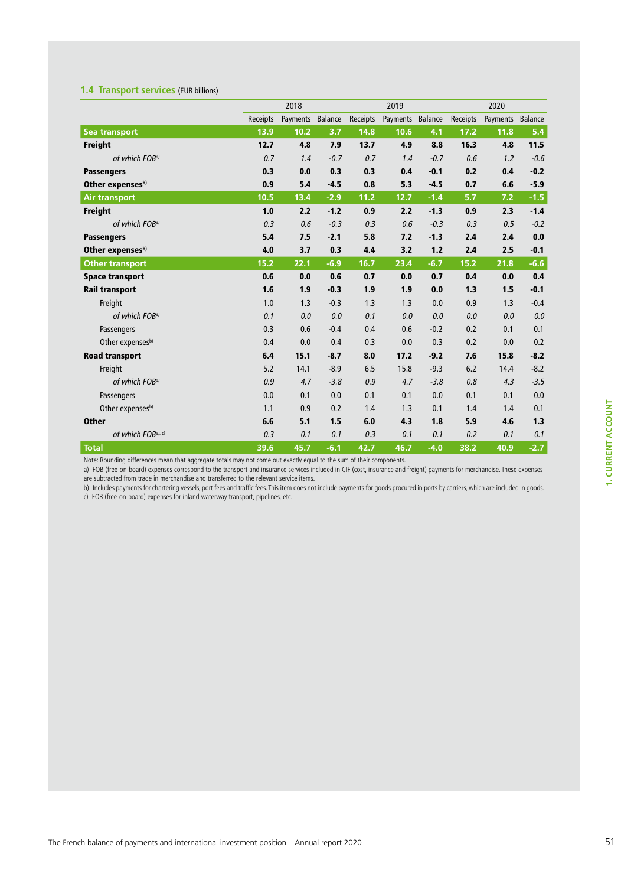### 1.4 Transport services (EUR billions)

| | 2018 | | | 2019 | | | 2020 | | |
|---|---|---|---|---|---|---|---|---|---|
| | Receipts | Payments | Balance | Receipts | Payments | Balance | Receipts | Payments | Balance |
| **Sea transport** | **13.9** | **10.2** | **3.7** | **14.8** | **10.6** | **4.1** | **17.2** | **11.8** | **5.4** |
| **Freight** | **12.7** | **4.8** | **7.9** | **13.7** | **4.9** | **8.8** | **16.3** | **4.8** | **11.5** |
| *of which FOB[a)]* | *0.7* | *1.4* | *-0.7* | *0.7* | *1.4* | *-0.7* | *0.6* | *1.2* | *-0.6* |
| **Passengers** | **0.3** | **0.0** | **0.3** | **0.3** | **0.4** | **-0.1** | **0.2** | **0.4** | **-0.2** |
| **Other expenses[b)]** | **0.9** | **5.4** | **-4.5** | **0.8** | **5.3** | **-4.5** | **0.7** | **6.6** | **-5.9** |
| **Air transport** | **10.5** | **13.4** | **-2.9** | **11.2** | **12.7** | **-1.4** | **5.7** | **7.2** | **-1.5** |
| **Freight** | **1.0** | **2.2** | **-1.2** | **0.9** | **2.2** | **-1.3** | **0.9** | **2.3** | **-1.4** |
| *of which FOB[a)]* | *0.3* | *0.6* | *-0.3* | *0.3* | *0.6* | *-0.3* | *0.3* | *0.5* | *-0.2* |
| **Passengers** | **5.4** | **7.5** | **-2.1** | **5.8** | **7.2** | **-1.3** | **2.4** | **2.4** | **0.0** |
| **Other expenses[b)]** | **4.0** | **3.7** | **0.3** | **4.4** | **3.2** | **1.2** | **2.4** | **2.5** | **-0.1** |
| **Other transport** | **15.2** | **22.1** | **-6.9** | **16.7** | **23.4** | **-6.7** | **15.2** | **21.8** | **-6.6** |
| **Space transport** | **0.6** | **0.0** | **0.6** | **0.7** | **0.0** | **0.7** | **0.4** | **0.0** | **0.4** |
| **Rail transport** | **1.6** | **1.9** | **-0.3** | **1.9** | **1.9** | **0.0** | **1.3** | **1.5** | **-0.1** |
| Freight | 1.0 | 1.3 | -0.3 | 1.3 | 1.3 | 0.0 | 0.9 | 1.3 | -0.4 |
| *of which FOB[a)]* | *0.1* | *0.0* | *0.0* | *0.1* | *0.0* | *0.0* | *0.0* | *0.0* | *0.0* |
| Passengers | 0.3 | 0.6 | -0.4 | 0.4 | 0.6 | -0.2 | 0.2 | 0.1 | 0.1 |
| Other expenses[b)] | 0.4 | 0.0 | 0.4 | 0.3 | 0.0 | 0.3 | 0.2 | 0.0 | 0.2 |
| **Road transport** | **6.4** | **15.1** | **-8.7** | **8.0** | **17.2** | **-9.2** | **7.6** | **15.8** | **-8.2** |
| Freight | 5.2 | 14.1 | -8.9 | 6.5 | 15.8 | -9.3 | 6.2 | 14.4 | -8.2 |
| *of which FOB[a)]* | *0.9* | *4.7* | *-3.8* | *0.9* | *4.7* | *-3.8* | *0.8* | *4.3* | *-3.5* |
| Passengers | 0.0 | 0.1 | 0.0 | 0.1 | 0.1 | 0.0 | 0.1 | 0.1 | 0.0 |
| Other expenses[b)] | 1.1 | 0.9 | 0.2 | 1.4 | 1.3 | 0.1 | 1.4 | 1.4 | 0.1 |
| **Other** | **6.6** | **5.1** | **1.5** | **6.0** | **4.3** | **1.8** | **5.9** | **4.6** | **1.3** |
| *of which FOB[a), c)]* | *0.3* | *0.1* | *0.1* | *0.3* | *0.1* | *0.1* | *0.2* | *0.1* | *0.1* |
| **Total** | **39.6** | **45.7** | **-6.1** | **42.7** | **46.7** | **-4.0** | **38.2** | **40.9** | **-2.7** |

Note: Rounding differences mean that aggregate totals may not come out exactly equal to the sum of their components.

a) FOB (free-on-board) expenses correspond to the transport and insurance services included in CIF (cost, insurance and freight) payments for merchandise. These expenses are subtracted from trade in merchandise and transferred to the relevant service items.

b) Includes payments for chartering vessels, port fees and traffic fees. This item does not include payments for goods procured in ports by carriers, which are included in goods.

c) FOB (free-on-board) expenses for inland waterway transport, pipelines, etc.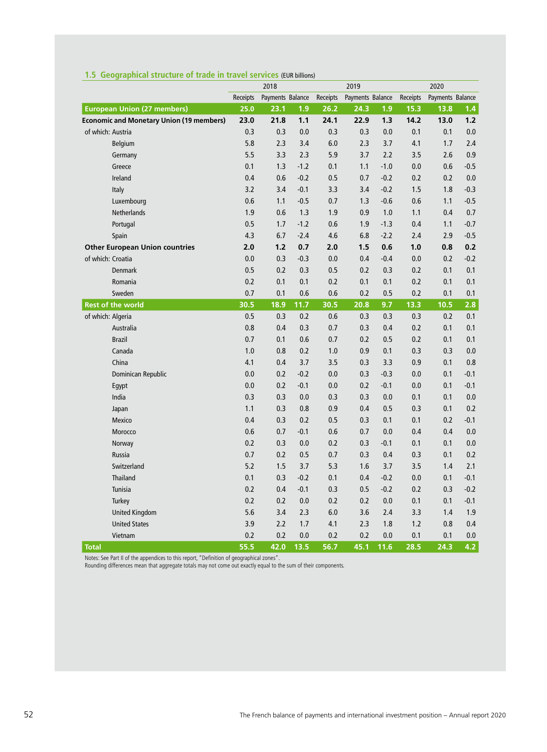### 1.5 Geographical structure of trade in travel services (EUR billions)

| | 2018 | | | 2019 | | | 2020 | | |
|---|---|---|---|---|---|---|---|---|---|
| | Receipts | Payments | Balance | Receipts | Payments | Balance | Receipts | Payments | Balance |
| **European Union (27 members)** | **25.0** | **23.1** | **1.9** | **26.2** | **24.3** | **1.9** | **15.3** | **13.8** | **1.4** |
| **Economic and Monetary Union (19 members)** | **23.0** | **21.8** | **1.1** | **24.1** | **22.9** | **1.3** | **14.2** | **13.0** | **1.2** |
| of which: Austria | 0.3 | 0.3 | 0.0 | 0.3 | 0.3 | 0.0 | 0.1 | 0.1 | 0.0 |
| Belgium | 5.8 | 2.3 | 3.4 | 6.0 | 2.3 | 3.7 | 4.1 | 1.7 | 2.4 |
| Germany | 5.5 | 3.3 | 2.3 | 5.9 | 3.7 | 2.2 | 3.5 | 2.6 | 0.9 |
| Greece | 0.1 | 1.3 | -1.2 | 0.1 | 1.1 | -1.0 | 0.0 | 0.6 | -0.5 |
| Ireland | 0.4 | 0.6 | -0.2 | 0.5 | 0.7 | -0.2 | 0.2 | 0.2 | 0.0 |
| Italy | 3.2 | 3.4 | -0.1 | 3.3 | 3.4 | -0.2 | 1.5 | 1.8 | -0.3 |
| Luxembourg | 0.6 | 1.1 | -0.5 | 0.7 | 1.3 | -0.6 | 0.6 | 1.1 | -0.5 |
| Netherlands | 1.9 | 0.6 | 1.3 | 1.9 | 0.9 | 1.0 | 1.1 | 0.4 | 0.7 |
| Portugal | 0.5 | 1.7 | -1.2 | 0.6 | 1.9 | -1.3 | 0.4 | 1.1 | -0.7 |
| Spain | 4.3 | 6.7 | -2.4 | 4.6 | 6.8 | -2.2 | 2.4 | 2.9 | -0.5 |
| **Other European Union countries** | **2.0** | **1.2** | **0.7** | **2.0** | **1.5** | **0.6** | **1.0** | **0.8** | **0.2** |
| of which: Croatia | 0.0 | 0.3 | -0.3 | 0.0 | 0.4 | -0.4 | 0.0 | 0.2 | -0.2 |
| Denmark | 0.5 | 0.2 | 0.3 | 0.5 | 0.2 | 0.3 | 0.2 | 0.1 | 0.1 |
| Romania | 0.2 | 0.1 | 0.1 | 0.2 | 0.1 | 0.1 | 0.2 | 0.1 | 0.1 |
| Sweden | 0.7 | 0.1 | 0.6 | 0.6 | 0.2 | 0.5 | 0.2 | 0.1 | 0.1 |
| **Rest of the world** | **30.5** | **18.9** | **11.7** | **30.5** | **20.8** | **9.7** | **13.3** | **10.5** | **2.8** |
| of which: Algeria | 0.5 | 0.3 | 0.2 | 0.6 | 0.3 | 0.3 | 0.3 | 0.2 | 0.1 |
| Australia | 0.8 | 0.4 | 0.3 | 0.7 | 0.3 | 0.4 | 0.2 | 0.1 | 0.1 |
| Brazil | 0.7 | 0.1 | 0.6 | 0.7 | 0.2 | 0.5 | 0.2 | 0.1 | 0.1 |
| Canada | 1.0 | 0.8 | 0.2 | 1.0 | 0.9 | 0.1 | 0.3 | 0.3 | 0.0 |
| China | 4.1 | 0.4 | 3.7 | 3.5 | 0.3 | 3.3 | 0.9 | 0.1 | 0.8 |
| Dominican Republic | 0.0 | 0.2 | -0.2 | 0.0 | 0.3 | -0.3 | 0.0 | 0.1 | -0.1 |
| Egypt | 0.0 | 0.2 | -0.1 | 0.0 | 0.2 | -0.1 | 0.0 | 0.1 | -0.1 |
| India | 0.3 | 0.3 | 0.0 | 0.3 | 0.3 | 0.0 | 0.1 | 0.1 | 0.0 |
| Japan | 1.1 | 0.3 | 0.8 | 0.9 | 0.4 | 0.5 | 0.3 | 0.1 | 0.2 |
| Mexico | 0.4 | 0.3 | 0.2 | 0.5 | 0.3 | 0.1 | 0.1 | 0.2 | -0.1 |
| Morocco | 0.6 | 0.7 | -0.1 | 0.6 | 0.7 | 0.0 | 0.4 | 0.4 | 0.0 |
| Norway | 0.2 | 0.3 | 0.0 | 0.2 | 0.3 | -0.1 | 0.1 | 0.1 | 0.0 |
| Russia | 0.7 | 0.2 | 0.5 | 0.7 | 0.3 | 0.4 | 0.3 | 0.1 | 0.2 |
| Switzerland | 5.2 | 1.5 | 3.7 | 5.3 | 1.6 | 3.7 | 3.5 | 1.4 | 2.1 |
| Thailand | 0.1 | 0.3 | -0.2 | 0.1 | 0.4 | -0.2 | 0.0 | 0.1 | -0.1 |
| Tunisia | 0.2 | 0.4 | -0.1 | 0.3 | 0.5 | -0.2 | 0.2 | 0.3 | -0.2 |
| Turkey | 0.2 | 0.2 | 0.0 | 0.2 | 0.2 | 0.0 | 0.1 | 0.1 | -0.1 |
| United Kingdom | 5.6 | 3.4 | 2.3 | 6.0 | 3.6 | 2.4 | 3.3 | 1.4 | 1.9 |
| United States | 3.9 | 2.2 | 1.7 | 4.1 | 2.3 | 1.8 | 1.2 | 0.8 | 0.4 |
| Vietnam | 0.2 | 0.2 | 0.0 | 0.2 | 0.2 | 0.0 | 0.1 | 0.1 | 0.0 |
| **Total** | **55.5** | **42.0** | **13.5** | **56.7** | **45.1** | **11.6** | **28.5** | **24.3** | **4.2** |

Notes: See Part II of the appendices to this report, "Definition of geographical zones".
Rounding differences mean that aggregate totals may not come out exactly equal to the sum of their components.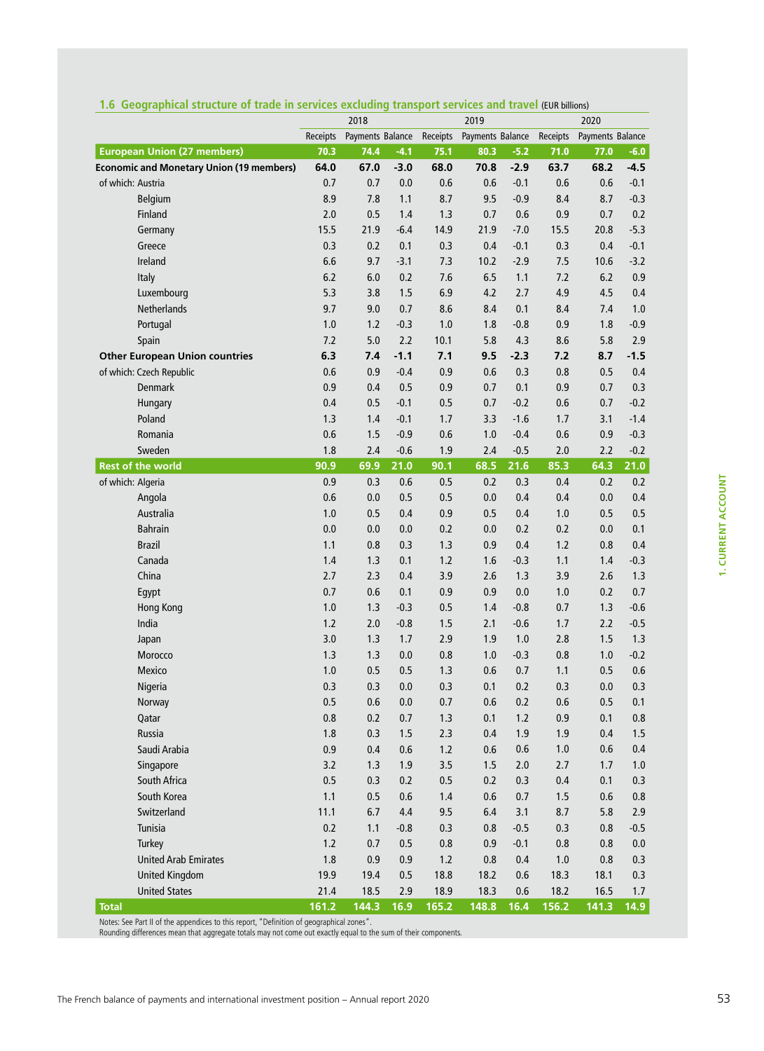### 1.6 Geographical structure of trade in services excluding transport services and travel (EUR billions)

| | 2018 | | | 2019 | | | 2020 | | |
|---|---|---|---|---|---|---|---|---|---|
| | Receipts | Payments | Balance | Receipts | Payments | Balance | Receipts | Payments | Balance |
| **European Union (27 members)** | **70.3** | **74.4** | **-4.1** | **75.1** | **80.3** | **-5.2** | **71.0** | **77.0** | **-6.0** |
| **Economic and Monetary Union (19 members)** | **64.0** | **67.0** | **-3.0** | **68.0** | **70.8** | **-2.9** | **63.7** | **68.2** | **-4.5** |
| of which: Austria | 0.7 | 0.7 | 0.0 | 0.6 | 0.6 | -0.1 | 0.6 | 0.6 | -0.1 |
| Belgium | 8.9 | 7.8 | 1.1 | 8.7 | 9.5 | -0.9 | 8.4 | 8.7 | -0.3 |
| Finland | 2.0 | 0.5 | 1.4 | 1.3 | 0.7 | 0.6 | 0.9 | 0.7 | 0.2 |
| Germany | 15.5 | 21.9 | -6.4 | 14.9 | 21.9 | -7.0 | 15.5 | 20.8 | -5.3 |
| Greece | 0.3 | 0.2 | 0.1 | 0.3 | 0.4 | -0.1 | 0.3 | 0.4 | -0.1 |
| Ireland | 6.6 | 9.7 | -3.1 | 7.3 | 10.2 | -2.9 | 7.5 | 10.6 | -3.2 |
| Italy | 6.2 | 6.0 | 0.2 | 7.6 | 6.5 | 1.1 | 7.2 | 6.2 | 0.9 |
| Luxembourg | 5.3 | 3.8 | 1.5 | 6.9 | 4.2 | 2.7 | 4.9 | 4.5 | 0.4 |
| Netherlands | 9.7 | 9.0 | 0.7 | 8.6 | 8.4 | 0.1 | 8.4 | 7.4 | 1.0 |
| Portugal | 1.0 | 1.2 | -0.3 | 1.0 | 1.8 | -0.8 | 0.9 | 1.8 | -0.9 |
| Spain | 7.2 | 5.0 | 2.2 | 10.1 | 5.8 | 4.3 | 8.6 | 5.8 | 2.9 |
| **Other European Union countries** | **6.3** | **7.4** | **-1.1** | **7.1** | **9.5** | **-2.3** | **7.2** | **8.7** | **-1.5** |
| of which: Czech Republic | 0.6 | 0.9 | -0.4 | 0.9 | 0.6 | 0.3 | 0.8 | 0.5 | 0.4 |
| Denmark | 0.9 | 0.4 | 0.5 | 0.9 | 0.7 | 0.1 | 0.9 | 0.7 | 0.3 |
| Hungary | 0.4 | 0.5 | -0.1 | 0.5 | 0.7 | -0.2 | 0.6 | 0.7 | -0.2 |
| Poland | 1.3 | 1.4 | -0.1 | 1.7 | 3.3 | -1.6 | 1.7 | 3.1 | -1.4 |
| Romania | 0.6 | 1.5 | -0.9 | 0.6 | 1.0 | -0.4 | 0.6 | 0.9 | -0.3 |
| Sweden | 1.8 | 2.4 | -0.6 | 1.9 | 2.4 | -0.5 | 2.0 | 2.2 | -0.2 |
| **Rest of the world** | **90.9** | **69.9** | **21.0** | **90.1** | **68.5** | **21.6** | **85.3** | **64.3** | **21.0** |
| of which: Algeria | 0.9 | 0.3 | 0.6 | 0.5 | 0.2 | 0.3 | 0.4 | 0.2 | 0.2 |
| Angola | 0.6 | 0.0 | 0.5 | 0.5 | 0.0 | 0.4 | 0.4 | 0.0 | 0.4 |
| Australia | 1.0 | 0.5 | 0.4 | 0.9 | 0.5 | 0.4 | 1.0 | 0.5 | 0.5 |
| Bahrain | 0.0 | 0.0 | 0.0 | 0.2 | 0.0 | 0.2 | 0.2 | 0.0 | 0.1 |
| Brazil | 1.1 | 0.8 | 0.3 | 1.3 | 0.9 | 0.4 | 1.2 | 0.8 | 0.4 |
| Canada | 1.4 | 1.3 | 0.1 | 1.2 | 1.6 | -0.3 | 1.1 | 1.4 | -0.3 |
| China | 2.7 | 2.3 | 0.4 | 3.9 | 2.6 | 1.3 | 3.9 | 2.6 | 1.3 |
| Egypt | 0.7 | 0.6 | 0.1 | 0.9 | 0.9 | 0.0 | 1.0 | 0.2 | 0.7 |
| Hong Kong | 1.0 | 1.3 | -0.3 | 0.5 | 1.4 | -0.8 | 0.7 | 1.3 | -0.6 |
| India | 1.2 | 2.0 | -0.8 | 1.5 | 2.1 | -0.6 | 1.7 | 2.2 | -0.5 |
| Japan | 3.0 | 1.3 | 1.7 | 2.9 | 1.9 | 1.0 | 2.8 | 1.5 | 1.3 |
| Morocco | 1.3 | 1.3 | 0.0 | 0.8 | 1.0 | -0.3 | 0.8 | 1.0 | -0.2 |
| Mexico | 1.0 | 0.5 | 0.5 | 1.3 | 0.6 | 0.7 | 1.1 | 0.5 | 0.6 |
| Nigeria | 0.3 | 0.3 | 0.0 | 0.3 | 0.1 | 0.2 | 0.3 | 0.0 | 0.3 |
| Norway | 0.5 | 0.6 | 0.0 | 0.7 | 0.6 | 0.2 | 0.6 | 0.5 | 0.1 |
| Qatar | 0.8 | 0.2 | 0.7 | 1.3 | 0.1 | 1.2 | 0.9 | 0.1 | 0.8 |
| Russia | 1.8 | 0.3 | 1.5 | 2.3 | 0.4 | 1.9 | 1.9 | 0.4 | 1.5 |
| Saudi Arabia | 0.9 | 0.4 | 0.6 | 1.2 | 0.6 | 0.6 | 1.0 | 0.6 | 0.4 |
| Singapore | 3.2 | 1.3 | 1.9 | 3.5 | 1.5 | 2.0 | 2.7 | 1.7 | 1.0 |
| South Africa | 0.5 | 0.3 | 0.2 | 0.5 | 0.2 | 0.3 | 0.4 | 0.1 | 0.3 |
| South Korea | 1.1 | 0.5 | 0.6 | 1.4 | 0.6 | 0.7 | 1.5 | 0.6 | 0.8 |
| Switzerland | 11.1 | 6.7 | 4.4 | 9.5 | 6.4 | 3.1 | 8.7 | 5.8 | 2.9 |
| Tunisia | 0.2 | 1.1 | -0.8 | 0.3 | 0.8 | -0.5 | 0.3 | 0.8 | -0.5 |
| Turkey | 1.2 | 0.7 | 0.5 | 0.8 | 0.9 | -0.1 | 0.8 | 0.8 | 0.0 |
| United Arab Emirates | 1.8 | 0.9 | 0.9 | 1.2 | 0.8 | 0.4 | 1.0 | 0.8 | 0.3 |
| United Kingdom | 19.9 | 19.4 | 0.5 | 18.8 | 18.2 | 0.6 | 18.3 | 18.1 | 0.3 |
| United States | 21.4 | 18.5 | 2.9 | 18.9 | 18.3 | 0.6 | 18.2 | 16.5 | 1.7 |
| **Total** | **161.2** | **144.3** | **16.9** | **165.2** | **148.8** | **16.4** | **156.2** | **141.3** | **14.9** |

Notes: See Part II of the appendices to this report, "Definition of geographical zones".
Rounding differences mean that aggregate totals may not come out exactly equal to the sum of their components.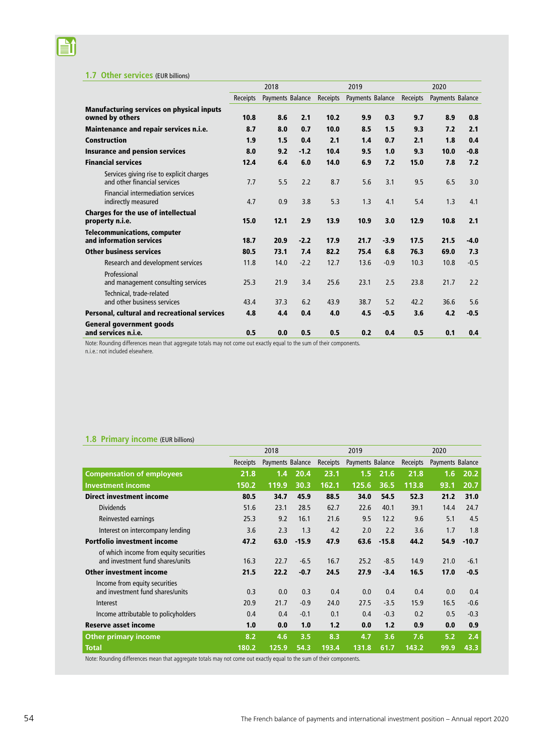## 1.7 Other services (EUR billions)

| | 2018 | | | 2019 | | | 2020 | | |
|---|---|---|---|---|---|---|---|---|---|
| | Receipts | Payments | Balance | Receipts | Payments | Balance | Receipts | Payments | Balance |
| **Manufacturing services on physical inputs owned by others** | **10.8** | **8.6** | **2.1** | **10.2** | **9.9** | **0.3** | **9.7** | **8.9** | **0.8** |
| **Maintenance and repair services n.i.e.** | **8.7** | **8.0** | **0.7** | **10.0** | **8.5** | **1.5** | **9.3** | **7.2** | **2.1** |
| **Construction** | **1.9** | **1.5** | **0.4** | **2.1** | **1.4** | **0.7** | **2.1** | **1.8** | **0.4** |
| **Insurance and pension services** | **8.0** | **9.2** | **-1.2** | **10.4** | **9.5** | **1.0** | **9.3** | **10.0** | **-0.8** |
| **Financial services** | **12.4** | **6.4** | **6.0** | **14.0** | **6.9** | **7.2** | **15.0** | **7.8** | **7.2** |
| Services giving rise to explicit charges and other financial services | 7.7 | 5.5 | 2.2 | 8.7 | 5.6 | 3.1 | 9.5 | 6.5 | 3.0 |
| Financial intermediation services indirectly measured | 4.7 | 0.9 | 3.8 | 5.3 | 1.3 | 4.1 | 5.4 | 1.3 | 4.1 |
| **Charges for the use of intellectual property n.i.e.** | **15.0** | **12.1** | **2.9** | **13.9** | **10.9** | **3.0** | **12.9** | **10.8** | **2.1** |
| **Telecommunications, computer and information services** | **18.7** | **20.9** | **-2.2** | **17.9** | **21.7** | **-3.9** | **17.5** | **21.5** | **-4.0** |
| **Other business services** | **80.5** | **73.1** | **7.4** | **82.2** | **75.4** | **6.8** | **76.3** | **69.0** | **7.3** |
| Research and development services | 11.8 | 14.0 | -2.2 | 12.7 | 13.6 | -0.9 | 10.3 | 10.8 | -0.5 |
| Professional and management consulting services | 25.3 | 21.9 | 3.4 | 25.6 | 23.1 | 2.5 | 23.8 | 21.7 | 2.2 |
| Technical, trade-related and other business services | 43.4 | 37.3 | 6.2 | 43.9 | 38.7 | 5.2 | 42.2 | 36.6 | 5.6 |
| **Personal, cultural and recreational services** | **4.8** | **4.4** | **0.4** | **4.0** | **4.5** | **-0.5** | **3.6** | **4.2** | **-0.5** |
| **General government goods and services n.i.e.** | **0.5** | **0.0** | **0.5** | **0.5** | **0.2** | **0.4** | **0.5** | **0.1** | **0.4** |

Note: Rounding differences mean that aggregate totals may not come out exactly equal to the sum of their components.
n.i.e.: not included elsewhere.

## 1.8 Primary income (EUR billions)

| | 2018 | | | 2019 | | | 2020 | | |
|---|---|---|---|---|---|---|---|---|---|
| | Receipts | Payments | Balance | Receipts | Payments | Balance | Receipts | Payments | Balance |
| **Compensation of employees** | **21.8** | **1.4** | **20.4** | **23.1** | **1.5** | **21.6** | **21.8** | **1.6** | **20.2** |
| **Investment income** | **150.2** | **119.9** | **30.3** | **162.1** | **125.6** | **36.5** | **113.8** | **93.1** | **20.7** |
| **Direct investment income** | **80.5** | **34.7** | **45.9** | **88.5** | **34.0** | **54.5** | **52.3** | **21.2** | **31.0** |
| Dividends | 51.6 | 23.1 | 28.5 | 62.7 | 22.6 | 40.1 | 39.1 | 14.4 | 24.7 |
| Reinvested earnings | 25.3 | 9.2 | 16.1 | 21.6 | 9.5 | 12.2 | 9.6 | 5.1 | 4.5 |
| Interest on intercompany lending | 3.6 | 2.3 | 1.3 | 4.2 | 2.0 | 2.2 | 3.6 | 1.7 | 1.8 |
| **Portfolio investment income** | **47.2** | **63.0** | **-15.9** | **47.9** | **63.6** | **-15.8** | **44.2** | **54.9** | **-10.7** |
| of which income from equity securities and investment fund shares/units | 16.3 | 22.7 | -6.5 | 16.7 | 25.2 | -8.5 | 14.9 | 21.0 | -6.1 |
| **Other investment income** | **21.5** | **22.2** | **-0.7** | **24.5** | **27.9** | **-3.4** | **16.5** | **17.0** | **-0.5** |
| Income from equity securities and investment fund shares/units | 0.3 | 0.0 | 0.3 | 0.4 | 0.0 | 0.4 | 0.4 | 0.0 | 0.4 |
| Interest | 20.9 | 21.7 | -0.9 | 24.0 | 27.5 | -3.5 | 15.9 | 16.5 | -0.6 |
| Income attributable to policyholders | 0.4 | 0.4 | -0.1 | 0.1 | 0.4 | -0.3 | 0.2 | 0.5 | -0.3 |
| **Reserve asset income** | **1.0** | **0.0** | **1.0** | **1.2** | **0.0** | **1.2** | **0.9** | **0.0** | **0.9** |
| **Other primary income** | **8.2** | **4.6** | **3.5** | **8.3** | **4.7** | **3.6** | **7.6** | **5.2** | **2.4** |
| **Total** | **180.2** | **125.9** | **54.3** | **193.4** | **131.8** | **61.7** | **143.2** | **99.9** | **43.3** |

Note: Rounding differences mean that aggregate totals may not come out exactly equal to the sum of their components.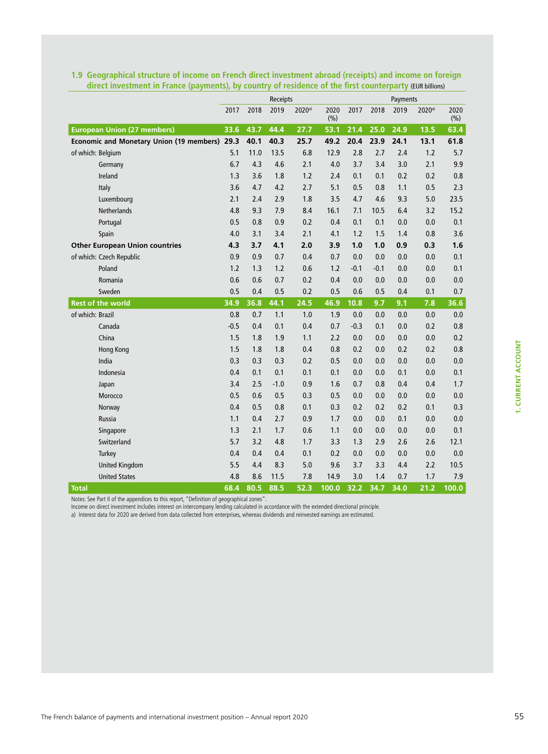## 1.9 Geographical structure of income on French direct investment abroad (receipts) and income on foreign direct investment in France (payments), by country of residence of the first counterparty (EUR billions)

| | Receipts | | | | | Payments | | | | |
|---|---|---|---|---|---|---|---|---|---|---|
| | 2017 | 2018 | 2019 | 2020[a] | 2020 (%) | 2017 | 2018 | 2019 | 2020[a] | 2020 (%) |
| **European Union (27 members)** | **33.6** | **43.7** | **44.4** | **27.7** | **53.1** | **21.4** | **25.0** | **24.9** | **13.5** | **63.4** |
| **Economic and Monetary Union (19 members)** | **29.3** | **40.1** | **40.3** | **25.7** | **49.2** | **20.4** | **23.9** | **24.1** | **13.1** | **61.8** |
| of which: Belgium | 5.1 | 11.0 | 13.5 | 6.8 | 12.9 | 2.8 | 2.7 | 2.4 | 1.2 | 5.7 |
| Germany | 6.7 | 4.3 | 4.6 | 2.1 | 4.0 | 3.7 | 3.4 | 3.0 | 2.1 | 9.9 |
| Ireland | 1.3 | 3.6 | 1.8 | 1.2 | 2.4 | 0.1 | 0.1 | 0.2 | 0.2 | 0.8 |
| Italy | 3.6 | 4.7 | 4.2 | 2.7 | 5.1 | 0.5 | 0.8 | 1.1 | 0.5 | 2.3 |
| Luxembourg | 2.1 | 2.4 | 2.9 | 1.8 | 3.5 | 4.7 | 4.6 | 9.3 | 5.0 | 23.5 |
| Netherlands | 4.8 | 9.3 | 7.9 | 8.4 | 16.1 | 7.1 | 10.5 | 6.4 | 3.2 | 15.2 |
| Portugal | 0.5 | 0.8 | 0.9 | 0.2 | 0.4 | 0.1 | 0.1 | 0.0 | 0.0 | 0.1 |
| Spain | 4.0 | 3.1 | 3.4 | 2.1 | 4.1 | 1.2 | 1.5 | 1.4 | 0.8 | 3.6 |
| **Other European Union countries** | **4.3** | **3.7** | **4.1** | **2.0** | **3.9** | **1.0** | **1.0** | **0.9** | **0.3** | **1.6** |
| of which: Czech Republic | 0.9 | 0.9 | 0.7 | 0.4 | 0.7 | 0.0 | 0.0 | 0.0 | 0.0 | 0.1 |
| Poland | 1.2 | 1.3 | 1.2 | 0.6 | 1.2 | -0.1 | -0.1 | 0.0 | 0.0 | 0.1 |
| Romania | 0.6 | 0.6 | 0.7 | 0.2 | 0.4 | 0.0 | 0.0 | 0.0 | 0.0 | 0.0 |
| Sweden | 0.5 | 0.4 | 0.5 | 0.2 | 0.5 | 0.6 | 0.5 | 0.4 | 0.1 | 0.7 |
| **Rest of the world** | **34.9** | **36.8** | **44.1** | **24.5** | **46.9** | **10.8** | **9.7** | **9.1** | **7.8** | **36.6** |
| of which: Brazil | 0.8 | 0.7 | 1.1 | 1.0 | 1.9 | 0.0 | 0.0 | 0.0 | 0.0 | 0.0 |
| Canada | -0.5 | 0.4 | 0.1 | 0.4 | 0.7 | -0.3 | 0.1 | 0.0 | 0.2 | 0.8 |
| China | 1.5 | 1.8 | 1.9 | 1.1 | 2.2 | 0.0 | 0.0 | 0.0 | 0.0 | 0.2 |
| Hong Kong | 1.5 | 1.8 | 1.8 | 0.4 | 0.8 | 0.2 | 0.0 | 0.2 | 0.2 | 0.8 |
| India | 0.3 | 0.3 | 0.3 | 0.2 | 0.5 | 0.0 | 0.0 | 0.0 | 0.0 | 0.0 |
| Indonesia | 0.4 | 0.1 | 0.1 | 0.1 | 0.1 | 0.0 | 0.0 | 0.1 | 0.0 | 0.1 |
| Japan | 3.4 | 2.5 | -1.0 | 0.9 | 1.6 | 0.7 | 0.8 | 0.4 | 0.4 | 1.7 |
| Morocco | 0.5 | 0.6 | 0.5 | 0.3 | 0.5 | 0.0 | 0.0 | 0.0 | 0.0 | 0.0 |
| Norway | 0.4 | 0.5 | 0.8 | 0.1 | 0.3 | 0.2 | 0.2 | 0.2 | 0.1 | 0.3 |
| Russia | 1.1 | 0.4 | 2.7 | 0.9 | 1.7 | 0.0 | 0.0 | 0.1 | 0.0 | 0.0 |
| Singapore | 1.3 | 2.1 | 1.7 | 0.6 | 1.1 | 0.0 | 0.0 | 0.0 | 0.0 | 0.1 |
| Switzerland | 5.7 | 3.2 | 4.8 | 1.7 | 3.3 | 1.3 | 2.9 | 2.6 | 2.6 | 12.1 |
| Turkey | 0.4 | 0.4 | 0.4 | 0.1 | 0.2 | 0.0 | 0.0 | 0.0 | 0.0 | 0.0 |
| United Kingdom | 5.5 | 4.4 | 8.3 | 5.0 | 9.6 | 3.7 | 3.3 | 4.4 | 2.2 | 10.5 |
| United States | 4.8 | 8.6 | 11.5 | 7.8 | 14.9 | 3.0 | 1.4 | 0.7 | 1.7 | 7.9 |
| **Total** | **68.4** | **80.5** | **88.5** | **52.3** | **100.0** | **32.2** | **34.7** | **34.0** | **21.2** | **100.0** |

Notes: See Part II of the appendices to this report, "Definition of geographical zones".
Income on direct investment includes interest on intercompany lending calculated in accordance with the extended directional principle.
a) Interest data for 2020 are derived from data collected from enterprises, whereas dividends and reinvested earnings are estimated.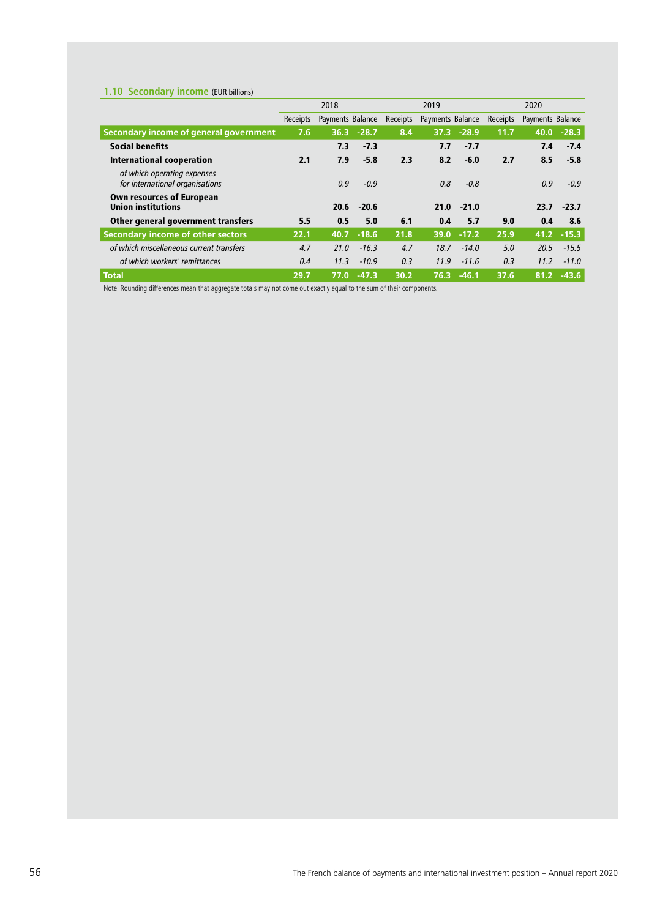### 1.10 Secondary income (EUR billions)

| | 2018 | | | 2019 | | | 2020 | | |
|---|---|---|---|---|---|---|---|---|---|
| | Receipts | Payments | Balance | Receipts | Payments | Balance | Receipts | Payments | Balance |
| **Secondary income of general government** | **7.6** | **36.3** | **-28.7** | **8.4** | **37.3** | **-28.9** | **11.7** | **40.0** | **-28.3** |
| **Social benefits** | | **7.3** | **-7.3** | | **7.7** | **-7.7** | | **7.4** | **-7.4** |
| **International cooperation** | **2.1** | **7.9** | **-5.8** | **2.3** | **8.2** | **-6.0** | **2.7** | **8.5** | **-5.8** |
| *of which operating expenses for international organisations* | | *0.9* | *-0.9* | | *0.8* | *-0.8* | | *0.9* | *-0.9* |
| **Own resources of European Union institutions** | | **20.6** | **-20.6** | | **21.0** | **-21.0** | | **23.7** | **-23.7** |
| **Other general government transfers** | **5.5** | **0.5** | **5.0** | **6.1** | **0.4** | **5.7** | **9.0** | **0.4** | **8.6** |
| **Secondary income of other sectors** | **22.1** | **40.7** | **-18.6** | **21.8** | **39.0** | **-17.2** | **25.9** | **41.2** | **-15.3** |
| *of which miscellaneous current transfers* | *4.7* | *21.0* | *-16.3* | *4.7* | *18.7* | *-14.0* | *5.0* | *20.5* | *-15.5* |
| *of which workers' remittances* | *0.4* | *11.3* | *-10.9* | *0.3* | *11.9* | *-11.6* | *0.3* | *11.2* | *-11.0* |
| **Total** | **29.7** | **77.0** | **-47.3** | **30.2** | **76.3** | **-46.1** | **37.6** | **81.2** | **-43.6** |

Note: Rounding differences mean that aggregate totals may not come out exactly equal to the sum of their components.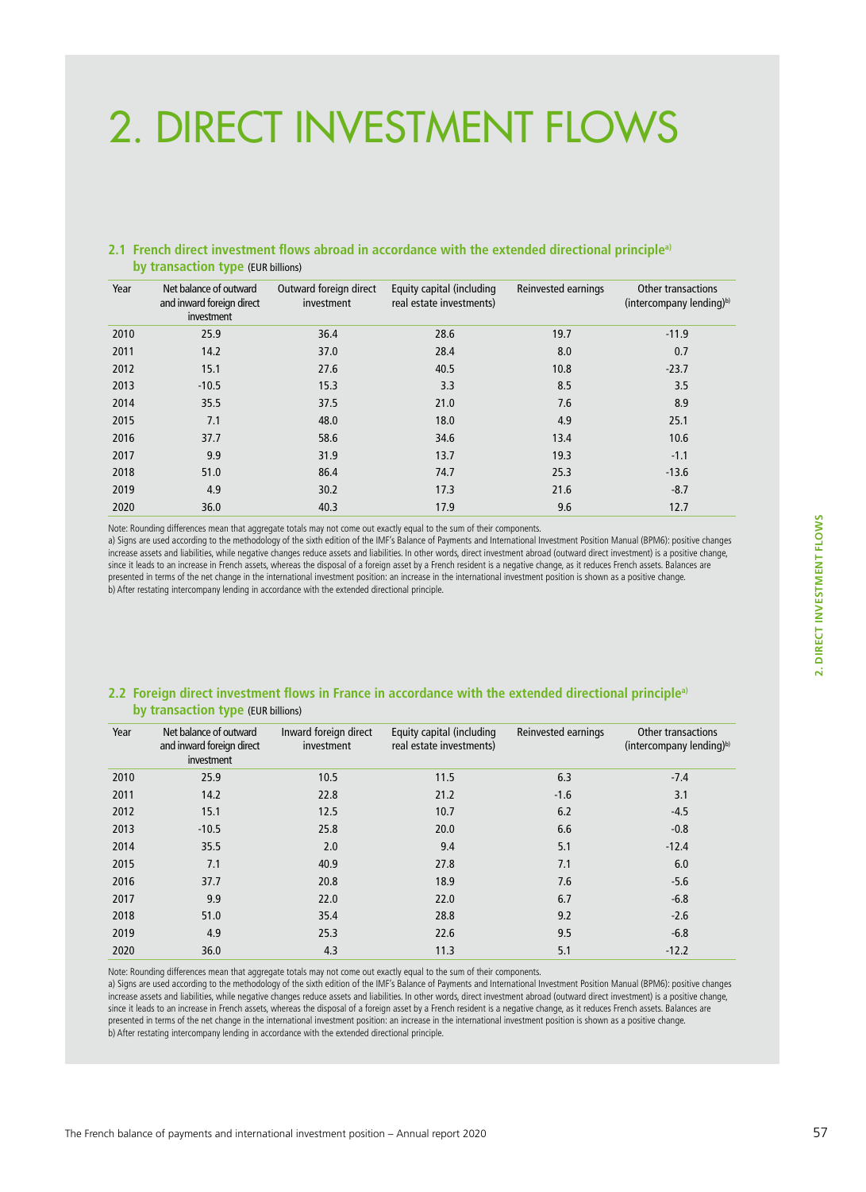# 2. DIRECT INVESTMENT FLOWS

### 2.1 French direct investment flows abroad in accordance with the extended directional principle[a) ] by transaction type (EUR billions)

| Year | Net balance of outward and inward foreign direct investment | Outward foreign direct investment | Equity capital (including real estate investments) | Reinvested earnings | Other transactions (intercompany lending)[b)] |
|---|---|---|---|---|---|
| 2010 | 25.9 | 36.4 | 28.6 | 19.7 | -11.9 |
| 2011 | 14.2 | 37.0 | 28.4 | 8.0 | 0.7 |
| 2012 | 15.1 | 27.6 | 40.5 | 10.8 | -23.7 |
| 2013 | -10.5 | 15.3 | 3.3 | 8.5 | 3.5 |
| 2014 | 35.5 | 37.5 | 21.0 | 7.6 | 8.9 |
| 2015 | 7.1 | 48.0 | 18.0 | 4.9 | 25.1 |
| 2016 | 37.7 | 58.6 | 34.6 | 13.4 | 10.6 |
| 2017 | 9.9 | 31.9 | 13.7 | 19.3 | -1.1 |
| 2018 | 51.0 | 86.4 | 74.7 | 25.3 | -13.6 |
| 2019 | 4.9 | 30.2 | 17.3 | 21.6 | -8.7 |
| 2020 | 36.0 | 40.3 | 17.9 | 9.6 | 12.7 |

Note: Rounding differences mean that aggregate totals may not come out exactly equal to the sum of their components.
a) Signs are used according to the methodology of the sixth edition of the IMF's Balance of Payments and International Investment Position Manual (BPM6): positive changes increase assets and liabilities, while negative changes reduce assets and liabilities. In other words, direct investment abroad (outward direct investment) is a positive change, since it leads to an increase in French assets, whereas the disposal of a foreign asset by a French resident is a negative change, as it reduces French assets. Balances are presented in terms of the net change in the international investment position: an increase in the international investment position is shown as a positive change.
b) After restating intercompany lending in accordance with the extended directional principle.

### 2.2 Foreign direct investment flows in France in accordance with the extended directional principle[a)] by transaction type (EUR billions)

| Year | Net balance of outward and inward foreign direct investment | Inward foreign direct investment | Equity capital (including real estate investments) | Reinvested earnings | Other transactions (intercompany lending)[b)] |
|---|---|---|---|---|---|
| 2010 | 25.9 | 10.5 | 11.5 | 6.3 | -7.4 |
| 2011 | 14.2 | 22.8 | 21.2 | -1.6 | 3.1 |
| 2012 | 15.1 | 12.5 | 10.7 | 6.2 | -4.5 |
| 2013 | -10.5 | 25.8 | 20.0 | 6.6 | -0.8 |
| 2014 | 35.5 | 2.0 | 9.4 | 5.1 | -12.4 |
| 2015 | 7.1 | 40.9 | 27.8 | 7.1 | 6.0 |
| 2016 | 37.7 | 20.8 | 18.9 | 7.6 | -5.6 |
| 2017 | 9.9 | 22.0 | 22.0 | 6.7 | -6.8 |
| 2018 | 51.0 | 35.4 | 28.8 | 9.2 | -2.6 |
| 2019 | 4.9 | 25.3 | 22.6 | 9.5 | -6.8 |
| 2020 | 36.0 | 4.3 | 11.3 | 5.1 | -12.2 |

Note: Rounding differences mean that aggregate totals may not come out exactly equal to the sum of their components.
a) Signs are used according to the methodology of the sixth edition of the IMF's Balance of Payments and International Investment Position Manual (BPM6): positive changes increase assets and liabilities, while negative changes reduce assets and liabilities. In other words, direct investment abroad (outward direct investment) is a positive change, since it leads to an increase in French assets, whereas the disposal of a foreign asset by a French resident is a negative change, as it reduces French assets. Balances are presented in terms of the net change in the international investment position: an increase in the international investment position is shown as a positive change.
b) After restating intercompany lending in accordance with the extended directional principle.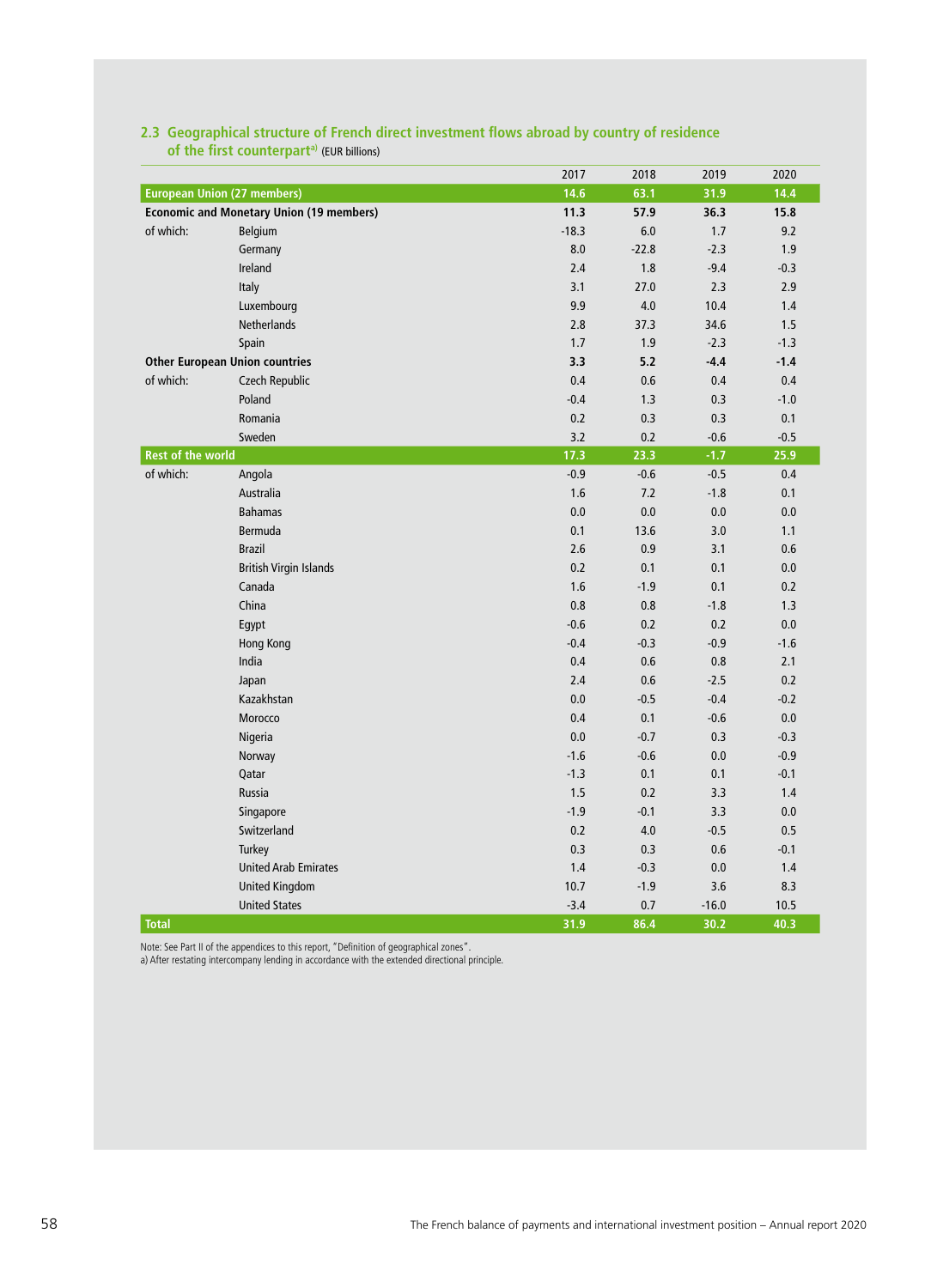### 2.3 Geographical structure of French direct investment flows abroad by country of residence of the first counterpart[a] (EUR billions)

| | | 2017 | 2018 | 2019 | 2020 |
|---|---|---|---|---|---|
| **European Union (27 members)** | | **14.6** | **63.1** | **31.9** | **14.4** |
| **Economic and Monetary Union (19 members)** | | **11.3** | **57.9** | **36.3** | **15.8** |
| of which: | Belgium | -18.3 | 6.0 | 1.7 | 9.2 |
| | Germany | 8.0 | -22.8 | -2.3 | 1.9 |
| | Ireland | 2.4 | 1.8 | -9.4 | -0.3 |
| | Italy | 3.1 | 27.0 | 2.3 | 2.9 |
| | Luxembourg | 9.9 | 4.0 | 10.4 | 1.4 |
| | Netherlands | 2.8 | 37.3 | 34.6 | 1.5 |
| | Spain | 1.7 | 1.9 | -2.3 | -1.3 |
| **Other European Union countries** | | **3.3** | **5.2** | **-4.4** | **-1.4** |
| of which: | Czech Republic | 0.4 | 0.6 | 0.4 | 0.4 |
| | Poland | -0.4 | 1.3 | 0.3 | -1.0 |
| | Romania | 0.2 | 0.3 | 0.3 | 0.1 |
| | Sweden | 3.2 | 0.2 | -0.6 | -0.5 |
| **Rest of the world** | | **17.3** | **23.3** | **-1.7** | **25.9** |
| of which: | Angola | -0.9 | -0.6 | -0.5 | 0.4 |
| | Australia | 1.6 | 7.2 | -1.8 | 0.1 |
| | Bahamas | 0.0 | 0.0 | 0.0 | 0.0 |
| | Bermuda | 0.1 | 13.6 | 3.0 | 1.1 |
| | Brazil | 2.6 | 0.9 | 3.1 | 0.6 |
| | British Virgin Islands | 0.2 | 0.1 | 0.1 | 0.0 |
| | Canada | 1.6 | -1.9 | 0.1 | 0.2 |
| | China | 0.8 | 0.8 | -1.8 | 1.3 |
| | Egypt | -0.6 | 0.2 | 0.2 | 0.0 |
| | Hong Kong | -0.4 | -0.3 | -0.9 | -1.6 |
| | India | 0.4 | 0.6 | 0.8 | 2.1 |
| | Japan | 2.4 | 0.6 | -2.5 | 0.2 |
| | Kazakhstan | 0.0 | -0.5 | -0.4 | -0.2 |
| | Morocco | 0.4 | 0.1 | -0.6 | 0.0 |
| | Nigeria | 0.0 | -0.7 | 0.3 | -0.3 |
| | Norway | -1.6 | -0.6 | 0.0 | -0.9 |
| | Qatar | -1.3 | 0.1 | 0.1 | -0.1 |
| | Russia | 1.5 | 0.2 | 3.3 | 1.4 |
| | Singapore | -1.9 | -0.1 | 3.3 | 0.0 |
| | Switzerland | 0.2 | 4.0 | -0.5 | 0.5 |
| | Turkey | 0.3 | 0.3 | 0.6 | -0.1 |
| | United Arab Emirates | 1.4 | -0.3 | 0.0 | 1.4 |
| | United Kingdom | 10.7 | -1.9 | 3.6 | 8.3 |
| | United States | -3.4 | 0.7 | -16.0 | 10.5 |
| **Total** | | **31.9** | **86.4** | **30.2** | **40.3** |

Note: See Part II of the appendices to this report, "Definition of geographical zones".
a) After restating intercompany lending in accordance with the extended directional principle.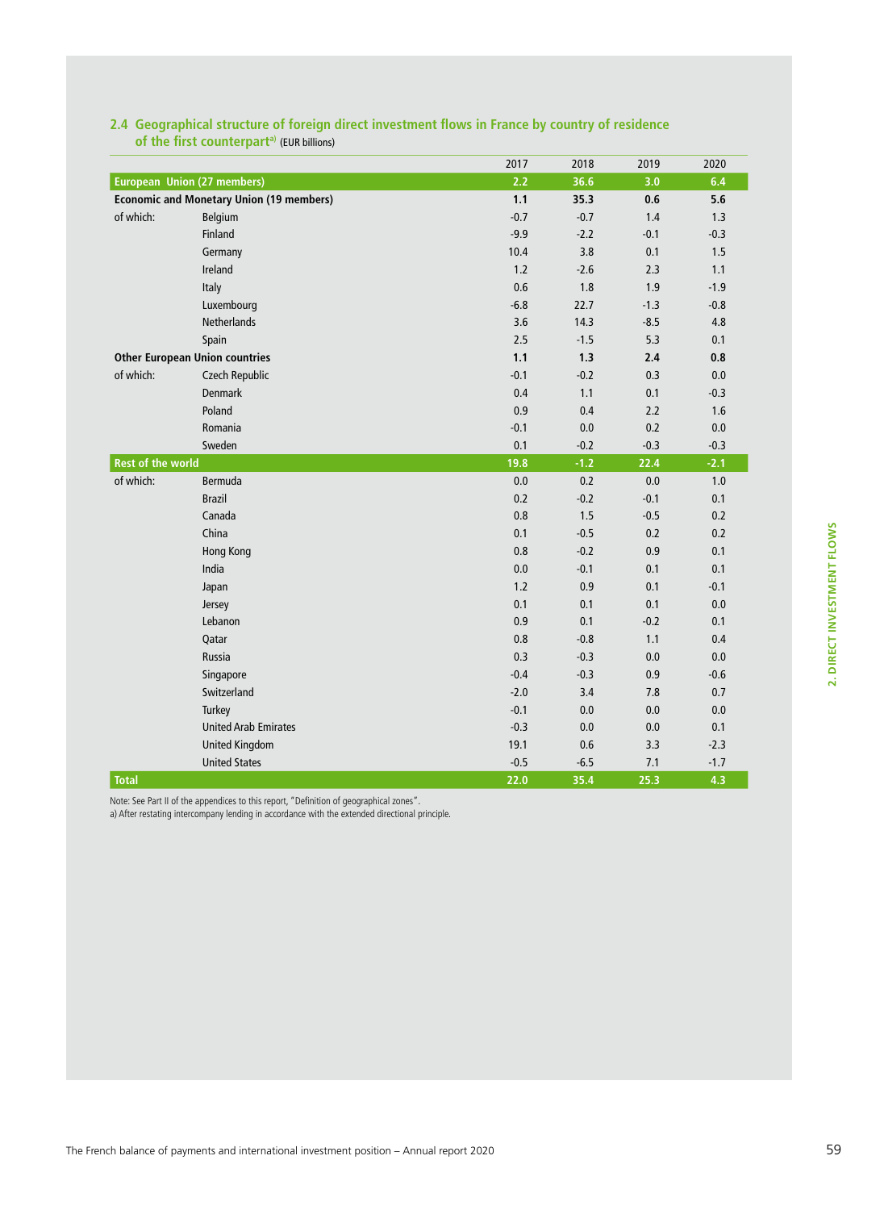## 2.4 Geographical structure of foreign direct investment flows in France by country of residence of the first counterpart[a] (EUR billions)

| | | 2017 | 2018 | 2019 | 2020 |
|---|---|---|---|---|---|
| **European Union (27 members)** | | **2.2** | **36.6** | **3.0** | **6.4** |
| **Economic and Monetary Union (19 members)** | | **1.1** | **35.3** | **0.6** | **5.6** |
| of which: | Belgium | -0.7 | -0.7 | 1.4 | 1.3 |
| | Finland | -9.9 | -2.2 | -0.1 | -0.3 |
| | Germany | 10.4 | 3.8 | 0.1 | 1.5 |
| | Ireland | 1.2 | -2.6 | 2.3 | 1.1 |
| | Italy | 0.6 | 1.8 | 1.9 | -1.9 |
| | Luxembourg | -6.8 | 22.7 | -1.3 | -0.8 |
| | Netherlands | 3.6 | 14.3 | -8.5 | 4.8 |
| | Spain | 2.5 | -1.5 | 5.3 | 0.1 |
| **Other European Union countries** | | **1.1** | **1.3** | **2.4** | **0.8** |
| of which: | Czech Republic | -0.1 | -0.2 | 0.3 | 0.0 |
| | Denmark | 0.4 | 1.1 | 0.1 | -0.3 |
| | Poland | 0.9 | 0.4 | 2.2 | 1.6 |
| | Romania | -0.1 | 0.0 | 0.2 | 0.0 |
| | Sweden | 0.1 | -0.2 | -0.3 | -0.3 |
| **Rest of the world** | | **19.8** | **-1.2** | **22.4** | **-2.1** |
| of which: | Bermuda | 0.0 | 0.2 | 0.0 | 1.0 |
| | Brazil | 0.2 | -0.2 | -0.1 | 0.1 |
| | Canada | 0.8 | 1.5 | -0.5 | 0.2 |
| | China | 0.1 | -0.5 | 0.2 | 0.2 |
| | Hong Kong | 0.8 | -0.2 | 0.9 | 0.1 |
| | India | 0.0 | -0.1 | 0.1 | 0.1 |
| | Japan | 1.2 | 0.9 | 0.1 | -0.1 |
| | Jersey | 0.1 | 0.1 | 0.1 | 0.0 |
| | Lebanon | 0.9 | 0.1 | -0.2 | 0.1 |
| | Qatar | 0.8 | -0.8 | 1.1 | 0.4 |
| | Russia | 0.3 | -0.3 | 0.0 | 0.0 |
| | Singapore | -0.4 | -0.3 | 0.9 | -0.6 |
| | Switzerland | -2.0 | 3.4 | 7.8 | 0.7 |
| | Turkey | -0.1 | 0.0 | 0.0 | 0.0 |
| | United Arab Emirates | -0.3 | 0.0 | 0.0 | 0.1 |
| | United Kingdom | 19.1 | 0.6 | 3.3 | -2.3 |
| | United States | -0.5 | -6.5 | 7.1 | -1.7 |
| **Total** | | **22.0** | **35.4** | **25.3** | **4.3** |

Note: See Part II of the appendices to this report, "Definition of geographical zones".
a) After restating intercompany lending in accordance with the extended directional principle.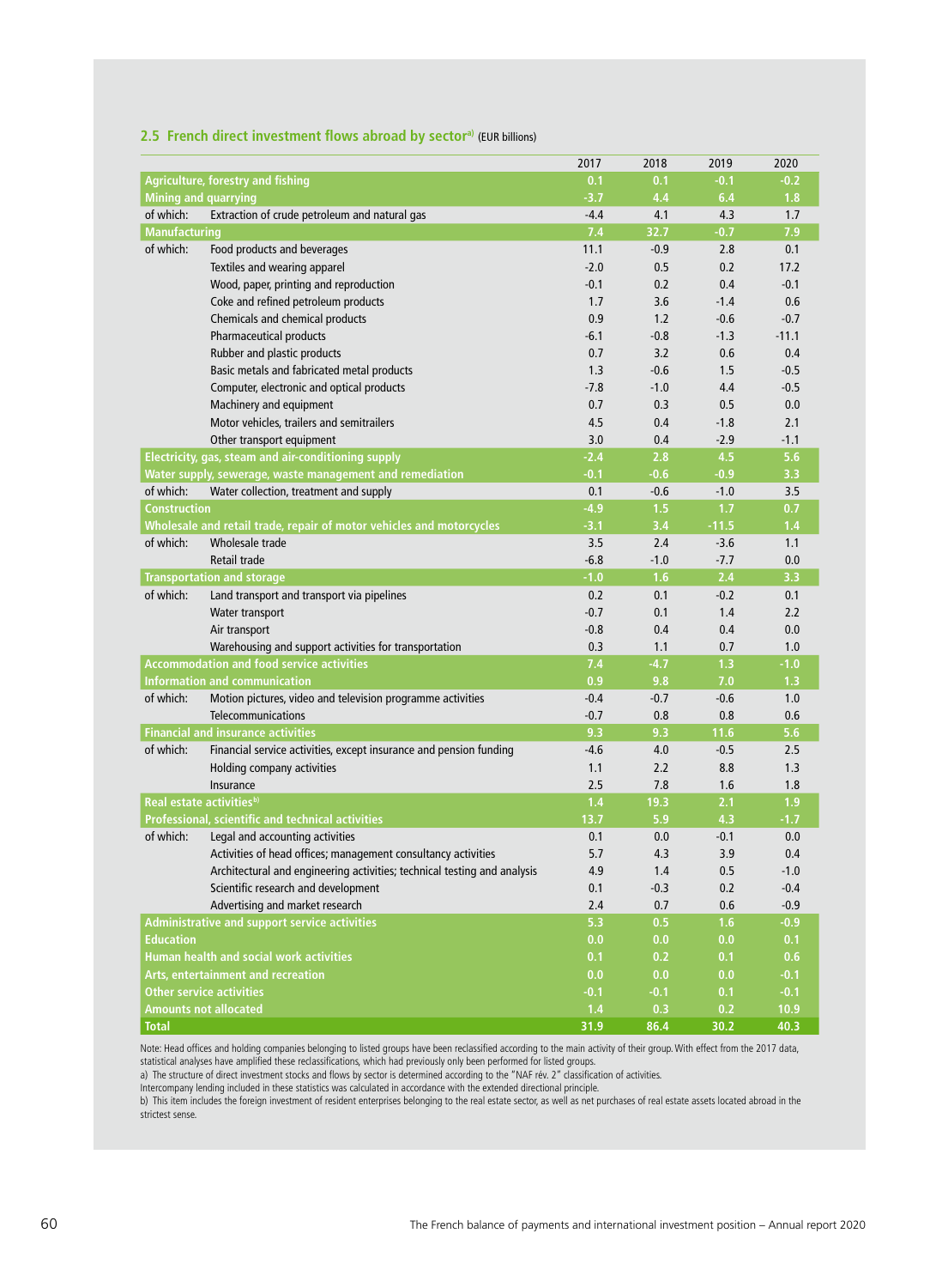## 2.5 French direct investment flows abroad by sector[a] (EUR billions)

| | | 2017 | 2018 | 2019 | 2020 |
|---|---|---|---|---|---|
| **Agriculture, forestry and fishing** | | 0.1 | 0.1 | -0.1 | -0.2 |
| **Mining and quarrying** | | -3.7 | 4.4 | 6.4 | 1.8 |
| of which: | Extraction of crude petroleum and natural gas | -4.4 | 4.1 | 4.3 | 1.7 |
| **Manufacturing** | | 7.4 | 32.7 | -0.7 | 7.9 |
| of which: | Food products and beverages | 11.1 | -0.9 | 2.8 | 0.1 |
| | Textiles and wearing apparel | -2.0 | 0.5 | 0.2 | 17.2 |
| | Wood, paper, printing and reproduction | -0.1 | 0.2 | 0.4 | -0.1 |
| | Coke and refined petroleum products | 1.7 | 3.6 | -1.4 | 0.6 |
| | Chemicals and chemical products | 0.9 | 1.2 | -0.6 | -0.7 |
| | Pharmaceutical products | -6.1 | -0.8 | -1.3 | -11.1 |
| | Rubber and plastic products | 0.7 | 3.2 | 0.6 | 0.4 |
| | Basic metals and fabricated metal products | 1.3 | -0.6 | 1.5 | -0.5 |
| | Computer, electronic and optical products | -7.8 | -1.0 | 4.4 | -0.5 |
| | Machinery and equipment | 0.7 | 0.3 | 0.5 | 0.0 |
| | Motor vehicles, trailers and semitrailers | 4.5 | 0.4 | -1.8 | 2.1 |
| | Other transport equipment | 3.0 | 0.4 | -2.9 | -1.1 |
| **Electricity, gas, steam and air-conditioning supply** | | -2.4 | 2.8 | 4.5 | 5.6 |
| **Water supply, sewerage, waste management and remediation** | | -0.1 | -0.6 | -0.9 | 3.3 |
| of which: | Water collection, treatment and supply | 0.1 | -0.6 | -1.0 | 3.5 |
| **Construction** | | -4.9 | 1.5 | 1.7 | 0.7 |
| **Wholesale and retail trade, repair of motor vehicles and motorcycles** | | -3.1 | 3.4 | -11.5 | 1.4 |
| of which: | Wholesale trade | 3.5 | 2.4 | -3.6 | 1.1 |
| | Retail trade | -6.8 | -1.0 | -7.7 | 0.0 |
| **Transportation and storage** | | -1.0 | 1.6 | 2.4 | 3.3 |
| of which: | Land transport and transport via pipelines | 0.2 | 0.1 | -0.2 | 0.1 |
| | Water transport | -0.7 | 0.1 | 1.4 | 2.2 |
| | Air transport | -0.8 | 0.4 | 0.4 | 0.0 |
| | Warehousing and support activities for transportation | 0.3 | 1.1 | 0.7 | 1.0 |
| **Accommodation and food service activities** | | 7.4 | -4.7 | 1.3 | -1.0 |
| **Information and communication** | | 0.9 | 9.8 | 7.0 | 1.3 |
| of which: | Motion pictures, video and television programme activities | -0.4 | -0.7 | -0.6 | 1.0 |
| | Telecommunications | -0.7 | 0.8 | 0.8 | 0.6 |
| **Financial and insurance activities** | | 9.3 | 9.3 | 11.6 | 5.6 |
| of which: | Financial service activities, except insurance and pension funding | -4.6 | 4.0 | -0.5 | 2.5 |
| | Holding company activities | 1.1 | 2.2 | 8.8 | 1.3 |
| | Insurance | 2.5 | 7.8 | 1.6 | 1.8 |
| **Real estate activities[b]** | | 1.4 | 19.3 | 2.1 | 1.9 |
| **Professional, scientific and technical activities** | | 13.7 | 5.9 | 4.3 | -1.7 |
| of which: | Legal and accounting activities | 0.1 | 0.0 | -0.1 | 0.0 |
| | Activities of head offices; management consultancy activities | 5.7 | 4.3 | 3.9 | 0.4 |
| | Architectural and engineering activities; technical testing and analysis | 4.9 | 1.4 | 0.5 | -1.0 |
| | Scientific research and development | 0.1 | -0.3 | 0.2 | -0.4 |
| | Advertising and market research | 2.4 | 0.7 | 0.6 | -0.9 |
| **Administrative and support service activities** | | 5.3 | 0.5 | 1.6 | -0.9 |
| **Education** | | 0.0 | 0.0 | 0.0 | 0.1 |
| **Human health and social work activities** | | 0.1 | 0.2 | 0.1 | 0.6 |
| **Arts, entertainment and recreation** | | 0.0 | 0.0 | 0.0 | -0.1 |
| **Other service activities** | | -0.1 | -0.1 | 0.1 | -0.1 |
| **Amounts not allocated** | | 1.4 | 0.3 | 0.2 | 10.9 |
| **Total** | | 31.9 | 86.4 | 30.2 | 40.3 |

Note: Head offices and holding companies belonging to listed groups have been reclassified according to the main activity of their group. With effect from the 2017 data, statistical analyses have amplified these reclassifications, which had previously only been performed for listed groups.
a) The structure of direct investment stocks and flows by sector is determined according to the "NAF rév. 2" classification of activities.
Intercompany lending included in these statistics was calculated in accordance with the extended directional principle.
b) This item includes the foreign investment of resident enterprises belonging to the real estate sector, as well as net purchases of real estate assets located abroad in the strictest sense.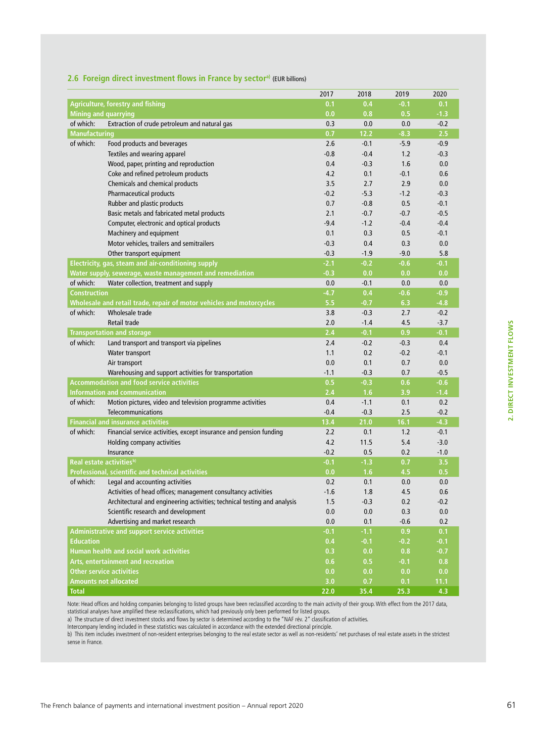## 2.6 Foreign direct investment flows in France by sector[a] (EUR billions)

| | | 2017 | 2018 | 2019 | 2020 |
|---|---|---|---|---|---|
| **Agriculture, forestry and fishing** | | 0.1 | 0.4 | -0.1 | 0.1 |
| **Mining and quarrying** | | 0.0 | 0.8 | 0.5 | -1.3 |
| of which: | Extraction of crude petroleum and natural gas | 0.3 | 0.0 | 0.0 | -0.2 |
| **Manufacturing** | | 0.7 | 12.2 | -8.3 | 2.5 |
| of which: | Food products and beverages | 2.6 | -0.1 | -5.9 | -0.9 |
| | Textiles and wearing apparel | -0.8 | -0.4 | 1.2 | -0.3 |
| | Wood, paper, printing and reproduction | 0.4 | -0.3 | 1.6 | 0.0 |
| | Coke and refined petroleum products | 4.2 | 0.1 | -0.1 | 0.6 |
| | Chemicals and chemical products | 3.5 | 2.7 | 2.9 | 0.0 |
| | Pharmaceutical products | -0.2 | -5.3 | -1.2 | -0.3 |
| | Rubber and plastic products | 0.7 | -0.8 | 0.5 | -0.1 |
| | Basic metals and fabricated metal products | 2.1 | -0.7 | -0.7 | -0.5 |
| | Computer, electronic and optical products | -9.4 | -1.2 | -0.4 | -0.4 |
| | Machinery and equipment | 0.1 | 0.3 | 0.5 | -0.1 |
| | Motor vehicles, trailers and semitrailers | -0.3 | 0.4 | 0.3 | 0.0 |
| | Other transport equipment | -0.3 | -1.9 | -9.0 | 5.8 |
| **Electricity, gas, steam and air-conditioning supply** | | -2.1 | -0.2 | -0.6 | -0.1 |
| **Water supply, sewerage, waste management and remediation** | | -0.3 | 0.0 | 0.0 | 0.0 |
| of which: | Water collection, treatment and supply | 0.0 | -0.1 | 0.0 | 0.0 |
| **Construction** | | -4.7 | 0.4 | -0.6 | -0.9 |
| **Wholesale and retail trade, repair of motor vehicles and motorcycles** | | 5.5 | -0.7 | 6.3 | -4.8 |
| of which: | Wholesale trade | 3.8 | -0.3 | 2.7 | -0.2 |
| | Retail trade | 2.0 | -1.4 | 4.5 | -3.7 |
| **Transportation and storage** | | 2.4 | -0.1 | 0.9 | -0.1 |
| of which: | Land transport and transport via pipelines | 2.4 | -0.2 | -0.3 | 0.4 |
| | Water transport | 1.1 | 0.2 | -0.2 | -0.1 |
| | Air transport | 0.0 | 0.1 | 0.7 | 0.0 |
| | Warehousing and support activities for transportation | -1.1 | -0.3 | 0.7 | -0.5 |
| **Accommodation and food service activities** | | 0.5 | -0.3 | 0.6 | -0.6 |
| **Information and communication** | | 2.4 | 1.6 | 3.9 | -1.4 |
| of which: | Motion pictures, video and television programme activities | 0.4 | -1.1 | 0.1 | 0.2 |
| | Telecommunications | -0.4 | -0.3 | 2.5 | -0.2 |
| **Financial and insurance activities** | | 13.4 | 21.0 | 16.1 | -4.3 |
| of which: | Financial service activities, except insurance and pension funding | 2.2 | 0.1 | 1.2 | -0.1 |
| | Holding company activities | 4.2 | 11.5 | 5.4 | -3.0 |
| | Insurance | -0.2 | 0.5 | 0.2 | -1.0 |
| **Real estate activities[b]** | | -0.1 | -1.3 | 0.7 | 3.5 |
| **Professional, scientific and technical activities** | | 0.0 | 1.6 | 4.5 | 0.5 |
| of which: | Legal and accounting activities | 0.2 | 0.1 | 0.0 | 0.0 |
| | Activities of head offices; management consultancy activities | -1.6 | 1.8 | 4.5 | 0.6 |
| | Architectural and engineering activities; technical testing and analysis | 1.5 | -0.3 | 0.2 | -0.2 |
| | Scientific research and development | 0.0 | 0.0 | 0.3 | 0.0 |
| | Advertising and market research | 0.0 | 0.1 | -0.6 | 0.2 |
| **Administrative and support service activities** | | -0.1 | -1.1 | 0.9 | 0.1 |
| **Education** | | 0.4 | -0.1 | -0.2 | -0.1 |
| **Human health and social work activities** | | 0.3 | 0.0 | 0.8 | -0.7 |
| **Arts, entertainment and recreation** | | 0.6 | 0.5 | -0.1 | 0.8 |
| **Other service activities** | | 0.0 | 0.0 | 0.0 | 0.0 |
| **Amounts not allocated** | | 3.0 | 0.7 | 0.1 | 11.1 |
| **Total** | | 22.0 | 35.4 | 25.3 | 4.3 |

Note: Head offices and holding companies belonging to listed groups have been reclassified according to the main activity of their group. With effect from the 2017 data, statistical analyses have amplified these reclassifications, which had previously only been performed for listed groups.

a) The structure of direct investment stocks and flows by sector is determined according to the "NAF rév. 2" classification of activities.
Intercompany lending included in these statistics was calculated in accordance with the extended directional principle.

b) This item includes investment of non-resident enterprises belonging to the real estate sector as well as non-residents' net purchases of real estate assets in the strictest sense in France.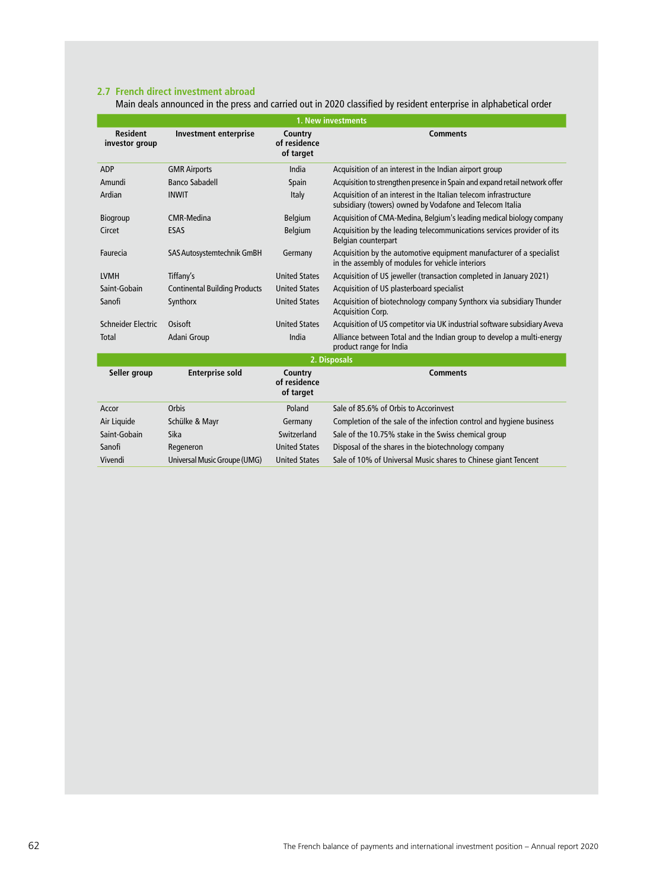## 2.7 French direct investment abroad

Main deals announced in the press and carried out in 2020 classified by resident enterprise in alphabetical order

| 1. New investments | | | |
|---|---|---|---|
| **Resident investor group** | **Investment enterprise** | **Country of residence of target** | **Comments** |
| ADP | GMR Airports | India | Acquisition of an interest in the Indian airport group |
| Amundi | Banco Sabadell | Spain | Acquisition to strengthen presence in Spain and expand retail network offer |
| Ardian | INWIT | Italy | Acquisition of an interest in the Italian telecom infrastructure subsidiary (towers) owned by Vodafone and Telecom Italia |
| Biogroup | CMR-Medina | Belgium | Acquisition of CMA-Medina, Belgium's leading medical biology company |
| Circet | ESAS | Belgium | Acquisition by the leading telecommunications services provider of its Belgian counterpart |
| Faurecia | SAS Autosystemtechnik GmBH | Germany | Acquisition by the automotive equipment manufacturer of a specialist in the assembly of modules for vehicle interiors |
| LVMH | Tiffany's | United States | Acquisition of US jeweller (transaction completed in January 2021) |
| Saint-Gobain | Continental Building Products | United States | Acquisition of US plasterboard specialist |
| Sanofi | Synthorx | United States | Acquisition of biotechnology company Synthorx via subsidiary Thunder Acquisition Corp. |
| Schneider Electric | Osisoft | United States | Acquisition of US competitor via UK industrial software subsidiary Aveva |
| Total | Adani Group | India | Alliance between Total and the Indian group to develop a multi-energy product range for India |
| **2. Disposals** | | | |
| **Seller group** | **Enterprise sold** | **Country of residence of target** | **Comments** |
| Accor | Orbis | Poland | Sale of 85.6% of Orbis to Accorinvest |
| Air Liquide | Schülke & Mayr | Germany | Completion of the sale of the infection control and hygiene business |
| Saint-Gobain | Sika | Switzerland | Sale of the 10.75% stake in the Swiss chemical group |
| Sanofi | Regeneron | United States | Disposal of the shares in the biotechnology company |
| Vivendi | Universal Music Groupe (UMG) | United States | Sale of 10% of Universal Music shares to Chinese giant Tencent |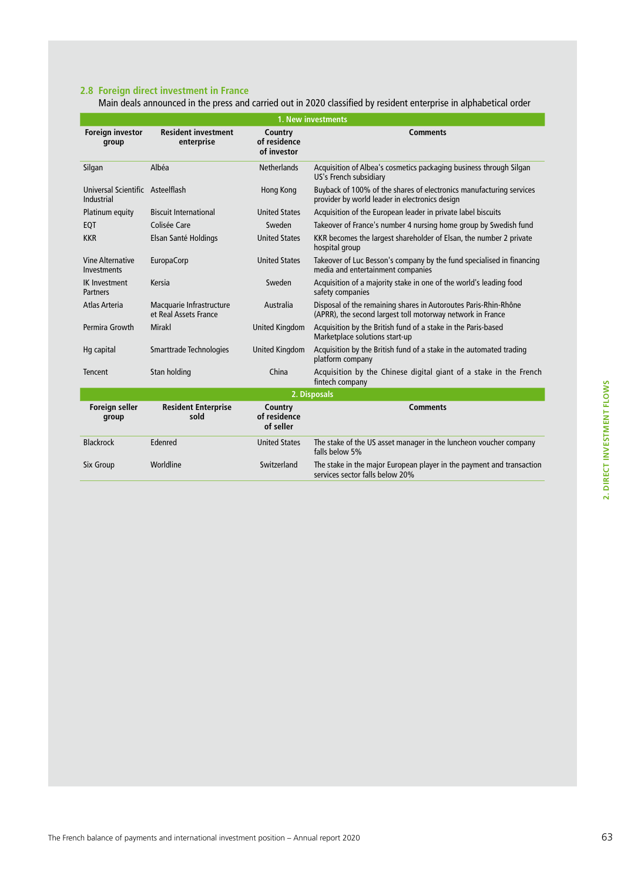## 2.8 Foreign direct investment in France

Main deals announced in the press and carried out in 2020 classified by resident enterprise in alphabetical order

| 1. New investments | | | |
|---|---|---|---|
| **Foreign investor group** | **Resident investment enterprise** | **Country of residence of investor** | **Comments** |
| Silgan | Albéa | Netherlands | Acquisition of Albea's cosmetics packaging business through Silgan US's French subsidiary |
| Universal Scientific Industrial | Asteelflash | Hong Kong | Buyback of 100% of the shares of electronics manufacturing services provider by world leader in electronics design |
| Platinum equity | Biscuit International | United States | Acquisition of the European leader in private label biscuits |
| EQT | Colisée Care | Sweden | Takeover of France's number 4 nursing home group by Swedish fund |
| KKR | Elsan Santé Holdings | United States | KKR becomes the largest shareholder of Elsan, the number 2 private hospital group |
| Vine Alternative Investments | EuropaCorp | United States | Takeover of Luc Besson's company by the fund specialised in financing media and entertainment companies |
| IK Investment Partners | Kersia | Sweden | Acquisition of a majority stake in one of the world's leading food safety companies |
| Atlas Arteria | Macquarie Infrastructure et Real Assets France | Australia | Disposal of the remaining shares in Autoroutes Paris-Rhin-Rhône (APRR), the second largest toll motorway network in France |
| Permira Growth | Mirakl | United Kingdom | Acquisition by the British fund of a stake in the Paris-based Marketplace solutions start-up |
| Hg capital | Smarttrade Technologies | United Kingdom | Acquisition by the British fund of a stake in the automated trading platform company |
| Tencent | Stan holding | China | Acquisition by the Chinese digital giant of a stake in the French fintech company |
| **2. Disposals** | | | |
| **Foreign seller group** | **Resident Enterprise sold** | **Country of residence of seller** | **Comments** |
| Blackrock | Edenred | United States | The stake of the US asset manager in the luncheon voucher company falls below 5% |
| Six Group | Worldline | Switzerland | The stake in the major European player in the payment and transaction services sector falls below 20% |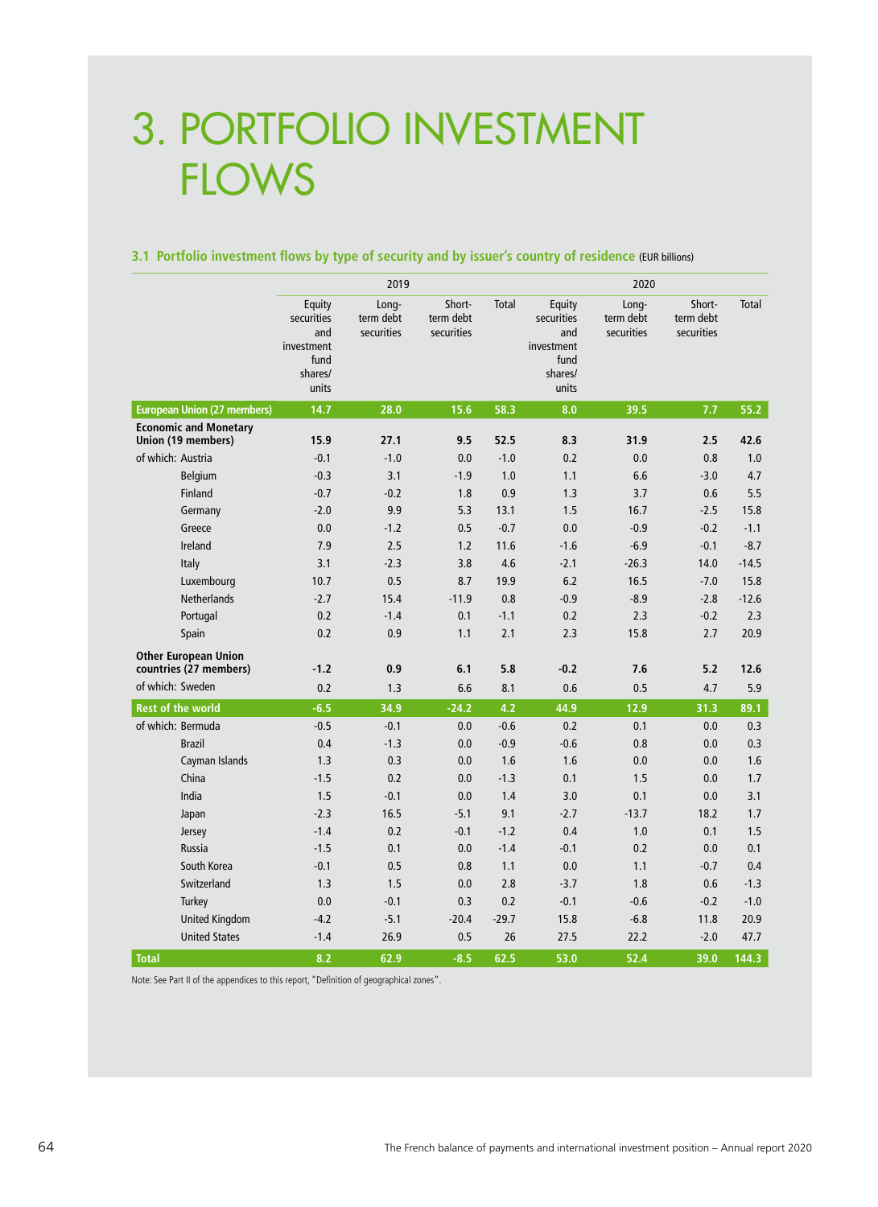# 3. PORTFOLIO INVESTMENT FLOWS

### 3.1 Portfolio investment flows by type of security and by issuer's country of residence (EUR billions)

| | 2019 | | | | 2020 | | | |
|---|---|---|---|---|---|---|---|---|
| | Equity securities and investment fund shares/units | Long-term debt securities | Short-term debt securities | Total | Equity securities and investment fund shares/units | Long-term debt securities | Short-term debt securities | Total |
| **European Union (27 members)** | **14.7** | **28.0** | **15.6** | **58.3** | **8.0** | **39.5** | **7.7** | **55.2** |
| **Economic and Monetary Union (19 members)** | **15.9** | **27.1** | **9.5** | **52.5** | **8.3** | **31.9** | **2.5** | **42.6** |
| of which: Austria | -0.1 | -1.0 | 0.0 | -1.0 | 0.2 | 0.0 | 0.8 | 1.0 |
| Belgium | -0.3 | 3.1 | -1.9 | 1.0 | 1.1 | 6.6 | -3.0 | 4.7 |
| Finland | -0.7 | -0.2 | 1.8 | 0.9 | 1.3 | 3.7 | 0.6 | 5.5 |
| Germany | -2.0 | 9.9 | 5.3 | 13.1 | 1.5 | 16.7 | -2.5 | 15.8 |
| Greece | 0.0 | -1.2 | 0.5 | -0.7 | 0.0 | -0.9 | -0.2 | -1.1 |
| Ireland | 7.9 | 2.5 | 1.2 | 11.6 | -1.6 | -6.9 | -0.1 | -8.7 |
| Italy | 3.1 | -2.3 | 3.8 | 4.6 | -2.1 | -26.3 | 14.0 | -14.5 |
| Luxembourg | 10.7 | 0.5 | 8.7 | 19.9 | 6.2 | 16.5 | -7.0 | 15.8 |
| Netherlands | -2.7 | 15.4 | -11.9 | 0.8 | -0.9 | -8.9 | -2.8 | -12.6 |
| Portugal | 0.2 | -1.4 | 0.1 | -1.1 | 0.2 | 2.3 | -0.2 | 2.3 |
| Spain | 0.2 | 0.9 | 1.1 | 2.1 | 2.3 | 15.8 | 2.7 | 20.9 |
| **Other European Union countries (27 members)** | **-1.2** | **0.9** | **6.1** | **5.8** | **-0.2** | **7.6** | **5.2** | **12.6** |
| of which: Sweden | 0.2 | 1.3 | 6.6 | 8.1 | 0.6 | 0.5 | 4.7 | 5.9 |
| **Rest of the world** | **-6.5** | **34.9** | **-24.2** | **4.2** | **44.9** | **12.9** | **31.3** | **89.1** |
| of which: Bermuda | -0.5 | -0.1 | 0.0 | -0.6 | 0.2 | 0.1 | 0.0 | 0.3 |
| Brazil | 0.4 | -1.3 | 0.0 | -0.9 | -0.6 | 0.8 | 0.0 | 0.3 |
| Cayman Islands | 1.3 | 0.3 | 0.0 | 1.6 | 1.6 | 0.0 | 0.0 | 1.6 |
| China | -1.5 | 0.2 | 0.0 | -1.3 | 0.1 | 1.5 | 0.0 | 1.7 |
| India | 1.5 | -0.1 | 0.0 | 1.4 | 3.0 | 0.1 | 0.0 | 3.1 |
| Japan | -2.3 | 16.5 | -5.1 | 9.1 | -2.7 | -13.7 | 18.2 | 1.7 |
| Jersey | -1.4 | 0.2 | -0.1 | -1.2 | 0.4 | 1.0 | 0.1 | 1.5 |
| Russia | -1.5 | 0.1 | 0.0 | -1.4 | -0.1 | 0.2 | 0.0 | 0.1 |
| South Korea | -0.1 | 0.5 | 0.8 | 1.1 | 0.0 | 1.1 | -0.7 | 0.4 |
| Switzerland | 1.3 | 1.5 | 0.0 | 2.8 | -3.7 | 1.8 | 0.6 | -1.3 |
| Turkey | 0.0 | -0.1 | 0.3 | 0.2 | -0.1 | -0.6 | -0.2 | -1.0 |
| United Kingdom | -4.2 | -5.1 | -20.4 | -29.7 | 15.8 | -6.8 | 11.8 | 20.9 |
| United States | -1.4 | 26.9 | 0.5 | 26 | 27.5 | 22.2 | -2.0 | 47.7 |
| **Total** | **8.2** | **62.9** | **-8.5** | **62.5** | **53.0** | **52.4** | **39.0** | **144.3** |

Note: See Part II of the appendices to this report, "Definition of geographical zones".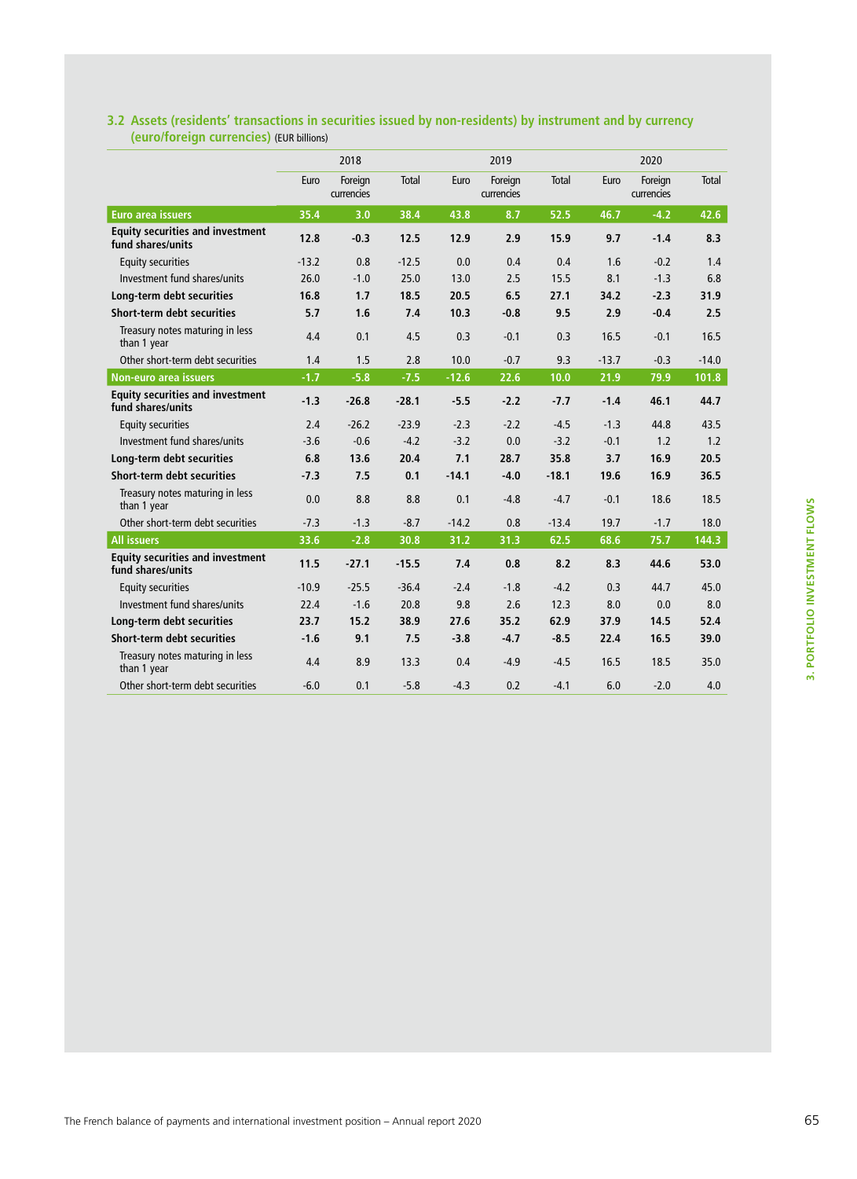### 3.2 Assets (residents' transactions in securities issued by non-residents) by instrument and by currency (euro/foreign currencies) (EUR billions)

| | 2018 | | | 2019 | | | 2020 | | |
|---|---|---|---|---|---|---|---|---|---|
| | Euro | Foreign currencies | Total | Euro | Foreign currencies | Total | Euro | Foreign currencies | Total |
| **Euro area issuers** | **35.4** | **3.0** | **38.4** | **43.8** | **8.7** | **52.5** | **46.7** | **-4.2** | **42.6** |
| **Equity securities and investment fund shares/units** | **12.8** | **-0.3** | **12.5** | **12.9** | **2.9** | **15.9** | **9.7** | **-1.4** | **8.3** |
| Equity securities | -13.2 | 0.8 | -12.5 | 0.0 | 0.4 | 0.4 | 1.6 | -0.2 | 1.4 |
| Investment fund shares/units | 26.0 | -1.0 | 25.0 | 13.0 | 2.5 | 15.5 | 8.1 | -1.3 | 6.8 |
| **Long-term debt securities** | **16.8** | **1.7** | **18.5** | **20.5** | **6.5** | **27.1** | **34.2** | **-2.3** | **31.9** |
| **Short-term debt securities** | **5.7** | **1.6** | **7.4** | **10.3** | **-0.8** | **9.5** | **2.9** | **-0.4** | **2.5** |
| Treasury notes maturing in less than 1 year | 4.4 | 0.1 | 4.5 | 0.3 | -0.1 | 0.3 | 16.5 | -0.1 | 16.5 |
| Other short-term debt securities | 1.4 | 1.5 | 2.8 | 10.0 | -0.7 | 9.3 | -13.7 | -0.3 | -14.0 |
| **Non-euro area issuers** | **-1.7** | **-5.8** | **-7.5** | **-12.6** | **22.6** | **10.0** | **21.9** | **79.9** | **101.8** |
| **Equity securities and investment fund shares/units** | **-1.3** | **-26.8** | **-28.1** | **-5.5** | **-2.2** | **-7.7** | **-1.4** | **46.1** | **44.7** |
| Equity securities | 2.4 | -26.2 | -23.9 | -2.3 | -2.2 | -4.5 | -1.3 | 44.8 | 43.5 |
| Investment fund shares/units | -3.6 | -0.6 | -4.2 | -3.2 | 0.0 | -3.2 | -0.1 | 1.2 | 1.2 |
| **Long-term debt securities** | **6.8** | **13.6** | **20.4** | **7.1** | **28.7** | **35.8** | **3.7** | **16.9** | **20.5** |
| **Short-term debt securities** | **-7.3** | **7.5** | **0.1** | **-14.1** | **-4.0** | **-18.1** | **19.6** | **16.9** | **36.5** |
| Treasury notes maturing in less than 1 year | 0.0 | 8.8 | 8.8 | 0.1 | -4.8 | -4.7 | -0.1 | 18.6 | 18.5 |
| Other short-term debt securities | -7.3 | -1.3 | -8.7 | -14.2 | 0.8 | -13.4 | 19.7 | -1.7 | 18.0 |
| **All issuers** | **33.6** | **-2.8** | **30.8** | **31.2** | **31.3** | **62.5** | **68.6** | **75.7** | **144.3** |
| **Equity securities and investment fund shares/units** | **11.5** | **-27.1** | **-15.5** | **7.4** | **0.8** | **8.2** | **8.3** | **44.6** | **53.0** |
| Equity securities | -10.9 | -25.5 | -36.4 | -2.4 | -1.8 | -4.2 | 0.3 | 44.7 | 45.0 |
| Investment fund shares/units | 22.4 | -1.6 | 20.8 | 9.8 | 2.6 | 12.3 | 8.0 | 0.0 | 8.0 |
| **Long-term debt securities** | **23.7** | **15.2** | **38.9** | **27.6** | **35.2** | **62.9** | **37.9** | **14.5** | **52.4** |
| **Short-term debt securities** | **-1.6** | **9.1** | **7.5** | **-3.8** | **-4.7** | **-8.5** | **22.4** | **16.5** | **39.0** |
| Treasury notes maturing in less than 1 year | 4.4 | 8.9 | 13.3 | 0.4 | -4.9 | -4.5 | 16.5 | 18.5 | 35.0 |
| Other short-term debt securities | -6.0 | 0.1 | -5.8 | -4.3 | 0.2 | -4.1 | 6.0 | -2.0 | 4.0 |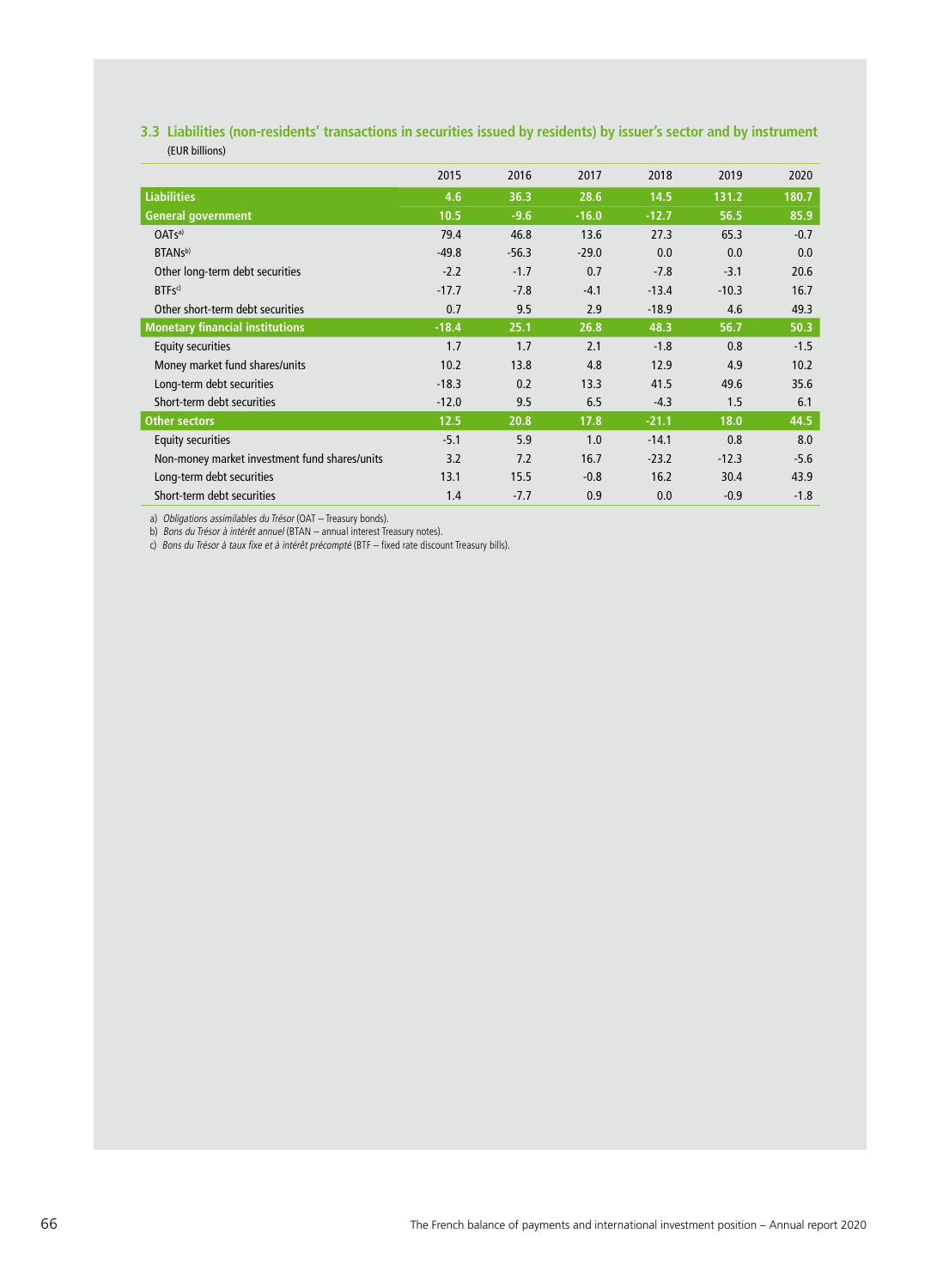### 3.3 Liabilities (non-residents' transactions in securities issued by residents) by issuer's sector and by instrument

(EUR billions)

| | 2015 | 2016 | 2017 | 2018 | 2019 | 2020 |
|---|---|---|---|---|---|---|
| **Liabilities** | **4.6** | **36.3** | **28.6** | **14.5** | **131.2** | **180.7** |
| **General government** | **10.5** | **-9.6** | **-16.0** | **-12.7** | **56.5** | **85.9** |
| OATs[a] | 79.4 | 46.8 | 13.6 | 27.3 | 65.3 | -0.7 |
| BTANs[b] | -49.8 | -56.3 | -29.0 | 0.0 | 0.0 | 0.0 |
| Other long-term debt securities | -2.2 | -1.7 | 0.7 | -7.8 | -3.1 | 20.6 |
| BTFs[c] | -17.7 | -7.8 | -4.1 | -13.4 | -10.3 | 16.7 |
| Other short-term debt securities | 0.7 | 9.5 | 2.9 | -18.9 | 4.6 | 49.3 |
| **Monetary financial institutions** | **-18.4** | **25.1** | **26.8** | **48.3** | **56.7** | **50.3** |
| Equity securities | 1.7 | 1.7 | 2.1 | -1.8 | 0.8 | -1.5 |
| Money market fund shares/units | 10.2 | 13.8 | 4.8 | 12.9 | 4.9 | 10.2 |
| Long-term debt securities | -18.3 | 0.2 | 13.3 | 41.5 | 49.6 | 35.6 |
| Short-term debt securities | -12.0 | 9.5 | 6.5 | -4.3 | 1.5 | 6.1 |
| **Other sectors** | **12.5** | **20.8** | **17.8** | **-21.1** | **18.0** | **44.5** |
| Equity securities | -5.1 | 5.9 | 1.0 | -14.1 | 0.8 | 8.0 |
| Non-money market investment fund shares/units | 3.2 | 7.2 | 16.7 | -23.2 | -12.3 | -5.6 |
| Long-term debt securities | 13.1 | 15.5 | -0.8 | 16.2 | 30.4 | 43.9 |
| Short-term debt securities | 1.4 | -7.7 | 0.9 | 0.0 | -0.9 | -1.8 |

a) *Obligations assimilables du Trésor* (OAT – Treasury bonds).
b) *Bons du Trésor à intérêt annuel* (BTAN – annual interest Treasury notes).
c) *Bons du Trésor à taux fixe et à intérêt précompté* (BTF – fixed rate discount Treasury bills).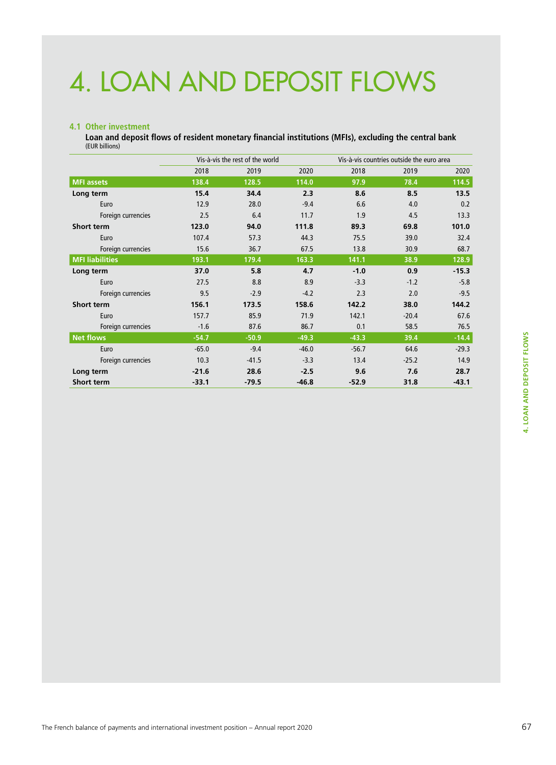# 4. LOAN AND DEPOSIT FLOWS

## 4.1 Other investment

**Loan and deposit flows of resident monetary financial institutions (MFIs), excluding the central bank**
(EUR billions)

| | Vis-à-vis the rest of the world | | | Vis-à-vis countries outside the euro area | | |
|---|---|---|---|---|---|---|
| | 2018 | 2019 | 2020 | 2018 | 2019 | 2020 |
| **MFI assets** | **138.4** | **128.5** | **114.0** | **97.9** | **78.4** | **114.5** |
| **Long term** | **15.4** | **34.4** | **2.3** | **8.6** | **8.5** | **13.5** |
| Euro | 12.9 | 28.0 | -9.4 | 6.6 | 4.0 | 0.2 |
| Foreign currencies | 2.5 | 6.4 | 11.7 | 1.9 | 4.5 | 13.3 |
| **Short term** | **123.0** | **94.0** | **111.8** | **89.3** | **69.8** | **101.0** |
| Euro | 107.4 | 57.3 | 44.3 | 75.5 | 39.0 | 32.4 |
| Foreign currencies | 15.6 | 36.7 | 67.5 | 13.8 | 30.9 | 68.7 |
| **MFI liabilities** | **193.1** | **179.4** | **163.3** | **141.1** | **38.9** | **128.9** |
| **Long term** | **37.0** | **5.8** | **4.7** | **-1.0** | **0.9** | **-15.3** |
| Euro | 27.5 | 8.8 | 8.9 | -3.3 | -1.2 | -5.8 |
| Foreign currencies | 9.5 | -2.9 | -4.2 | 2.3 | 2.0 | -9.5 |
| **Short term** | **156.1** | **173.5** | **158.6** | **142.2** | **38.0** | **144.2** |
| Euro | 157.7 | 85.9 | 71.9 | 142.1 | -20.4 | 67.6 |
| Foreign currencies | -1.6 | 87.6 | 86.7 | 0.1 | 58.5 | 76.5 |
| **Net flows** | **-54.7** | **-50.9** | **-49.3** | **-43.3** | **39.4** | **-14.4** |
| Euro | -65.0 | -9.4 | -46.0 | -56.7 | 64.6 | -29.3 |
| Foreign currencies | 10.3 | -41.5 | -3.3 | 13.4 | -25.2 | 14.9 |
| **Long term** | **-21.6** | **28.6** | **-2.5** | **9.6** | **7.6** | **28.7** |
| **Short term** | **-33.1** | **-79.5** | **-46.8** | **-52.9** | **31.8** | **-43.1** |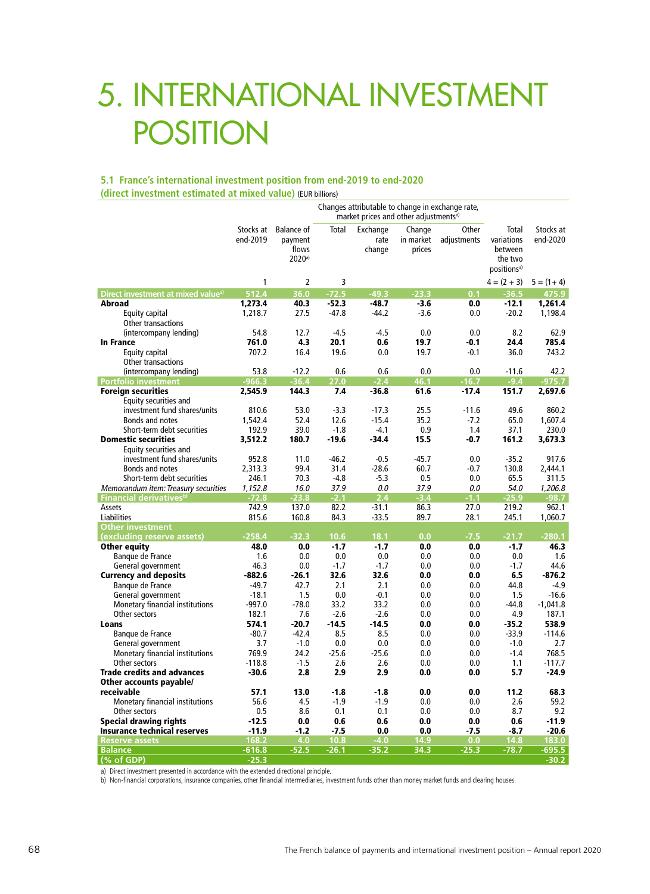# 5. INTERNATIONAL INVESTMENT POSITION

### 5.1 France's international investment position from end-2019 to end-2020 (direct investment estimated at mixed value) (EUR billions)

| | Stocks at end-2019 | Balance of payment flows 2020[a] | Changes attributable to change in exchange rate, market prices and other adjustments[a] | | | | Total variations between the two positions[a] | Stocks at end-2020 |
|---|---|---|---|---|---|---|---|---|
| | | | Total | Exchange rate change | Change in market prices | Other adjustments | | |
| | 1 | 2 | 3 | | | | 4 = (2 + 3) | 5 = (1 + 4) |
| **Direct investment at mixed value[a]** | **512.4** | **36.0** | **-72.5** | **-49.3** | **-23.3** | **0.1** | **-36.5** | **475.9** |
| **Abroad** | **1,273.4** | **40.3** | **-52.3** | **-48.7** | **-3.6** | **0.0** | **-12.1** | **1,261.4** |
| Equity capital | 1,218.7 | 27.5 | -47.8 | -44.2 | -3.6 | 0.0 | -20.2 | 1,198.4 |
| Other transactions (intercompany lending) | 54.8 | 12.7 | -4.5 | -4.5 | 0.0 | 0.0 | 8.2 | 62.9 |
| **In France** | **761.0** | **4.3** | **20.1** | **0.6** | **19.7** | **-0.1** | **24.4** | **785.4** |
| Equity capital | 707.2 | 16.4 | 19.6 | 0.0 | 19.7 | -0.1 | 36.0 | 743.2 |
| Other transactions (intercompany lending) | 53.8 | -12.2 | 0.6 | 0.6 | 0.0 | 0.0 | -11.6 | 42.2 |
| **Portfolio investment** | **-966.3** | **-36.4** | **27.0** | **-2.4** | **46.1** | **-16.7** | **-9.4** | **-975.7** |
| **Foreign securities** | **2,545.9** | **144.3** | **7.4** | **-36.8** | **61.6** | **-17.4** | **151.7** | **2,697.6** |
| Equity securities and investment fund shares/units | 810.6 | 53.0 | -3.3 | -17.3 | 25.5 | -11.6 | 49.6 | 860.2 |
| Bonds and notes | 1,542.4 | 52.4 | 12.6 | -15.4 | 35.2 | -7.2 | 65.0 | 1,607.4 |
| Short-term debt securities | 192.9 | 39.0 | -1.8 | -4.1 | 0.9 | 1.4 | 37.1 | 230.0 |
| **Domestic securities** | **3,512.2** | **180.7** | **-19.6** | **-34.4** | **15.5** | **-0.7** | **161.2** | **3,673.3** |
| Equity securities and investment fund shares/units | 952.8 | 11.0 | -46.2 | -0.5 | -45.7 | 0.0 | -35.2 | 917.6 |
| Bonds and notes | 2,313.3 | 99.4 | 31.4 | -28.6 | 60.7 | -0.7 | 130.8 | 2,444.1 |
| Short-term debt securities | 246.1 | 70.3 | -4.8 | -5.3 | 0.5 | 0.0 | 65.5 | 311.5 |
| *Memorandum item: Treasury securities* | *1,152.8* | *16.0* | *37.9* | *0.0* | *37.9* | *0.0* | *54.0* | *1,206.8* |
| **Financial derivatives[b]** | **-72.8** | **-23.8** | **-2.1** | **2.4** | **-3.4** | **-1.1** | **-25.9** | **-98.7** |
| Assets | 742.9 | 137.0 | 82.2 | -31.1 | 86.3 | 27.0 | 219.2 | 962.1 |
| Liabilities | 815.6 | 160.8 | 84.3 | -33.5 | 89.7 | 28.1 | 245.1 | 1,060.7 |
| **Other investment (excluding reserve assets)** | **-258.4** | **-32.3** | **10.6** | **18.1** | **0.0** | **-7.5** | **-21.7** | **-280.1** |
| **Other equity** | **48.0** | **0.0** | **-1.7** | **-1.7** | **0.0** | **0.0** | **-1.7** | **46.3** |
| Banque de France | 1.6 | 0.0 | 0.0 | 0.0 | 0.0 | 0.0 | 0.0 | 1.6 |
| General government | 46.3 | 0.0 | -1.7 | -1.7 | 0.0 | 0.0 | -1.7 | 44.6 |
| **Currency and deposits** | **-882.6** | **-26.1** | **32.6** | **32.6** | **0.0** | **0.0** | **6.5** | **-876.2** |
| Banque de France | -49.7 | 42.7 | 2.1 | 2.1 | 0.0 | 0.0 | 44.8 | -4.9 |
| General government | -18.1 | 1.5 | 0.0 | -0.1 | 0.0 | 0.0 | 1.5 | -16.6 |
| Monetary financial institutions | -997.0 | -78.0 | 33.2 | 33.2 | 0.0 | 0.0 | -44.8 | -1,041.8 |
| Other sectors | 182.1 | 7.6 | -2.6 | -2.6 | 0.0 | 0.0 | 4.9 | 187.1 |
| **Loans** | **574.1** | **-20.7** | **-14.5** | **-14.5** | **0.0** | **0.0** | **-35.2** | **538.9** |
| Banque de France | -80.7 | -42.4 | 8.5 | 8.5 | 0.0 | 0.0 | -33.9 | -114.6 |
| General government | 3.7 | -1.0 | 0.0 | 0.0 | 0.0 | 0.0 | -1.0 | 2.7 |
| Monetary financial institutions | 769.9 | 24.2 | -25.6 | -25.6 | 0.0 | 0.0 | -1.4 | 768.5 |
| Other sectors | -118.8 | -1.5 | 2.6 | 2.6 | 0.0 | 0.0 | 1.1 | -117.7 |
| **Trade credits and advances** | **-30.6** | **2.8** | **2.9** | **2.9** | **0.0** | **0.0** | **5.7** | **-24.9** |
| **Other accounts payable/ receivable** | **57.1** | **13.0** | **-1.8** | **-1.8** | **0.0** | **0.0** | **11.2** | **68.3** |
| Monetary financial institutions | 56.6 | 4.5 | -1.9 | -1.9 | 0.0 | 0.0 | 2.6 | 59.2 |
| Other sectors | 0.5 | 8.6 | 0.1 | 0.1 | 0.0 | 0.0 | 8.7 | 9.2 |
| **Special drawing rights** | **-12.5** | **0.0** | **0.6** | **0.6** | **0.0** | **0.0** | **0.6** | **-11.9** |
| **Insurance technical reserves** | **-11.9** | **-1.2** | **-7.5** | **0.0** | **0.0** | **-7.5** | **-8.7** | **-20.6** |
| **Reserve assets** | **168.2** | **4.0** | **10.8** | **-4.0** | **14.9** | **0.0** | **14.8** | **183.0** |
| **Balance** | **-616.8** | **-52.5** | **-26.1** | **-35.2** | **34.3** | **-25.3** | **-78.7** | **-695.5** |
| **(% of GDP)** | **-25.3** | | | | | | | **-30.2** |

a) Direct investment presented in accordance with the extended directional principle.
b) Non-financial corporations, insurance companies, other financial intermediaries, investment funds other than money market funds and clearing houses.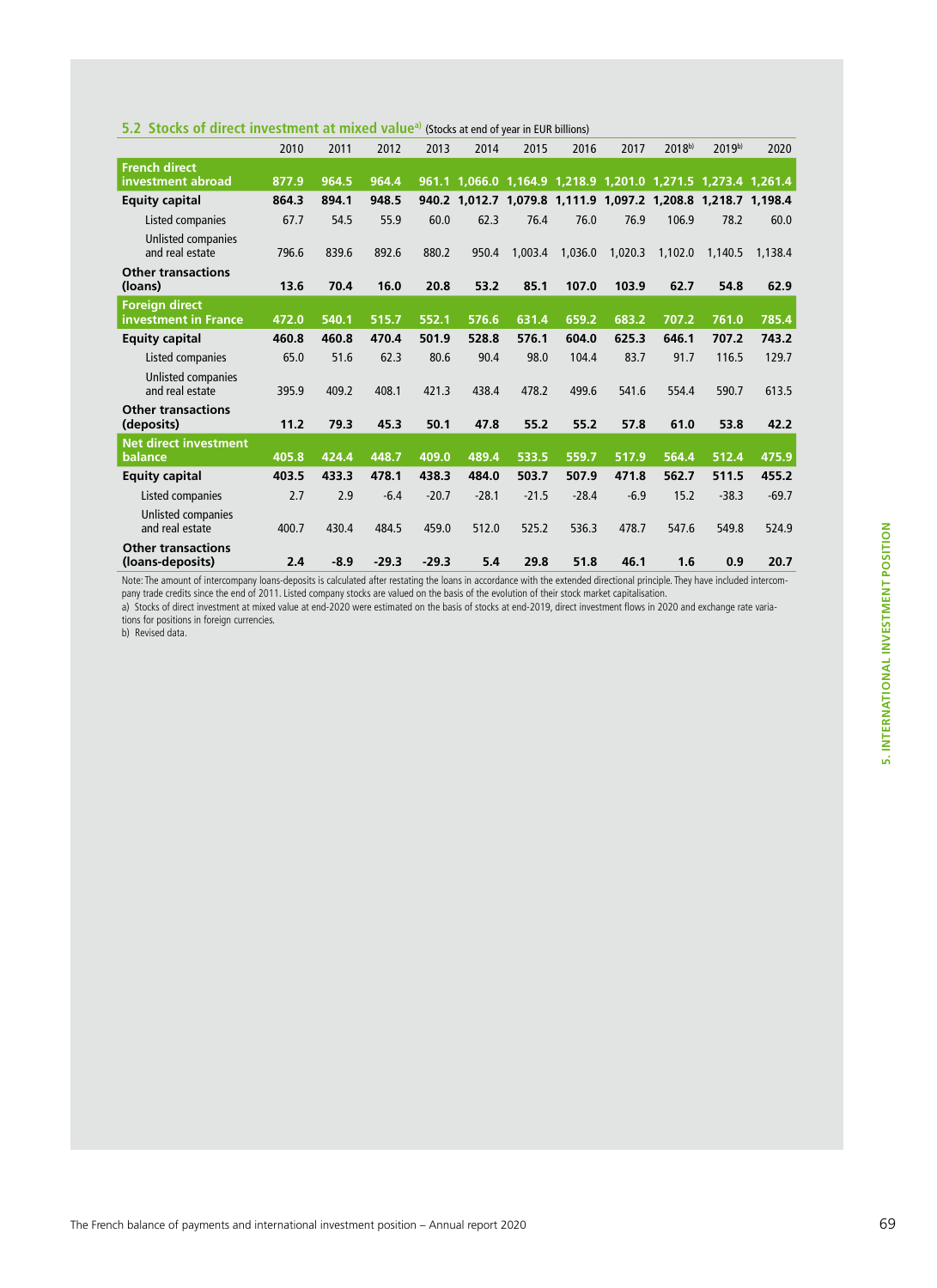### 5.2 Stocks of direct investment at mixed value[a] (Stocks at end of year in EUR billions)

| | 2010 | 2011 | 2012 | 2013 | 2014 | 2015 | 2016 | 2017 | 2018[b] | 2019[b] | 2020 |
|---|---|---|---|---|---|---|---|---|---|---|---|
| **French direct investment abroad** | **877.9** | **964.5** | **964.4** | **961.1** | **1,066.0** | **1,164.9** | **1,218.9** | **1,201.0** | **1,271.5** | **1,273.4** | **1,261.4** |
| **Equity capital** | **864.3** | **894.1** | **948.5** | **940.2** | **1,012.7** | **1,079.8** | **1,111.9** | **1,097.2** | **1,208.8** | **1,218.7** | **1,198.4** |
| Listed companies | 67.7 | 54.5 | 55.9 | 60.0 | 62.3 | 76.4 | 76.0 | 76.9 | 106.9 | 78.2 | 60.0 |
| Unlisted companies and real estate | 796.6 | 839.6 | 892.6 | 880.2 | 950.4 | 1,003.4 | 1,036.0 | 1,020.3 | 1,102.0 | 1,140.5 | 1,138.4 |
| **Other transactions (loans)** | **13.6** | **70.4** | **16.0** | **20.8** | **53.2** | **85.1** | **107.0** | **103.9** | **62.7** | **54.8** | **62.9** |
| **Foreign direct investment in France** | **472.0** | **540.1** | **515.7** | **552.1** | **576.6** | **631.4** | **659.2** | **683.2** | **707.2** | **761.0** | **785.4** |
| **Equity capital** | **460.8** | **460.8** | **470.4** | **501.9** | **528.8** | **576.1** | **604.0** | **625.3** | **646.1** | **707.2** | **743.2** |
| Listed companies | 65.0 | 51.6 | 62.3 | 80.6 | 90.4 | 98.0 | 104.4 | 83.7 | 91.7 | 116.5 | 129.7 |
| Unlisted companies and real estate | 395.9 | 409.2 | 408.1 | 421.3 | 438.4 | 478.2 | 499.6 | 541.6 | 554.4 | 590.7 | 613.5 |
| **Other transactions (deposits)** | **11.2** | **79.3** | **45.3** | **50.1** | **47.8** | **55.2** | **55.2** | **57.8** | **61.0** | **53.8** | **42.2** |
| **Net direct investment balance** | **405.8** | **424.4** | **448.7** | **409.0** | **489.4** | **533.5** | **559.7** | **517.9** | **564.4** | **512.4** | **475.9** |
| **Equity capital** | **403.5** | **433.3** | **478.1** | **438.3** | **484.0** | **503.7** | **507.9** | **471.8** | **562.7** | **511.5** | **455.2** |
| Listed companies | 2.7 | 2.9 | -6.4 | -20.7 | -28.1 | -21.5 | -28.4 | -6.9 | 15.2 | -38.3 | -69.7 |
| Unlisted companies and real estate | 400.7 | 430.4 | 484.5 | 459.0 | 512.0 | 525.2 | 536.3 | 478.7 | 547.6 | 549.8 | 524.9 |
| **Other transactions (loans-deposits)** | **2.4** | **-8.9** | **-29.3** | **-29.3** | **5.4** | **29.8** | **51.8** | **46.1** | **1.6** | **0.9** | **20.7** |

Note: The amount of intercompany loans-deposits is calculated after restating the loans in accordance with the extended directional principle. They have included intercompany trade credits since the end of 2011. Listed company stocks are valued on the basis of the evolution of their stock market capitalisation.

a) Stocks of direct investment at mixed value at end-2020 were estimated on the basis of stocks at end-2019, direct investment flows in 2020 and exchange rate variations for positions in foreign currencies.

b) Revised data.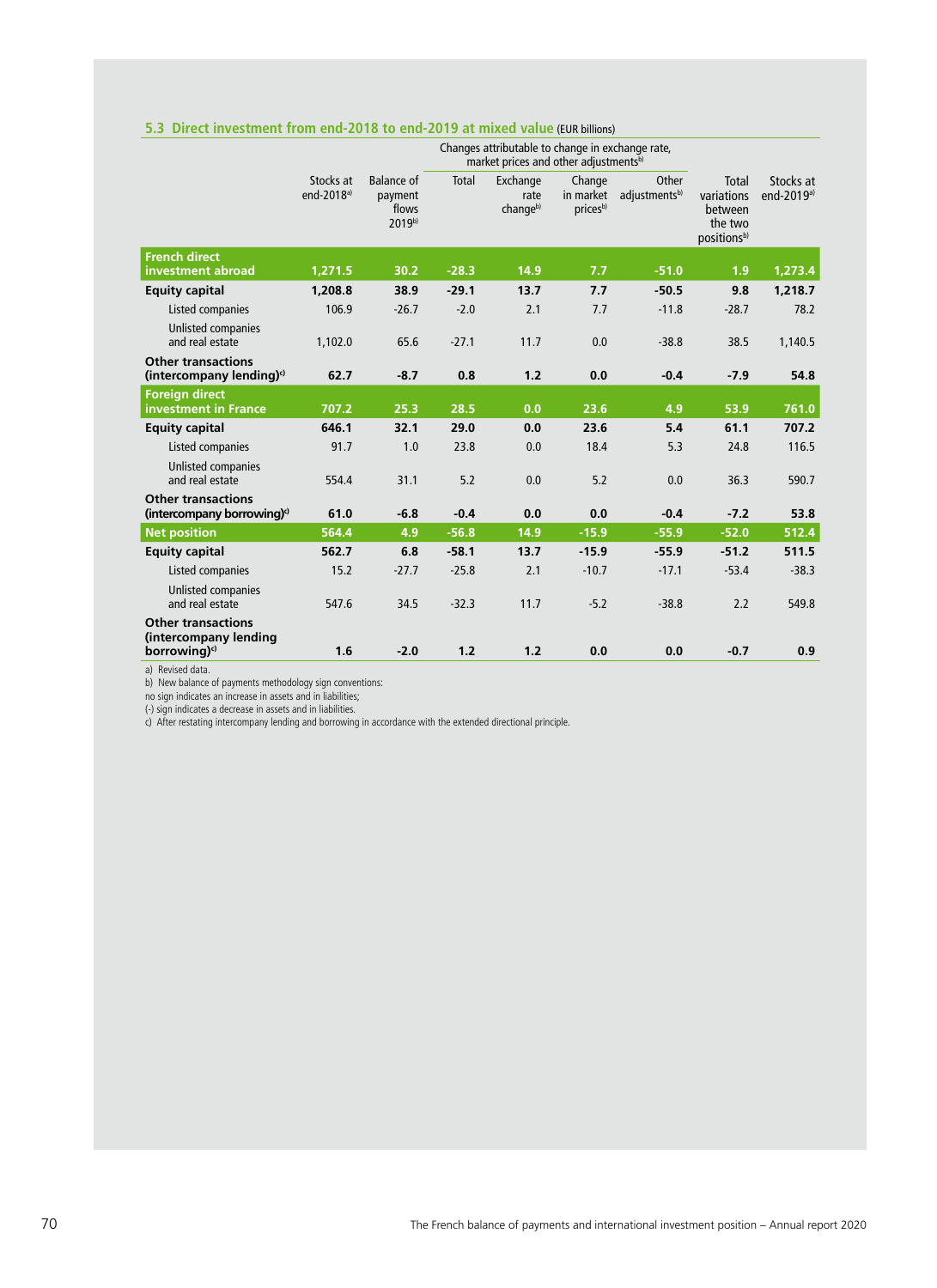### 5.3 Direct investment from end-2018 to end-2019 at mixed value (EUR billions)

| | Stocks at end-2018[a] | Balance of payment flows 2019[b] | Changes attributable to change in exchange rate, market prices and other adjustments[b] | | | | Total variations between the two positions[b] | Stocks at end-2019[a] |
|---|---|---|---|---|---|---|---|---|
| | | | Total | Exchange rate change[b] | Change in market prices[b] | Other adjustments[b] | | |
| **French direct investment abroad** | **1,271.5** | **30.2** | **-28.3** | **14.9** | **7.7** | **-51.0** | **1.9** | **1,273.4** |
| **Equity capital** | **1,208.8** | **38.9** | **-29.1** | **13.7** | **7.7** | **-50.5** | **9.8** | **1,218.7** |
| Listed companies | 106.9 | -26.7 | -2.0 | 2.1 | 7.7 | -11.8 | -28.7 | 78.2 |
| Unlisted companies and real estate | 1,102.0 | 65.6 | -27.1 | 11.7 | 0.0 | -38.8 | 38.5 | 1,140.5 |
| **Other transactions (intercompany lending)[c]** | **62.7** | **-8.7** | **0.8** | **1.2** | **0.0** | **-0.4** | **-7.9** | **54.8** |
| **Foreign direct investment in France** | **707.2** | **25.3** | **28.5** | **0.0** | **23.6** | **4.9** | **53.9** | **761.0** |
| **Equity capital** | **646.1** | **32.1** | **29.0** | **0.0** | **23.6** | **5.4** | **61.1** | **707.2** |
| Listed companies | 91.7 | 1.0 | 23.8 | 0.0 | 18.4 | 5.3 | 24.8 | 116.5 |
| Unlisted companies and real estate | 554.4 | 31.1 | 5.2 | 0.0 | 5.2 | 0.0 | 36.3 | 590.7 |
| **Other transactions (intercompany borrowing)[c]** | **61.0** | **-6.8** | **-0.4** | **0.0** | **0.0** | **-0.4** | **-7.2** | **53.8** |
| **Net position** | **564.4** | **4.9** | **-56.8** | **14.9** | **-15.9** | **-55.9** | **-52.0** | **512.4** |
| **Equity capital** | **562.7** | **6.8** | **-58.1** | **13.7** | **-15.9** | **-55.9** | **-51.2** | **511.5** |
| Listed companies | 15.2 | -27.7 | -25.8 | 2.1 | -10.7 | -17.1 | -53.4 | -38.3 |
| Unlisted companies and real estate | 547.6 | 34.5 | -32.3 | 11.7 | -5.2 | -38.8 | 2.2 | 549.8 |
| **Other transactions (intercompany lending borrowing)[c]** | **1.6** | **-2.0** | **1.2** | **1.2** | **0.0** | **0.0** | **-0.7** | **0.9** |

a) Revised data.
b) New balance of payments methodology sign conventions:
no sign indicates an increase in assets and in liabilities;
(-) sign indicates a decrease in assets and in liabilities.
c) After restating intercompany lending and borrowing in accordance with the extended directional principle.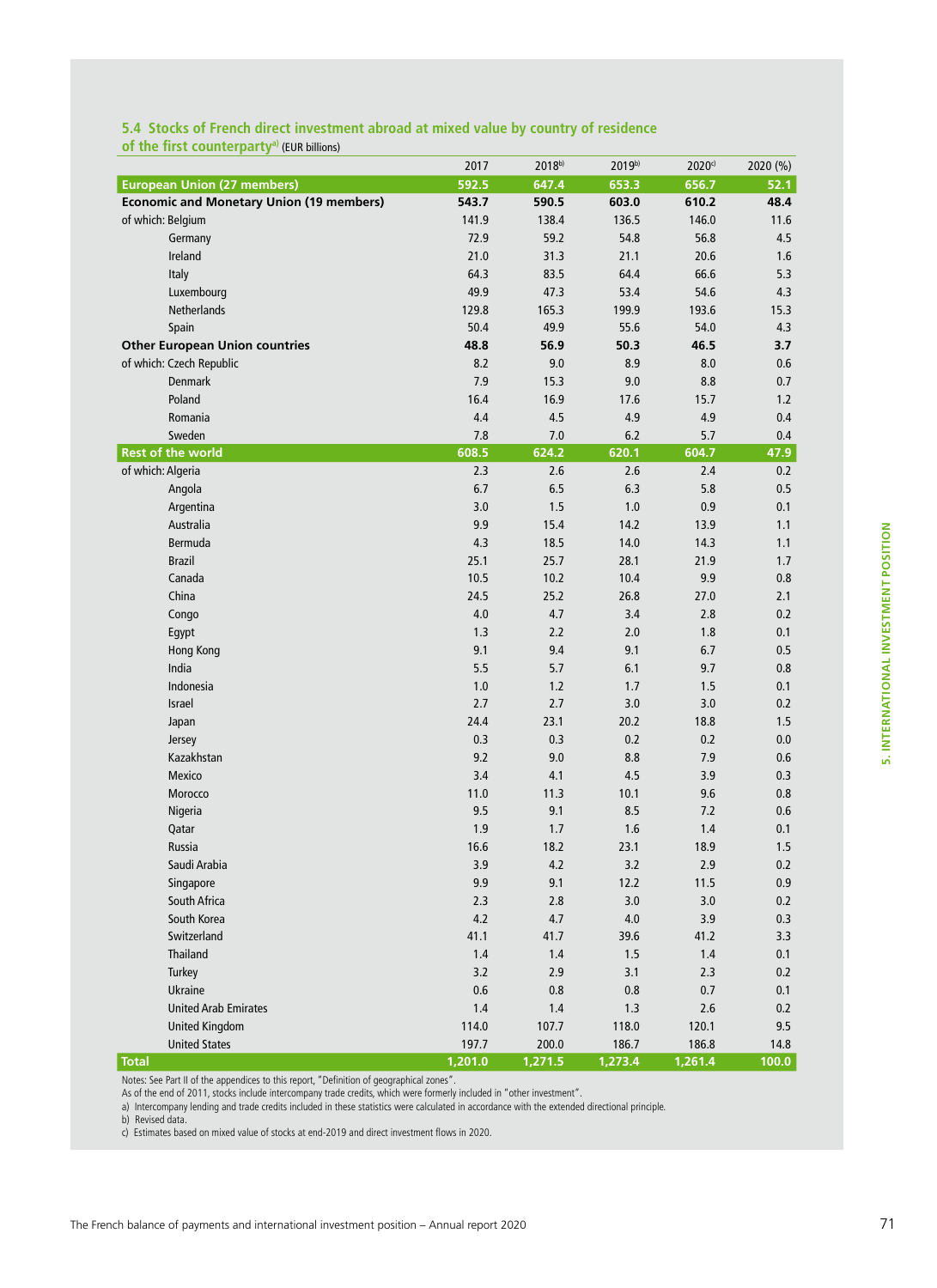### 5.4 Stocks of French direct investment abroad at mixed value by country of residence of the first counterparty[a] (EUR billions)

| | 2017 | 2018[b] | 2019[b] | 2020[c] | 2020 (%) |
|---|---|---|---|---|---|
| **European Union (27 members)** | **592.5** | **647.4** | **653.3** | **656.7** | **52.1** |
| **Economic and Monetary Union (19 members)** | **543.7** | **590.5** | **603.0** | **610.2** | **48.4** |
| of which: Belgium | 141.9 | 138.4 | 136.5 | 146.0 | 11.6 |
| Germany | 72.9 | 59.2 | 54.8 | 56.8 | 4.5 |
| Ireland | 21.0 | 31.3 | 21.1 | 20.6 | 1.6 |
| Italy | 64.3 | 83.5 | 64.4 | 66.6 | 5.3 |
| Luxembourg | 49.9 | 47.3 | 53.4 | 54.6 | 4.3 |
| Netherlands | 129.8 | 165.3 | 199.9 | 193.6 | 15.3 |
| Spain | 50.4 | 49.9 | 55.6 | 54.0 | 4.3 |
| **Other European Union countries** | **48.8** | **56.9** | **50.3** | **46.5** | **3.7** |
| of which: Czech Republic | 8.2 | 9.0 | 8.9 | 8.0 | 0.6 |
| Denmark | 7.9 | 15.3 | 9.0 | 8.8 | 0.7 |
| Poland | 16.4 | 16.9 | 17.6 | 15.7 | 1.2 |
| Romania | 4.4 | 4.5 | 4.9 | 4.9 | 0.4 |
| Sweden | 7.8 | 7.0 | 6.2 | 5.7 | 0.4 |
| **Rest of the world** | **608.5** | **624.2** | **620.1** | **604.7** | **47.9** |
| of which: Algeria | 2.3 | 2.6 | 2.6 | 2.4 | 0.2 |
| Angola | 6.7 | 6.5 | 6.3 | 5.8 | 0.5 |
| Argentina | 3.0 | 1.5 | 1.0 | 0.9 | 0.1 |
| Australia | 9.9 | 15.4 | 14.2 | 13.9 | 1.1 |
| Bermuda | 4.3 | 18.5 | 14.0 | 14.3 | 1.1 |
| Brazil | 25.1 | 25.7 | 28.1 | 21.9 | 1.7 |
| Canada | 10.5 | 10.2 | 10.4 | 9.9 | 0.8 |
| China | 24.5 | 25.2 | 26.8 | 27.0 | 2.1 |
| Congo | 4.0 | 4.7 | 3.4 | 2.8 | 0.2 |
| Egypt | 1.3 | 2.2 | 2.0 | 1.8 | 0.1 |
| Hong Kong | 9.1 | 9.4 | 9.1 | 6.7 | 0.5 |
| India | 5.5 | 5.7 | 6.1 | 9.7 | 0.8 |
| Indonesia | 1.0 | 1.2 | 1.7 | 1.5 | 0.1 |
| Israel | 2.7 | 2.7 | 3.0 | 3.0 | 0.2 |
| Japan | 24.4 | 23.1 | 20.2 | 18.8 | 1.5 |
| Jersey | 0.3 | 0.3 | 0.2 | 0.2 | 0.0 |
| Kazakhstan | 9.2 | 9.0 | 8.8 | 7.9 | 0.6 |
| Mexico | 3.4 | 4.1 | 4.5 | 3.9 | 0.3 |
| Morocco | 11.0 | 11.3 | 10.1 | 9.6 | 0.8 |
| Nigeria | 9.5 | 9.1 | 8.5 | 7.2 | 0.6 |
| Qatar | 1.9 | 1.7 | 1.6 | 1.4 | 0.1 |
| Russia | 16.6 | 18.2 | 23.1 | 18.9 | 1.5 |
| Saudi Arabia | 3.9 | 4.2 | 3.2 | 2.9 | 0.2 |
| Singapore | 9.9 | 9.1 | 12.2 | 11.5 | 0.9 |
| South Africa | 2.3 | 2.8 | 3.0 | 3.0 | 0.2 |
| South Korea | 4.2 | 4.7 | 4.0 | 3.9 | 0.3 |
| Switzerland | 41.1 | 41.7 | 39.6 | 41.2 | 3.3 |
| Thailand | 1.4 | 1.4 | 1.5 | 1.4 | 0.1 |
| Turkey | 3.2 | 2.9 | 3.1 | 2.3 | 0.2 |
| Ukraine | 0.6 | 0.8 | 0.8 | 0.7 | 0.1 |
| United Arab Emirates | 1.4 | 1.4 | 1.3 | 2.6 | 0.2 |
| United Kingdom | 114.0 | 107.7 | 118.0 | 120.1 | 9.5 |
| United States | 197.7 | 200.0 | 186.7 | 186.8 | 14.8 |
| **Total** | **1,201.0** | **1,271.5** | **1,273.4** | **1,261.4** | **100.0** |

Notes: See Part II of the appendices to this report, "Definition of geographical zones".
As of the end of 2011, stocks include intercompany trade credits, which were formerly included in "other investment".
a) Intercompany lending and trade credits included in these statistics were calculated in accordance with the extended directional principle.
b) Revised data.
c) Estimates based on mixed value of stocks at end-2019 and direct investment flows in 2020.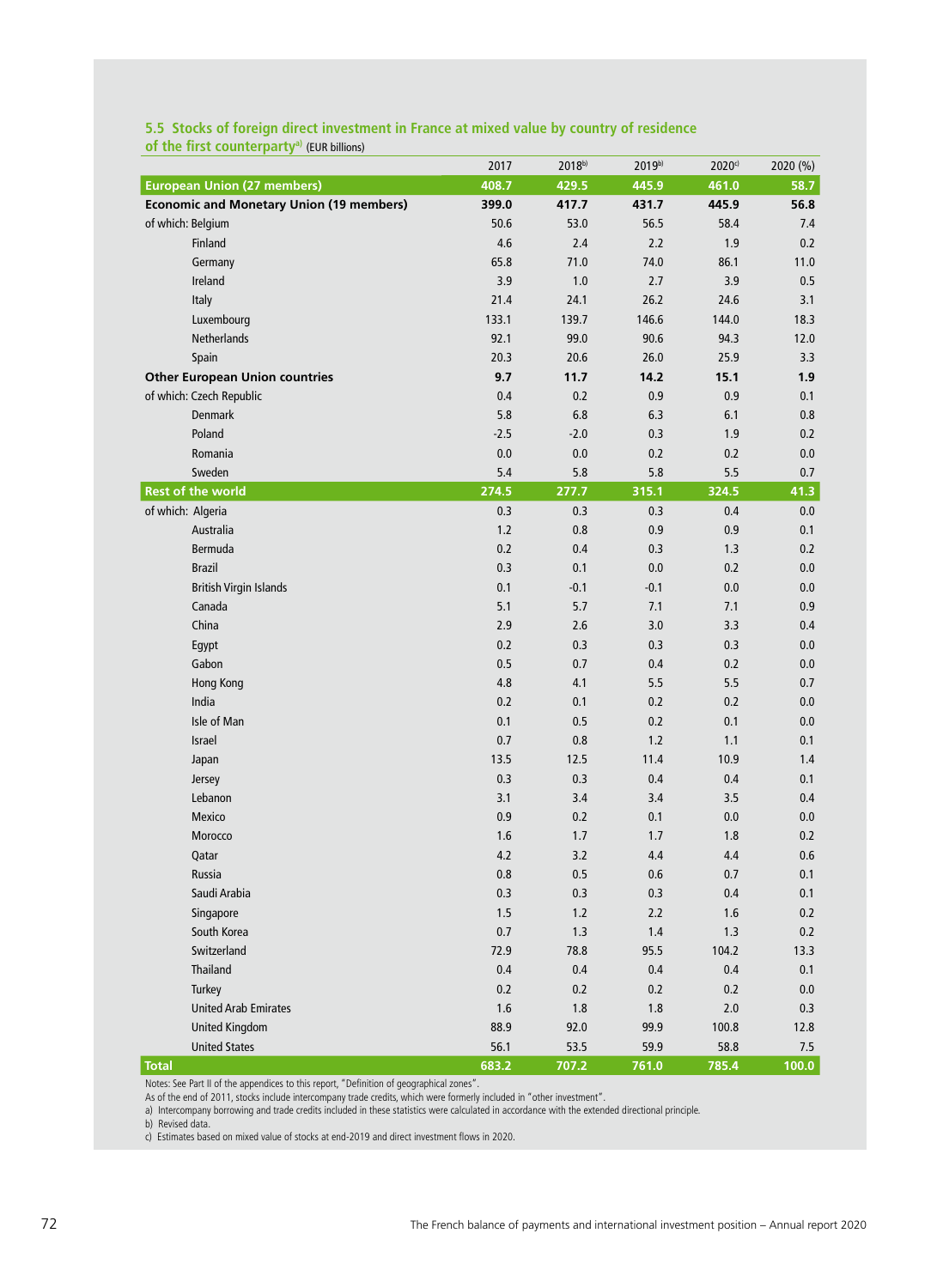### 5.5 Stocks of foreign direct investment in France at mixed value by country of residence of the first counterparty[a] (EUR billions)

| | 2017 | 2018[b] | 2019[b] | 2020[c] | 2020 (%) |
|---|---|---|---|---|---|
| **European Union (27 members)** | **408.7** | **429.5** | **445.9** | **461.0** | **58.7** |
| **Economic and Monetary Union (19 members)** | **399.0** | **417.7** | **431.7** | **445.9** | **56.8** |
| of which: Belgium | 50.6 | 53.0 | 56.5 | 58.4 | 7.4 |
| Finland | 4.6 | 2.4 | 2.2 | 1.9 | 0.2 |
| Germany | 65.8 | 71.0 | 74.0 | 86.1 | 11.0 |
| Ireland | 3.9 | 1.0 | 2.7 | 3.9 | 0.5 |
| Italy | 21.4 | 24.1 | 26.2 | 24.6 | 3.1 |
| Luxembourg | 133.1 | 139.7 | 146.6 | 144.0 | 18.3 |
| Netherlands | 92.1 | 99.0 | 90.6 | 94.3 | 12.0 |
| Spain | 20.3 | 20.6 | 26.0 | 25.9 | 3.3 |
| **Other European Union countries** | **9.7** | **11.7** | **14.2** | **15.1** | **1.9** |
| of which: Czech Republic | 0.4 | 0.2 | 0.9 | 0.9 | 0.1 |
| Denmark | 5.8 | 6.8 | 6.3 | 6.1 | 0.8 |
| Poland | -2.5 | -2.0 | 0.3 | 1.9 | 0.2 |
| Romania | 0.0 | 0.0 | 0.2 | 0.2 | 0.0 |
| Sweden | 5.4 | 5.8 | 5.8 | 5.5 | 0.7 |
| **Rest of the world** | **274.5** | **277.7** | **315.1** | **324.5** | **41.3** |
| of which: Algeria | 0.3 | 0.3 | 0.3 | 0.4 | 0.0 |
| Australia | 1.2 | 0.8 | 0.9 | 0.9 | 0.1 |
| Bermuda | 0.2 | 0.4 | 0.3 | 1.3 | 0.2 |
| Brazil | 0.3 | 0.1 | 0.0 | 0.2 | 0.0 |
| British Virgin Islands | 0.1 | -0.1 | -0.1 | 0.0 | 0.0 |
| Canada | 5.1 | 5.7 | 7.1 | 7.1 | 0.9 |
| China | 2.9 | 2.6 | 3.0 | 3.3 | 0.4 |
| Egypt | 0.2 | 0.3 | 0.3 | 0.3 | 0.0 |
| Gabon | 0.5 | 0.7 | 0.4 | 0.2 | 0.0 |
| Hong Kong | 4.8 | 4.1 | 5.5 | 5.5 | 0.7 |
| India | 0.2 | 0.1 | 0.2 | 0.2 | 0.0 |
| Isle of Man | 0.1 | 0.5 | 0.2 | 0.1 | 0.0 |
| Israel | 0.7 | 0.8 | 1.2 | 1.1 | 0.1 |
| Japan | 13.5 | 12.5 | 11.4 | 10.9 | 1.4 |
| Jersey | 0.3 | 0.3 | 0.4 | 0.4 | 0.1 |
| Lebanon | 3.1 | 3.4 | 3.4 | 3.5 | 0.4 |
| Mexico | 0.9 | 0.2 | 0.1 | 0.0 | 0.0 |
| Morocco | 1.6 | 1.7 | 1.7 | 1.8 | 0.2 |
| Qatar | 4.2 | 3.2 | 4.4 | 4.4 | 0.6 |
| Russia | 0.8 | 0.5 | 0.6 | 0.7 | 0.1 |
| Saudi Arabia | 0.3 | 0.3 | 0.3 | 0.4 | 0.1 |
| Singapore | 1.5 | 1.2 | 2.2 | 1.6 | 0.2 |
| South Korea | 0.7 | 1.3 | 1.4 | 1.3 | 0.2 |
| Switzerland | 72.9 | 78.8 | 95.5 | 104.2 | 13.3 |
| Thailand | 0.4 | 0.4 | 0.4 | 0.4 | 0.1 |
| Turkey | 0.2 | 0.2 | 0.2 | 0.2 | 0.0 |
| United Arab Emirates | 1.6 | 1.8 | 1.8 | 2.0 | 0.3 |
| United Kingdom | 88.9 | 92.0 | 99.9 | 100.8 | 12.8 |
| United States | 56.1 | 53.5 | 59.9 | 58.8 | 7.5 |
| **Total** | **683.2** | **707.2** | **761.0** | **785.4** | **100.0** |

Notes: See Part II of the appendices to this report, "Definition of geographical zones".
As of the end of 2011, stocks include intercompany trade credits, which were formerly included in "other investment".
a) Intercompany borrowing and trade credits included in these statistics were calculated in accordance with the extended directional principle.
b) Revised data.
c) Estimates based on mixed value of stocks at end-2019 and direct investment flows in 2020.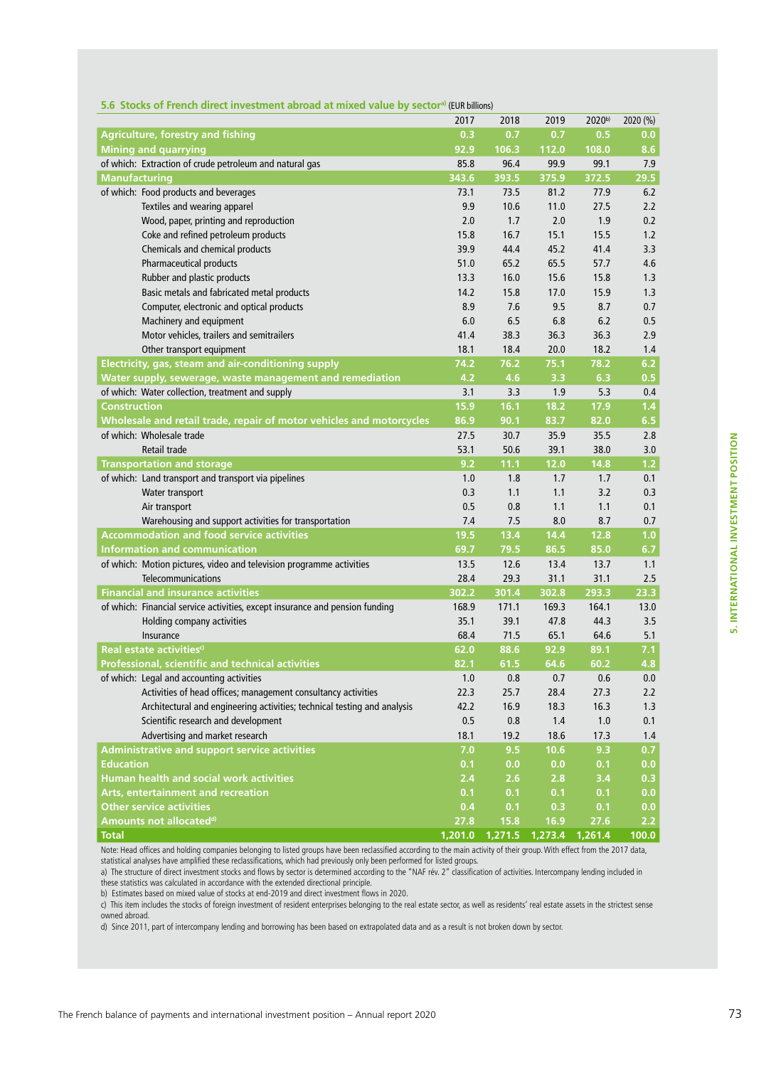### 5.6 Stocks of French direct investment abroad at mixed value by sector[a] (EUR billions)

| | 2017 | 2018 | 2019 | 2020[b] | 2020 (%) |
|---|---|---|---|---|---|
| **Agriculture, forestry and fishing** | **0.3** | **0.7** | **0.7** | **0.5** | **0.0** |
| **Mining and quarrying** | **92.9** | **106.3** | **112.0** | **108.0** | **8.6** |
| of which: Extraction of crude petroleum and natural gas | 85.8 | 96.4 | 99.9 | 99.1 | 7.9 |
| **Manufacturing** | **343.6** | **393.5** | **375.9** | **372.5** | **29.5** |
| of which: Food products and beverages | 73.1 | 73.5 | 81.2 | 77.9 | 6.2 |
| Textiles and wearing apparel | 9.9 | 10.6 | 11.0 | 27.5 | 2.2 |
| Wood, paper, printing and reproduction | 2.0 | 1.7 | 2.0 | 1.9 | 0.2 |
| Coke and refined petroleum products | 15.8 | 16.7 | 15.1 | 15.5 | 1.2 |
| Chemicals and chemical products | 39.9 | 44.4 | 45.2 | 41.4 | 3.3 |
| Pharmaceutical products | 51.0 | 65.2 | 65.5 | 57.7 | 4.6 |
| Rubber and plastic products | 13.3 | 16.0 | 15.6 | 15.8 | 1.3 |
| Basic metals and fabricated metal products | 14.2 | 15.8 | 17.0 | 15.9 | 1.3 |
| Computer, electronic and optical products | 8.9 | 7.6 | 9.5 | 8.7 | 0.7 |
| Machinery and equipment | 6.0 | 6.5 | 6.8 | 6.2 | 0.5 |
| Motor vehicles, trailers and semitrailers | 41.4 | 38.3 | 36.3 | 36.3 | 2.9 |
| Other transport equipment | 18.1 | 18.4 | 20.0 | 18.2 | 1.4 |
| **Electricity, gas, steam and air-conditioning supply** | **74.2** | **76.2** | **75.1** | **78.2** | **6.2** |
| **Water supply, sewerage, waste management and remediation** | **4.2** | **4.6** | **3.3** | **6.3** | **0.5** |
| of which: Water collection, treatment and supply | 3.1 | 3.3 | 1.9 | 5.3 | 0.4 |
| **Construction** | **15.9** | **16.1** | **18.2** | **17.9** | **1.4** |
| **Wholesale and retail trade, repair of motor vehicles and motorcycles** | **86.9** | **90.1** | **83.7** | **82.0** | **6.5** |
| of which: Wholesale trade | 27.5 | 30.7 | 35.9 | 35.5 | 2.8 |
| Retail trade | 53.1 | 50.6 | 39.1 | 38.0 | 3.0 |
| **Transportation and storage** | **9.2** | **11.1** | **12.0** | **14.8** | **1.2** |
| of which: Land transport and transport via pipelines | 1.0 | 1.8 | 1.7 | 1.7 | 0.1 |
| Water transport | 0.3 | 1.1 | 1.1 | 3.2 | 0.3 |
| Air transport | 0.5 | 0.8 | 1.1 | 1.1 | 0.1 |
| Warehousing and support activities for transportation | 7.4 | 7.5 | 8.0 | 8.7 | 0.7 |
| **Accommodation and food service activities** | **19.5** | **13.4** | **14.4** | **12.8** | **1.0** |
| **Information and communication** | **69.7** | **79.5** | **86.5** | **85.0** | **6.7** |
| of which: Motion pictures, video and television programme activities | 13.5 | 12.6 | 13.4 | 13.7 | 1.1 |
| Telecommunications | 28.4 | 29.3 | 31.1 | 31.1 | 2.5 |
| **Financial and insurance activities** | **302.2** | **301.4** | **302.8** | **293.3** | **23.3** |
| of which: Financial service activities, except insurance and pension funding | 168.9 | 171.1 | 169.3 | 164.1 | 13.0 |
| Holding company activities | 35.1 | 39.1 | 47.8 | 44.3 | 3.5 |
| Insurance | 68.4 | 71.5 | 65.1 | 64.6 | 5.1 |
| **Real estate activities[c]** | **62.0** | **88.6** | **92.9** | **89.1** | **7.1** |
| **Professional, scientific and technical activities** | **82.1** | **61.5** | **64.6** | **60.2** | **4.8** |
| of which: Legal and accounting activities | 1.0 | 0.8 | 0.7 | 0.6 | 0.0 |
| Activities of head offices; management consultancy activities | 22.3 | 25.7 | 28.4 | 27.3 | 2.2 |
| Architectural and engineering activities; technical testing and analysis | 42.2 | 16.9 | 18.3 | 16.3 | 1.3 |
| Scientific research and development | 0.5 | 0.8 | 1.4 | 1.0 | 0.1 |
| Advertising and market research | 18.1 | 19.2 | 18.6 | 17.3 | 1.4 |
| **Administrative and support service activities** | **7.0** | **9.5** | **10.6** | **9.3** | **0.7** |
| **Education** | **0.1** | **0.0** | **0.0** | **0.1** | **0.0** |
| **Human health and social work activities** | **2.4** | **2.6** | **2.8** | **3.4** | **0.3** |
| **Arts, entertainment and recreation** | **0.1** | **0.1** | **0.1** | **0.1** | **0.0** |
| **Other service activities** | **0.4** | **0.1** | **0.3** | **0.1** | **0.0** |
| **Amounts not allocated[d]** | **27.8** | **15.8** | **16.9** | **27.6** | **2.2** |
| **Total** | **1,201.0** | **1,271.5** | **1,273.4** | **1,261.4** | **100.0** |

Note: Head offices and holding companies belonging to listed groups have been reclassified according to the main activity of their group. With effect from the 2017 data, statistical analyses have amplified these reclassifications, which had previously only been performed for listed groups.

a) The structure of direct investment stocks and flows by sector is determined according to the "NAF rév. 2" classification of activities. Intercompany lending included in these statistics was calculated in accordance with the extended directional principle.

b) Estimates based on mixed value of stocks at end-2019 and direct investment flows in 2020.

c) This item includes the stocks of foreign investment of resident enterprises belonging to the real estate sector, as well as residents' real estate assets in the strictest sense owned abroad.

d) Since 2011, part of intercompany lending and borrowing has been based on extrapolated data and as a result is not broken down by sector.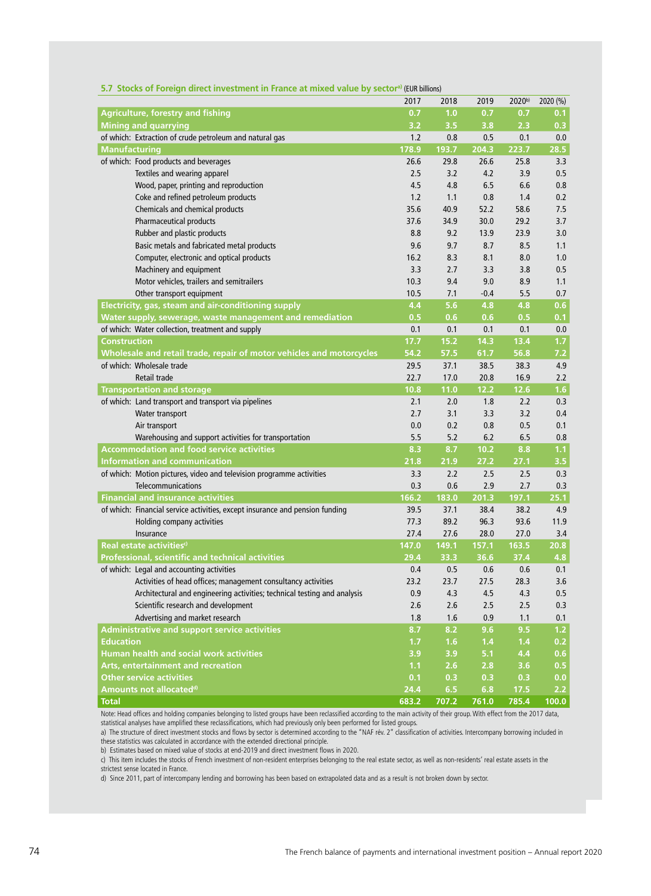**5.7 Stocks of Foreign direct investment in France at mixed value by sector[a]** (EUR billions)

| | 2017 | 2018 | 2019 | 2020[b] | 2020 (%) |
|---|---|---|---|---|---|
| **Agriculture, forestry and fishing** | **0.7** | **1.0** | **0.7** | **0.7** | **0.1** |
| **Mining and quarrying** | **3.2** | **3.5** | **3.8** | **2.3** | **0.3** |
| of which: Extraction of crude petroleum and natural gas | 1.2 | 0.8 | 0.5 | 0.1 | 0.0 |
| **Manufacturing** | **178.9** | **193.7** | **204.3** | **223.7** | **28.5** |
| of which: Food products and beverages | 26.6 | 29.8 | 26.6 | 25.8 | 3.3 |
| Textiles and wearing apparel | 2.5 | 3.2 | 4.2 | 3.9 | 0.5 |
| Wood, paper, printing and reproduction | 4.5 | 4.8 | 6.5 | 6.6 | 0.8 |
| Coke and refined petroleum products | 1.2 | 1.1 | 0.8 | 1.4 | 0.2 |
| Chemicals and chemical products | 35.6 | 40.9 | 52.2 | 58.6 | 7.5 |
| Pharmaceutical products | 37.6 | 34.9 | 30.0 | 29.2 | 3.7 |
| Rubber and plastic products | 8.8 | 9.2 | 13.9 | 23.9 | 3.0 |
| Basic metals and fabricated metal products | 9.6 | 9.7 | 8.7 | 8.5 | 1.1 |
| Computer, electronic and optical products | 16.2 | 8.3 | 8.1 | 8.0 | 1.0 |
| Machinery and equipment | 3.3 | 2.7 | 3.3 | 3.8 | 0.5 |
| Motor vehicles, trailers and semitrailers | 10.3 | 9.4 | 9.0 | 8.9 | 1.1 |
| Other transport equipment | 10.5 | 7.1 | -0.4 | 5.5 | 0.7 |
| **Electricity, gas, steam and air-conditioning supply** | **4.4** | **5.6** | **4.8** | **4.8** | **0.6** |
| **Water supply, sewerage, waste management and remediation** | **0.5** | **0.6** | **0.6** | **0.5** | **0.1** |
| of which: Water collection, treatment and supply | 0.1 | 0.1 | 0.1 | 0.1 | 0.0 |
| **Construction** | **17.7** | **15.2** | **14.3** | **13.4** | **1.7** |
| **Wholesale and retail trade, repair of motor vehicles and motorcycles** | **54.2** | **57.5** | **61.7** | **56.8** | **7.2** |
| of which: Wholesale trade | 29.5 | 37.1 | 38.5 | 38.3 | 4.9 |
| Retail trade | 22.7 | 17.0 | 20.8 | 16.9 | 2.2 |
| **Transportation and storage** | **10.8** | **11.0** | **12.2** | **12.6** | **1.6** |
| of which: Land transport and transport via pipelines | 2.1 | 2.0 | 1.8 | 2.2 | 0.3 |
| Water transport | 2.7 | 3.1 | 3.3 | 3.2 | 0.4 |
| Air transport | 0.0 | 0.2 | 0.8 | 0.5 | 0.1 |
| Warehousing and support activities for transportation | 5.5 | 5.2 | 6.2 | 6.5 | 0.8 |
| **Accommodation and food service activities** | **8.3** | **8.7** | **10.2** | **8.8** | **1.1** |
| **Information and communication** | **21.8** | **21.9** | **27.2** | **27.1** | **3.5** |
| of which: Motion pictures, video and television programme activities | 3.3 | 2.2 | 2.5 | 2.5 | 0.3 |
| Telecommunications | 0.3 | 0.6 | 2.9 | 2.7 | 0.3 |
| **Financial and insurance activities** | **166.2** | **183.0** | **201.3** | **197.1** | **25.1** |
| of which: Financial service activities, except insurance and pension funding | 39.5 | 37.1 | 38.4 | 38.2 | 4.9 |
| Holding company activities | 77.3 | 89.2 | 96.3 | 93.6 | 11.9 |
| Insurance | 27.4 | 27.6 | 28.0 | 27.0 | 3.4 |
| **Real estate activities[c]** | **147.0** | **149.1** | **157.1** | **163.5** | **20.8** |
| **Professional, scientific and technical activities** | **29.4** | **33.3** | **36.6** | **37.4** | **4.8** |
| of which: Legal and accounting activities | 0.4 | 0.5 | 0.6 | 0.6 | 0.1 |
| Activities of head offices; management consultancy activities | 23.2 | 23.7 | 27.5 | 28.3 | 3.6 |
| Architectural and engineering activities; technical testing and analysis | 0.9 | 4.3 | 4.5 | 4.3 | 0.5 |
| Scientific research and development | 2.6 | 2.6 | 2.5 | 2.5 | 0.3 |
| Advertising and market research | 1.8 | 1.6 | 0.9 | 1.1 | 0.1 |
| **Administrative and support service activities** | **8.7** | **8.2** | **9.6** | **9.5** | **1.2** |
| **Education** | **1.7** | **1.6** | **1.4** | **1.4** | **0.2** |
| **Human health and social work activities** | **3.9** | **3.9** | **5.1** | **4.4** | **0.6** |
| **Arts, entertainment and recreation** | **1.1** | **2.6** | **2.8** | **3.6** | **0.5** |
| **Other service activities** | **0.1** | **0.3** | **0.3** | **0.3** | **0.0** |
| **Amounts not allocated[d]** | **24.4** | **6.5** | **6.8** | **17.5** | **2.2** |
| **Total** | **683.2** | **707.2** | **761.0** | **785.4** | **100.0** |

Note: Head offices and holding companies belonging to listed groups have been reclassified according to the main activity of their group. With effect from the 2017 data, statistical analyses have amplified these reclassifications, which had previously only been performed for listed groups.

a) The structure of direct investment stocks and flows by sector is determined according to the "NAF rév. 2" classification of activities. Intercompany borrowing included in these statistics was calculated in accordance with the extended directional principle.

b) Estimates based on mixed value of stocks at end-2019 and direct investment flows in 2020.

c) This item includes the stocks of French investment of non-resident enterprises belonging to the real estate sector, as well as non-residents' real estate assets in the strictest sense located in France.

d) Since 2011, part of intercompany lending and borrowing has been based on extrapolated data and as a result is not broken down by sector.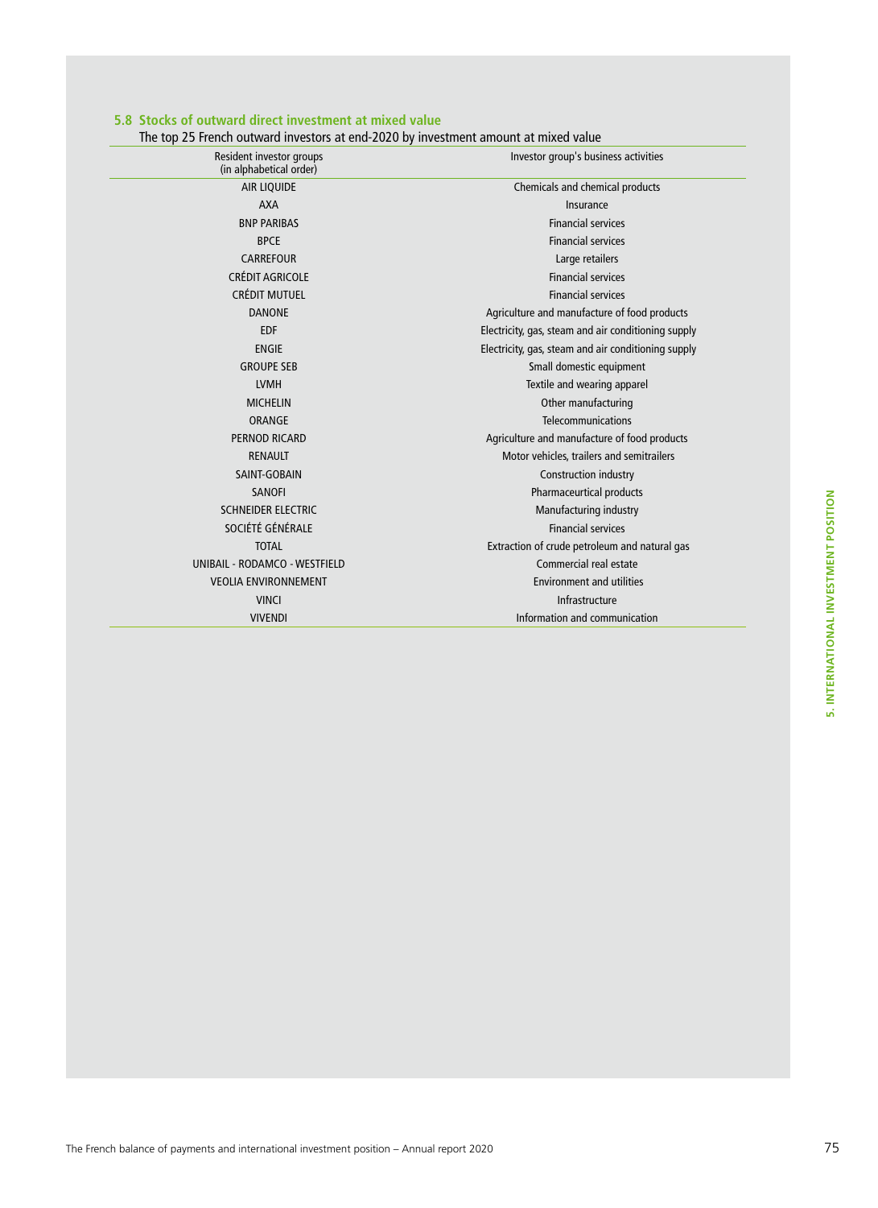### 5.8 Stocks of outward direct investment at mixed value

The top 25 French outward investors at end-2020 by investment amount at mixed value

| Resident investor groups (in alphabetical order) | Investor group's business activities |
|---|---|
| AIR LIQUIDE | Chemicals and chemical products |
| AXA | Insurance |
| BNP PARIBAS | Financial services |
| BPCE | Financial services |
| CARREFOUR | Large retailers |
| CRÉDIT AGRICOLE | Financial services |
| CRÉDIT MUTUEL | Financial services |
| DANONE | Agriculture and manufacture of food products |
| EDF | Electricity, gas, steam and air conditioning supply |
| ENGIE | Electricity, gas, steam and air conditioning supply |
| GROUPE SEB | Small domestic equipment |
| LVMH | Textile and wearing apparel |
| MICHELIN | Other manufacturing |
| ORANGE | Telecommunications |
| PERNOD RICARD | Agriculture and manufacture of food products |
| RENAULT | Motor vehicles, trailers and semitrailers |
| SAINT-GOBAIN | Construction industry |
| SANOFI | Pharmaceurtical products |
| SCHNEIDER ELECTRIC | Manufacturing industry |
| SOCIÉTÉ GÉNÉRALE | Financial services |
| TOTAL | Extraction of crude petroleum and natural gas |
| UNIBAIL - RODAMCO - WESTFIELD | Commercial real estate |
| VEOLIA ENVIRONNEMENT | Environment and utilities |
| VINCI | Infrastructure |
| VIVENDI | Information and communication |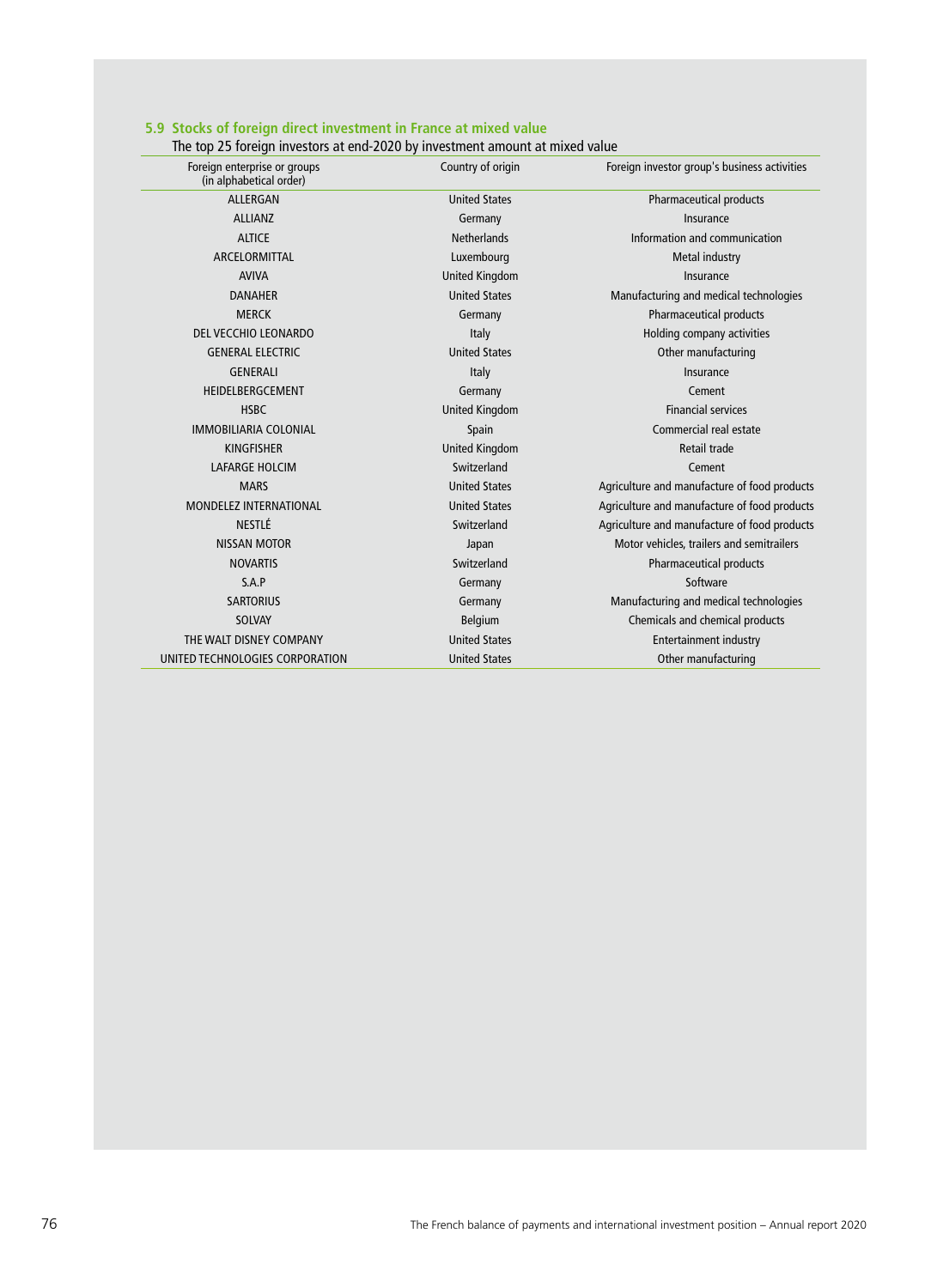### 5.9 Stocks of foreign direct investment in France at mixed value

The top 25 foreign investors at end-2020 by investment amount at mixed value

| Foreign enterprise or groups (in alphabetical order) | Country of origin | Foreign investor group's business activities |
|---|---|---|
| ALLERGAN | United States | Pharmaceutical products |
| ALLIANZ | Germany | Insurance |
| ALTICE | Netherlands | Information and communication |
| ARCELORMITTAL | Luxembourg | Metal industry |
| AVIVA | United Kingdom | Insurance |
| DANAHER | United States | Manufacturing and medical technologies |
| MERCK | Germany | Pharmaceutical products |
| DEL VECCHIO LEONARDO | Italy | Holding company activities |
| GENERAL ELECTRIC | United States | Other manufacturing |
| GENERALI | Italy | Insurance |
| HEIDELBERGCEMENT | Germany | Cement |
| HSBC | United Kingdom | Financial services |
| IMMOBILIARIA COLONIAL | Spain | Commercial real estate |
| KINGFISHER | United Kingdom | Retail trade |
| LAFARGE HOLCIM | Switzerland | Cement |
| MARS | United States | Agriculture and manufacture of food products |
| MONDELEZ INTERNATIONAL | United States | Agriculture and manufacture of food products |
| NESTLÉ | Switzerland | Agriculture and manufacture of food products |
| NISSAN MOTOR | Japan | Motor vehicles, trailers and semitrailers |
| NOVARTIS | Switzerland | Pharmaceutical products |
| S.A.P | Germany | Software |
| SARTORIUS | Germany | Manufacturing and medical technologies |
| SOLVAY | Belgium | Chemicals and chemical products |
| THE WALT DISNEY COMPANY | United States | Entertainment industry |
| UNITED TECHNOLOGIES CORPORATION | United States | Other manufacturing |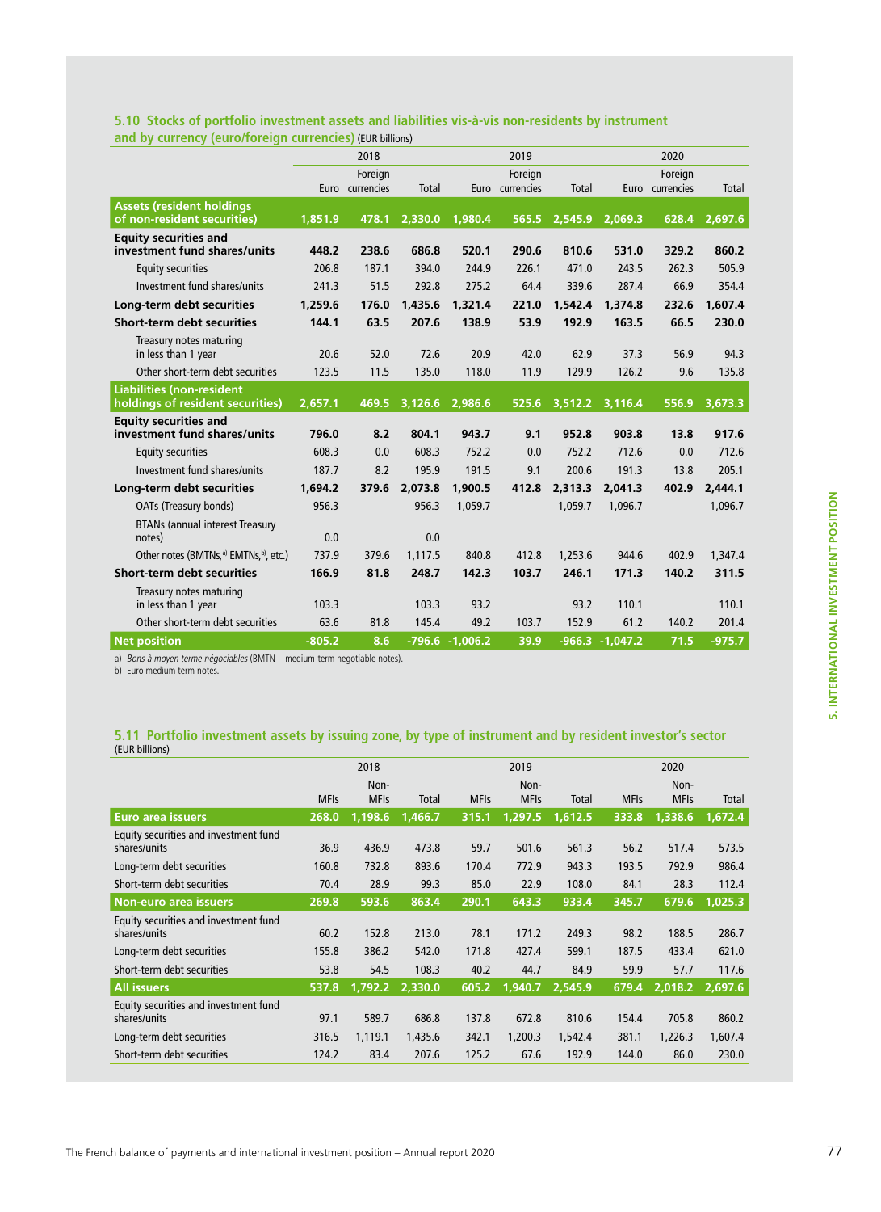### 5.10 Stocks of portfolio investment assets and liabilities vis-à-vis non-residents by instrument and by currency (euro/foreign currencies) (EUR billions)

| | 2018 | | | 2019 | | | 2020 | | |
|---|---|---|---|---|---|---|---|---|---|
| | Euro | Foreign currencies | Total | Euro | Foreign currencies | Total | Euro | Foreign currencies | Total |
| **Assets (resident holdings of non-resident securities)** | **1,851.9** | **478.1** | **2,330.0** | **1,980.4** | **565.5** | **2,545.9** | **2,069.3** | **628.4** | **2,697.6** |
| **Equity securities and investment fund shares/units** | **448.2** | **238.6** | **686.8** | **520.1** | **290.6** | **810.6** | **531.0** | **329.2** | **860.2** |
| Equity securities | 206.8 | 187.1 | 394.0 | 244.9 | 226.1 | 471.0 | 243.5 | 262.3 | 505.9 |
| Investment fund shares/units | 241.3 | 51.5 | 292.8 | 275.2 | 64.4 | 339.6 | 287.4 | 66.9 | 354.4 |
| **Long-term debt securities** | **1,259.6** | **176.0** | **1,435.6** | **1,321.4** | **221.0** | **1,542.4** | **1,374.8** | **232.6** | **1,607.4** |
| **Short-term debt securities** | **144.1** | **63.5** | **207.6** | **138.9** | **53.9** | **192.9** | **163.5** | **66.5** | **230.0** |
| Treasury notes maturing in less than 1 year | 20.6 | 52.0 | 72.6 | 20.9 | 42.0 | 62.9 | 37.3 | 56.9 | 94.3 |
| Other short-term debt securities | 123.5 | 11.5 | 135.0 | 118.0 | 11.9 | 129.9 | 126.2 | 9.6 | 135.8 |
| **Liabilities (non-resident holdings of resident securities)** | **2,657.1** | **469.5** | **3,126.6** | **2,986.6** | **525.6** | **3,512.2** | **3,116.4** | **556.9** | **3,673.3** |
| **Equity securities and investment fund shares/units** | **796.0** | **8.2** | **804.1** | **943.7** | **9.1** | **952.8** | **903.8** | **13.8** | **917.6** |
| Equity securities | 608.3 | 0.0 | 608.3 | 752.2 | 0.0 | 752.2 | 712.6 | 0.0 | 712.6 |
| Investment fund shares/units | 187.7 | 8.2 | 195.9 | 191.5 | 9.1 | 200.6 | 191.3 | 13.8 | 205.1 |
| **Long-term debt securities** | **1,694.2** | **379.6** | **2,073.8** | **1,900.5** | **412.8** | **2,313.3** | **2,041.3** | **402.9** | **2,444.1** |
| OATs (Treasury bonds) | 956.3 | | 956.3 | 1,059.7 | | 1,059.7 | 1,096.7 | | 1,096.7 |
| BTANs (annual interest Treasury notes) | 0.0 | | 0.0 | | | | | | |
| Other notes (BMTNs,[a] EMTNs,[b], etc.) | 737.9 | 379.6 | 1,117.5 | 840.8 | 412.8 | 1,253.6 | 944.6 | 402.9 | 1,347.4 |
| **Short-term debt securities** | **166.9** | **81.8** | **248.7** | **142.3** | **103.7** | **246.1** | **171.3** | **140.2** | **311.5** |
| Treasury notes maturing in less than 1 year | 103.3 | | 103.3 | 93.2 | | 93.2 | 110.1 | | 110.1 |
| Other short-term debt securities | 63.6 | 81.8 | 145.4 | 49.2 | 103.7 | 152.9 | 61.2 | 140.2 | 201.4 |
| **Net position** | **-805.2** | **8.6** | **-796.6** | **-1,006.2** | **39.9** | **-966.3** | **-1,047.2** | **71.5** | **-975.7** |

a) *Bons à moyen terme négociables* (BMTN – medium-term negotiable notes).
b) Euro medium term notes.

### 5.11 Portfolio investment assets by issuing zone, by type of instrument and by resident investor's sector (EUR billions)

| | 2018 | | | 2019 | | | 2020 | | |
|---|---|---|---|---|---|---|---|---|---|
| | MFIs | Non-MFIs | Total | MFIs | Non-MFIs | Total | MFIs | Non-MFIs | Total |
| **Euro area issuers** | **268.0** | **1,198.6** | **1,466.7** | **315.1** | **1,297.5** | **1,612.5** | **333.8** | **1,338.6** | **1,672.4** |
| Equity securities and investment fund shares/units | 36.9 | 436.9 | 473.8 | 59.7 | 501.6 | 561.3 | 56.2 | 517.4 | 573.5 |
| Long-term debt securities | 160.8 | 732.8 | 893.6 | 170.4 | 772.9 | 943.3 | 193.5 | 792.9 | 986.4 |
| Short-term debt securities | 70.4 | 28.9 | 99.3 | 85.0 | 22.9 | 108.0 | 84.1 | 28.3 | 112.4 |
| **Non-euro area issuers** | **269.8** | **593.6** | **863.4** | **290.1** | **643.3** | **933.4** | **345.7** | **679.6** | **1,025.3** |
| Equity securities and investment fund shares/units | 60.2 | 152.8 | 213.0 | 78.1 | 171.2 | 249.3 | 98.2 | 188.5 | 286.7 |
| Long-term debt securities | 155.8 | 386.2 | 542.0 | 171.8 | 427.4 | 599.1 | 187.5 | 433.4 | 621.0 |
| Short-term debt securities | 53.8 | 54.5 | 108.3 | 40.2 | 44.7 | 84.9 | 59.9 | 57.7 | 117.6 |
| **All issuers** | **537.8** | **1,792.2** | **2,330.0** | **605.2** | **1,940.7** | **2,545.9** | **679.4** | **2,018.2** | **2,697.6** |
| Equity securities and investment fund shares/units | 97.1 | 589.7 | 686.8 | 137.8 | 672.8 | 810.6 | 154.4 | 705.8 | 860.2 |
| Long-term debt securities | 316.5 | 1,119.1 | 1,435.6 | 342.1 | 1,200.3 | 1,542.4 | 381.1 | 1,226.3 | 1,607.4 |
| Short-term debt securities | 124.2 | 83.4 | 207.6 | 125.2 | 67.6 | 192.9 | 144.0 | 86.0 | 230.0 |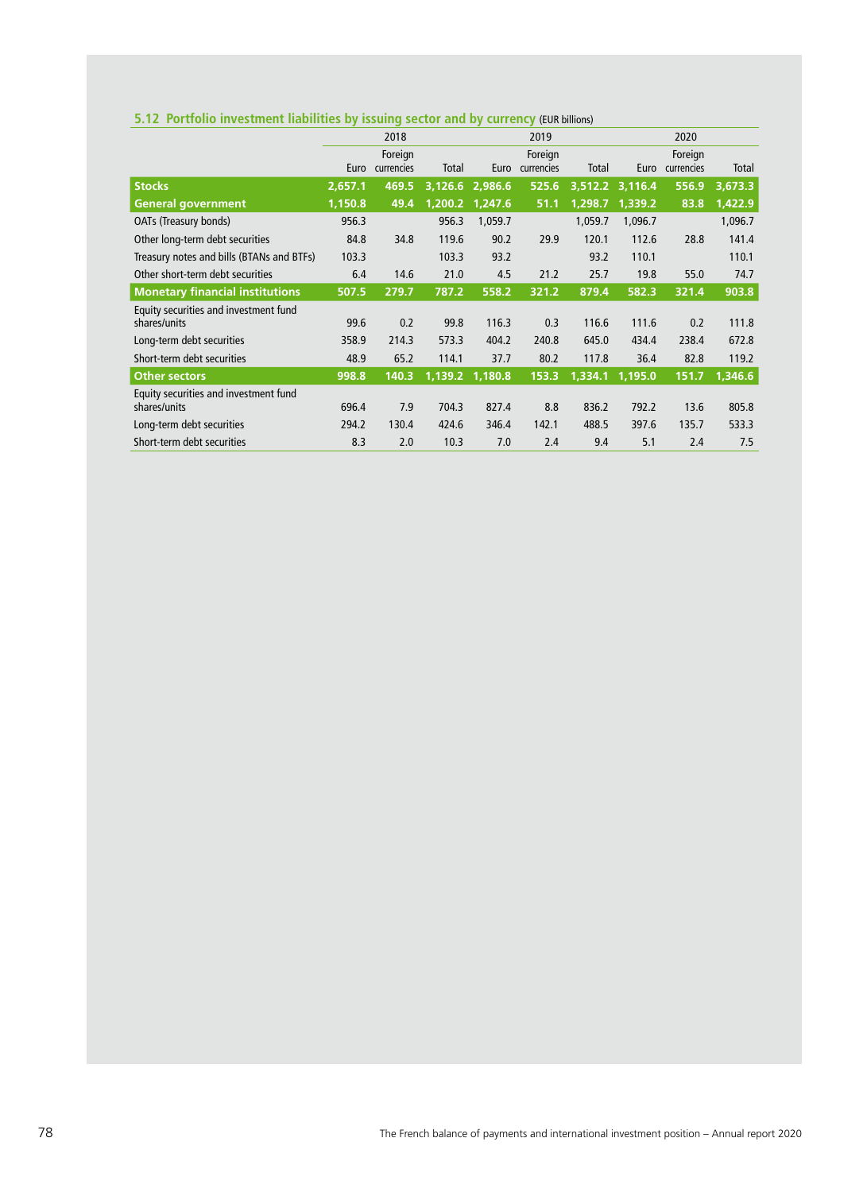## 5.12 Portfolio investment liabilities by issuing sector and by currency (EUR billions)

| | 2018 | | | 2019 | | | 2020 | | |
|---|---|---|---|---|---|---|---|---|---|
| | Euro | Foreign currencies | Total | Euro | Foreign currencies | Total | Euro | Foreign currencies | Total |
| **Stocks** | **2,657.1** | **469.5** | **3,126.6** | **2,986.6** | **525.6** | **3,512.2** | **3,116.4** | **556.9** | **3,673.3** |
| **General government** | **1,150.8** | **49.4** | **1,200.2** | **1,247.6** | **51.1** | **1,298.7** | **1,339.2** | **83.8** | **1,422.9** |
| OATs (Treasury bonds) | 956.3 | | 956.3 | 1,059.7 | | 1,059.7 | 1,096.7 | | 1,096.7 |
| Other long-term debt securities | 84.8 | 34.8 | 119.6 | 90.2 | 29.9 | 120.1 | 112.6 | 28.8 | 141.4 |
| Treasury notes and bills (BTANs and BTFs) | 103.3 | | 103.3 | 93.2 | | 93.2 | 110.1 | | 110.1 |
| Other short-term debt securities | 6.4 | 14.6 | 21.0 | 4.5 | 21.2 | 25.7 | 19.8 | 55.0 | 74.7 |
| **Monetary financial institutions** | **507.5** | **279.7** | **787.2** | **558.2** | **321.2** | **879.4** | **582.3** | **321.4** | **903.8** |
| Equity securities and investment fund shares/units | 99.6 | 0.2 | 99.8 | 116.3 | 0.3 | 116.6 | 111.6 | 0.2 | 111.8 |
| Long-term debt securities | 358.9 | 214.3 | 573.3 | 404.2 | 240.8 | 645.0 | 434.4 | 238.4 | 672.8 |
| Short-term debt securities | 48.9 | 65.2 | 114.1 | 37.7 | 80.2 | 117.8 | 36.4 | 82.8 | 119.2 |
| **Other sectors** | **998.8** | **140.3** | **1,139.2** | **1,180.8** | **153.3** | **1,334.1** | **1,195.0** | **151.7** | **1,346.6** |
| Equity securities and investment fund shares/units | 696.4 | 7.9 | 704.3 | 827.4 | 8.8 | 836.2 | 792.2 | 13.6 | 805.8 |
| Long-term debt securities | 294.2 | 130.4 | 424.6 | 346.4 | 142.1 | 488.5 | 397.6 | 135.7 | 533.3 |
| Short-term debt securities | 8.3 | 2.0 | 10.3 | 7.0 | 2.4 | 9.4 | 5.1 | 2.4 | 7.5 |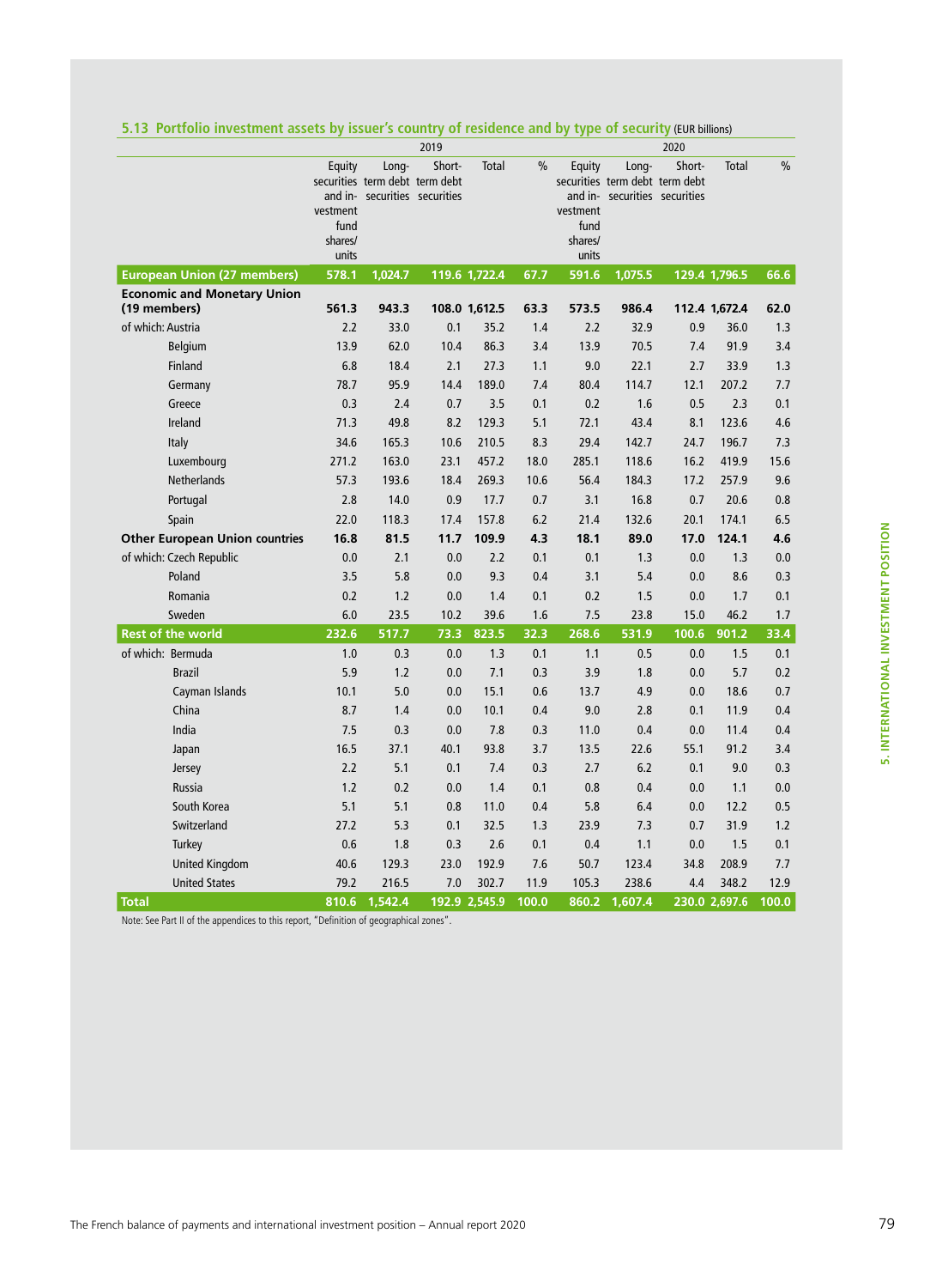### 5.13 Portfolio investment assets by issuer's country of residence and by type of security (EUR billions)

| | 2019 | | | | | 2020 | | | | |
|---|---|---|---|---|---|---|---|---|---|---|
| | Equity securities and investment fund shares/units | Long-term debt securities | Short-term debt securities | Total | % | Equity securities and investment fund shares/units | Long-term debt securities | Short-term debt securities | Total | % |
| **European Union (27 members)** | **578.1** | **1,024.7** | **119.6** | **1,722.4** | **67.7** | **591.6** | **1,075.5** | **129.4** | **1,796.5** | **66.6** |
| **Economic and Monetary Union (19 members)** | **561.3** | **943.3** | **108.0** | **1,612.5** | **63.3** | **573.5** | **986.4** | **112.4** | **1,672.4** | **62.0** |
| of which: Austria | 2.2 | 33.0 | 0.1 | 35.2 | 1.4 | 2.2 | 32.9 | 0.9 | 36.0 | 1.3 |
| Belgium | 13.9 | 62.0 | 10.4 | 86.3 | 3.4 | 13.9 | 70.5 | 7.4 | 91.9 | 3.4 |
| Finland | 6.8 | 18.4 | 2.1 | 27.3 | 1.1 | 9.0 | 22.1 | 2.7 | 33.9 | 1.3 |
| Germany | 78.7 | 95.9 | 14.4 | 189.0 | 7.4 | 80.4 | 114.7 | 12.1 | 207.2 | 7.7 |
| Greece | 0.3 | 2.4 | 0.7 | 3.5 | 0.1 | 0.2 | 1.6 | 0.5 | 2.3 | 0.1 |
| Ireland | 71.3 | 49.8 | 8.2 | 129.3 | 5.1 | 72.1 | 43.4 | 8.1 | 123.6 | 4.6 |
| Italy | 34.6 | 165.3 | 10.6 | 210.5 | 8.3 | 29.4 | 142.7 | 24.7 | 196.7 | 7.3 |
| Luxembourg | 271.2 | 163.0 | 23.1 | 457.2 | 18.0 | 285.1 | 118.6 | 16.2 | 419.9 | 15.6 |
| Netherlands | 57.3 | 193.6 | 18.4 | 269.3 | 10.6 | 56.4 | 184.3 | 17.2 | 257.9 | 9.6 |
| Portugal | 2.8 | 14.0 | 0.9 | 17.7 | 0.7 | 3.1 | 16.8 | 0.7 | 20.6 | 0.8 |
| Spain | 22.0 | 118.3 | 17.4 | 157.8 | 6.2 | 21.4 | 132.6 | 20.1 | 174.1 | 6.5 |
| **Other European Union countries** | **16.8** | **81.5** | **11.7** | **109.9** | **4.3** | **18.1** | **89.0** | **17.0** | **124.1** | **4.6** |
| of which: Czech Republic | 0.0 | 2.1 | 0.0 | 2.2 | 0.1 | 0.1 | 1.3 | 0.0 | 1.3 | 0.0 |
| Poland | 3.5 | 5.8 | 0.0 | 9.3 | 0.4 | 3.1 | 5.4 | 0.0 | 8.6 | 0.3 |
| Romania | 0.2 | 1.2 | 0.0 | 1.4 | 0.1 | 0.2 | 1.5 | 0.0 | 1.7 | 0.1 |
| Sweden | 6.0 | 23.5 | 10.2 | 39.6 | 1.6 | 7.5 | 23.8 | 15.0 | 46.2 | 1.7 |
| **Rest of the world** | **232.6** | **517.7** | **73.3** | **823.5** | **32.3** | **268.6** | **531.9** | **100.6** | **901.2** | **33.4** |
| of which: Bermuda | 1.0 | 0.3 | 0.0 | 1.3 | 0.1 | 1.1 | 0.5 | 0.0 | 1.5 | 0.1 |
| Brazil | 5.9 | 1.2 | 0.0 | 7.1 | 0.3 | 3.9 | 1.8 | 0.0 | 5.7 | 0.2 |
| Cayman Islands | 10.1 | 5.0 | 0.0 | 15.1 | 0.6 | 13.7 | 4.9 | 0.0 | 18.6 | 0.7 |
| China | 8.7 | 1.4 | 0.0 | 10.1 | 0.4 | 9.0 | 2.8 | 0.1 | 11.9 | 0.4 |
| India | 7.5 | 0.3 | 0.0 | 7.8 | 0.3 | 11.0 | 0.4 | 0.0 | 11.4 | 0.4 |
| Japan | 16.5 | 37.1 | 40.1 | 93.8 | 3.7 | 13.5 | 22.6 | 55.1 | 91.2 | 3.4 |
| Jersey | 2.2 | 5.1 | 0.1 | 7.4 | 0.3 | 2.7 | 6.2 | 0.1 | 9.0 | 0.3 |
| Russia | 1.2 | 0.2 | 0.0 | 1.4 | 0.1 | 0.8 | 0.4 | 0.0 | 1.1 | 0.0 |
| South Korea | 5.1 | 5.1 | 0.8 | 11.0 | 0.4 | 5.8 | 6.4 | 0.0 | 12.2 | 0.5 |
| Switzerland | 27.2 | 5.3 | 0.1 | 32.5 | 1.3 | 23.9 | 7.3 | 0.7 | 31.9 | 1.2 |
| Turkey | 0.6 | 1.8 | 0.3 | 2.6 | 0.1 | 0.4 | 1.1 | 0.0 | 1.5 | 0.1 |
| United Kingdom | 40.6 | 129.3 | 23.0 | 192.9 | 7.6 | 50.7 | 123.4 | 34.8 | 208.9 | 7.7 |
| United States | 79.2 | 216.5 | 7.0 | 302.7 | 11.9 | 105.3 | 238.6 | 4.4 | 348.2 | 12.9 |
| **Total** | **810.6** | **1,542.4** | **192.9** | **2,545.9** | **100.0** | **860.2** | **1,607.4** | **230.0** | **2,697.6** | **100.0** |

Note: See Part II of the appendices to this report, "Definition of geographical zones".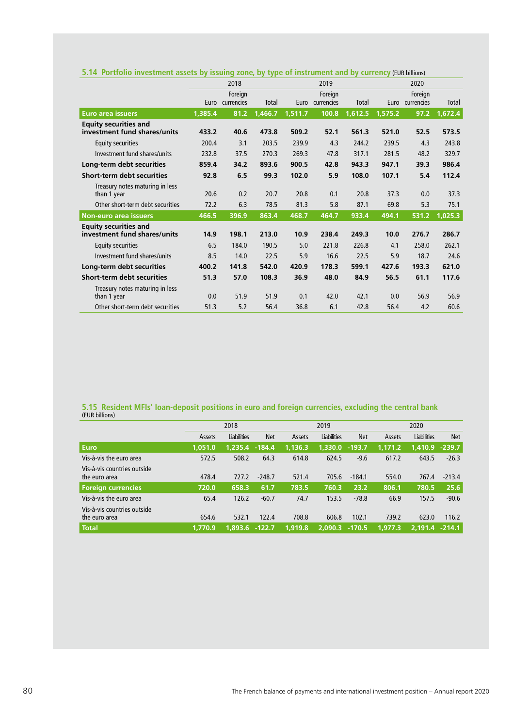### 5.14 Portfolio investment assets by issuing zone, by type of instrument and by currency (EUR billions)

| | 2018 | | | 2019 | | | 2020 | | |
|---|---|---|---|---|---|---|---|---|---|
| | Euro | Foreign currencies | Total | Euro | Foreign currencies | Total | Euro | Foreign currencies | Total |
| **Euro area issuers** | **1,385.4** | **81.2** | **1,466.7** | **1,511.7** | **100.8** | **1,612.5** | **1,575.2** | **97.2** | **1,672.4** |
| **Equity securities and investment fund shares/units** | **433.2** | **40.6** | **473.8** | **509.2** | **52.1** | **561.3** | **521.0** | **52.5** | **573.5** |
| Equity securities | 200.4 | 3.1 | 203.5 | 239.9 | 4.3 | 244.2 | 239.5 | 4.3 | 243.8 |
| Investment fund shares/units | 232.8 | 37.5 | 270.3 | 269.3 | 47.8 | 317.1 | 281.5 | 48.2 | 329.7 |
| **Long-term debt securities** | **859.4** | **34.2** | **893.6** | **900.5** | **42.8** | **943.3** | **947.1** | **39.3** | **986.4** |
| **Short-term debt securities** | **92.8** | **6.5** | **99.3** | **102.0** | **5.9** | **108.0** | **107.1** | **5.4** | **112.4** |
| Treasury notes maturing in less than 1 year | 20.6 | 0.2 | 20.7 | 20.8 | 0.1 | 20.8 | 37.3 | 0.0 | 37.3 |
| Other short-term debt securities | 72.2 | 6.3 | 78.5 | 81.3 | 5.8 | 87.1 | 69.8 | 5.3 | 75.1 |
| **Non-euro area issuers** | **466.5** | **396.9** | **863.4** | **468.7** | **464.7** | **933.4** | **494.1** | **531.2** | **1,025.3** |
| **Equity securities and investment fund shares/units** | **14.9** | **198.1** | **213.0** | **10.9** | **238.4** | **249.3** | **10.0** | **276.7** | **286.7** |
| Equity securities | 6.5 | 184.0 | 190.5 | 5.0 | 221.8 | 226.8 | 4.1 | 258.0 | 262.1 |
| Investment fund shares/units | 8.5 | 14.0 | 22.5 | 5.9 | 16.6 | 22.5 | 5.9 | 18.7 | 24.6 |
| **Long-term debt securities** | **400.2** | **141.8** | **542.0** | **420.9** | **178.3** | **599.1** | **427.6** | **193.3** | **621.0** |
| **Short-term debt securities** | **51.3** | **57.0** | **108.3** | **36.9** | **48.0** | **84.9** | **56.5** | **61.1** | **117.6** |
| Treasury notes maturing in less than 1 year | 0.0 | 51.9 | 51.9 | 0.1 | 42.0 | 42.1 | 0.0 | 56.9 | 56.9 |
| Other short-term debt securities | 51.3 | 5.2 | 56.4 | 36.8 | 6.1 | 42.8 | 56.4 | 4.2 | 60.6 |

### 5.15 Resident MFIs' loan-deposit positions in euro and foreign currencies, excluding the central bank

(EUR billions)

| | 2018 | | | 2019 | | | 2020 | | |
|---|---|---|---|---|---|---|---|---|---|
| | Assets | Liabilities | Net | Assets | Liabilities | Net | Assets | Liabilities | Net |
| **Euro** | **1,051.0** | **1,235.4** | **-184.4** | **1,136.3** | **1,330.0** | **-193.7** | **1,171.2** | **1,410.9** | **-239.7** |
| Vis-à-vis the euro area | 572.5 | 508.2 | 64.3 | 614.8 | 624.5 | -9.6 | 617.2 | 643.5 | -26.3 |
| Vis-à-vis countries outside the euro area | 478.4 | 727.2 | -248.7 | 521.4 | 705.6 | -184.1 | 554.0 | 767.4 | -213.4 |
| **Foreign currencies** | **720.0** | **658.3** | **61.7** | **783.5** | **760.3** | **23.2** | **806.1** | **780.5** | **25.6** |
| Vis-à-vis the euro area | 65.4 | 126.2 | -60.7 | 74.7 | 153.5 | -78.8 | 66.9 | 157.5 | -90.6 |
| Vis-à-vis countries outside the euro area | 654.6 | 532.1 | 122.4 | 708.8 | 606.8 | 102.1 | 739.2 | 623.0 | 116.2 |
| **Total** | **1,770.9** | **1,893.6** | **-122.7** | **1,919.8** | **2,090.3** | **-170.5** | **1,977.3** | **2,191.4** | **-214.1** |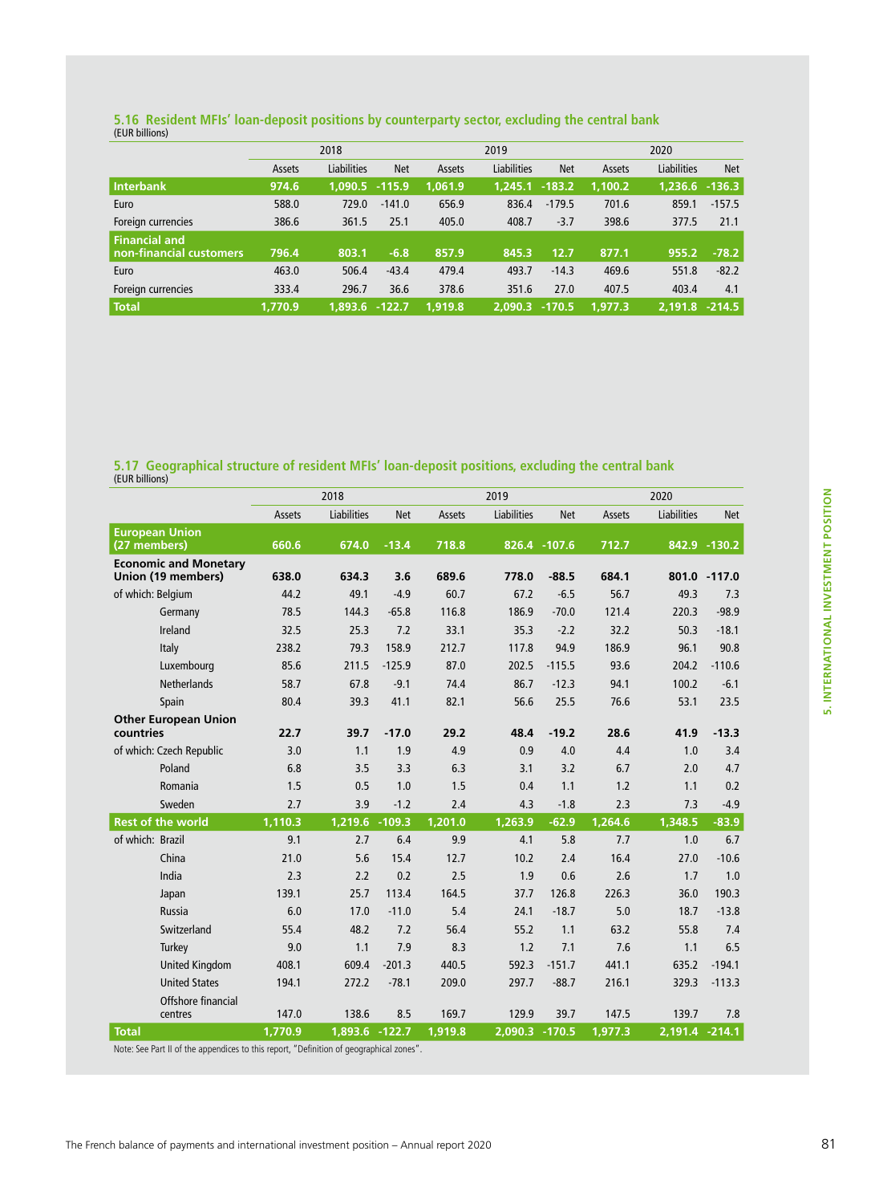### 5.16 Resident MFIs' loan-deposit positions by counterparty sector, excluding the central bank

(EUR billions)

| | 2018 | | | 2019 | | | 2020 | | |
|---|---|---|---|---|---|---|---|---|---|
| | Assets | Liabilities | Net | Assets | Liabilities | Net | Assets | Liabilities | Net |
| **Interbank** | **974.6** | **1,090.5** | **-115.9** | **1,061.9** | **1,245.1** | **-183.2** | **1,100.2** | **1,236.6** | **-136.3** |
| Euro | 588.0 | 729.0 | -141.0 | 656.9 | 836.4 | -179.5 | 701.6 | 859.1 | -157.5 |
| Foreign currencies | 386.6 | 361.5 | 25.1 | 405.0 | 408.7 | -3.7 | 398.6 | 377.5 | 21.1 |
| **Financial and non-financial customers** | **796.4** | **803.1** | **-6.8** | **857.9** | **845.3** | **12.7** | **877.1** | **955.2** | **-78.2** |
| Euro | 463.0 | 506.4 | -43.4 | 479.4 | 493.7 | -14.3 | 469.6 | 551.8 | -82.2 |
| Foreign currencies | 333.4 | 296.7 | 36.6 | 378.6 | 351.6 | 27.0 | 407.5 | 403.4 | 4.1 |
| **Total** | **1,770.9** | **1,893.6** | **-122.7** | **1,919.8** | **2,090.3** | **-170.5** | **1,977.3** | **2,191.8** | **-214.5** |

### 5.17 Geographical structure of resident MFIs' loan-deposit positions, excluding the central bank

(EUR billions)

| | 2018 | | | 2019 | | | 2020 | | |
|---|---|---|---|---|---|---|---|---|---|
| | Assets | Liabilities | Net | Assets | Liabilities | Net | Assets | Liabilities | Net |
| **European Union (27 members)** | **660.6** | **674.0** | **-13.4** | **718.8** | **826.4** | **-107.6** | **712.7** | **842.9** | **-130.2** |
| **Economic and Monetary Union (19 members)** | **638.0** | **634.3** | **3.6** | **689.6** | **778.0** | **-88.5** | **684.1** | **801.0** | **-117.0** |
| of which: Belgium | 44.2 | 49.1 | -4.9 | 60.7 | 67.2 | -6.5 | 56.7 | 49.3 | 7.3 |
| Germany | 78.5 | 144.3 | -65.8 | 116.8 | 186.9 | -70.0 | 121.4 | 220.3 | -98.9 |
| Ireland | 32.5 | 25.3 | 7.2 | 33.1 | 35.3 | -2.2 | 32.2 | 50.3 | -18.1 |
| Italy | 238.2 | 79.3 | 158.9 | 212.7 | 117.8 | 94.9 | 186.9 | 96.1 | 90.8 |
| Luxembourg | 85.6 | 211.5 | -125.9 | 87.0 | 202.5 | -115.5 | 93.6 | 204.2 | -110.6 |
| Netherlands | 58.7 | 67.8 | -9.1 | 74.4 | 86.7 | -12.3 | 94.1 | 100.2 | -6.1 |
| Spain | 80.4 | 39.3 | 41.1 | 82.1 | 56.6 | 25.5 | 76.6 | 53.1 | 23.5 |
| **Other European Union countries** | **22.7** | **39.7** | **-17.0** | **29.2** | **48.4** | **-19.2** | **28.6** | **41.9** | **-13.3** |
| of which: Czech Republic | 3.0 | 1.1 | 1.9 | 4.9 | 0.9 | 4.0 | 4.4 | 1.0 | 3.4 |
| Poland | 6.8 | 3.5 | 3.3 | 6.3 | 3.1 | 3.2 | 6.7 | 2.0 | 4.7 |
| Romania | 1.5 | 0.5 | 1.0 | 1.5 | 0.4 | 1.1 | 1.2 | 1.1 | 0.2 |
| Sweden | 2.7 | 3.9 | -1.2 | 2.4 | 4.3 | -1.8 | 2.3 | 7.3 | -4.9 |
| **Rest of the world** | **1,110.3** | **1,219.6** | **-109.3** | **1,201.0** | **1,263.9** | **-62.9** | **1,264.6** | **1,348.5** | **-83.9** |
| of which: Brazil | 9.1 | 2.7 | 6.4 | 9.9 | 4.1 | 5.8 | 7.7 | 1.0 | 6.7 |
| China | 21.0 | 5.6 | 15.4 | 12.7 | 10.2 | 2.4 | 16.4 | 27.0 | -10.6 |
| India | 2.3 | 2.2 | 0.2 | 2.5 | 1.9 | 0.6 | 2.6 | 1.7 | 1.0 |
| Japan | 139.1 | 25.7 | 113.4 | 164.5 | 37.7 | 126.8 | 226.3 | 36.0 | 190.3 |
| Russia | 6.0 | 17.0 | -11.0 | 5.4 | 24.1 | -18.7 | 5.0 | 18.7 | -13.8 |
| Switzerland | 55.4 | 48.2 | 7.2 | 56.4 | 55.2 | 1.1 | 63.2 | 55.8 | 7.4 |
| Turkey | 9.0 | 1.1 | 7.9 | 8.3 | 1.2 | 7.1 | 7.6 | 1.1 | 6.5 |
| United Kingdom | 408.1 | 609.4 | -201.3 | 440.5 | 592.3 | -151.7 | 441.1 | 635.2 | -194.1 |
| United States | 194.1 | 272.2 | -78.1 | 209.0 | 297.7 | -88.7 | 216.1 | 329.3 | -113.3 |
| Offshore financial centres | 147.0 | 138.6 | 8.5 | 169.7 | 129.9 | 39.7 | 147.5 | 139.7 | 7.8 |
| **Total** | **1,770.9** | **1,893.6** | **-122.7** | **1,919.8** | **2,090.3** | **-170.5** | **1,977.3** | **2,191.4** | **-214.1** |

Note: See Part II of the appendices to this report, "Definition of geographical zones".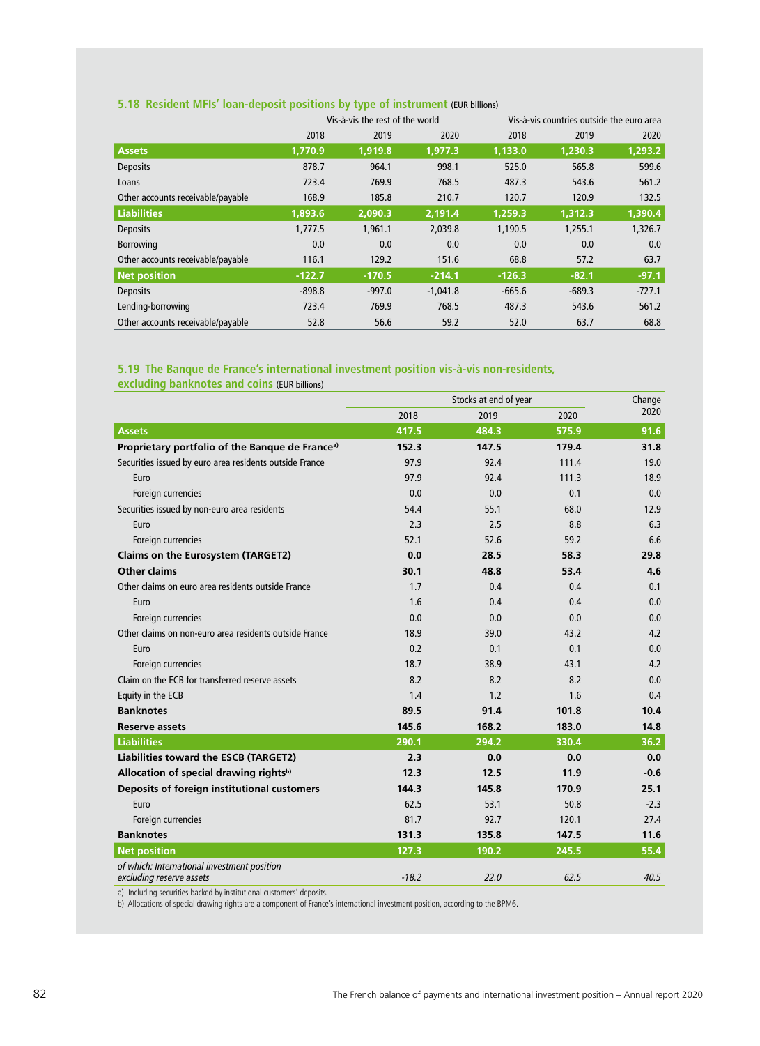### 5.18 Resident MFIs' loan-deposit positions by type of instrument (EUR billions)

| | Vis-à-vis the rest of the world | | | Vis-à-vis countries outside the euro area | | |
|---|---|---|---|---|---|---|
| | 2018 | 2019 | 2020 | 2018 | 2019 | 2020 |
| **Assets** | **1,770.9** | **1,919.8** | **1,977.3** | **1,133.0** | **1,230.3** | **1,293.2** |
| Deposits | 878.7 | 964.1 | 998.1 | 525.0 | 565.8 | 599.6 |
| Loans | 723.4 | 769.9 | 768.5 | 487.3 | 543.6 | 561.2 |
| Other accounts receivable/payable | 168.9 | 185.8 | 210.7 | 120.7 | 120.9 | 132.5 |
| **Liabilities** | **1,893.6** | **2,090.3** | **2,191.4** | **1,259.3** | **1,312.3** | **1,390.4** |
| Deposits | 1,777.5 | 1,961.1 | 2,039.8 | 1,190.5 | 1,255.1 | 1,326.7 |
| Borrowing | 0.0 | 0.0 | 0.0 | 0.0 | 0.0 | 0.0 |
| Other accounts receivable/payable | 116.1 | 129.2 | 151.6 | 68.8 | 57.2 | 63.7 |
| **Net position** | **-122.7** | **-170.5** | **-214.1** | **-126.3** | **-82.1** | **-97.1** |
| Deposits | -898.8 | -997.0 | -1,041.8 | -665.6 | -689.3 | -727.1 |
| Lending-borrowing | 723.4 | 769.9 | 768.5 | 487.3 | 543.6 | 561.2 |
| Other accounts receivable/payable | 52.8 | 56.6 | 59.2 | 52.0 | 63.7 | 68.8 |

### 5.19 The Banque de France's international investment position vis-à-vis non-residents, excluding banknotes and coins (EUR billions)

| | Stocks at end of year | | | Change |
|---|---|---|---|---|
| | 2018 | 2019 | 2020 | 2020 |
| **Assets** | **417.5** | **484.3** | **575.9** | **91.6** |
| **Proprietary portfolio of the Banque de France[a]** | **152.3** | **147.5** | **179.4** | **31.8** |
| Securities issued by euro area residents outside France | 97.9 | 92.4 | 111.4 | 19.0 |
| Euro | 97.9 | 92.4 | 111.3 | 18.9 |
| Foreign currencies | 0.0 | 0.0 | 0.1 | 0.0 |
| Securities issued by non-euro area residents | 54.4 | 55.1 | 68.0 | 12.9 |
| Euro | 2.3 | 2.5 | 8.8 | 6.3 |
| Foreign currencies | 52.1 | 52.6 | 59.2 | 6.6 |
| **Claims on the Eurosystem (TARGET2)** | **0.0** | **28.5** | **58.3** | **29.8** |
| **Other claims** | **30.1** | **48.8** | **53.4** | **4.6** |
| Other claims on euro area residents outside France | 1.7 | 0.4 | 0.4 | 0.1 |
| Euro | 1.6 | 0.4 | 0.4 | 0.0 |
| Foreign currencies | 0.0 | 0.0 | 0.0 | 0.0 |
| Other claims on non-euro area residents outside France | 18.9 | 39.0 | 43.2 | 4.2 |
| Euro | 0.2 | 0.1 | 0.1 | 0.0 |
| Foreign currencies | 18.7 | 38.9 | 43.1 | 4.2 |
| Claim on the ECB for transferred reserve assets | 8.2 | 8.2 | 8.2 | 0.0 |
| Equity in the ECB | 1.4 | 1.2 | 1.6 | 0.4 |
| **Banknotes** | **89.5** | **91.4** | **101.8** | **10.4** |
| **Reserve assets** | **145.6** | **168.2** | **183.0** | **14.8** |
| **Liabilities** | **290.1** | **294.2** | **330.4** | **36.2** |
| **Liabilities toward the ESCB (TARGET2)** | **2.3** | **0.0** | **0.0** | **0.0** |
| **Allocation of special drawing rights[b]** | **12.3** | **12.5** | **11.9** | **-0.6** |
| **Deposits of foreign institutional customers** | **144.3** | **145.8** | **170.9** | **25.1** |
| Euro | 62.5 | 53.1 | 50.8 | -2.3 |
| Foreign currencies | 81.7 | 92.7 | 120.1 | 27.4 |
| **Banknotes** | **131.3** | **135.8** | **147.5** | **11.6** |
| **Net position** | **127.3** | **190.2** | **245.5** | **55.4** |
| *of which: International investment position excluding reserve assets* | *-18.2* | *22.0* | *62.5* | *40.5* |

a) Including securities backed by institutional customers' deposits.
b) Allocations of special drawing rights are a component of France's international investment position, according to the BPM6.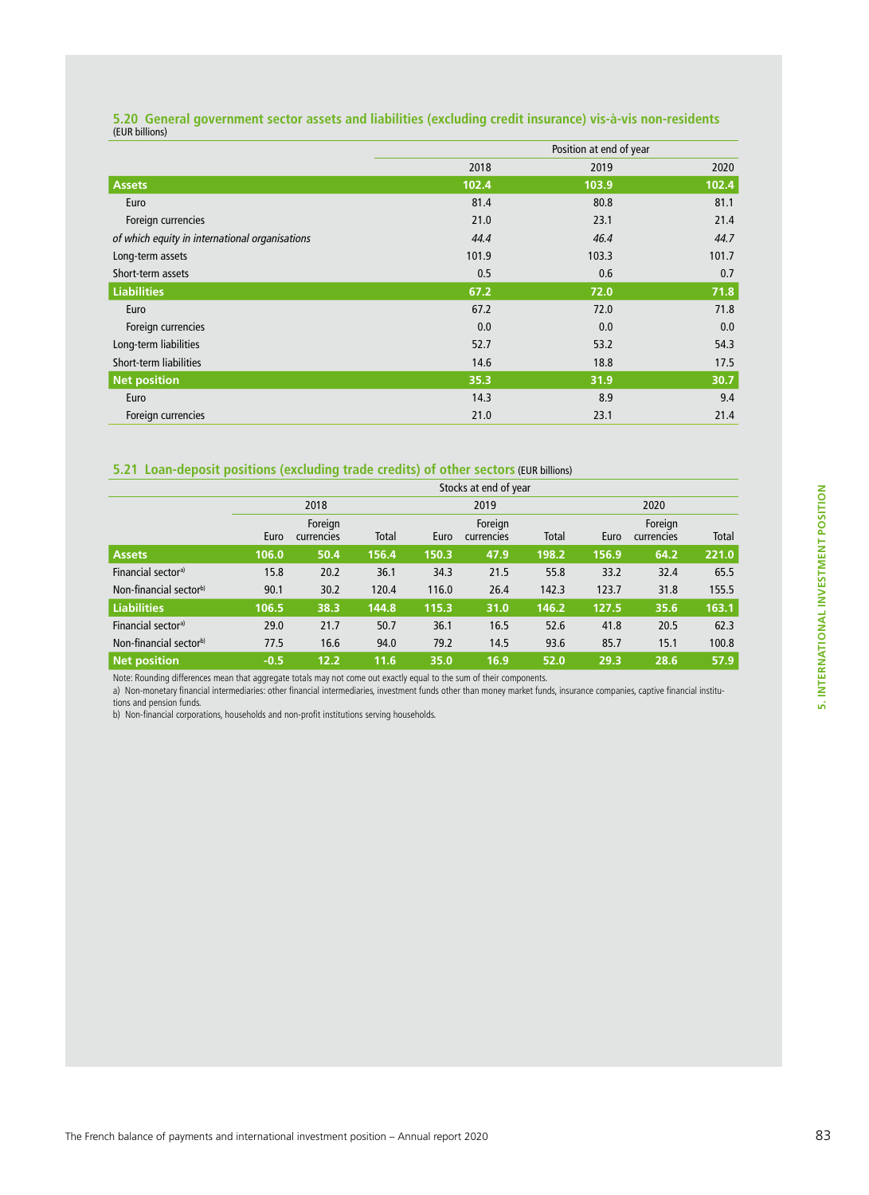### 5.20 General government sector assets and liabilities (excluding credit insurance) vis-à-vis non-residents

(EUR billions)

| | Position at end of year | | |
|---|---|---|---|
| | 2018 | 2019 | 2020 |
| **Assets** | **102.4** | **103.9** | **102.4** |
| Euro | 81.4 | 80.8 | 81.1 |
| Foreign currencies | 21.0 | 23.1 | 21.4 |
| *of which equity in international organisations* | *44.4* | *46.4* | *44.7* |
| Long-term assets | 101.9 | 103.3 | 101.7 |
| Short-term assets | 0.5 | 0.6 | 0.7 |
| **Liabilities** | **67.2** | **72.0** | **71.8** |
| Euro | 67.2 | 72.0 | 71.8 |
| Foreign currencies | 0.0 | 0.0 | 0.0 |
| Long-term liabilities | 52.7 | 53.2 | 54.3 |
| Short-term liabilities | 14.6 | 18.8 | 17.5 |
| **Net position** | **35.3** | **31.9** | **30.7** |
| Euro | 14.3 | 8.9 | 9.4 |
| Foreign currencies | 21.0 | 23.1 | 21.4 |

### 5.21 Loan-deposit positions (excluding trade credits) of other sectors (EUR billions)

| | Stocks at end of year | | | | | | | | |
|---|---|---|---|---|---|---|---|---|---|
| | 2018 | | | 2019 | | | 2020 | | |
| | Euro | Foreign currencies | Total | Euro | Foreign currencies | Total | Euro | Foreign currencies | Total |
| **Assets** | **106.0** | **50.4** | **156.4** | **150.3** | **47.9** | **198.2** | **156.9** | **64.2** | **221.0** |
| Financial sector[a] | 15.8 | 20.2 | 36.1 | 34.3 | 21.5 | 55.8 | 33.2 | 32.4 | 65.5 |
| Non-financial sector[b] | 90.1 | 30.2 | 120.4 | 116.0 | 26.4 | 142.3 | 123.7 | 31.8 | 155.5 |
| **Liabilities** | **106.5** | **38.3** | **144.8** | **115.3** | **31.0** | **146.2** | **127.5** | **35.6** | **163.1** |
| Financial sector[a] | 29.0 | 21.7 | 50.7 | 36.1 | 16.5 | 52.6 | 41.8 | 20.5 | 62.3 |
| Non-financial sector[b] | 77.5 | 16.6 | 94.0 | 79.2 | 14.5 | 93.6 | 85.7 | 15.1 | 100.8 |
| **Net position** | **-0.5** | **12.2** | **11.6** | **35.0** | **16.9** | **52.0** | **29.3** | **28.6** | **57.9** |

Note: Rounding differences mean that aggregate totals may not come out exactly equal to the sum of their components.

a) Non-monetary financial intermediaries: other financial intermediaries, investment funds other than money market funds, insurance companies, captive financial institutions and pension funds.

b) Non-financial corporations, households and non-profit institutions serving households.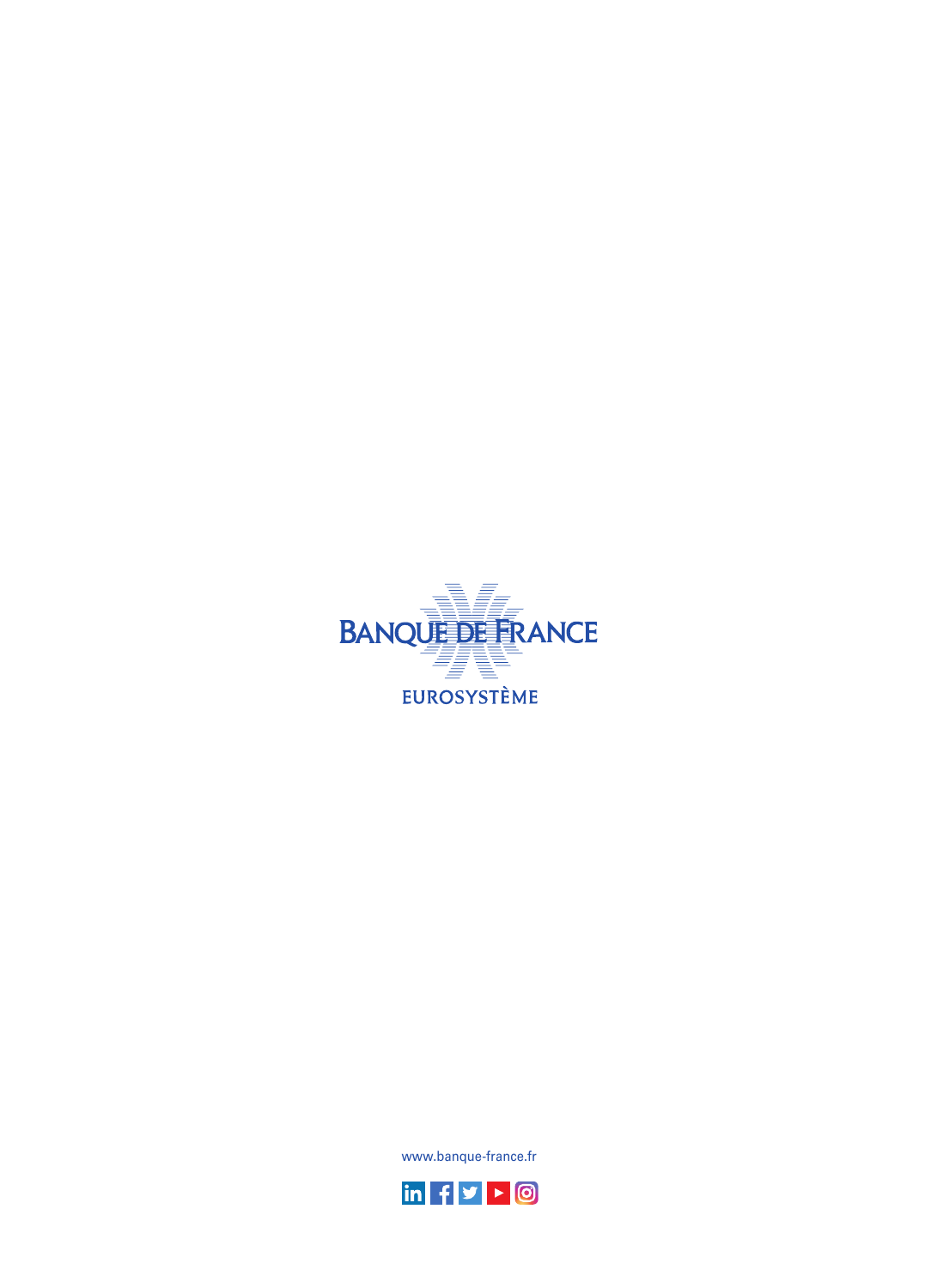BANQUE DE FRANCE

EUROSYSTÈME

www.banque-france.fr